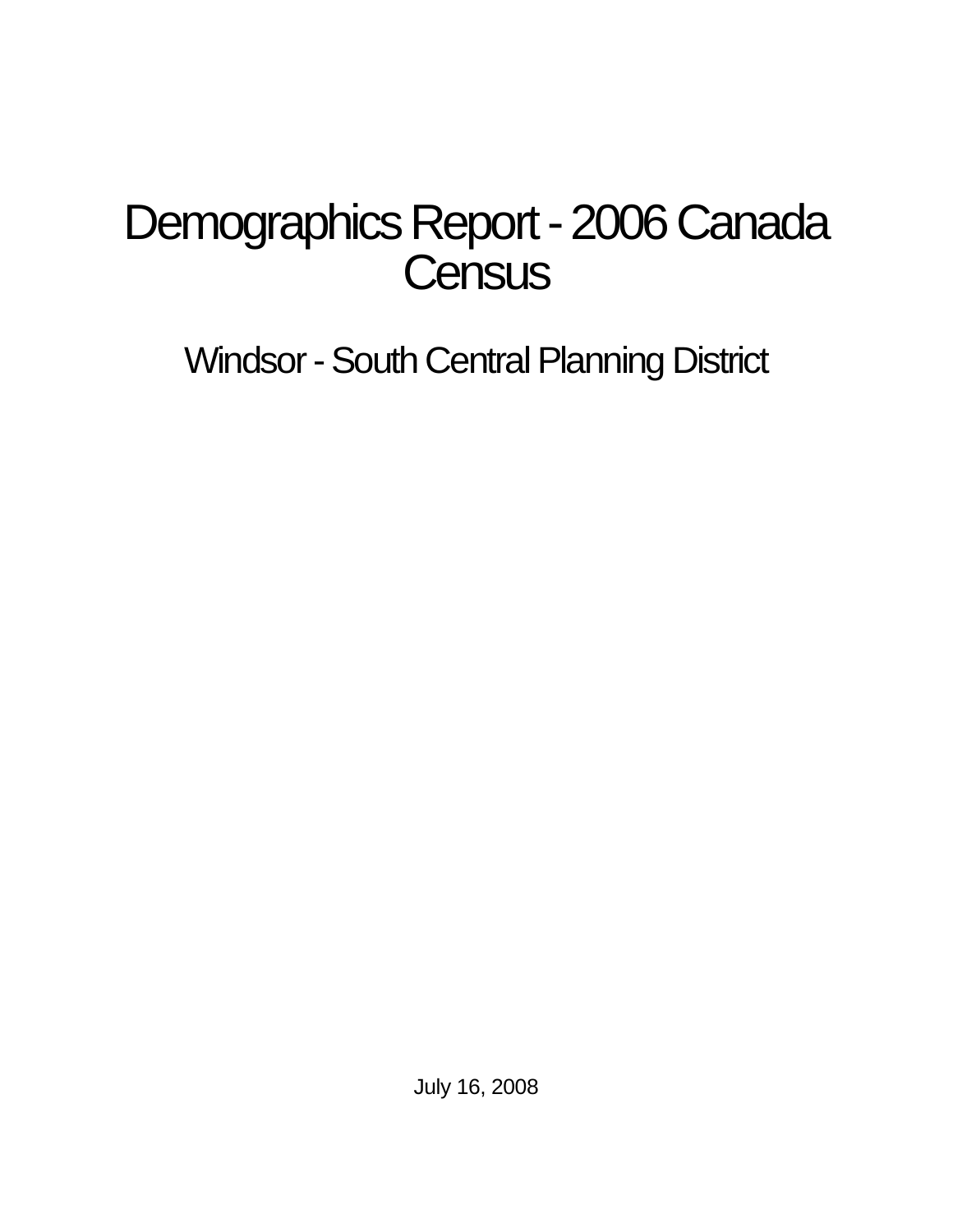# Demographics Report - 2006 Canada Census

## Windsor - South Central Planning District

July 16, 2008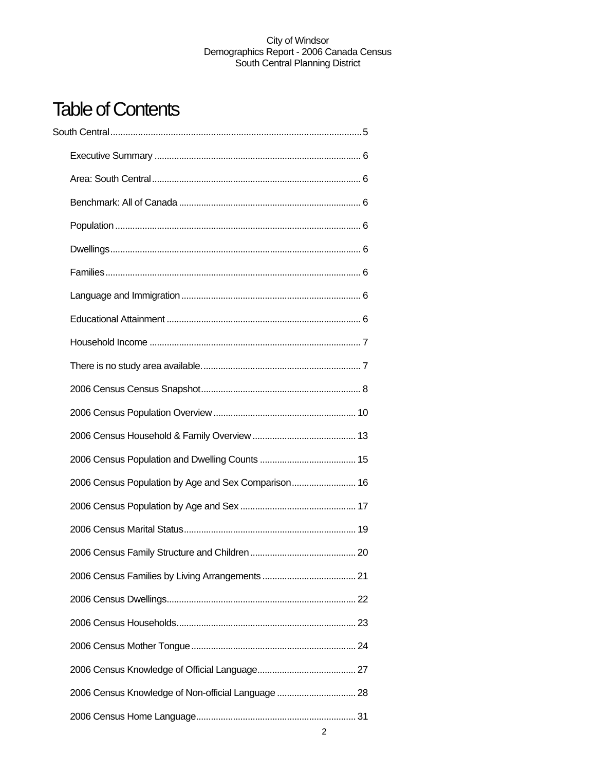# Table of Contents

South Central....................................................................................................5

- Executive Summary ................................................................................... 6
- Area: South Central .................................................................................... 6
- Benchmark: All of Canada ......................................................................... 6
- Population ................................................................................................... 6
- Dwellings..................................................................................................... 6
- Families....................................................................................................... 6
- Language and Immigration ........................................................................ 6
- Educational Attainment .............................................................................. 6
- Household Income ..................................................................................... 7
- There is no study area available................................................................ 7
- 2006 Census Census Snapshot................................................................ 8
- 2006 Census Population Overview .......................................................... 10
- 2006 Census Household & Family Overview .......................................... 13
- 2006 Census Population and Dwelling Counts ....................................... 15
- 2006 Census Population by Age and Sex Comparison.......................... 16
- 2006 Census Population by Age and Sex ............................................... 17
- 2006 Census Marital Status..................................................................... 19
- 2006 Census Family Structure and Children........................................... 20
- 2006 Census Families by Living Arrangements...................................... 21
- 2006 Census Dwellings............................................................................ 22
- 2006 Census Households........................................................................ 23
- 2006 Census Mother Tongue .................................................................. 24
- 2006 Census Knowledge of Official Language........................................ 27
- 2006 Census Knowledge of Non-official Language ................................ 28
- 2006 Census Home Language................................................................. 31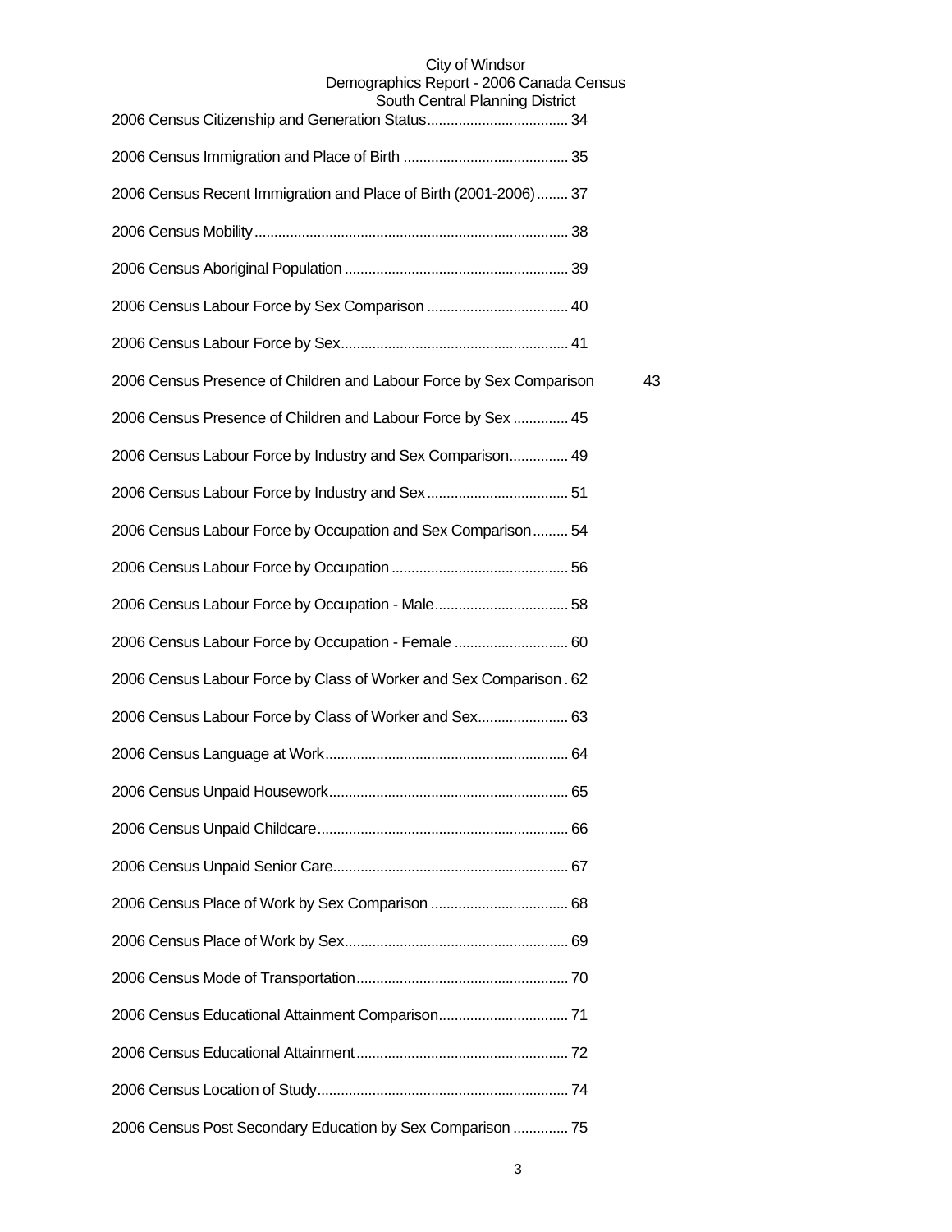2006 Census Citizenship and Generation Status.................................... 34

2006 Census Immigration and Place of Birth .......................................... 35

2006 Census Recent Immigration and Place of Birth (2001-2006)........ 37

2006 Census Mobility............................................................................... 38

2006 Census Aboriginal Population ......................................................... 39

2006 Census Labour Force by Sex Comparison .................................... 40

2006 Census Labour Force by Sex.......................................................... 41

2006 Census Presence of Children and Labour Force by Sex Comparison 43

2006 Census Presence of Children and Labour Force by Sex .............. 45

2006 Census Labour Force by Industry and Sex Comparison............... 49

2006 Census Labour Force by Industry and Sex.................................... 51

2006 Census Labour Force by Occupation and Sex Comparison......... 54

2006 Census Labour Force by Occupation ............................................. 56

2006 Census Labour Force by Occupation - Male.................................. 58

2006 Census Labour Force by Occupation - Female ............................. 60

2006 Census Labour Force by Class of Worker and Sex Comparison . 62

2006 Census Labour Force by Class of Worker and Sex....................... 63

2006 Census Language at Work.............................................................. 64

2006 Census Unpaid Housework............................................................. 65

2006 Census Unpaid Childcare................................................................ 66

2006 Census Unpaid Senior Care............................................................ 67

2006 Census Place of Work by Sex Comparison ................................... 68

2006 Census Place of Work by Sex......................................................... 69

2006 Census Mode of Transportation...................................................... 70

2006 Census Educational Attainment Comparison................................. 71

2006 Census Educational Attainment...................................................... 72

2006 Census Location of Study................................................................ 74

2006 Census Post Secondary Education by Sex Comparison .............. 75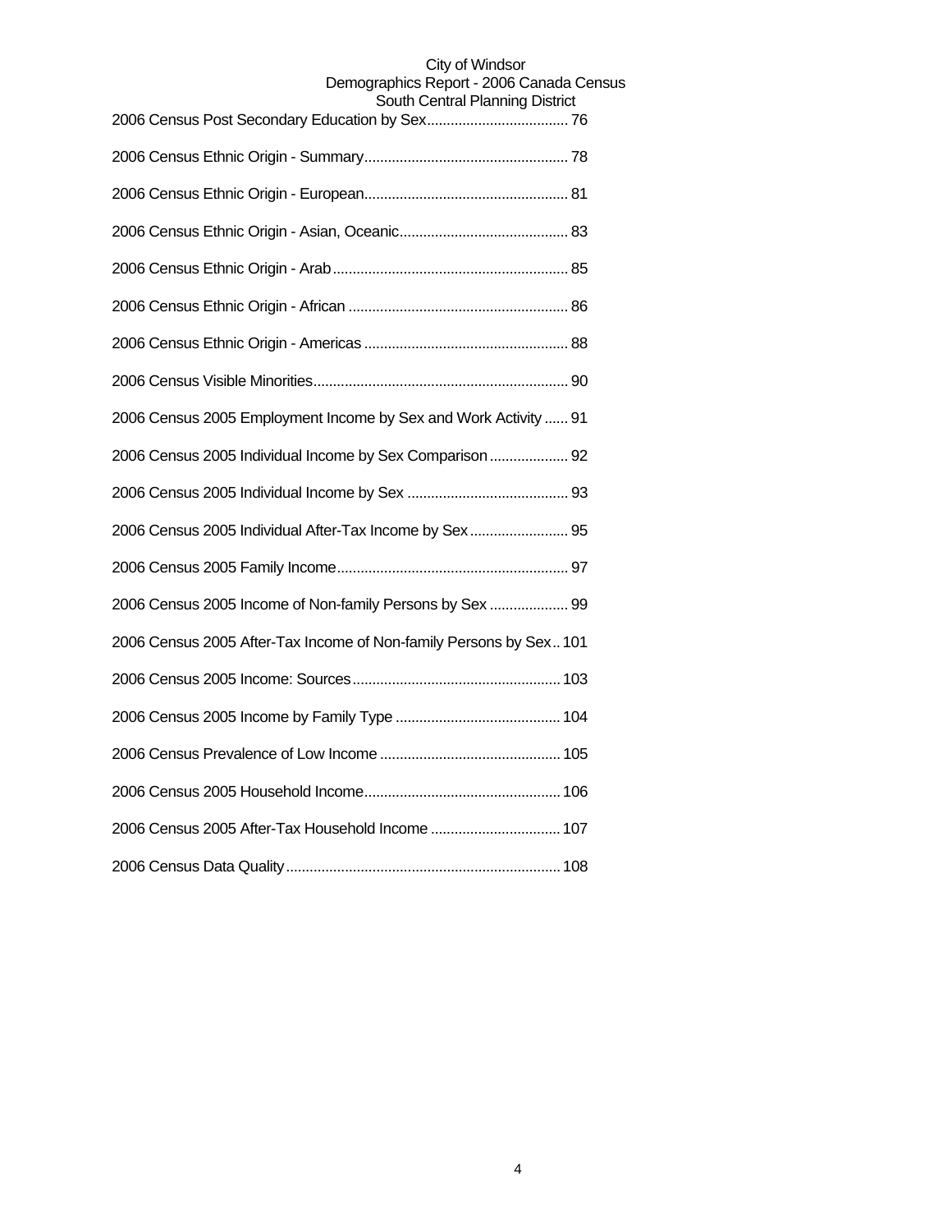2006 Census Post Secondary Education by Sex.................................... 76

2006 Census Ethnic Origin - Summary.................................................... 78

2006 Census Ethnic Origin - European.................................................... 81

2006 Census Ethnic Origin - Asian, Oceanic........................................... 83

2006 Census Ethnic Origin - Arab............................................................ 85

2006 Census Ethnic Origin - African ........................................................ 86

2006 Census Ethnic Origin - Americas .................................................... 88

2006 Census Visible Minorities................................................................. 90

2006 Census 2005 Employment Income by Sex and Work Activity ...... 91

2006 Census 2005 Individual Income by Sex Comparison .................... 92

2006 Census 2005 Individual Income by Sex ......................................... 93

2006 Census 2005 Individual After-Tax Income by Sex ......................... 95

2006 Census 2005 Family Income........................................................... 97

2006 Census 2005 Income of Non-family Persons by Sex .................... 99

2006 Census 2005 After-Tax Income of Non-family Persons by Sex.. 101

2006 Census 2005 Income: Sources..................................................... 103

2006 Census 2005 Income by Family Type .......................................... 104

2006 Census Prevalence of Low Income .............................................. 105

2006 Census 2005 Household Income.................................................. 106

2006 Census 2005 After-Tax Household Income ................................. 107

2006 Census Data Quality...................................................................... 108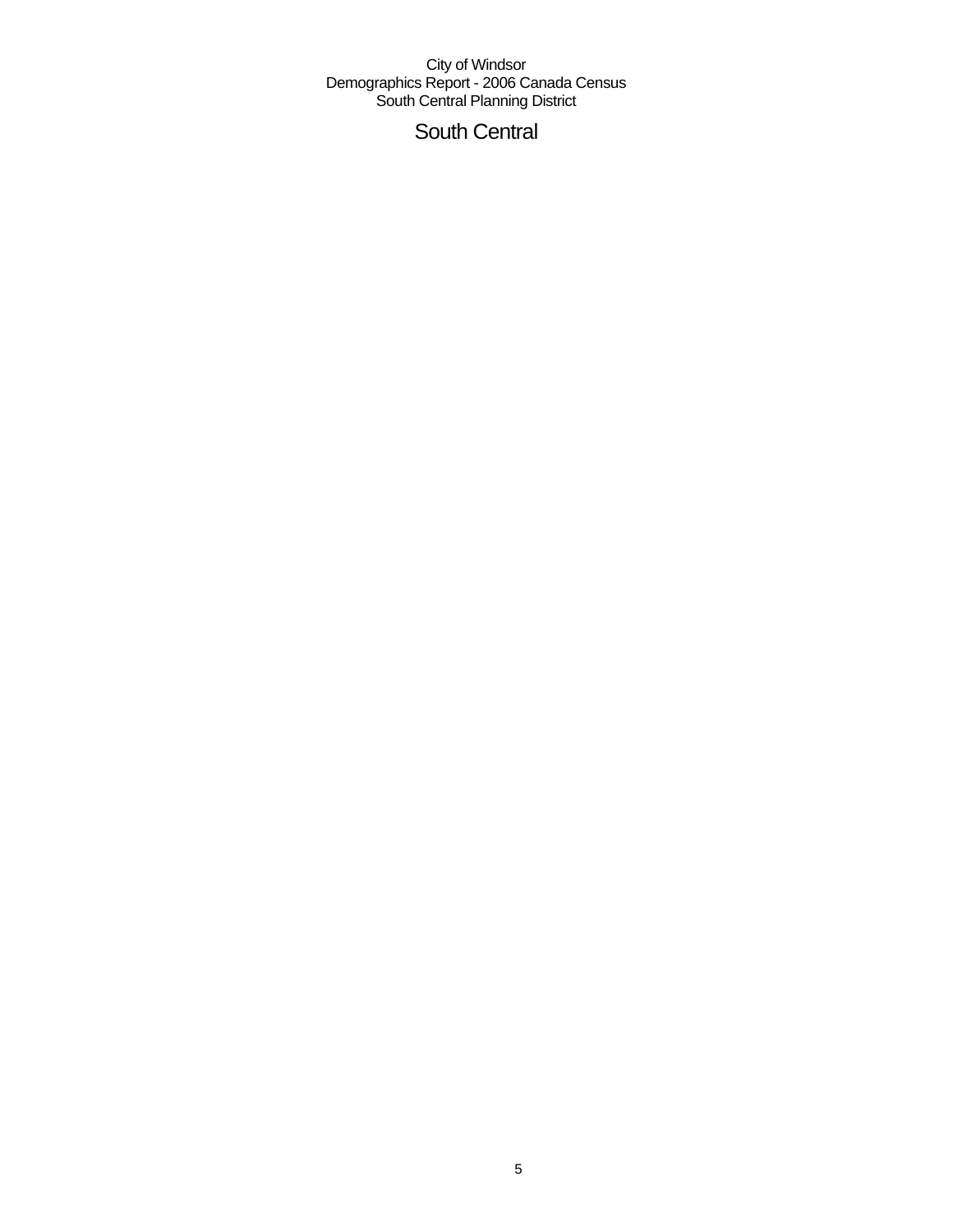# South Central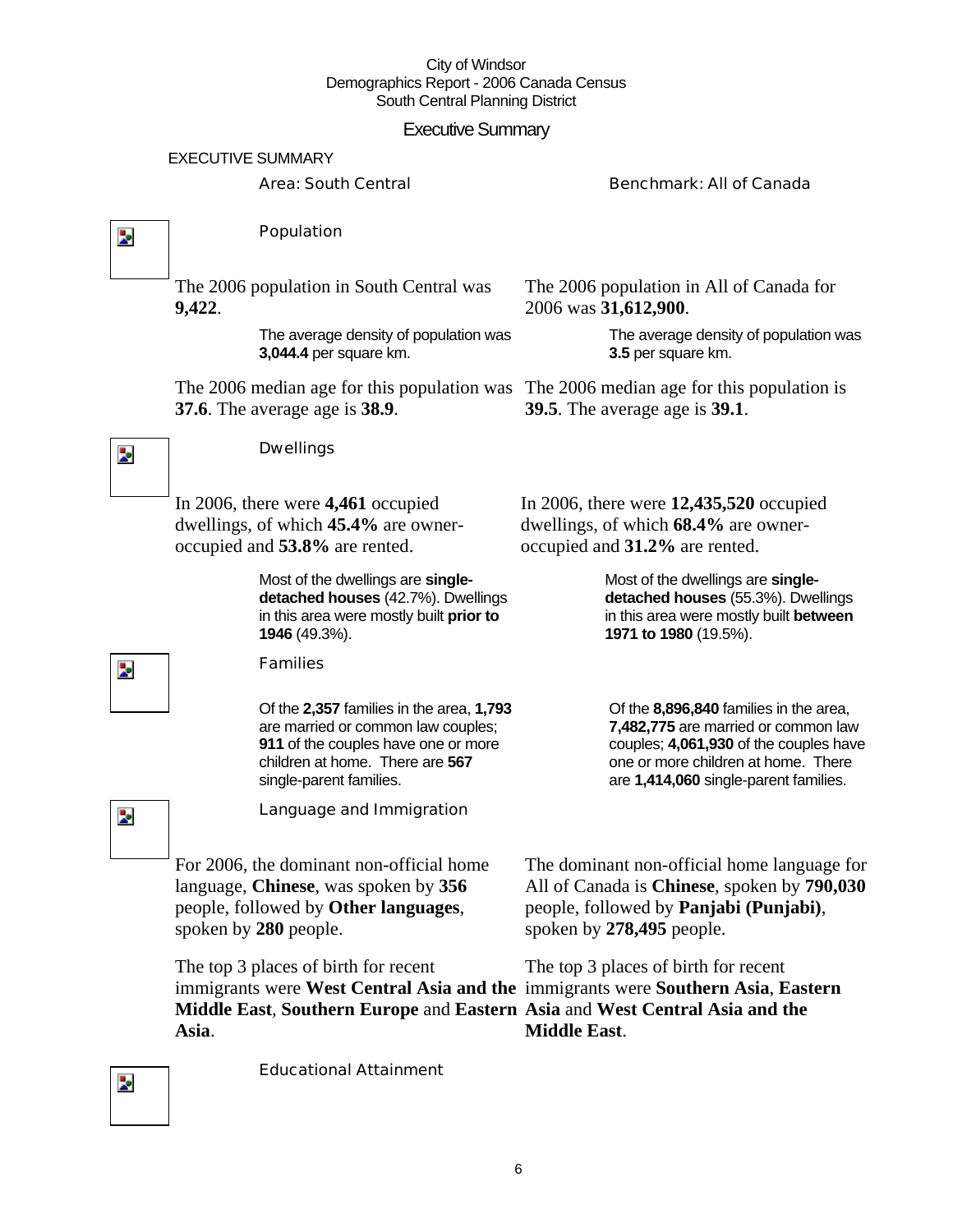City of Windsor
Demographics Report - 2006 Canada Census
South Central Planning District

# Executive Summary

## EXECUTIVE SUMMARY

| Area: South Central | Benchmark: All of Canada |
|---|---|

### Population

| Area: South Central | Benchmark: All of Canada |
|---|---|
| The 2006 population in South Central was **9,422**. | The 2006 population in All of Canada for 2006 was **31,612,900**. |
| The average density of population was **3,044.4** per square km. | The average density of population was **3.5** per square km. |
| The 2006 median age for this population was **37.6**. The average age is **38.9**. | The 2006 median age for this population is **39.5**. The average age is **39.1**. |

### Dwellings

| Area: South Central | Benchmark: All of Canada |
|---|---|
| In 2006, there were **4,461** occupied dwellings, of which **45.4%** are owner-occupied and **53.8%** are rented. | In 2006, there were **12,435,520** occupied dwellings, of which **68.4%** are owner-occupied and **31.2%** are rented. |
| Most of the dwellings are **single-detached houses** (42.7%). Dwellings in this area were mostly built **prior to 1946** (49.3%). | Most of the dwellings are **single-detached houses** (55.3%). Dwellings in this area were mostly built **between 1971 to 1980** (19.5%). |

### Families

| Area: South Central | Benchmark: All of Canada |
|---|---|
| Of the **2,357** families in the area, **1,793** are married or common law couples; **911** of the couples have one or more children at home. There are **567** single-parent families. | Of the **8,896,840** families in the area, **7,482,775** are married or common law couples; **4,061,930** of the couples have one or more children at home. There are **1,414,060** single-parent families. |

### Language and Immigration

| Area: South Central | Benchmark: All of Canada |
|---|---|
| For 2006, the dominant non-official home language, **Chinese**, was spoken by **356** people, followed by **Other languages**, spoken by **280** people. | The dominant non-official home language for All of Canada is **Chinese**, spoken by **790,030** people, followed by **Panjabi (Punjabi)**, spoken by **278,495** people. |
| The top 3 places of birth for recent immigrants were **West Central Asia and the Middle East**, **Southern Europe** and **Eastern Asia**. | The top 3 places of birth for recent immigrants were **Southern Asia**, **Eastern Asia** and **West Central Asia and the Middle East**. |

### Educational Attainment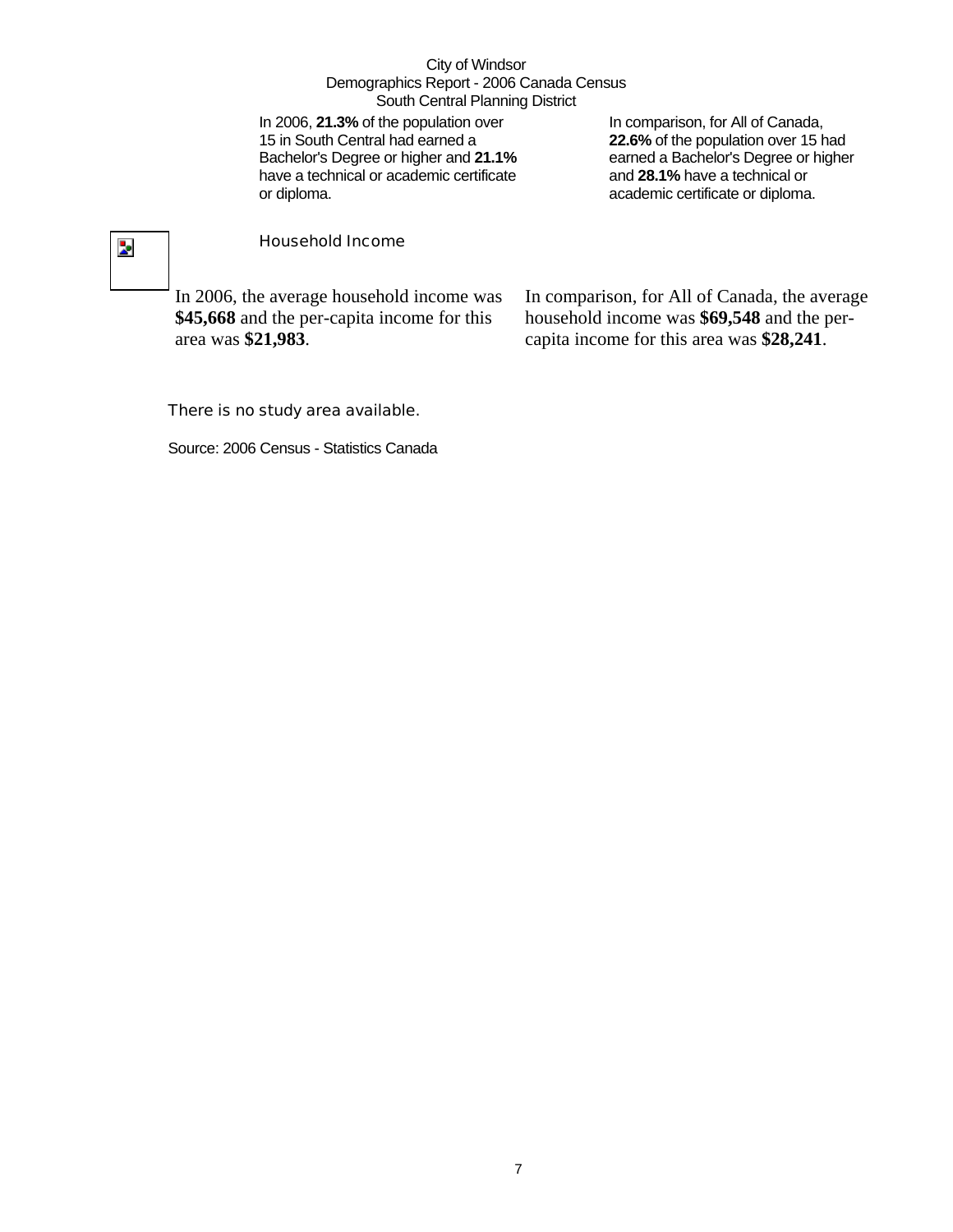In 2006, **21.3%** of the population over 15 in South Central had earned a Bachelor's Degree or higher and **21.1%** have a technical or academic certificate or diploma.

In comparison, for All of Canada, **22.6%** of the population over 15 had earned a Bachelor's Degree or higher and **28.1%** have a technical or academic certificate or diploma.

## Household Income

In 2006, the average household income was **$45,668** and the per-capita income for this area was **$21,983**.

In comparison, for All of Canada, the average household income was **$69,548** and the per-capita income for this area was **$28,241**.

There is no study area available.

Source: 2006 Census - Statistics Canada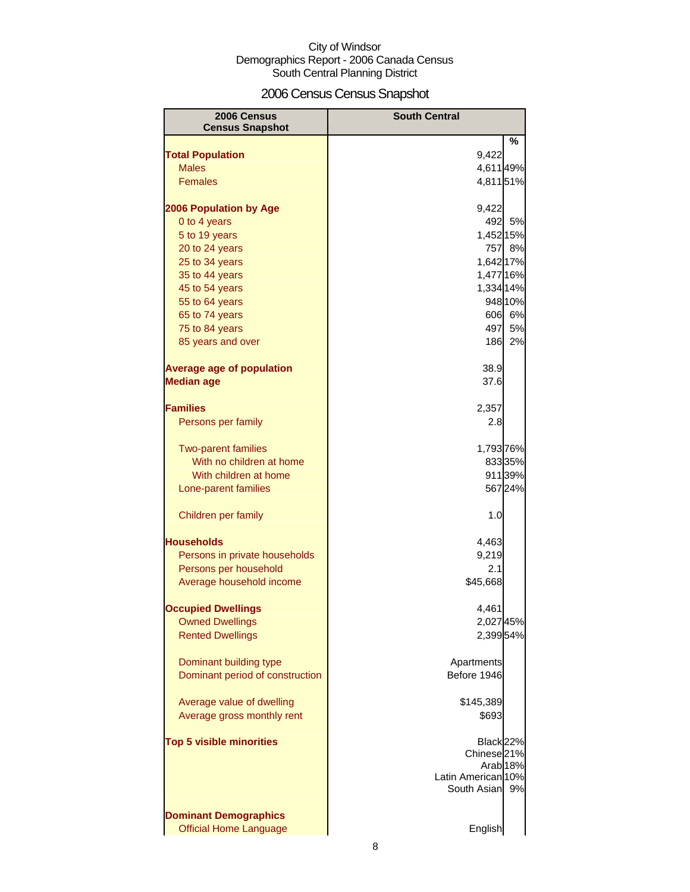City of Windsor
Demographics Report - 2006 Canada Census
South Central Planning District

# 2006 Census Census Snapshot

| 2006 Census Census Snapshot | South Central | % |
|---|---|---|
| **Total Population** | 9,422 | |
| Males | 4,611 | 49% |
| Females | 4,811 | 51% |
| | | |
| **2006 Population by Age** | 9,422 | |
| 0 to 4 years | 492 | 5% |
| 5 to 19 years | 1,452 | 15% |
| 20 to 24 years | 757 | 8% |
| 25 to 34 years | 1,642 | 17% |
| 35 to 44 years | 1,477 | 16% |
| 45 to 54 years | 1,334 | 14% |
| 55 to 64 years | 948 | 10% |
| 65 to 74 years | 606 | 6% |
| 75 to 84 years | 497 | 5% |
| 85 years and over | 186 | 2% |
| | | |
| **Average age of population** | 38.9 | |
| **Median age** | 37.6 | |
| | | |
| **Families** | 2,357 | |
| Persons per family | 2.8 | |
| | | |
| Two-parent families | 1,793 | 76% |
| With no children at home | 833 | 35% |
| With children at home | 911 | 39% |
| Lone-parent families | 567 | 24% |
| | | |
| Children per family | 1.0 | |
| | | |
| **Households** | 4,463 | |
| Persons in private households | 9,219 | |
| Persons per household | 2.1 | |
| Average household income | $45,668 | |
| | | |
| **Occupied Dwellings** | 4,461 | |
| Owned Dwellings | 2,027 | 45% |
| Rented Dwellings | 2,399 | 54% |
| | | |
| Dominant building type | Apartments | |
| Dominant period of construction | Before 1946 | |
| | | |
| Average value of dwelling | $145,389 | |
| Average gross monthly rent | $693 | |
| | | |
| **Top 5 visible minorities** | Black | 22% |
| | Chinese | 21% |
| | Arab | 18% |
| | Latin American | 10% |
| | South Asian | 9% |
| | | |
| **Dominant Demographics** | | |
| Official Home Language | English | |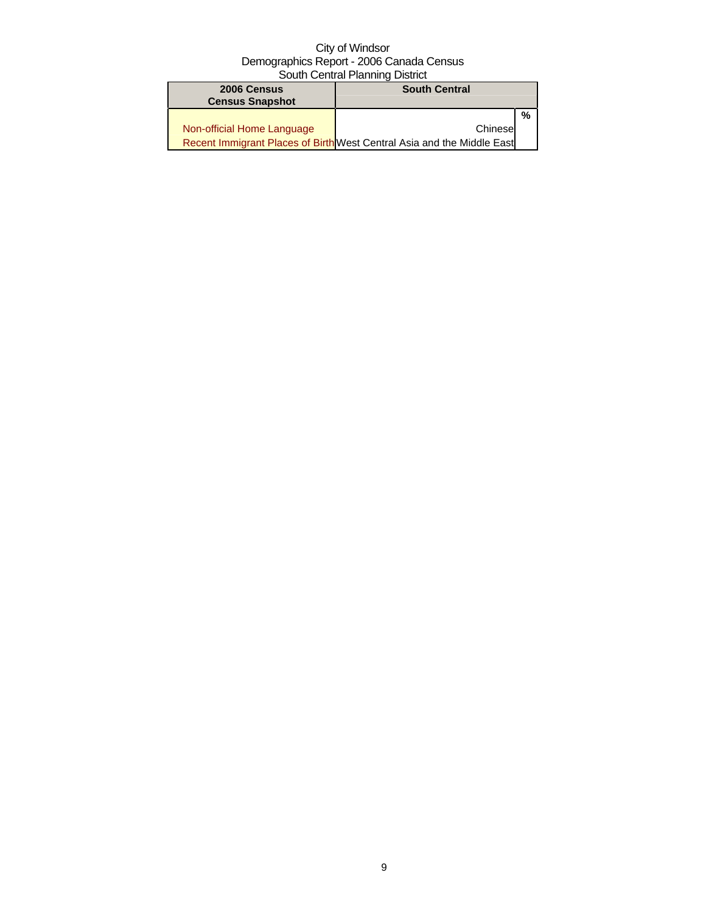City of Windsor
Demographics Report - 2006 Canada Census
South Central Planning District

| 2006 Census<br>Census Snapshot | South Central | |
|---|---|---|
| | | % |
| Non-official Home Language | Chinese | |
| Recent Immigrant Places of Birth | West Central Asia and the Middle East | |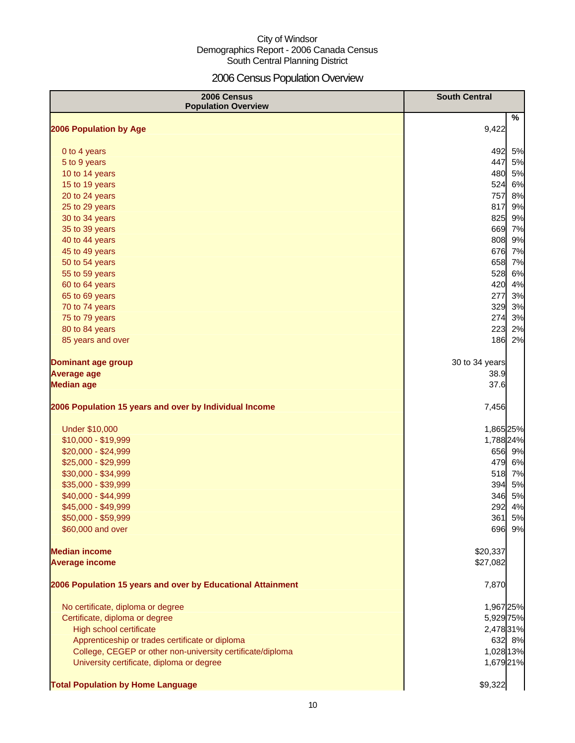City of Windsor
Demographics Report - 2006 Canada Census
South Central Planning District

# 2006 Census Population Overview

| 2006 Census Population Overview | South Central | |
|---|---|---|
| | | % |
| **2006 Population by Age** | 9,422 | |
| 0 to 4 years | 492 | 5% |
| 5 to 9 years | 447 | 5% |
| 10 to 14 years | 480 | 5% |
| 15 to 19 years | 524 | 6% |
| 20 to 24 years | 757 | 8% |
| 25 to 29 years | 817 | 9% |
| 30 to 34 years | 825 | 9% |
| 35 to 39 years | 669 | 7% |
| 40 to 44 years | 808 | 9% |
| 45 to 49 years | 676 | 7% |
| 50 to 54 years | 658 | 7% |
| 55 to 59 years | 528 | 6% |
| 60 to 64 years | 420 | 4% |
| 65 to 69 years | 277 | 3% |
| 70 to 74 years | 329 | 3% |
| 75 to 79 years | 274 | 3% |
| 80 to 84 years | 223 | 2% |
| 85 years and over | 186 | 2% |
| **Dominant age group** | 30 to 34 years | |
| **Average age** | 38.9 | |
| **Median age** | 37.6 | |
| **2006 Population 15 years and over by Individual Income** | 7,456 | |
| Under $10,000 | 1,865 | 25% |
| $10,000 - $19,999 | 1,788 | 24% |
| $20,000 - $24,999 | 656 | 9% |
| $25,000 - $29,999 | 479 | 6% |
| $30,000 - $34,999 | 518 | 7% |
| $35,000 - $39,999 | 394 | 5% |
| $40,000 - $44,999 | 346 | 5% |
| $45,000 - $49,999 | 292 | 4% |
| $50,000 - $59,999 | 361 | 5% |
| $60,000 and over | 696 | 9% |
| **Median income** | $20,337 | |
| **Average income** | $27,082 | |
| **2006 Population 15 years and over by Educational Attainment** | 7,870 | |
| No certificate, diploma or degree | 1,967 | 25% |
| Certificate, diploma or degree | 5,929 | 75% |
| High school certificate | 2,478 | 31% |
| Apprenticeship or trades certificate or diploma | 632 | 8% |
| College, CEGEP or other non-university certificate/diploma | 1,028 | 13% |
| University certificate, diploma or degree | 1,679 | 21% |
| **Total Population by Home Language** | $9,322 | |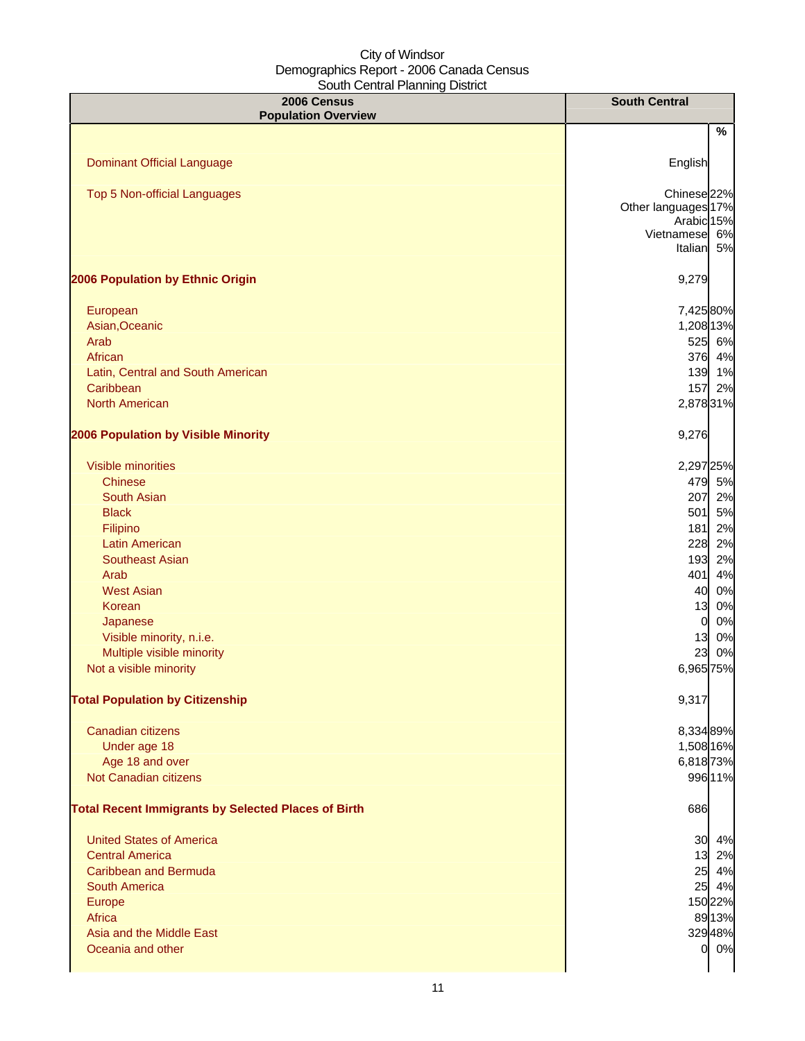City of Windsor
Demographics Report - 2006 Canada Census
South Central Planning District

| 2006 Census Population Overview | South Central | % |
|---|---|---|
| Dominant Official Language | English | |
| Top 5 Non-official Languages | Chinese | 22% |
| | Other languages | 17% |
| | Arabic | 15% |
| | Vietnamese | 6% |
| | Italian | 5% |
| **2006 Population by Ethnic Origin** | 9,279 | |
| European | 7,425 | 80% |
| Asian,Oceanic | 1,208 | 13% |
| Arab | 525 | 6% |
| African | 376 | 4% |
| Latin, Central and South American | 139 | 1% |
| Caribbean | 157 | 2% |
| North American | 2,878 | 31% |
| **2006 Population by Visible Minority** | 9,276 | |
| Visible minorities | 2,297 | 25% |
| Chinese | 479 | 5% |
| South Asian | 207 | 2% |
| Black | 501 | 5% |
| Filipino | 181 | 2% |
| Latin American | 228 | 2% |
| Southeast Asian | 193 | 2% |
| Arab | 401 | 4% |
| West Asian | 40 | 0% |
| Korean | 13 | 0% |
| Japanese | 0 | 0% |
| Visible minority, n.i.e. | 13 | 0% |
| Multiple visible minority | 23 | 0% |
| Not a visible minority | 6,965 | 75% |
| **Total Population by Citizenship** | 9,317 | |
| Canadian citizens | 8,334 | 89% |
| Under age 18 | 1,508 | 16% |
| Age 18 and over | 6,818 | 73% |
| Not Canadian citizens | 996 | 11% |
| **Total Recent Immigrants by Selected Places of Birth** | 686 | |
| United States of America | 30 | 4% |
| Central America | 13 | 2% |
| Caribbean and Bermuda | 25 | 4% |
| South America | 25 | 4% |
| Europe | 150 | 22% |
| Africa | 89 | 13% |
| Asia and the Middle East | 329 | 48% |
| Oceania and other | 0 | 0% |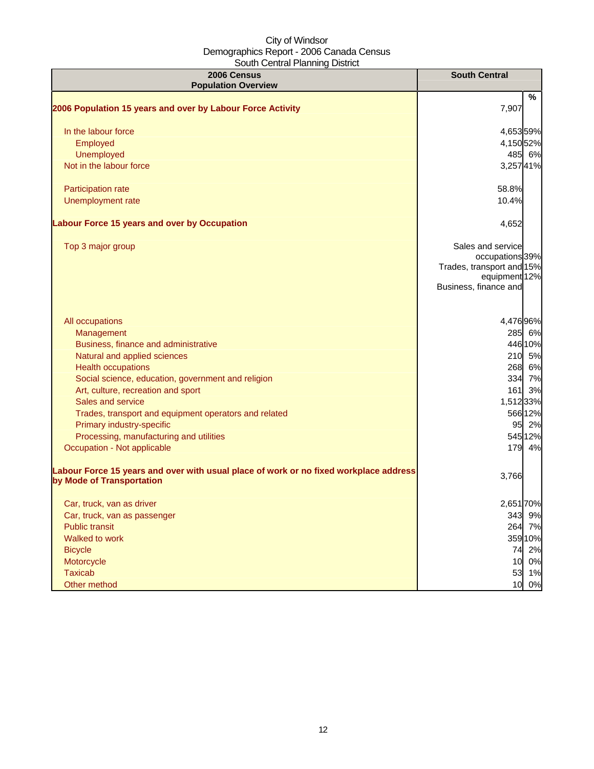City of Windsor
Demographics Report - 2006 Canada Census
South Central Planning District

| 2006 Census Population Overview | South Central | % |
|---|---|---|
| **2006 Population 15 years and over by Labour Force Activity** | 7,907 | |
| In the labour force | 4,653 | 59% |
| Employed | 4,150 | 52% |
| Unemployed | 485 | 6% |
| Not in the labour force | 3,257 | 41% |
| Participation rate | 58.8% | |
| Unemployment rate | 10.4% | |
| **Labour Force 15 years and over by Occupation** | 4,652 | |
| Top 3 major group | Sales and service occupations | 39% |
| | Trades, transport and equipment | 15% |
| | Business, finance and | 12% |
| All occupations | 4,476 | 96% |
| Management | 285 | 6% |
| Business, finance and administrative | 446 | 10% |
| Natural and applied sciences | 210 | 5% |
| Health occupations | 268 | 6% |
| Social science, education, government and religion | 334 | 7% |
| Art, culture, recreation and sport | 161 | 3% |
| Sales and service | 1,512 | 33% |
| Trades, transport and equipment operators and related | 566 | 12% |
| Primary industry-specific | 95 | 2% |
| Processing, manufacturing and utilities | 545 | 12% |
| Occupation - Not applicable | 179 | 4% |
| **Labour Force 15 years and over with usual place of work or no fixed workplace address by Mode of Transportation** | 3,766 | |
| Car, truck, van as driver | 2,651 | 70% |
| Car, truck, van as passenger | 343 | 9% |
| Public transit | 264 | 7% |
| Walked to work | 359 | 10% |
| Bicycle | 74 | 2% |
| Motorcycle | 10 | 0% |
| Taxicab | 53 | 1% |
| Other method | 10 | 0% |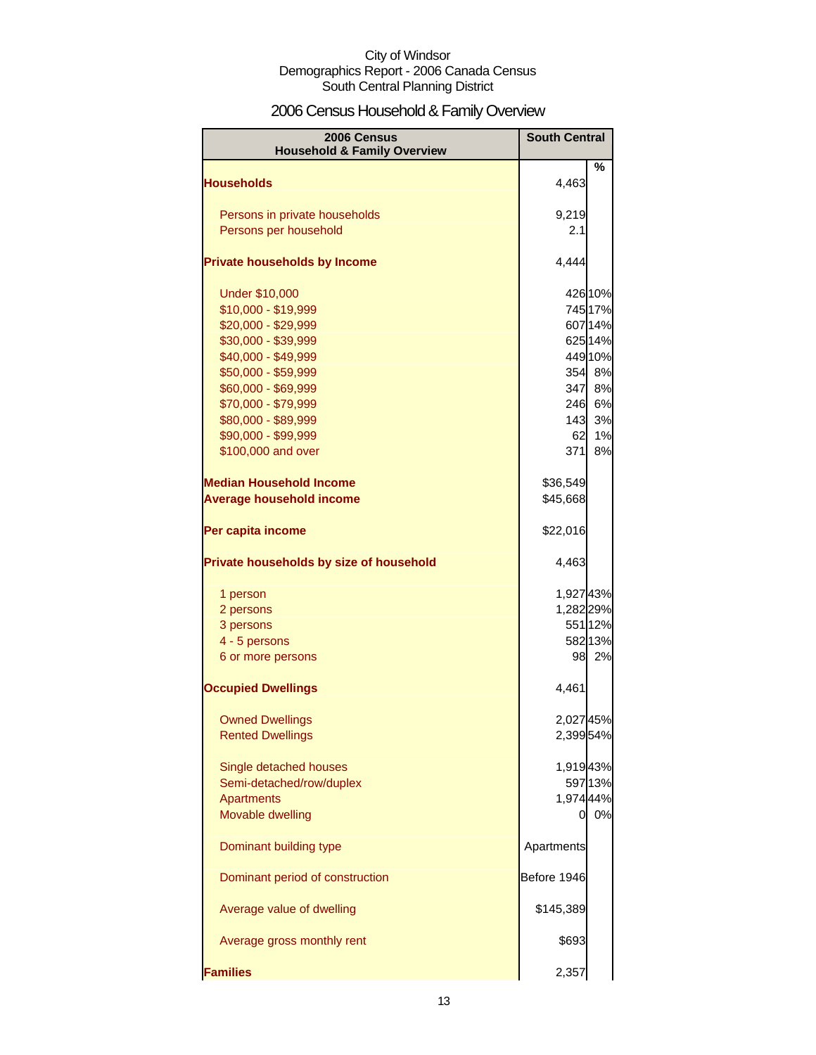City of Windsor
Demographics Report - 2006 Canada Census
South Central Planning District

# 2006 Census Household & Family Overview

| 2006 Census Household & Family Overview | South Central | % |
|---|---|---|
| **Households** | 4,463 | |
| Persons in private households | 9,219 | |
| Persons per household | 2.1 | |
| **Private households by Income** | 4,444 | |
| Under $10,000 | 426 | 10% |
| $10,000 - $19,999 | 745 | 17% |
| $20,000 - $29,999 | 607 | 14% |
| $30,000 - $39,999 | 625 | 14% |
| $40,000 - $49,999 | 449 | 10% |
| $50,000 - $59,999 | 354 | 8% |
| $60,000 - $69,999 | 347 | 8% |
| $70,000 - $79,999 | 246 | 6% |
| $80,000 - $89,999 | 143 | 3% |
| $90,000 - $99,999 | 62 | 1% |
| $100,000 and over | 371 | 8% |
| **Median Household Income** | $36,549 | |
| **Average household income** | $45,668 | |
| **Per capita income** | $22,016 | |
| **Private households by size of household** | 4,463 | |
| 1 person | 1,927 | 43% |
| 2 persons | 1,282 | 29% |
| 3 persons | 551 | 12% |
| 4 - 5 persons | 582 | 13% |
| 6 or more persons | 98 | 2% |
| **Occupied Dwellings** | 4,461 | |
| Owned Dwellings | 2,027 | 45% |
| Rented Dwellings | 2,399 | 54% |
| Single detached houses | 1,919 | 43% |
| Semi-detached/row/duplex | 597 | 13% |
| Apartments | 1,974 | 44% |
| Movable dwelling | 0 | 0% |
| Dominant building type | Apartments | |
| Dominant period of construction | Before 1946 | |
| Average value of dwelling | $145,389 | |
| Average gross monthly rent | $693 | |
| **Families** | 2,357 | |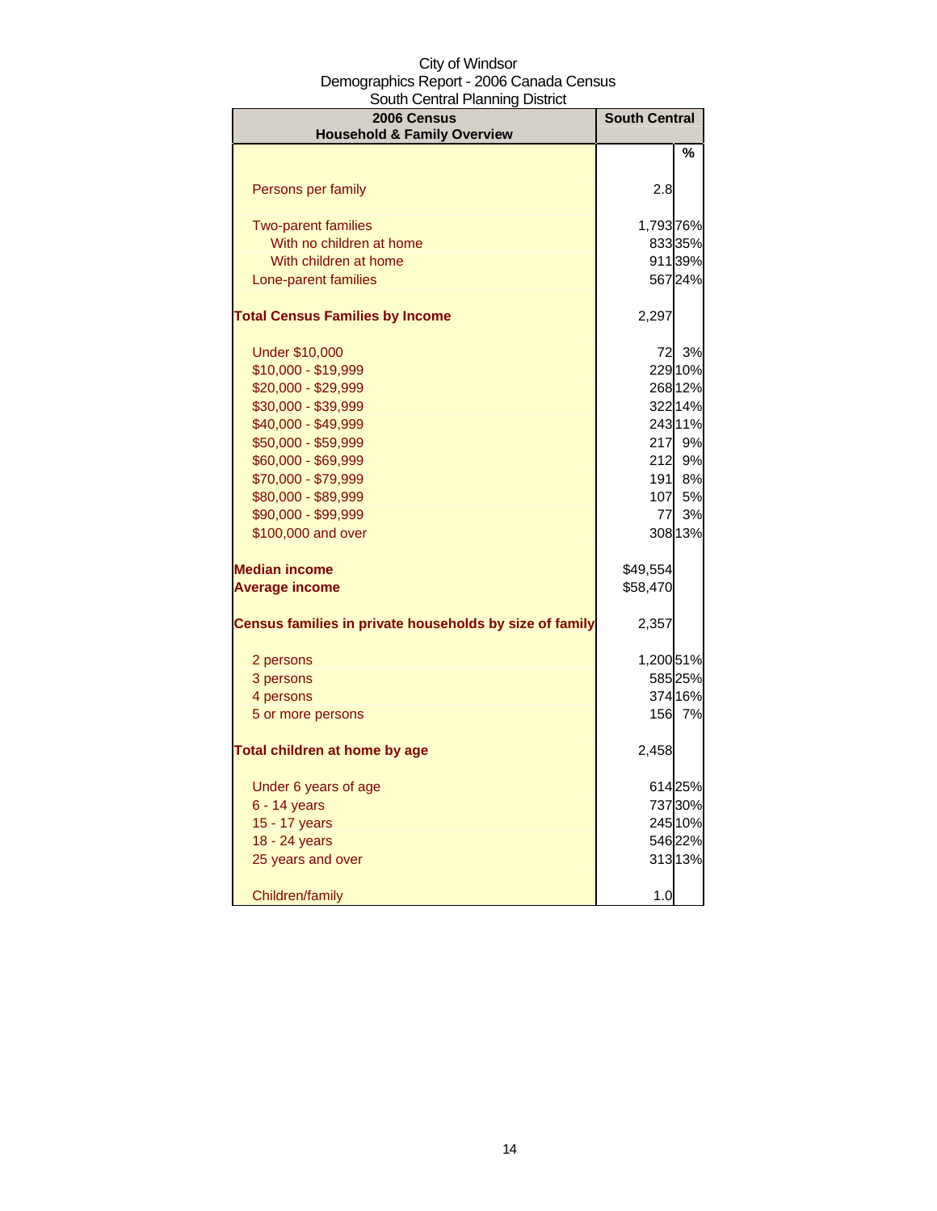City of Windsor
Demographics Report - 2006 Canada Census
South Central Planning District

| 2006 Census<br>Household & Family Overview | South Central | |
|---|---|---|
| | | % |
| Persons per family | 2.8 | |
| Two-parent families | 1,793 | 76% |
| With no children at home | 833 | 35% |
| With children at home | 911 | 39% |
| Lone-parent families | 567 | 24% |
| **Total Census Families by Income** | 2,297 | |
| Under $10,000 | 72 | 3% |
| $10,000 - $19,999 | 229 | 10% |
| $20,000 - $29,999 | 268 | 12% |
| $30,000 - $39,999 | 322 | 14% |
| $40,000 - $49,999 | 243 | 11% |
| $50,000 - $59,999 | 217 | 9% |
| $60,000 - $69,999 | 212 | 9% |
| $70,000 - $79,999 | 191 | 8% |
| $80,000 - $89,999 | 107 | 5% |
| $90,000 - $99,999 | 77 | 3% |
| $100,000 and over | 308 | 13% |
| **Median income** | $49,554 | |
| **Average income** | $58,470 | |
| **Census families in private households by size of family** | 2,357 | |
| 2 persons | 1,200 | 51% |
| 3 persons | 585 | 25% |
| 4 persons | 374 | 16% |
| 5 or more persons | 156 | 7% |
| **Total children at home by age** | 2,458 | |
| Under 6 years of age | 614 | 25% |
| 6 - 14 years | 737 | 30% |
| 15 - 17 years | 245 | 10% |
| 18 - 24 years | 546 | 22% |
| 25 years and over | 313 | 13% |
| Children/family | 1.0 | |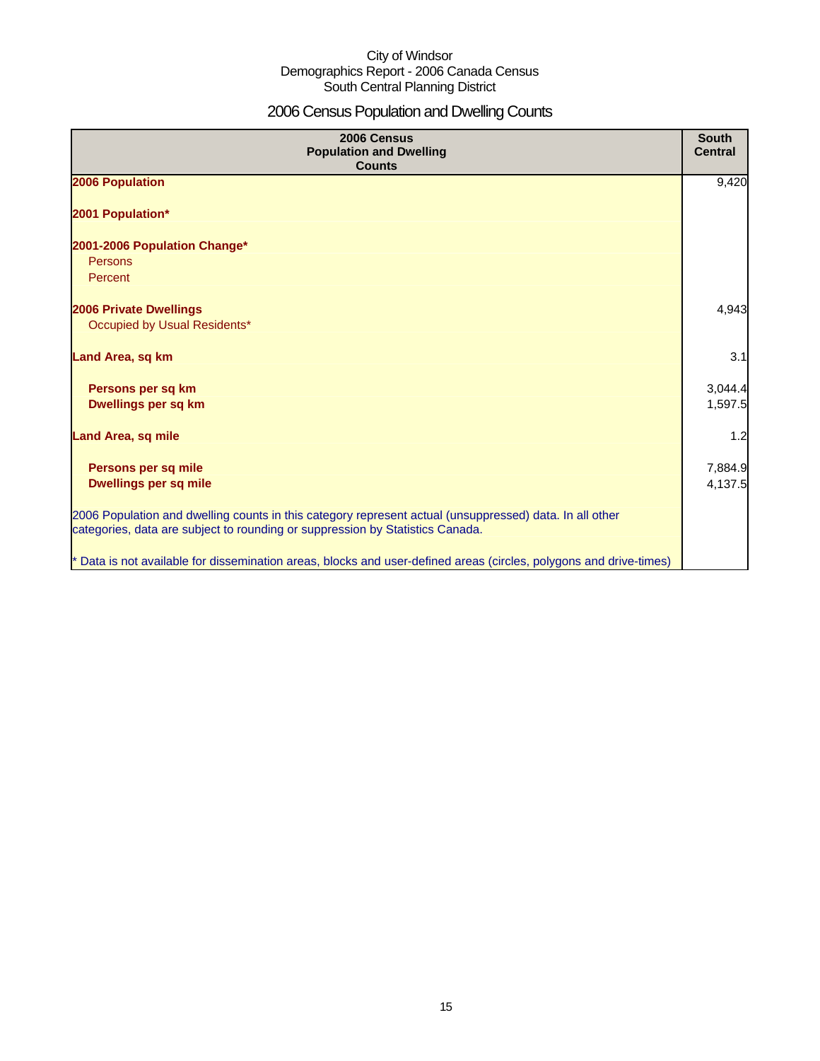City of Windsor
Demographics Report - 2006 Canada Census
South Central Planning District

# 2006 Census Population and Dwelling Counts

| 2006 Census Population and Dwelling Counts | South Central |
|---|---|
| **2006 Population** | 9,420 |
| **2001 Population*** | |
| **2001-2006 Population Change*** | |
| Persons | |
| Percent | |
| **2006 Private Dwellings** | 4,943 |
| Occupied by Usual Residents* | |
| **Land Area, sq km** | 3.1 |
| **Persons per sq km** | 3,044.4 |
| **Dwellings per sq km** | 1,597.5 |
| **Land Area, sq mile** | 1.2 |
| **Persons per sq mile** | 7,884.9 |
| **Dwellings per sq mile** | 4,137.5 |
| 2006 Population and dwelling counts in this category represent actual (unsuppressed) data. In all other categories, data are subject to rounding or suppression by Statistics Canada. | |
| * Data is not available for dissemination areas, blocks and user-defined areas (circles, polygons and drive-times) | |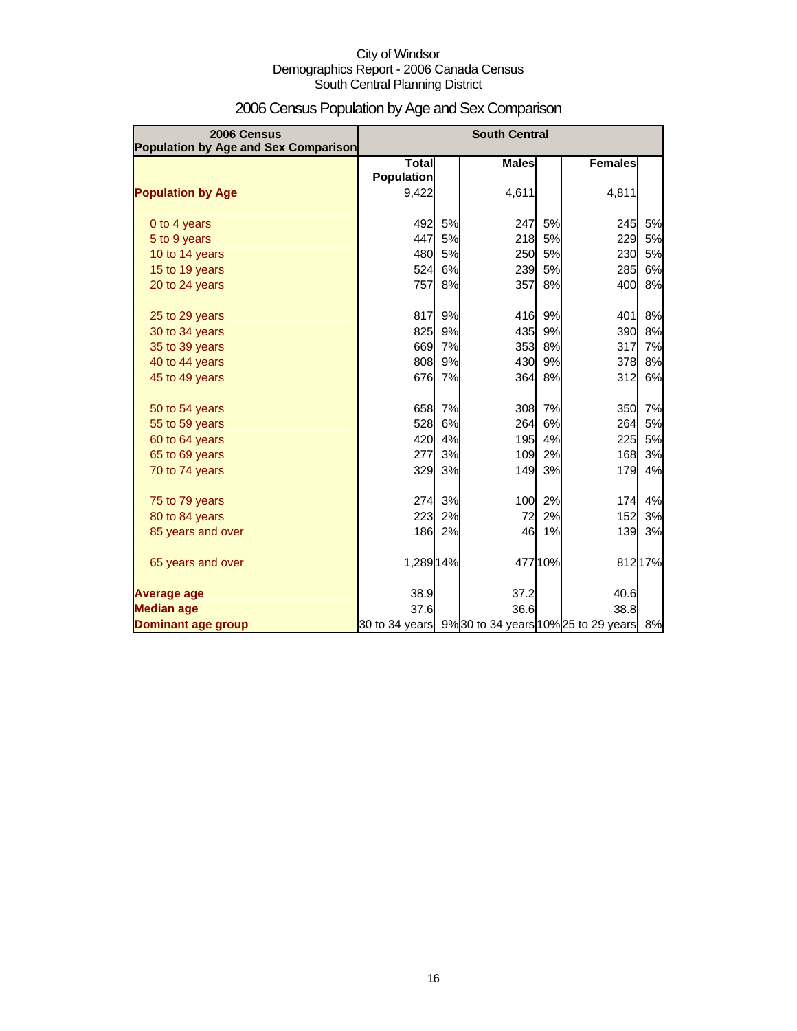City of Windsor
Demographics Report - 2006 Canada Census
South Central Planning District

# 2006 Census Population by Age and Sex Comparison

| 2006 Census Population by Age and Sex Comparison | South Central | | | | | |
|---|---|---|---|---|---|---|
| | Total Population | | Males | | Females | |
| **Population by Age** | 9,422 | | 4,611 | | 4,811 | |
| 0 to 4 years | 492 | 5% | 247 | 5% | 245 | 5% |
| 5 to 9 years | 447 | 5% | 218 | 5% | 229 | 5% |
| 10 to 14 years | 480 | 5% | 250 | 5% | 230 | 5% |
| 15 to 19 years | 524 | 6% | 239 | 5% | 285 | 6% |
| 20 to 24 years | 757 | 8% | 357 | 8% | 400 | 8% |
| 25 to 29 years | 817 | 9% | 416 | 9% | 401 | 8% |
| 30 to 34 years | 825 | 9% | 435 | 9% | 390 | 8% |
| 35 to 39 years | 669 | 7% | 353 | 8% | 317 | 7% |
| 40 to 44 years | 808 | 9% | 430 | 9% | 378 | 8% |
| 45 to 49 years | 676 | 7% | 364 | 8% | 312 | 6% |
| 50 to 54 years | 658 | 7% | 308 | 7% | 350 | 7% |
| 55 to 59 years | 528 | 6% | 264 | 6% | 264 | 5% |
| 60 to 64 years | 420 | 4% | 195 | 4% | 225 | 5% |
| 65 to 69 years | 277 | 3% | 109 | 2% | 168 | 3% |
| 70 to 74 years | 329 | 3% | 149 | 3% | 179 | 4% |
| 75 to 79 years | 274 | 3% | 100 | 2% | 174 | 4% |
| 80 to 84 years | 223 | 2% | 72 | 2% | 152 | 3% |
| 85 years and over | 186 | 2% | 46 | 1% | 139 | 3% |
| 65 years and over | 1,289 | 14% | 477 | 10% | 812 | 17% |
| **Average age** | 38.9 | | 37.2 | | 40.6 | |
| **Median age** | 37.6 | | 36.6 | | 38.8 | |
| **Dominant age group** | 30 to 34 years | 9% | 30 to 34 years | 10% | 25 to 29 years | 8% |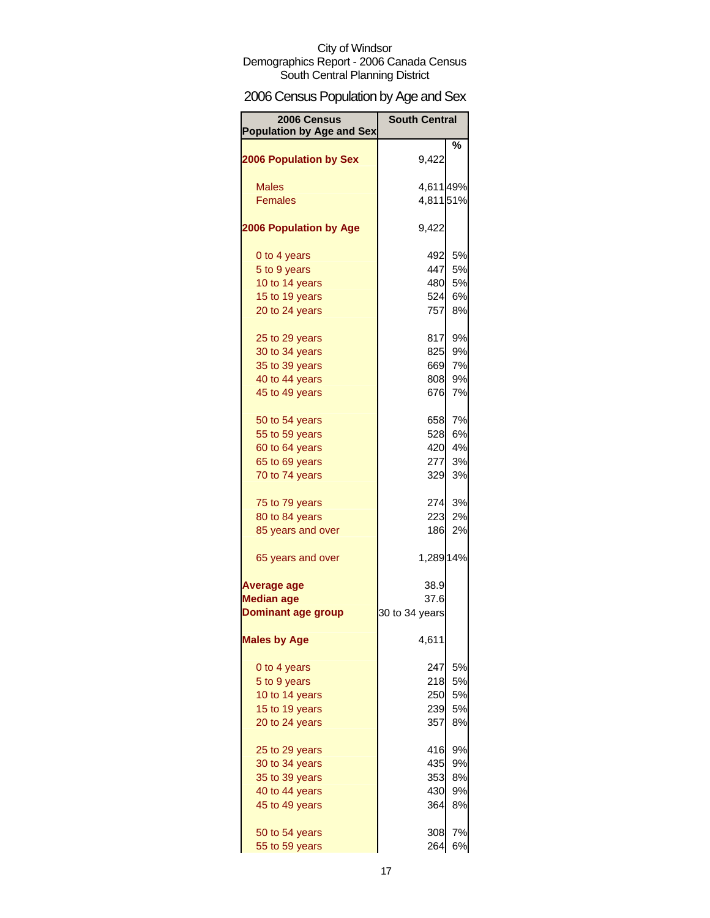City of Windsor
Demographics Report - 2006 Canada Census
South Central Planning District

## 2006 Census Population by Age and Sex

| 2006 Census Population by Age and Sex | South Central | % |
|---|---|---|
| **2006 Population by Sex** | 9,422 | |
| Males | 4,611 | 49% |
| Females | 4,811 | 51% |
| **2006 Population by Age** | 9,422 | |
| 0 to 4 years | 492 | 5% |
| 5 to 9 years | 447 | 5% |
| 10 to 14 years | 480 | 5% |
| 15 to 19 years | 524 | 6% |
| 20 to 24 years | 757 | 8% |
| 25 to 29 years | 817 | 9% |
| 30 to 34 years | 825 | 9% |
| 35 to 39 years | 669 | 7% |
| 40 to 44 years | 808 | 9% |
| 45 to 49 years | 676 | 7% |
| 50 to 54 years | 658 | 7% |
| 55 to 59 years | 528 | 6% |
| 60 to 64 years | 420 | 4% |
| 65 to 69 years | 277 | 3% |
| 70 to 74 years | 329 | 3% |
| 75 to 79 years | 274 | 3% |
| 80 to 84 years | 223 | 2% |
| 85 years and over | 186 | 2% |
| 65 years and over | 1,289 | 14% |
| **Average age** | 38.9 | |
| **Median age** | 37.6 | |
| **Dominant age group** | 30 to 34 years | |
| **Males by Age** | 4,611 | |
| 0 to 4 years | 247 | 5% |
| 5 to 9 years | 218 | 5% |
| 10 to 14 years | 250 | 5% |
| 15 to 19 years | 239 | 5% |
| 20 to 24 years | 357 | 8% |
| 25 to 29 years | 416 | 9% |
| 30 to 34 years | 435 | 9% |
| 35 to 39 years | 353 | 8% |
| 40 to 44 years | 430 | 9% |
| 45 to 49 years | 364 | 8% |
| 50 to 54 years | 308 | 7% |
| 55 to 59 years | 264 | 6% |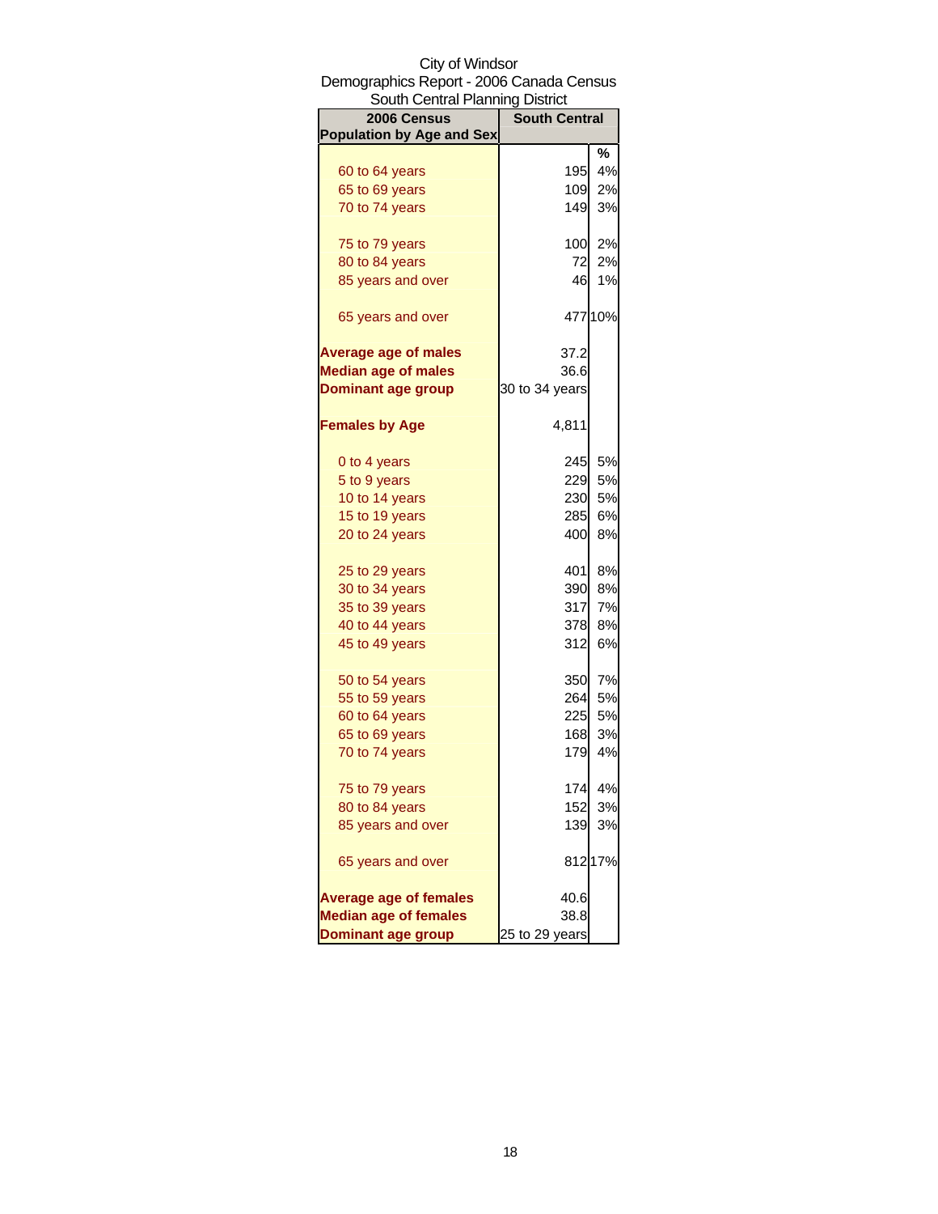City of Windsor
Demographics Report - 2006 Canada Census
South Central Planning District

| 2006 Census Population by Age and Sex | South Central | |
|---|---|---|
| | | % |
| 60 to 64 years | 195 | 4% |
| 65 to 69 years | 109 | 2% |
| 70 to 74 years | 149 | 3% |
| 75 to 79 years | 100 | 2% |
| 80 to 84 years | 72 | 2% |
| 85 years and over | 46 | 1% |
| 65 years and over | 477 | 10% |
| **Average age of males** | 37.2 | |
| **Median age of males** | 36.6 | |
| **Dominant age group** | 30 to 34 years | |
| **Females by Age** | 4,811 | |
| 0 to 4 years | 245 | 5% |
| 5 to 9 years | 229 | 5% |
| 10 to 14 years | 230 | 5% |
| 15 to 19 years | 285 | 6% |
| 20 to 24 years | 400 | 8% |
| 25 to 29 years | 401 | 8% |
| 30 to 34 years | 390 | 8% |
| 35 to 39 years | 317 | 7% |
| 40 to 44 years | 378 | 8% |
| 45 to 49 years | 312 | 6% |
| 50 to 54 years | 350 | 7% |
| 55 to 59 years | 264 | 5% |
| 60 to 64 years | 225 | 5% |
| 65 to 69 years | 168 | 3% |
| 70 to 74 years | 179 | 4% |
| 75 to 79 years | 174 | 4% |
| 80 to 84 years | 152 | 3% |
| 85 years and over | 139 | 3% |
| 65 years and over | 812 | 17% |
| **Average age of females** | 40.6 | |
| **Median age of females** | 38.8 | |
| **Dominant age group** | 25 to 29 years | |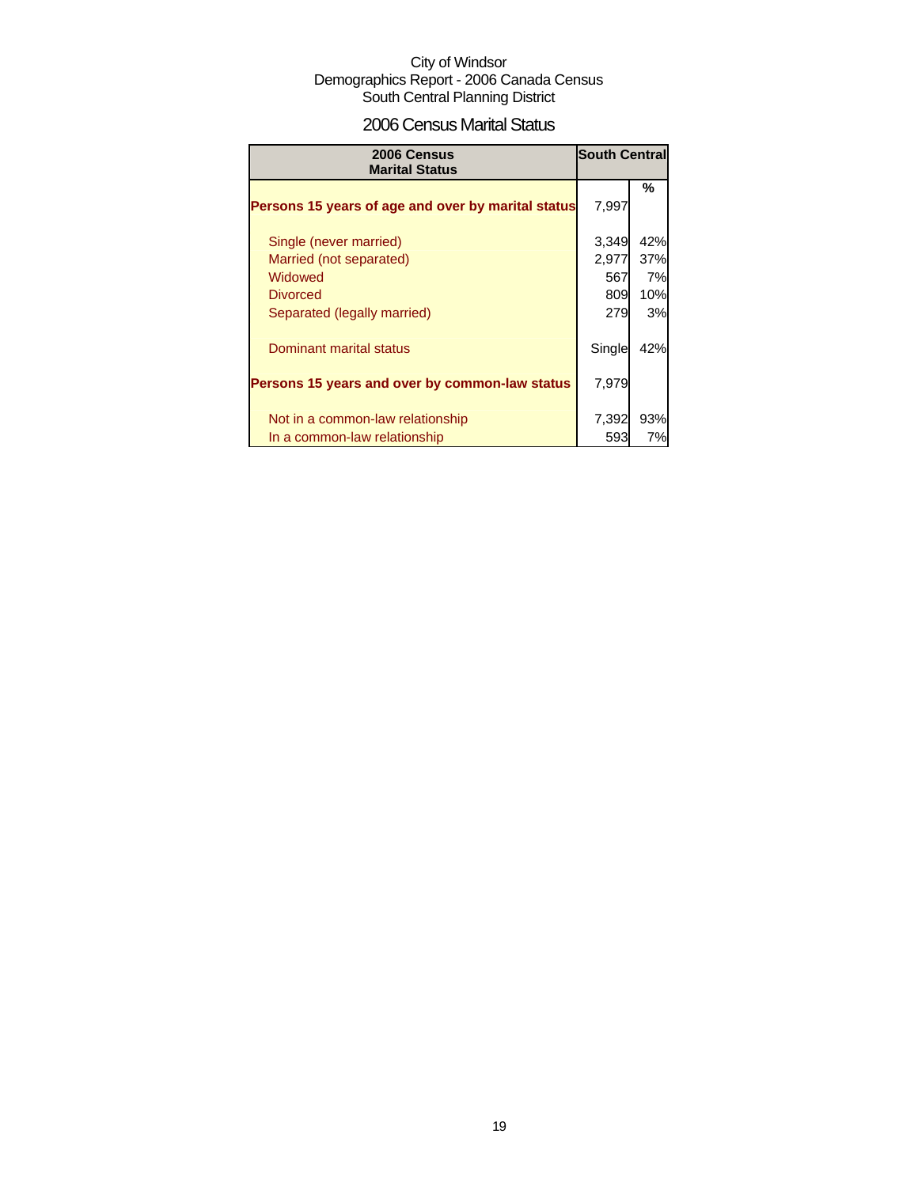City of Windsor
Demographics Report - 2006 Canada Census
South Central Planning District

## 2006 Census Marital Status

| 2006 Census Marital Status | South Central | |
|---|---|---|
| | | % |
| **Persons 15 years of age and over by marital status** | 7,997 | |
| Single (never married) | 3,349 | 42% |
| Married (not separated) | 2,977 | 37% |
| Widowed | 567 | 7% |
| Divorced | 809 | 10% |
| Separated (legally married) | 279 | 3% |
| Dominant marital status | Single | 42% |
| **Persons 15 years and over by common-law status** | 7,979 | |
| Not in a common-law relationship | 7,392 | 93% |
| In a common-law relationship | 593 | 7% |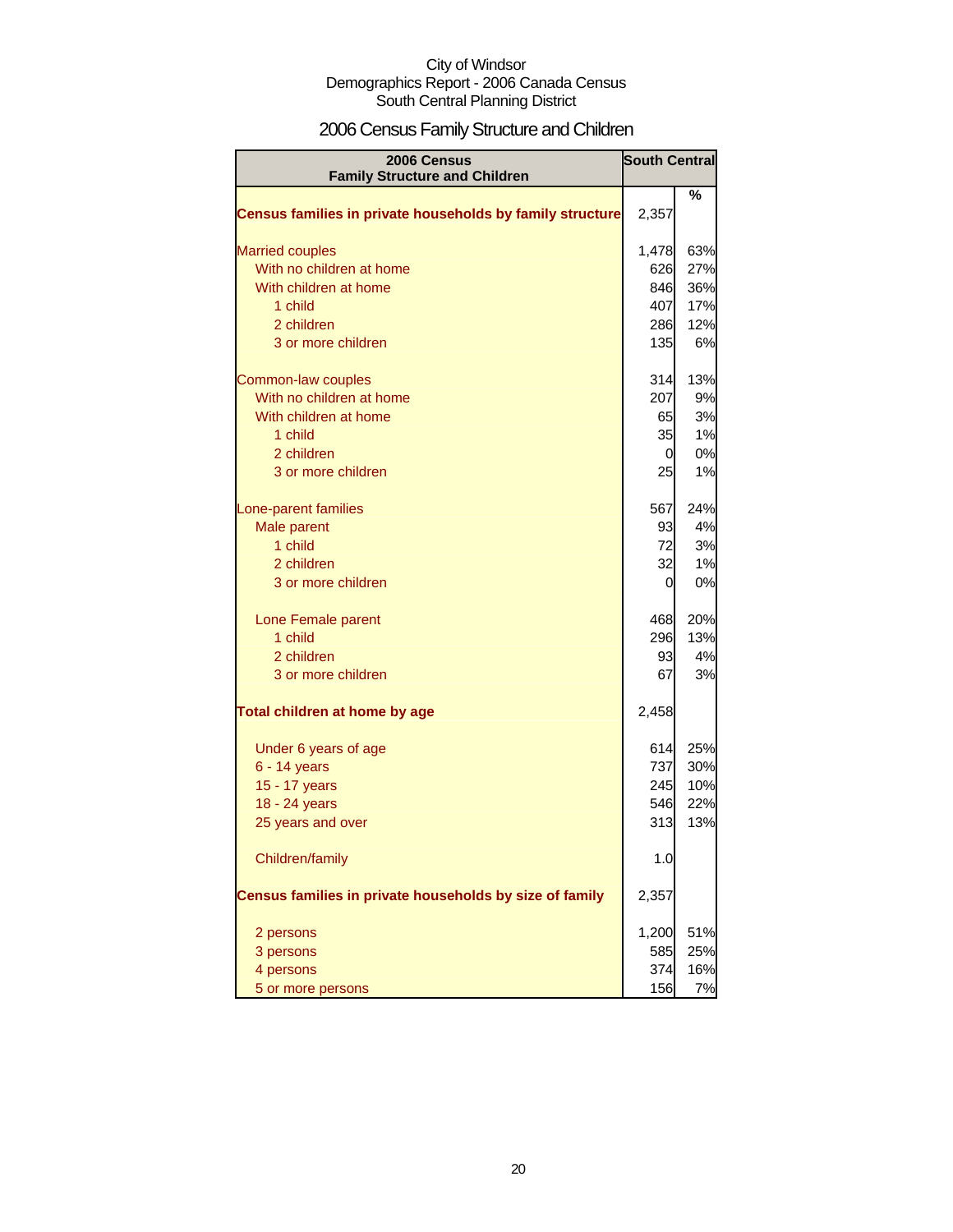City of Windsor
Demographics Report - 2006 Canada Census
South Central Planning District

# 2006 Census Family Structure and Children

| 2006 Census Family Structure and Children | South Central | % |
|---|---|---|
| **Census families in private households by family structure** | 2,357 | |
| Married couples | 1,478 | 63% |
| With no children at home | 626 | 27% |
| With children at home | 846 | 36% |
| 1 child | 407 | 17% |
| 2 children | 286 | 12% |
| 3 or more children | 135 | 6% |
| Common-law couples | 314 | 13% |
| With no children at home | 207 | 9% |
| With children at home | 65 | 3% |
| 1 child | 35 | 1% |
| 2 children | 0 | 0% |
| 3 or more children | 25 | 1% |
| Lone-parent families | 567 | 24% |
| Male parent | 93 | 4% |
| 1 child | 72 | 3% |
| 2 children | 32 | 1% |
| 3 or more children | 0 | 0% |
| Lone Female parent | 468 | 20% |
| 1 child | 296 | 13% |
| 2 children | 93 | 4% |
| 3 or more children | 67 | 3% |
| **Total children at home by age** | 2,458 | |
| Under 6 years of age | 614 | 25% |
| 6 - 14 years | 737 | 30% |
| 15 - 17 years | 245 | 10% |
| 18 - 24 years | 546 | 22% |
| 25 years and over | 313 | 13% |
| Children/family | 1.0 | |
| **Census families in private households by size of family** | 2,357 | |
| 2 persons | 1,200 | 51% |
| 3 persons | 585 | 25% |
| 4 persons | 374 | 16% |
| 5 or more persons | 156 | 7% |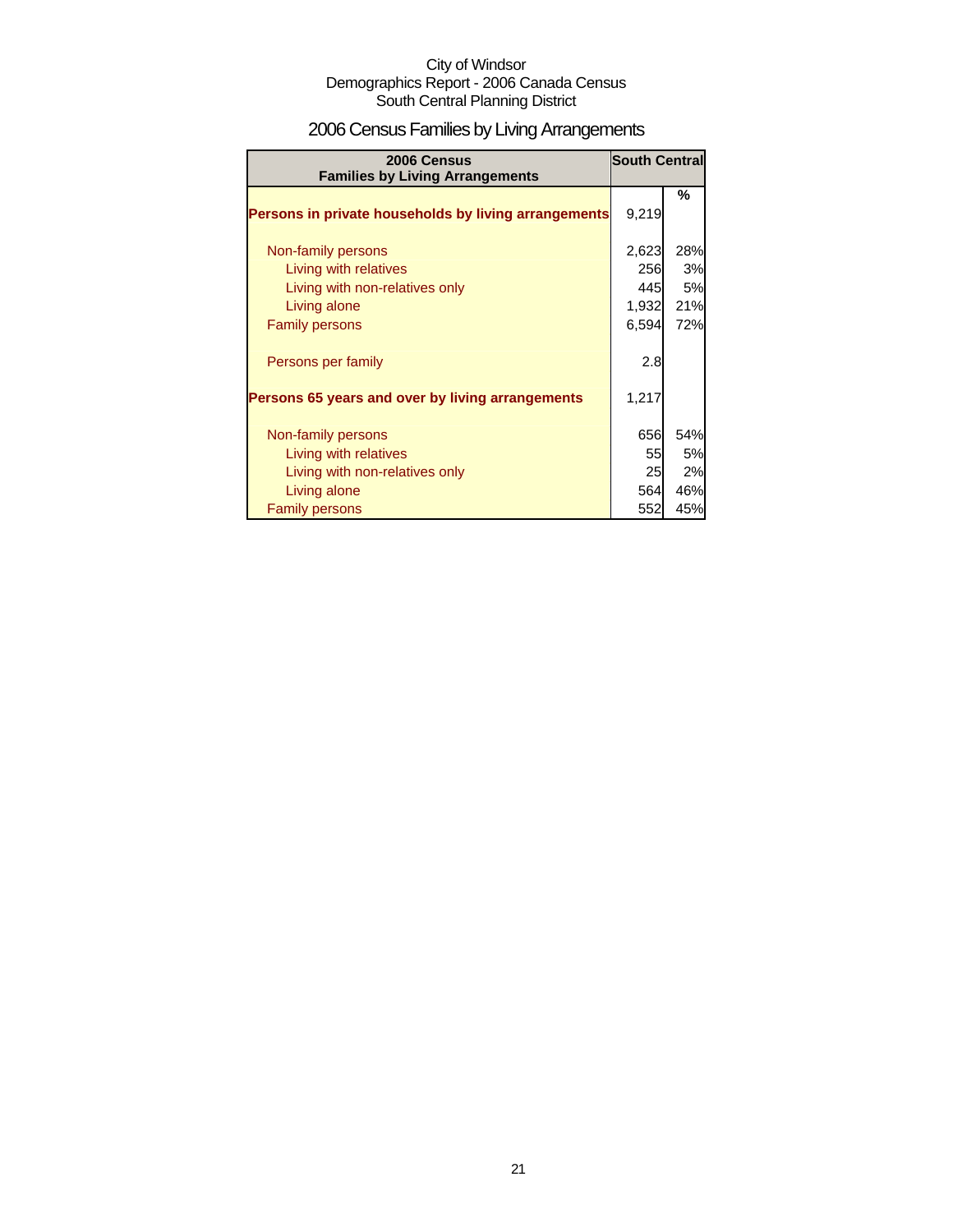City of Windsor
Demographics Report - 2006 Canada Census
South Central Planning District

# 2006 Census Families by Living Arrangements

| 2006 Census Families by Living Arrangements | South Central | |
|---|---|---|
| | | % |
| **Persons in private households by living arrangements** | 9,219 | |
| Non-family persons | 2,623 | 28% |
| Living with relatives | 256 | 3% |
| Living with non-relatives only | 445 | 5% |
| Living alone | 1,932 | 21% |
| Family persons | 6,594 | 72% |
| Persons per family | 2.8 | |
| **Persons 65 years and over by living arrangements** | 1,217 | |
| Non-family persons | 656 | 54% |
| Living with relatives | 55 | 5% |
| Living with non-relatives only | 25 | 2% |
| Living alone | 564 | 46% |
| Family persons | 552 | 45% |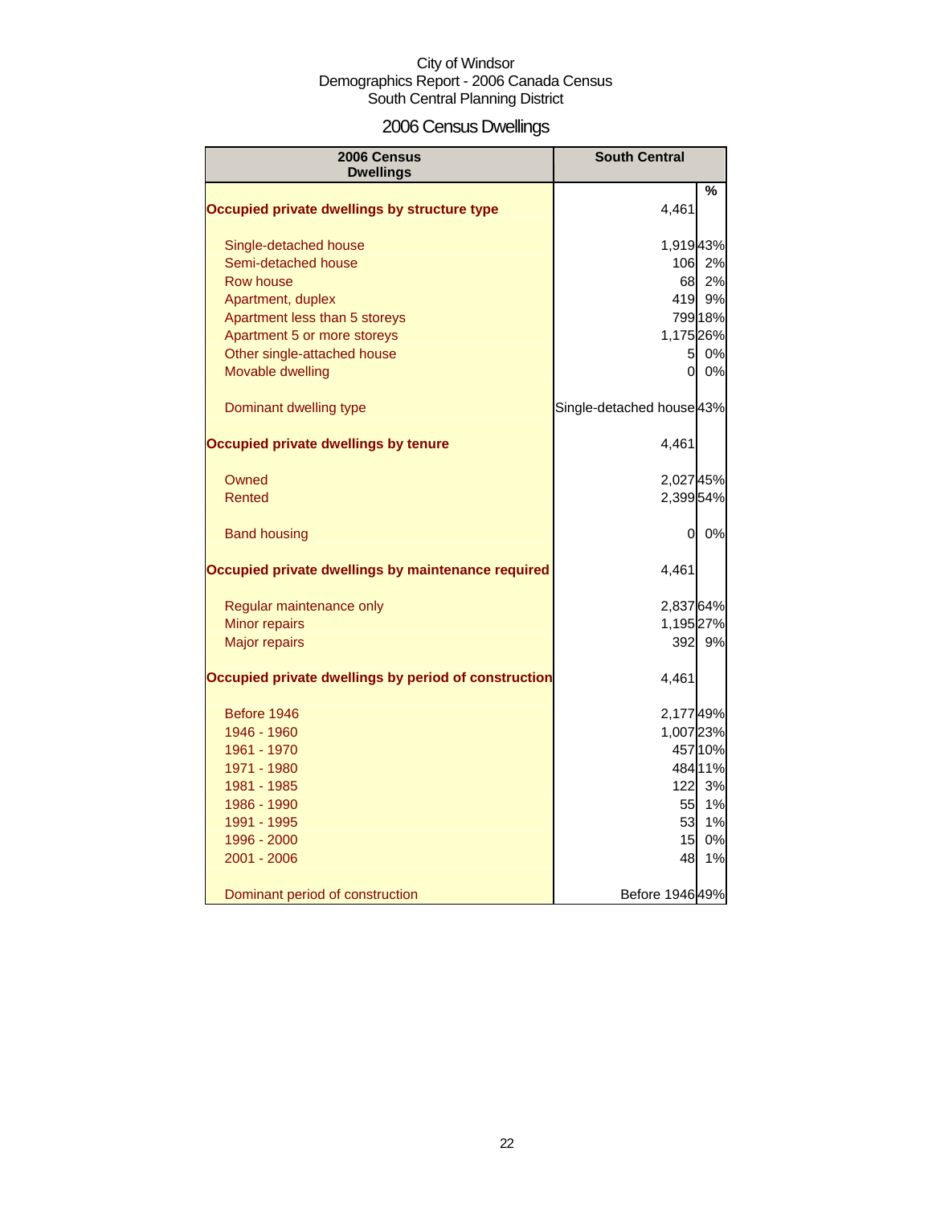City of Windsor
Demographics Report - 2006 Canada Census
South Central Planning District

# 2006 Census Dwellings

| 2006 Census Dwellings | South Central | % |
|---|---|---|
| **Occupied private dwellings by structure type** | 4,461 | |
| Single-detached house | 1,919 | 43% |
| Semi-detached house | 106 | 2% |
| Row house | 68 | 2% |
| Apartment, duplex | 419 | 9% |
| Apartment less than 5 storeys | 799 | 18% |
| Apartment 5 or more storeys | 1,175 | 26% |
| Other single-attached house | 5 | 0% |
| Movable dwelling | 0 | 0% |
| Dominant dwelling type | Single-detached house | 43% |
| **Occupied private dwellings by tenure** | 4,461 | |
| Owned | 2,027 | 45% |
| Rented | 2,399 | 54% |
| Band housing | 0 | 0% |
| **Occupied private dwellings by maintenance required** | 4,461 | |
| Regular maintenance only | 2,837 | 64% |
| Minor repairs | 1,195 | 27% |
| Major repairs | 392 | 9% |
| **Occupied private dwellings by period of construction** | 4,461 | |
| Before 1946 | 2,177 | 49% |
| 1946 - 1960 | 1,007 | 23% |
| 1961 - 1970 | 457 | 10% |
| 1971 - 1980 | 484 | 11% |
| 1981 - 1985 | 122 | 3% |
| 1986 - 1990 | 55 | 1% |
| 1991 - 1995 | 53 | 1% |
| 1996 - 2000 | 15 | 0% |
| 2001 - 2006 | 48 | 1% |
| Dominant period of construction | Before 1946 | 49% |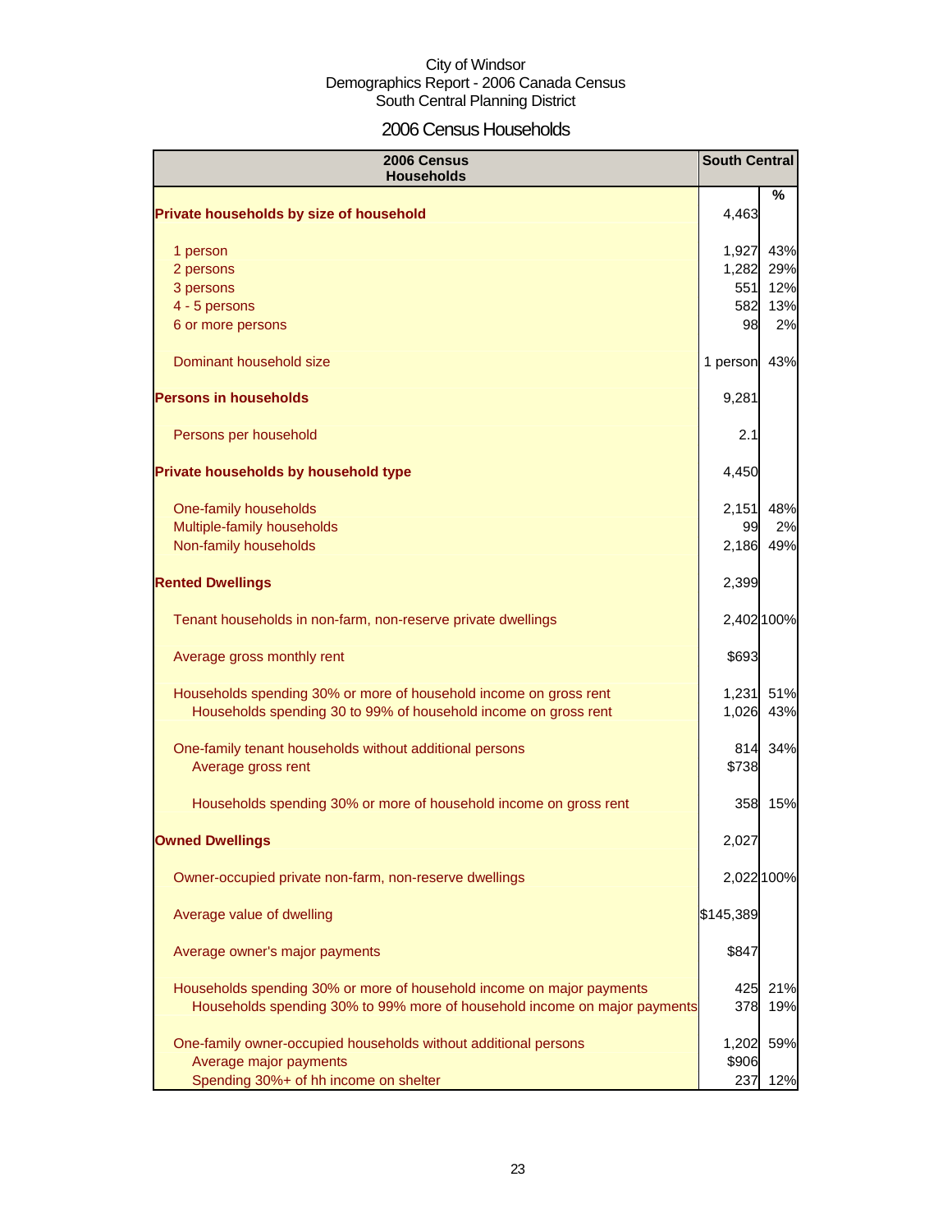City of Windsor
Demographics Report - 2006 Canada Census
South Central Planning District

# 2006 Census Households

| 2006 Census Households | South Central | % |
|---|---|---|
| **Private households by size of household** | 4,463 | |
| 1 person | 1,927 | 43% |
| 2 persons | 1,282 | 29% |
| 3 persons | 551 | 12% |
| 4 - 5 persons | 582 | 13% |
| 6 or more persons | 98 | 2% |
| Dominant household size | 1 person | 43% |
| **Persons in households** | 9,281 | |
| Persons per household | 2.1 | |
| **Private households by household type** | 4,450 | |
| One-family households | 2,151 | 48% |
| Multiple-family households | 99 | 2% |
| Non-family households | 2,186 | 49% |
| **Rented Dwellings** | 2,399 | |
| Tenant households in non-farm, non-reserve private dwellings | 2,402 | 100% |
| Average gross monthly rent | $693 | |
| Households spending 30% or more of household income on gross rent | 1,231 | 51% |
| Households spending 30 to 99% of household income on gross rent | 1,026 | 43% |
| One-family tenant households without additional persons | 814 | 34% |
| Average gross rent | $738 | |
| Households spending 30% or more of household income on gross rent | 358 | 15% |
| **Owned Dwellings** | 2,027 | |
| Owner-occupied private non-farm, non-reserve dwellings | 2,022 | 100% |
| Average value of dwelling | $145,389 | |
| Average owner's major payments | $847 | |
| Households spending 30% or more of household income on major payments | 425 | 21% |
| Households spending 30% to 99% more of household income on major payments | 378 | 19% |
| One-family owner-occupied households without additional persons | 1,202 | 59% |
| Average major payments | $906 | |
| Spending 30%+ of hh income on shelter | 237 | 12% |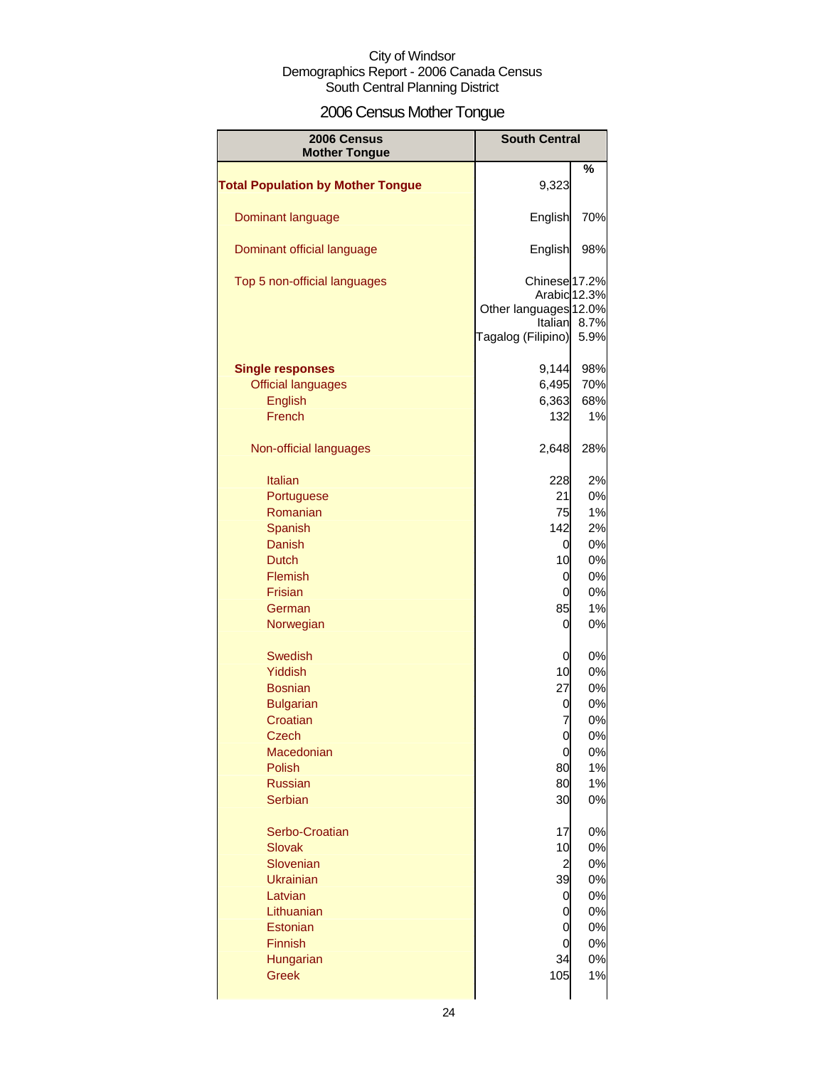City of Windsor
Demographics Report - 2006 Canada Census
South Central Planning District

# 2006 Census Mother Tongue

| 2006 Census Mother Tongue | South Central | % |
|---|---|---|
| **Total Population by Mother Tongue** | 9,323 | |
| Dominant language | English | 70% |
| Dominant official language | English | 98% |
| Top 5 non-official languages | Chinese | 17.2% |
| | Arabic | 12.3% |
| | Other languages | 12.0% |
| | Italian | 8.7% |
| | Tagalog (Filipino) | 5.9% |
| **Single responses** | 9,144 | 98% |
| Official languages | 6,495 | 70% |
| English | 6,363 | 68% |
| French | 132 | 1% |
| Non-official languages | 2,648 | 28% |
| Italian | 228 | 2% |
| Portuguese | 21 | 0% |
| Romanian | 75 | 1% |
| Spanish | 142 | 2% |
| Danish | 0 | 0% |
| Dutch | 10 | 0% |
| Flemish | 0 | 0% |
| Frisian | 0 | 0% |
| German | 85 | 1% |
| Norwegian | 0 | 0% |
| Swedish | 0 | 0% |
| Yiddish | 10 | 0% |
| Bosnian | 27 | 0% |
| Bulgarian | 0 | 0% |
| Croatian | 7 | 0% |
| Czech | 0 | 0% |
| Macedonian | 0 | 0% |
| Polish | 80 | 1% |
| Russian | 80 | 1% |
| Serbian | 30 | 0% |
| Serbo-Croatian | 17 | 0% |
| Slovak | 10 | 0% |
| Slovenian | 2 | 0% |
| Ukrainian | 39 | 0% |
| Latvian | 0 | 0% |
| Lithuanian | 0 | 0% |
| Estonian | 0 | 0% |
| Finnish | 0 | 0% |
| Hungarian | 34 | 0% |
| Greek | 105 | 1% |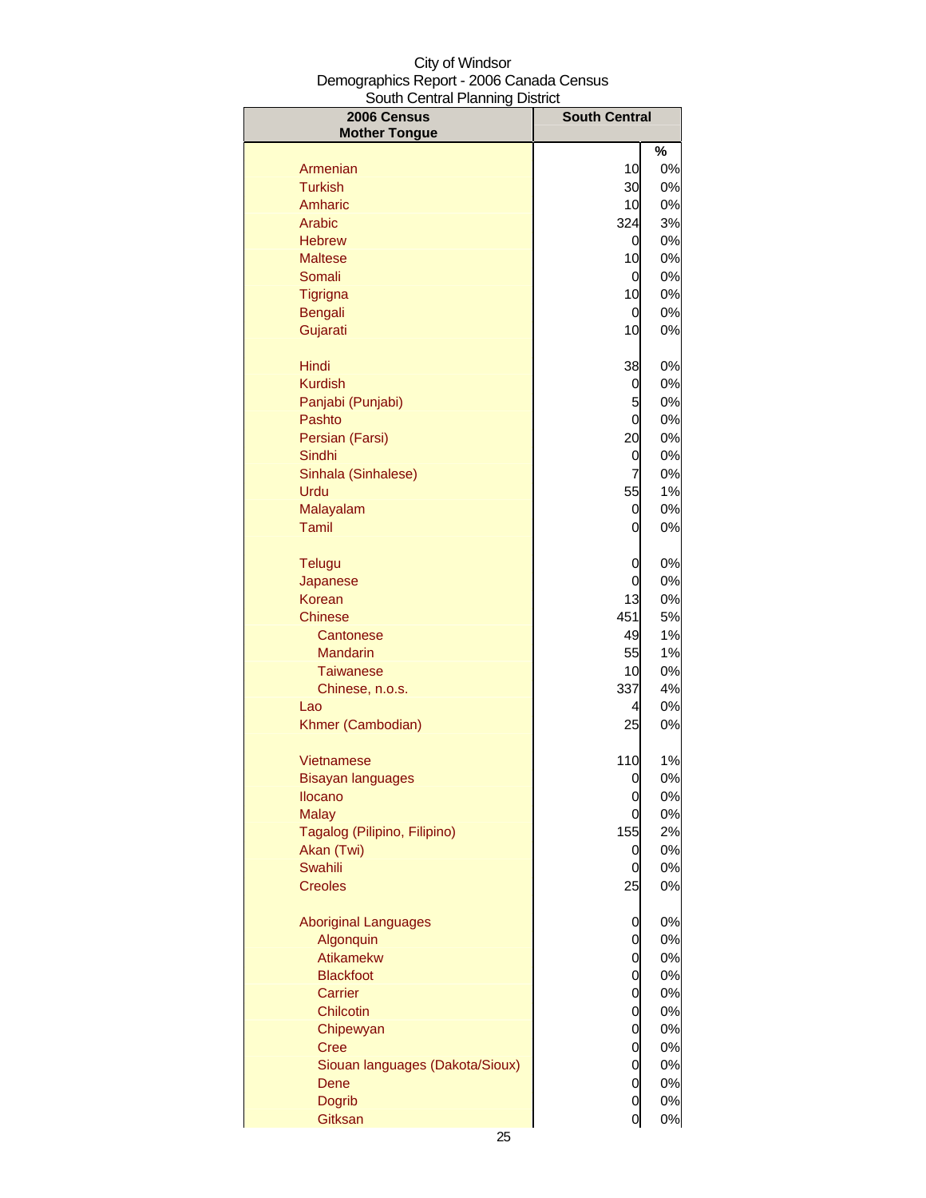City of Windsor
Demographics Report - 2006 Canada Census
South Central Planning District

| 2006 Census Mother Tongue | South Central | |
|---|---|---|
| | | % |
| Armenian | 10 | 0% |
| Turkish | 30 | 0% |
| Amharic | 10 | 0% |
| Arabic | 324 | 3% |
| Hebrew | 0 | 0% |
| Maltese | 10 | 0% |
| Somali | 0 | 0% |
| Tigrigna | 10 | 0% |
| Bengali | 0 | 0% |
| Gujarati | 10 | 0% |
| Hindi | 38 | 0% |
| Kurdish | 0 | 0% |
| Panjabi (Punjabi) | 5 | 0% |
| Pashto | 0 | 0% |
| Persian (Farsi) | 20 | 0% |
| Sindhi | 0 | 0% |
| Sinhala (Sinhalese) | 7 | 0% |
| Urdu | 55 | 1% |
| Malayalam | 0 | 0% |
| Tamil | 0 | 0% |
| Telugu | 0 | 0% |
| Japanese | 0 | 0% |
| Korean | 13 | 0% |
| Chinese | 451 | 5% |
| Cantonese | 49 | 1% |
| Mandarin | 55 | 1% |
| Taiwanese | 10 | 0% |
| Chinese, n.o.s. | 337 | 4% |
| Lao | 4 | 0% |
| Khmer (Cambodian) | 25 | 0% |
| Vietnamese | 110 | 1% |
| Bisayan languages | 0 | 0% |
| Ilocano | 0 | 0% |
| Malay | 0 | 0% |
| Tagalog (Pilipino, Filipino) | 155 | 2% |
| Akan (Twi) | 0 | 0% |
| Swahili | 0 | 0% |
| Creoles | 25 | 0% |
| Aboriginal Languages | 0 | 0% |
| Algonquin | 0 | 0% |
| Atikamekw | 0 | 0% |
| Blackfoot | 0 | 0% |
| Carrier | 0 | 0% |
| Chilcotin | 0 | 0% |
| Chipewyan | 0 | 0% |
| Cree | 0 | 0% |
| Siouan languages (Dakota/Sioux) | 0 | 0% |
| Dene | 0 | 0% |
| Dogrib | 0 | 0% |
| Gitksan | 0 | 0% |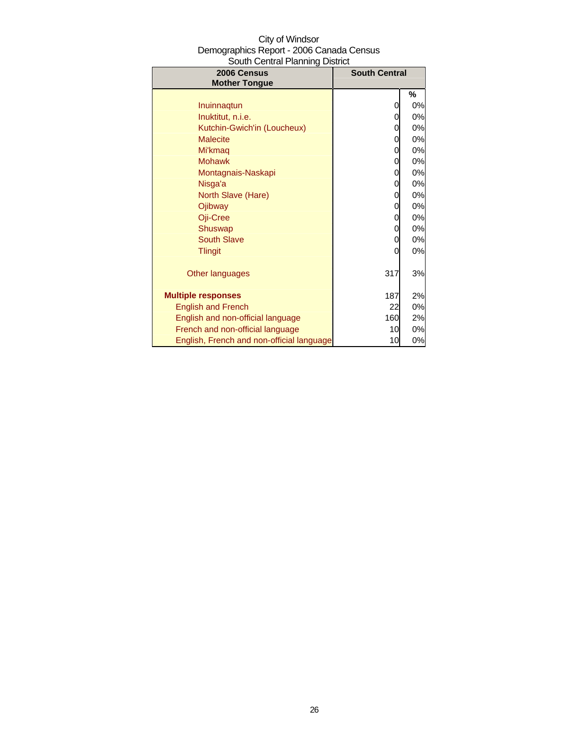City of Windsor
Demographics Report - 2006 Canada Census
South Central Planning District

| 2006 Census Mother Tongue | South Central | |
|---|---|---|
| | | % |
| Inuinnaqtun | 0 | 0% |
| Inuktitut, n.i.e. | 0 | 0% |
| Kutchin-Gwich'in (Loucheux) | 0 | 0% |
| Malecite | 0 | 0% |
| Mi'kmaq | 0 | 0% |
| Mohawk | 0 | 0% |
| Montagnais-Naskapi | 0 | 0% |
| Nisga'a | 0 | 0% |
| North Slave (Hare) | 0 | 0% |
| Ojibway | 0 | 0% |
| Oji-Cree | 0 | 0% |
| Shuswap | 0 | 0% |
| South Slave | 0 | 0% |
| Tlingit | 0 | 0% |
| | | |
| Other languages | 317 | 3% |
| | | |
| **Multiple responses** | 187 | 2% |
| English and French | 22 | 0% |
| English and non-official language | 160 | 2% |
| French and non-official language | 10 | 0% |
| English, French and non-official language | 10 | 0% |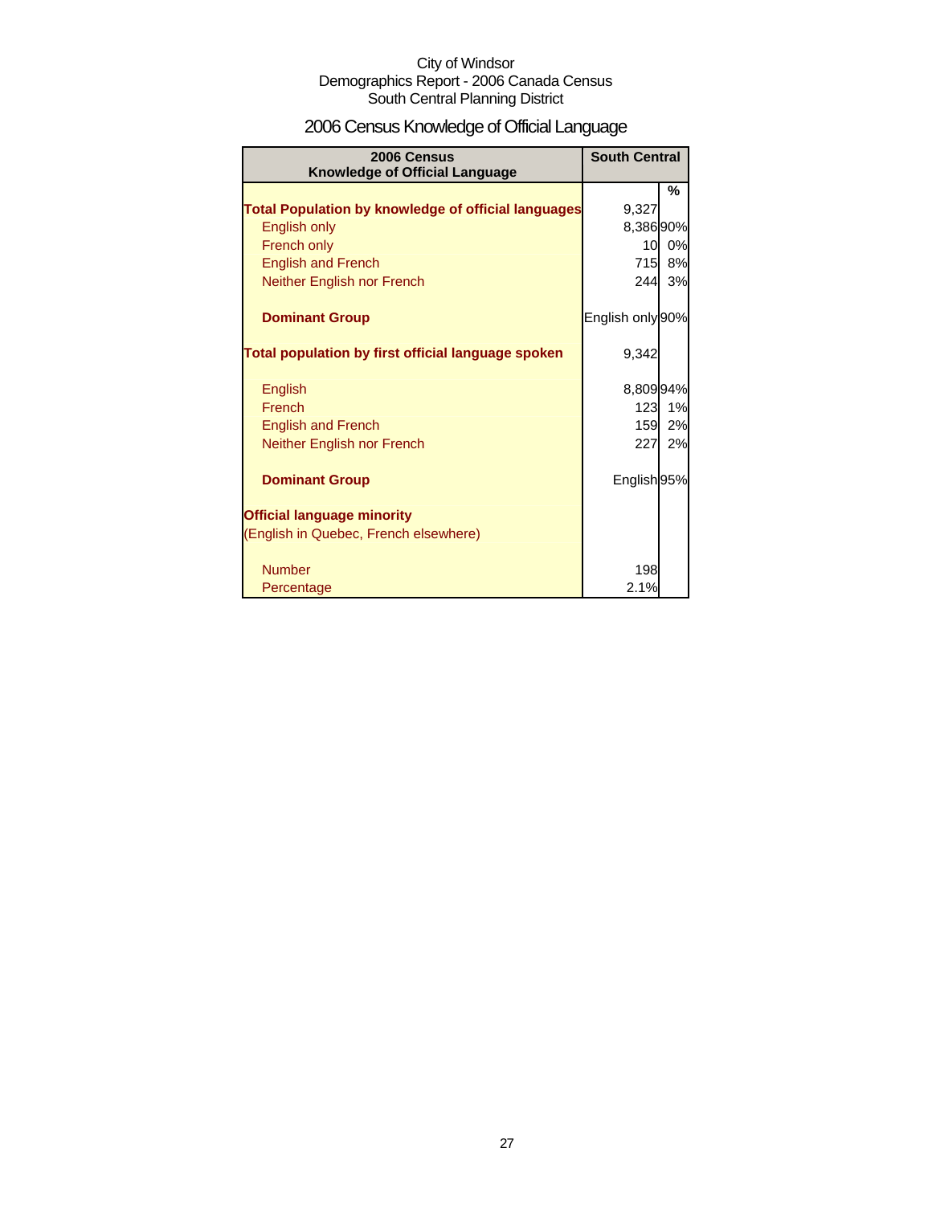City of Windsor
Demographics Report - 2006 Canada Census
South Central Planning District

# 2006 Census Knowledge of Official Language

| 2006 Census Knowledge of Official Language | South Central | |
|---|---|---|
| | | % |
| **Total Population by knowledge of official languages** | 9,327 | |
| English only | 8,386 | 90% |
| French only | 10 | 0% |
| English and French | 715 | 8% |
| Neither English nor French | 244 | 3% |
| | | |
| **Dominant Group** | English only | 90% |
| | | |
| **Total population by first official language spoken** | 9,342 | |
| | | |
| English | 8,809 | 94% |
| French | 123 | 1% |
| English and French | 159 | 2% |
| Neither English nor French | 227 | 2% |
| | | |
| **Dominant Group** | English | 95% |
| | | |
| **Official language minority** | | |
| (English in Quebec, French elsewhere) | | |
| | | |
| Number | 198 | |
| Percentage | 2.1% | |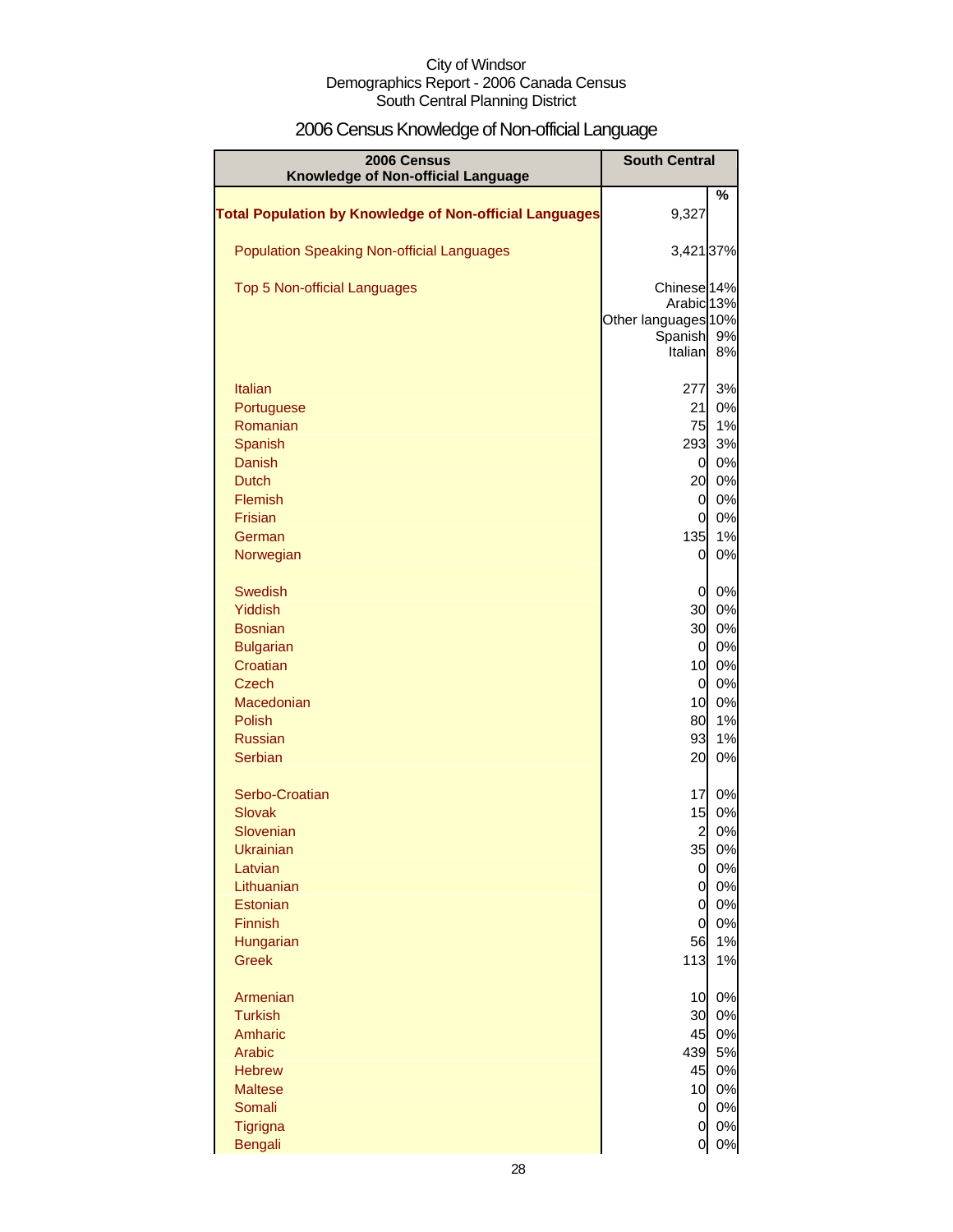City of Windsor
Demographics Report - 2006 Canada Census
South Central Planning District

# 2006 Census Knowledge of Non-official Language

| 2006 Census Knowledge of Non-official Language | South Central | |
|---|---|---|
| | | % |
| **Total Population by Knowledge of Non-official Languages** | 9,327 | |
| Population Speaking Non-official Languages | 3,421 | 37% |
| Top 5 Non-official Languages | Chinese | 14% |
| | Arabic | 13% |
| | Other languages | 10% |
| | Spanish | 9% |
| | Italian | 8% |
| Italian | 277 | 3% |
| Portuguese | 21 | 0% |
| Romanian | 75 | 1% |
| Spanish | 293 | 3% |
| Danish | 0 | 0% |
| Dutch | 20 | 0% |
| Flemish | 0 | 0% |
| Frisian | 0 | 0% |
| German | 135 | 1% |
| Norwegian | 0 | 0% |
| Swedish | 0 | 0% |
| Yiddish | 30 | 0% |
| Bosnian | 30 | 0% |
| Bulgarian | 0 | 0% |
| Croatian | 10 | 0% |
| Czech | 0 | 0% |
| Macedonian | 10 | 0% |
| Polish | 80 | 1% |
| Russian | 93 | 1% |
| Serbian | 20 | 0% |
| Serbo-Croatian | 17 | 0% |
| Slovak | 15 | 0% |
| Slovenian | 2 | 0% |
| Ukrainian | 35 | 0% |
| Latvian | 0 | 0% |
| Lithuanian | 0 | 0% |
| Estonian | 0 | 0% |
| Finnish | 0 | 0% |
| Hungarian | 56 | 1% |
| Greek | 113 | 1% |
| Armenian | 10 | 0% |
| Turkish | 30 | 0% |
| Amharic | 45 | 0% |
| Arabic | 439 | 5% |
| Hebrew | 45 | 0% |
| Maltese | 10 | 0% |
| Somali | 0 | 0% |
| Tigrigna | 0 | 0% |
| Bengali | 0 | 0% |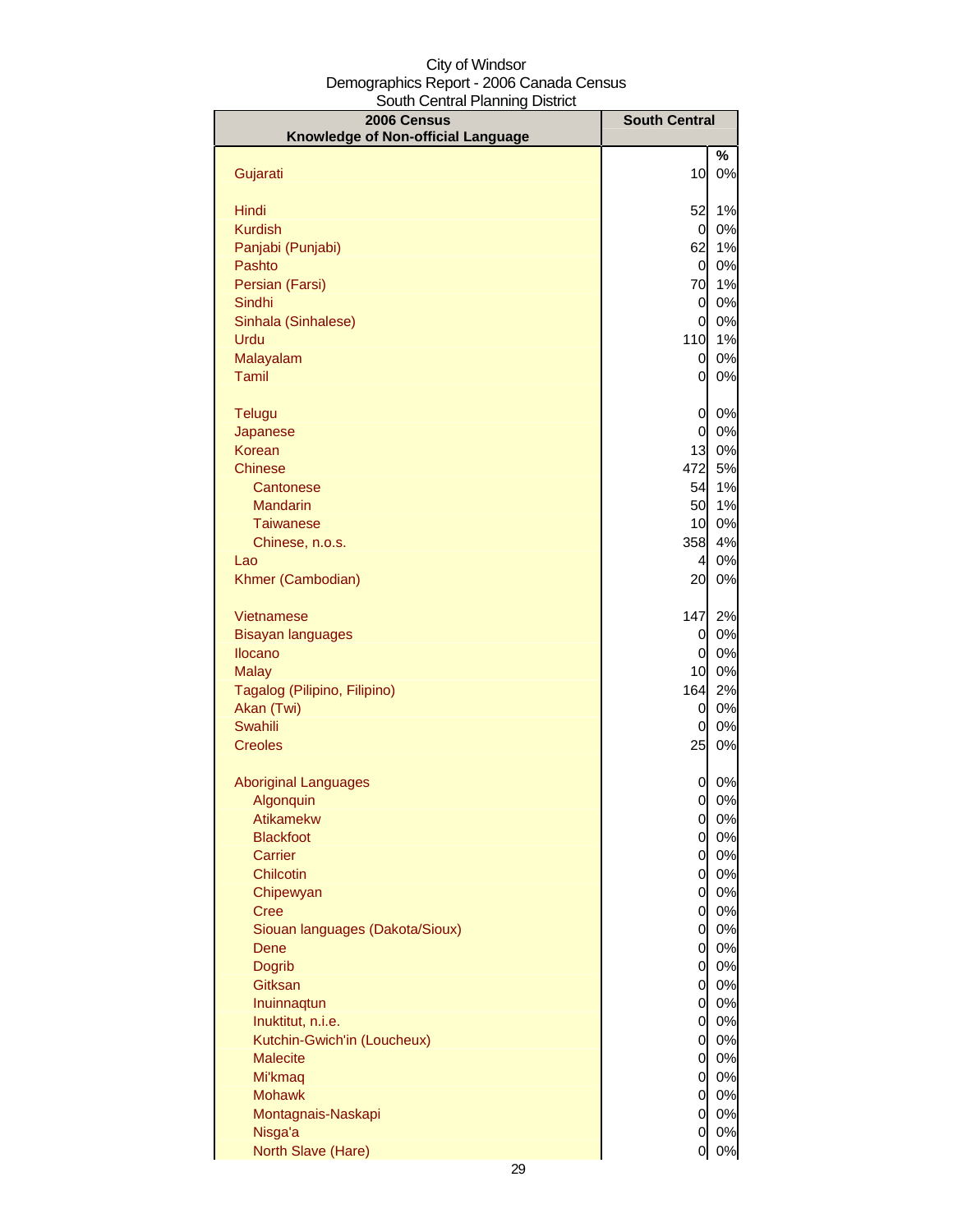City of Windsor
Demographics Report - 2006 Canada Census
South Central Planning District

| 2006 Census Knowledge of Non-official Language | South Central | % |
|---|---|---|
| Gujarati | 10 | 0% |
| Hindi | 52 | 1% |
| Kurdish | 0 | 0% |
| Panjabi (Punjabi) | 62 | 1% |
| Pashto | 0 | 0% |
| Persian (Farsi) | 70 | 1% |
| Sindhi | 0 | 0% |
| Sinhala (Sinhalese) | 0 | 0% |
| Urdu | 110 | 1% |
| Malayalam | 0 | 0% |
| Tamil | 0 | 0% |
| Telugu | 0 | 0% |
| Japanese | 0 | 0% |
| Korean | 13 | 0% |
| Chinese | 472 | 5% |
| Cantonese | 54 | 1% |
| Mandarin | 50 | 1% |
| Taiwanese | 10 | 0% |
| Chinese, n.o.s. | 358 | 4% |
| Lao | 4 | 0% |
| Khmer (Cambodian) | 20 | 0% |
| Vietnamese | 147 | 2% |
| Bisayan languages | 0 | 0% |
| Ilocano | 0 | 0% |
| Malay | 10 | 0% |
| Tagalog (Pilipino, Filipino) | 164 | 2% |
| Akan (Twi) | 0 | 0% |
| Swahili | 0 | 0% |
| Creoles | 25 | 0% |
| Aboriginal Languages | 0 | 0% |
| Algonquin | 0 | 0% |
| Atikamekw | 0 | 0% |
| Blackfoot | 0 | 0% |
| Carrier | 0 | 0% |
| Chilcotin | 0 | 0% |
| Chipewyan | 0 | 0% |
| Cree | 0 | 0% |
| Siouan languages (Dakota/Sioux) | 0 | 0% |
| Dene | 0 | 0% |
| Dogrib | 0 | 0% |
| Gitksan | 0 | 0% |
| Inuinnaqtun | 0 | 0% |
| Inuktitut, n.i.e. | 0 | 0% |
| Kutchin-Gwich'in (Loucheux) | 0 | 0% |
| Malecite | 0 | 0% |
| Mi'kmaq | 0 | 0% |
| Mohawk | 0 | 0% |
| Montagnais-Naskapi | 0 | 0% |
| Nisga'a | 0 | 0% |
| North Slave (Hare) | 0 | 0% |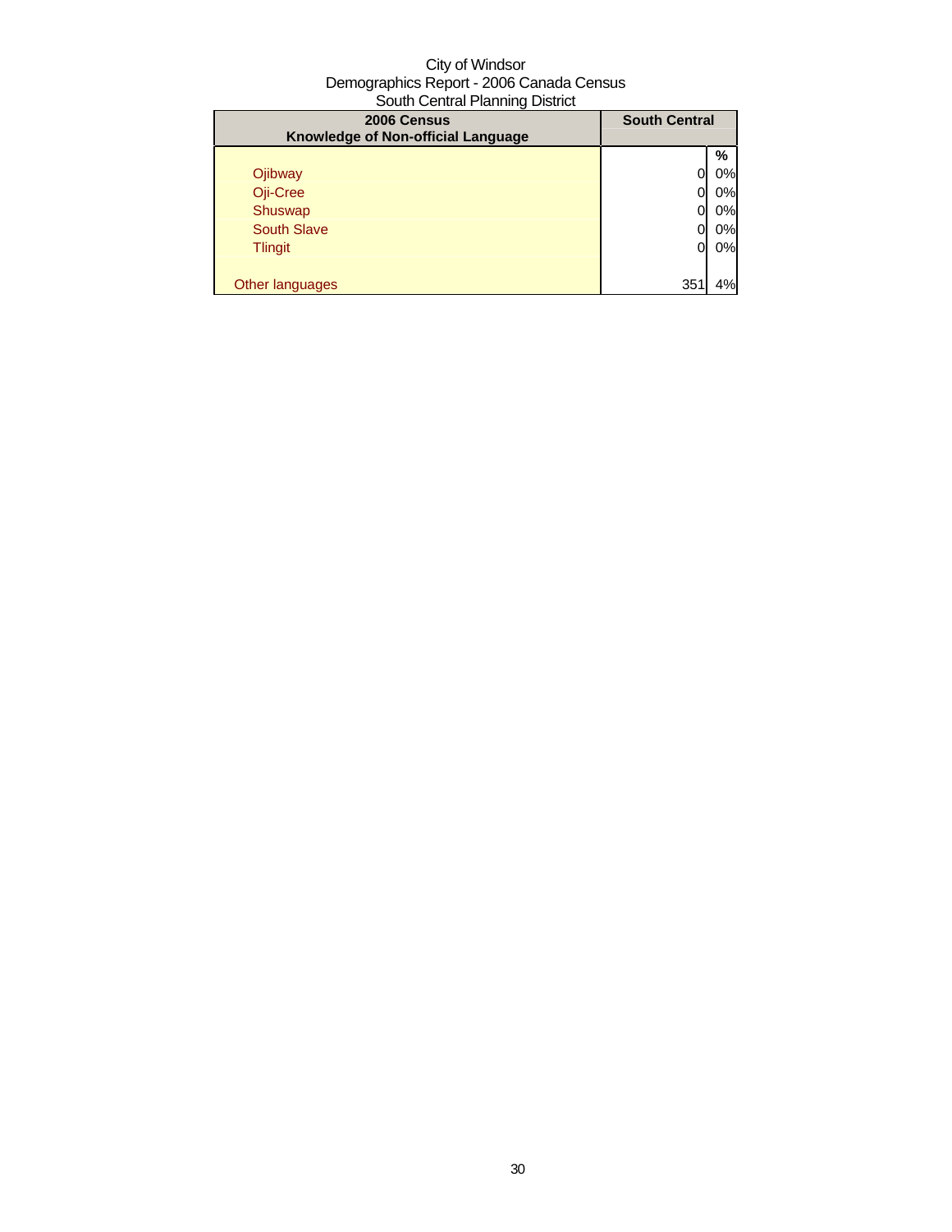City of Windsor
Demographics Report - 2006 Canada Census
South Central Planning District

| 2006 Census<br>Knowledge of Non-official Language | South Central | |
|---|---|---|
| | | % |
| Ojibway | 0 | 0% |
| Oji-Cree | 0 | 0% |
| Shuswap | 0 | 0% |
| South Slave | 0 | 0% |
| Tlingit | 0 | 0% |
| | | |
| Other languages | 351 | 4% |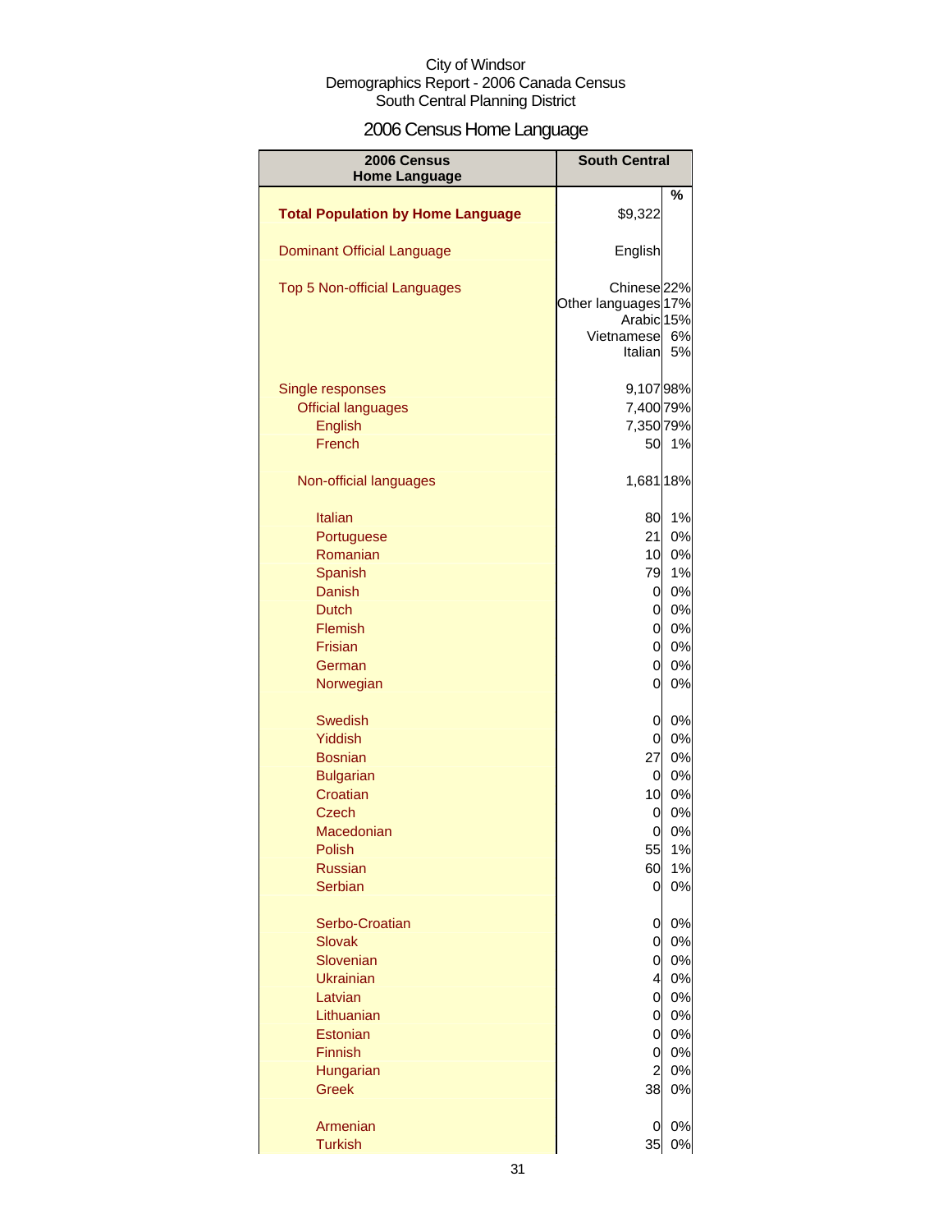City of Windsor
Demographics Report - 2006 Canada Census
South Central Planning District

# 2006 Census Home Language

| 2006 Census Home Language | South Central | % |
|---|---|---|
| **Total Population by Home Language** | $9,322 | |
| Dominant Official Language | English | |
| Top 5 Non-official Languages | Chinese | 22% |
| | Other languages | 17% |
| | Arabic | 15% |
| | Vietnamese | 6% |
| | Italian | 5% |
| Single responses | 9,107 | 98% |
| Official languages | 7,400 | 79% |
| English | 7,350 | 79% |
| French | 50 | 1% |
| Non-official languages | 1,681 | 18% |
| Italian | 80 | 1% |
| Portuguese | 21 | 0% |
| Romanian | 10 | 0% |
| Spanish | 79 | 1% |
| Danish | 0 | 0% |
| Dutch | 0 | 0% |
| Flemish | 0 | 0% |
| Frisian | 0 | 0% |
| German | 0 | 0% |
| Norwegian | 0 | 0% |
| Swedish | 0 | 0% |
| Yiddish | 0 | 0% |
| Bosnian | 27 | 0% |
| Bulgarian | 0 | 0% |
| Croatian | 10 | 0% |
| Czech | 0 | 0% |
| Macedonian | 0 | 0% |
| Polish | 55 | 1% |
| Russian | 60 | 1% |
| Serbian | 0 | 0% |
| Serbo-Croatian | 0 | 0% |
| Slovak | 0 | 0% |
| Slovenian | 0 | 0% |
| Ukrainian | 4 | 0% |
| Latvian | 0 | 0% |
| Lithuanian | 0 | 0% |
| Estonian | 0 | 0% |
| Finnish | 0 | 0% |
| Hungarian | 2 | 0% |
| Greek | 38 | 0% |
| Armenian | 0 | 0% |
| Turkish | 35 | 0% |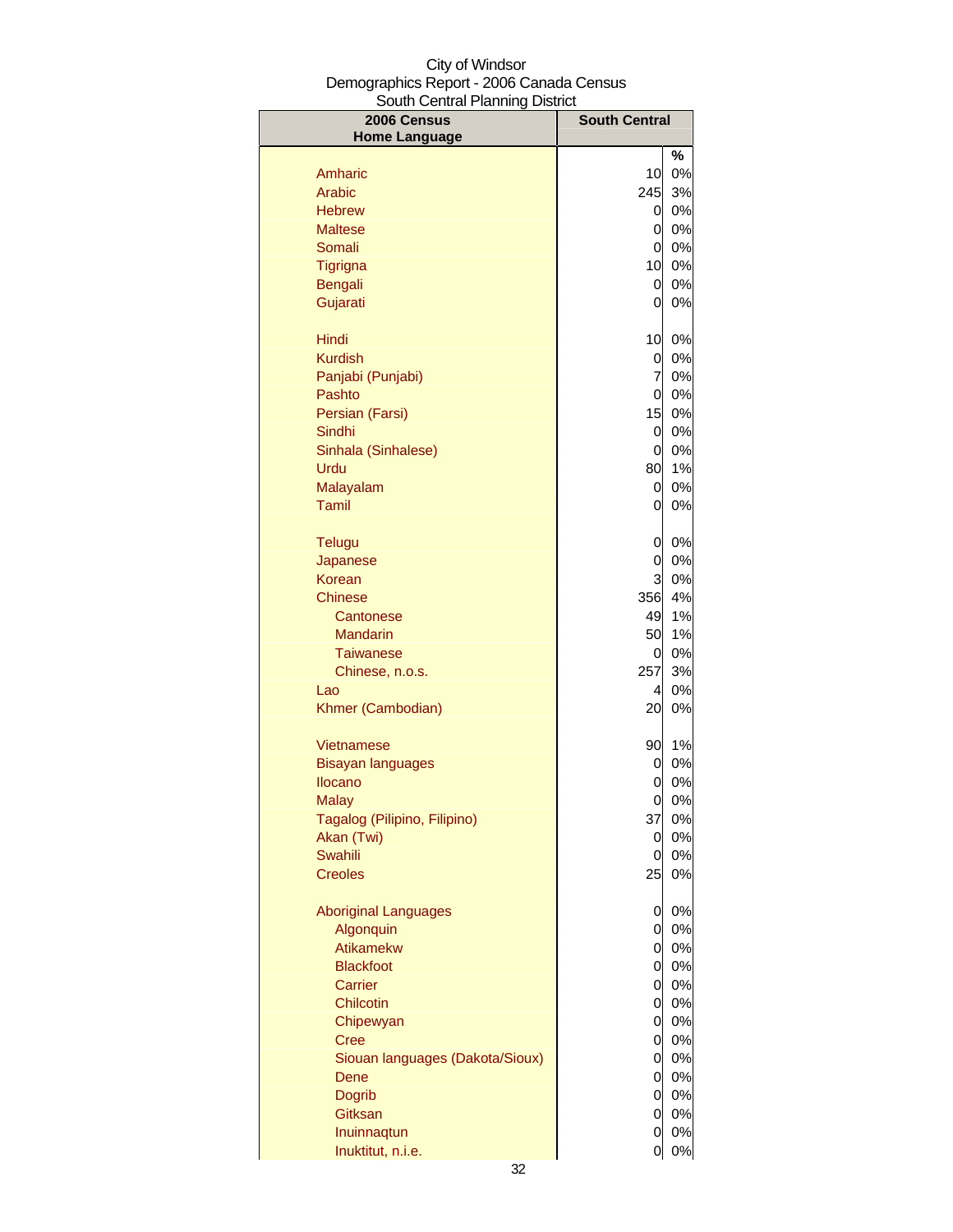City of Windsor
Demographics Report - 2006 Canada Census
South Central Planning District

| 2006 Census Home Language | South Central | % |
|---|---|---|
| Amharic | 10 | 0% |
| Arabic | 245 | 3% |
| Hebrew | 0 | 0% |
| Maltese | 0 | 0% |
| Somali | 0 | 0% |
| Tigrigna | 10 | 0% |
| Bengali | 0 | 0% |
| Gujarati | 0 | 0% |
| Hindi | 10 | 0% |
| Kurdish | 0 | 0% |
| Panjabi (Punjabi) | 7 | 0% |
| Pashto | 0 | 0% |
| Persian (Farsi) | 15 | 0% |
| Sindhi | 0 | 0% |
| Sinhala (Sinhalese) | 0 | 0% |
| Urdu | 80 | 1% |
| Malayalam | 0 | 0% |
| Tamil | 0 | 0% |
| Telugu | 0 | 0% |
| Japanese | 0 | 0% |
| Korean | 3 | 0% |
| Chinese | 356 | 4% |
| Cantonese | 49 | 1% |
| Mandarin | 50 | 1% |
| Taiwanese | 0 | 0% |
| Chinese, n.o.s. | 257 | 3% |
| Lao | 4 | 0% |
| Khmer (Cambodian) | 20 | 0% |
| Vietnamese | 90 | 1% |
| Bisayan languages | 0 | 0% |
| Ilocano | 0 | 0% |
| Malay | 0 | 0% |
| Tagalog (Pilipino, Filipino) | 37 | 0% |
| Akan (Twi) | 0 | 0% |
| Swahili | 0 | 0% |
| Creoles | 25 | 0% |
| Aboriginal Languages | 0 | 0% |
| Algonquin | 0 | 0% |
| Atikamekw | 0 | 0% |
| Blackfoot | 0 | 0% |
| Carrier | 0 | 0% |
| Chilcotin | 0 | 0% |
| Chipewyan | 0 | 0% |
| Cree | 0 | 0% |
| Siouan languages (Dakota/Sioux) | 0 | 0% |
| Dene | 0 | 0% |
| Dogrib | 0 | 0% |
| Gitksan | 0 | 0% |
| Inuinnaqtun | 0 | 0% |
| Inuktitut, n.i.e. | 0 | 0% |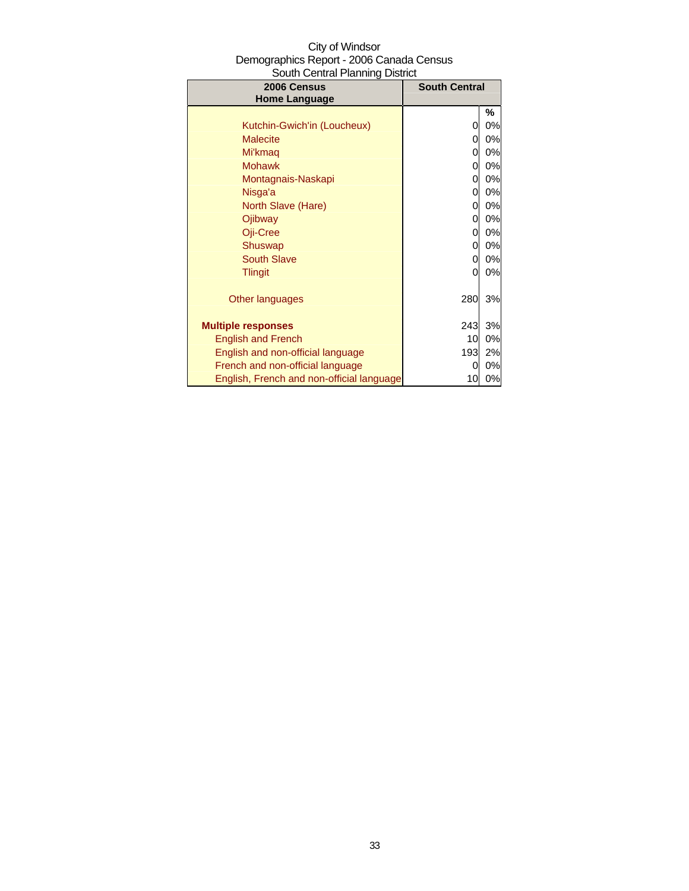City of Windsor
Demographics Report - 2006 Canada Census
South Central Planning District

| 2006 Census Home Language | South Central | |
|---|---|---|
| | | % |
| Kutchin-Gwich'in (Loucheux) | 0 | 0% |
| Malecite | 0 | 0% |
| Mi'kmaq | 0 | 0% |
| Mohawk | 0 | 0% |
| Montagnais-Naskapi | 0 | 0% |
| Nisga'a | 0 | 0% |
| North Slave (Hare) | 0 | 0% |
| Ojibway | 0 | 0% |
| Oji-Cree | 0 | 0% |
| Shuswap | 0 | 0% |
| South Slave | 0 | 0% |
| Tlingit | 0 | 0% |
| Other languages | 280 | 3% |
| **Multiple responses** | 243 | 3% |
| English and French | 10 | 0% |
| English and non-official language | 193 | 2% |
| French and non-official language | 0 | 0% |
| English, French and non-official language | 10 | 0% |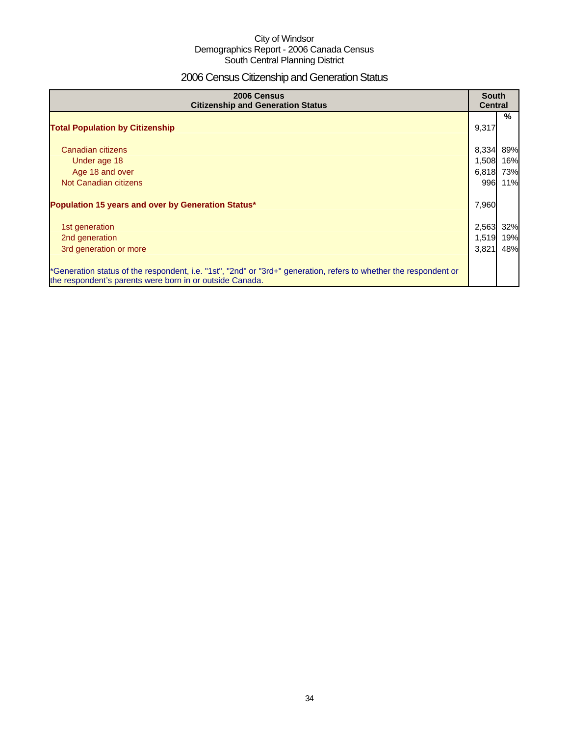City of Windsor
Demographics Report - 2006 Canada Census
South Central Planning District

# 2006 Census Citizenship and Generation Status

| 2006 Census<br>Citizenship and Generation Status | South Central | |
|---|---|---|
| | | % |
| **Total Population by Citizenship** | 9,317 | |
| Canadian citizens | 8,334 | 89% |
| Under age 18 | 1,508 | 16% |
| Age 18 and over | 6,818 | 73% |
| Not Canadian citizens | 996 | 11% |
| **Population 15 years and over by Generation Status*** | 7,960 | |
| 1st generation | 2,563 | 32% |
| 2nd generation | 1,519 | 19% |
| 3rd generation or more | 3,821 | 48% |

*Generation status of the respondent, i.e. "1st", "2nd" or "3rd+" generation, refers to whether the respondent or the respondent's parents were born in or outside Canada.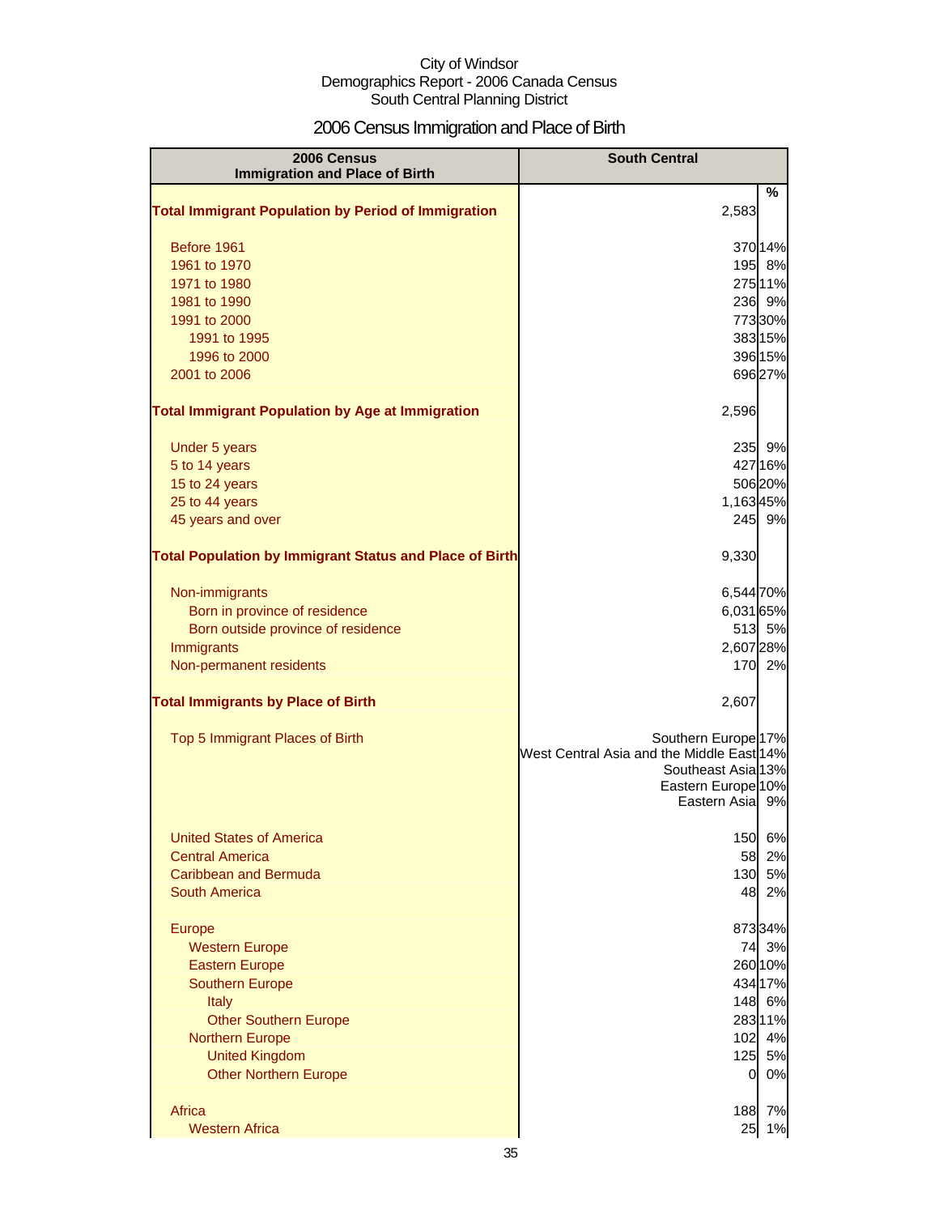City of Windsor
Demographics Report - 2006 Canada Census
South Central Planning District

# 2006 Census Immigration and Place of Birth

| 2006 Census Immigration and Place of Birth | South Central | % |
|---|---|---|
| **Total Immigrant Population by Period of Immigration** | 2,583 | |
| Before 1961 | 370 | 14% |
| 1961 to 1970 | 195 | 8% |
| 1971 to 1980 | 275 | 11% |
| 1981 to 1990 | 236 | 9% |
| 1991 to 2000 | 773 | 30% |
| 1991 to 1995 | 383 | 15% |
| 1996 to 2000 | 396 | 15% |
| 2001 to 2006 | 696 | 27% |
| **Total Immigrant Population by Age at Immigration** | 2,596 | |
| Under 5 years | 235 | 9% |
| 5 to 14 years | 427 | 16% |
| 15 to 24 years | 506 | 20% |
| 25 to 44 years | 1,163 | 45% |
| 45 years and over | 245 | 9% |
| **Total Population by Immigrant Status and Place of Birth** | 9,330 | |
| Non-immigrants | 6,544 | 70% |
| Born in province of residence | 6,031 | 65% |
| Born outside province of residence | 513 | 5% |
| Immigrants | 2,607 | 28% |
| Non-permanent residents | 170 | 2% |
| **Total Immigrants by Place of Birth** | 2,607 | |
| Top 5 Immigrant Places of Birth | Southern Europe | 17% |
| | West Central Asia and the Middle East | 14% |
| | Southeast Asia | 13% |
| | Eastern Europe | 10% |
| | Eastern Asia | 9% |
| United States of America | 150 | 6% |
| Central America | 58 | 2% |
| Caribbean and Bermuda | 130 | 5% |
| South America | 48 | 2% |
| Europe | 873 | 34% |
| Western Europe | 74 | 3% |
| Eastern Europe | 260 | 10% |
| Southern Europe | 434 | 17% |
| Italy | 148 | 6% |
| Other Southern Europe | 283 | 11% |
| Northern Europe | 102 | 4% |
| United Kingdom | 125 | 5% |
| Other Northern Europe | 0 | 0% |
| Africa | 188 | 7% |
| Western Africa | 25 | 1% |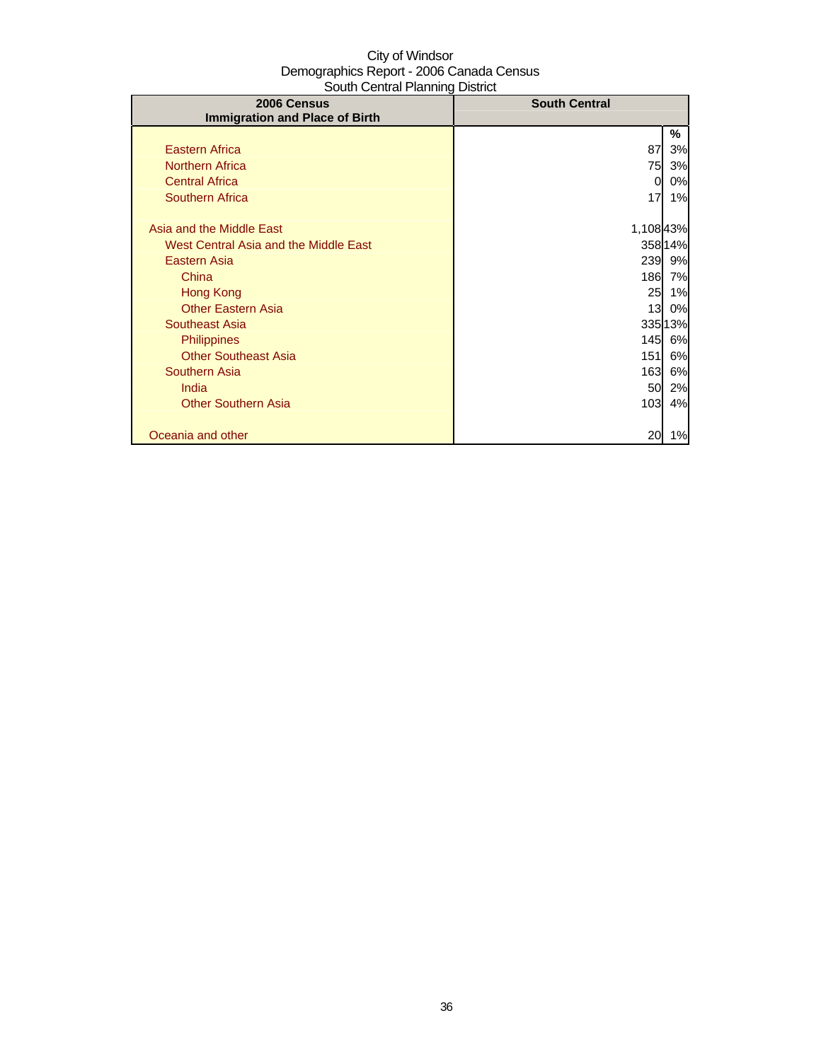City of Windsor
Demographics Report - 2006 Canada Census
South Central Planning District

| 2006 Census Immigration and Place of Birth | South Central | |
|---|---|---|
| | | % |
| Eastern Africa | 87 | 3% |
| Northern Africa | 75 | 3% |
| Central Africa | 0 | 0% |
| Southern Africa | 17 | 1% |
| | | |
| Asia and the Middle East | 1,108 | 43% |
| West Central Asia and the Middle East | 358 | 14% |
| Eastern Asia | 239 | 9% |
| China | 186 | 7% |
| Hong Kong | 25 | 1% |
| Other Eastern Asia | 13 | 0% |
| Southeast Asia | 335 | 13% |
| Philippines | 145 | 6% |
| Other Southeast Asia | 151 | 6% |
| Southern Asia | 163 | 6% |
| India | 50 | 2% |
| Other Southern Asia | 103 | 4% |
| | | |
| Oceania and other | 20 | 1% |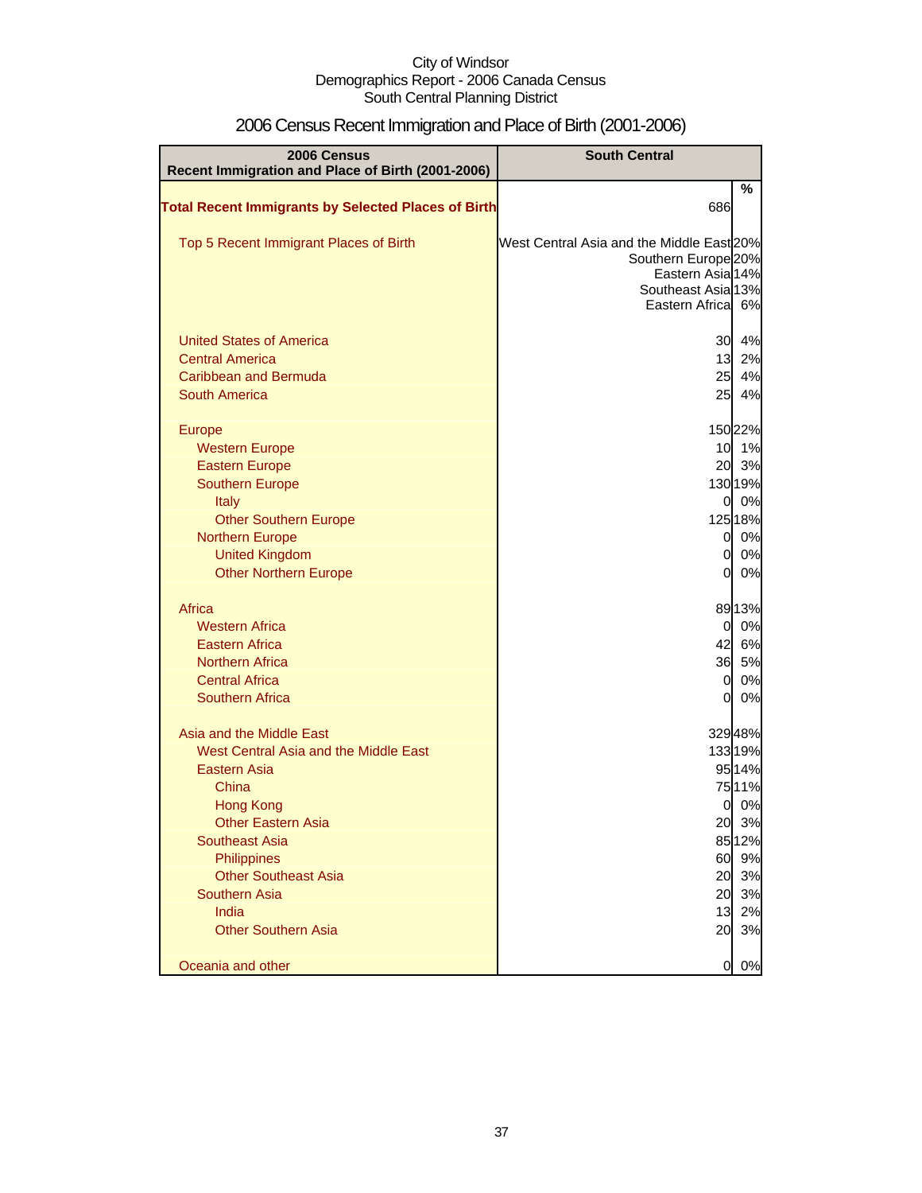City of Windsor
Demographics Report - 2006 Canada Census
South Central Planning District

# 2006 Census Recent Immigration and Place of Birth (2001-2006)

| 2006 Census Recent Immigration and Place of Birth (2001-2006) | South Central | |
|---|---|---|
| | | % |
| **Total Recent Immigrants by Selected Places of Birth** | 686 | |
| Top 5 Recent Immigrant Places of Birth | West Central Asia and the Middle East | 20% |
| | Southern Europe | 20% |
| | Eastern Asia | 14% |
| | Southeast Asia | 13% |
| | Eastern Africa | 6% |
| United States of America | 30 | 4% |
| Central America | 13 | 2% |
| Caribbean and Bermuda | 25 | 4% |
| South America | 25 | 4% |
| Europe | 150 | 22% |
| Western Europe | 10 | 1% |
| Eastern Europe | 20 | 3% |
| Southern Europe | 130 | 19% |
| Italy | 0 | 0% |
| Other Southern Europe | 125 | 18% |
| Northern Europe | 0 | 0% |
| United Kingdom | 0 | 0% |
| Other Northern Europe | 0 | 0% |
| Africa | 89 | 13% |
| Western Africa | 0 | 0% |
| Eastern Africa | 42 | 6% |
| Northern Africa | 36 | 5% |
| Central Africa | 0 | 0% |
| Southern Africa | 0 | 0% |
| Asia and the Middle East | 329 | 48% |
| West Central Asia and the Middle East | 133 | 19% |
| Eastern Asia | 95 | 14% |
| China | 75 | 11% |
| Hong Kong | 0 | 0% |
| Other Eastern Asia | 20 | 3% |
| Southeast Asia | 85 | 12% |
| Philippines | 60 | 9% |
| Other Southeast Asia | 20 | 3% |
| Southern Asia | 20 | 3% |
| India | 13 | 2% |
| Other Southern Asia | 20 | 3% |
| Oceania and other | 0 | 0% |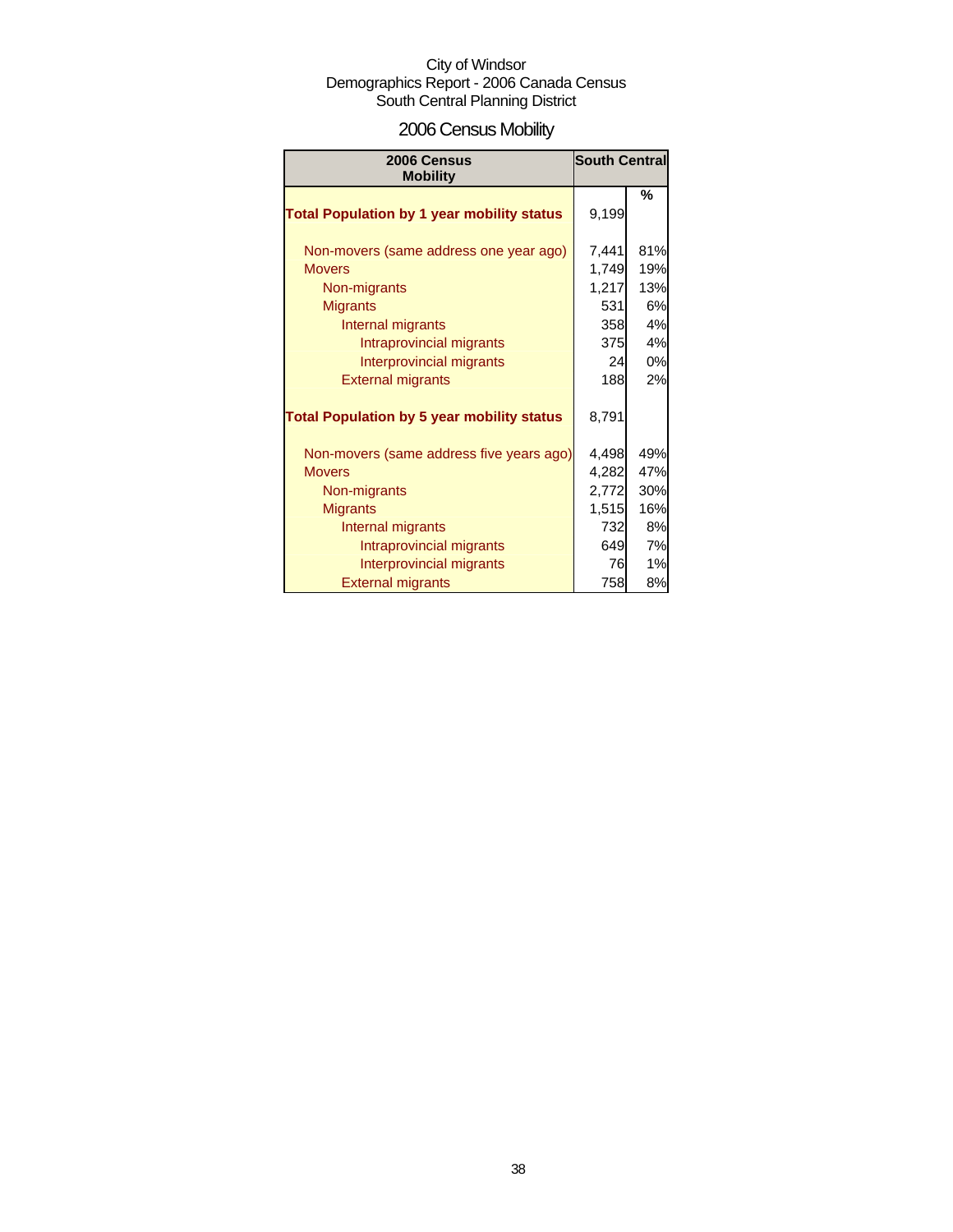City of Windsor
Demographics Report - 2006 Canada Census
South Central Planning District

# 2006 Census Mobility

| 2006 Census Mobility | South Central | |
|---|---|---|
| | | % |
| **Total Population by 1 year mobility status** | 9,199 | |
| Non-movers (same address one year ago) | 7,441 | 81% |
| Movers | 1,749 | 19% |
| Non-migrants | 1,217 | 13% |
| Migrants | 531 | 6% |
| Internal migrants | 358 | 4% |
| Intraprovincial migrants | 375 | 4% |
| Interprovincial migrants | 24 | 0% |
| External migrants | 188 | 2% |
| **Total Population by 5 year mobility status** | 8,791 | |
| Non-movers (same address five years ago) | 4,498 | 49% |
| Movers | 4,282 | 47% |
| Non-migrants | 2,772 | 30% |
| Migrants | 1,515 | 16% |
| Internal migrants | 732 | 8% |
| Intraprovincial migrants | 649 | 7% |
| Interprovincial migrants | 76 | 1% |
| External migrants | 758 | 8% |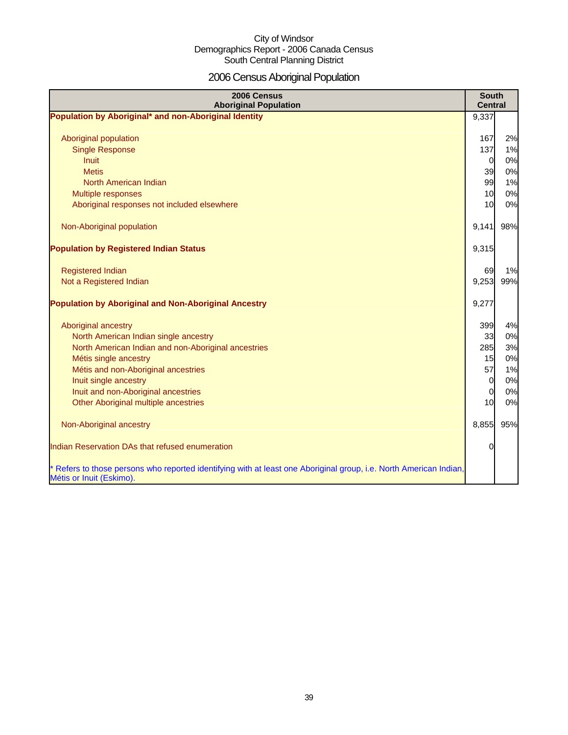City of Windsor
Demographics Report - 2006 Canada Census
South Central Planning District

# 2006 Census Aboriginal Population

| 2006 Census<br>Aboriginal Population | South Central | |
|---|---|---|
| **Population by Aboriginal* and non-Aboriginal Identity** | 9,337 | |
| Aboriginal population | 167 | 2% |
| Single Response | 137 | 1% |
| Inuit | 0 | 0% |
| Metis | 39 | 0% |
| North American Indian | 99 | 1% |
| Multiple responses | 10 | 0% |
| Aboriginal responses not included elsewhere | 10 | 0% |
| Non-Aboriginal population | 9,141 | 98% |
| **Population by Registered Indian Status** | 9,315 | |
| Registered Indian | 69 | 1% |
| Not a Registered Indian | 9,253 | 99% |
| **Population by Aboriginal and Non-Aboriginal Ancestry** | 9,277 | |
| Aboriginal ancestry | 399 | 4% |
| North American Indian single ancestry | 33 | 0% |
| North American Indian and non-Aboriginal ancestries | 285 | 3% |
| Métis single ancestry | 15 | 0% |
| Métis and non-Aboriginal ancestries | 57 | 1% |
| Inuit single ancestry | 0 | 0% |
| Inuit and non-Aboriginal ancestries | 0 | 0% |
| Other Aboriginal multiple ancestries | 10 | 0% |
| Non-Aboriginal ancestry | 8,855 | 95% |
| Indian Reservation DAs that refused enumeration | 0 | |

* Refers to those persons who reported identifying with at least one Aboriginal group, i.e. North American Indian, Métis or Inuit (Eskimo).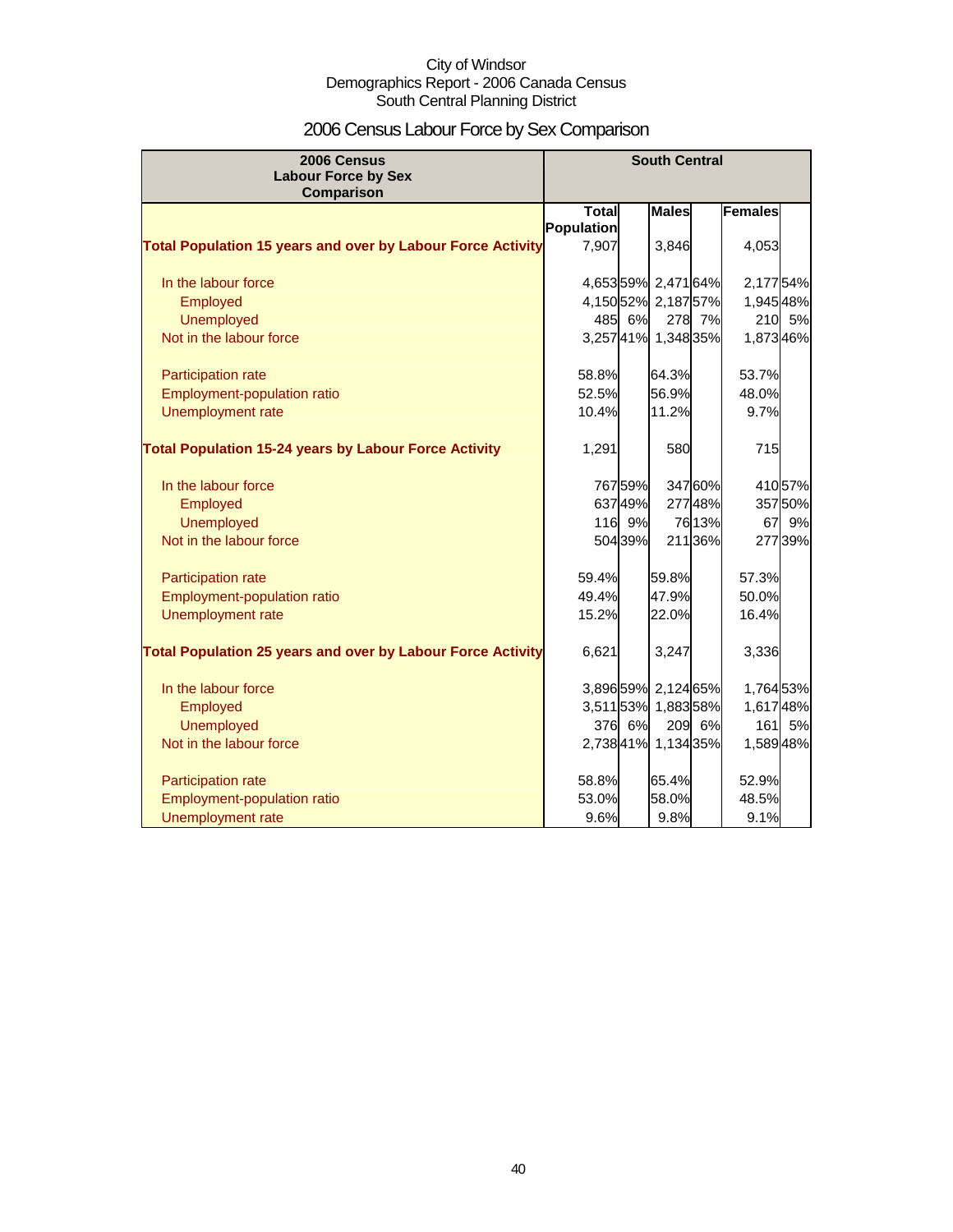City of Windsor
Demographics Report - 2006 Canada Census
South Central Planning District

# 2006 Census Labour Force by Sex Comparison

| 2006 Census Labour Force by Sex Comparison | South Central | | | | | |
|---|---|---|---|---|---|---|
| | Total Population | | Males | | Females | |
| **Total Population 15 years and over by Labour Force Activity** | 7,907 | | 3,846 | | 4,053 | |
| In the labour force | 4,653 | 59% | 2,471 | 64% | 2,177 | 54% |
| Employed | 4,150 | 52% | 2,187 | 57% | 1,945 | 48% |
| Unemployed | 485 | 6% | 278 | 7% | 210 | 5% |
| Not in the labour force | 3,257 | 41% | 1,348 | 35% | 1,873 | 46% |
| Participation rate | 58.8% | | 64.3% | | 53.7% | |
| Employment-population ratio | 52.5% | | 56.9% | | 48.0% | |
| Unemployment rate | 10.4% | | 11.2% | | 9.7% | |
| **Total Population 15-24 years by Labour Force Activity** | 1,291 | | 580 | | 715 | |
| In the labour force | 767 | 59% | 347 | 60% | 410 | 57% |
| Employed | 637 | 49% | 277 | 48% | 357 | 50% |
| Unemployed | 116 | 9% | 76 | 13% | 67 | 9% |
| Not in the labour force | 504 | 39% | 211 | 36% | 277 | 39% |
| Participation rate | 59.4% | | 59.8% | | 57.3% | |
| Employment-population ratio | 49.4% | | 47.9% | | 50.0% | |
| Unemployment rate | 15.2% | | 22.0% | | 16.4% | |
| **Total Population 25 years and over by Labour Force Activity** | 6,621 | | 3,247 | | 3,336 | |
| In the labour force | 3,896 | 59% | 2,124 | 65% | 1,764 | 53% |
| Employed | 3,511 | 53% | 1,883 | 58% | 1,617 | 48% |
| Unemployed | 376 | 6% | 209 | 6% | 161 | 5% |
| Not in the labour force | 2,738 | 41% | 1,134 | 35% | 1,589 | 48% |
| Participation rate | 58.8% | | 65.4% | | 52.9% | |
| Employment-population ratio | 53.0% | | 58.0% | | 48.5% | |
| Unemployment rate | 9.6% | | 9.8% | | 9.1% | |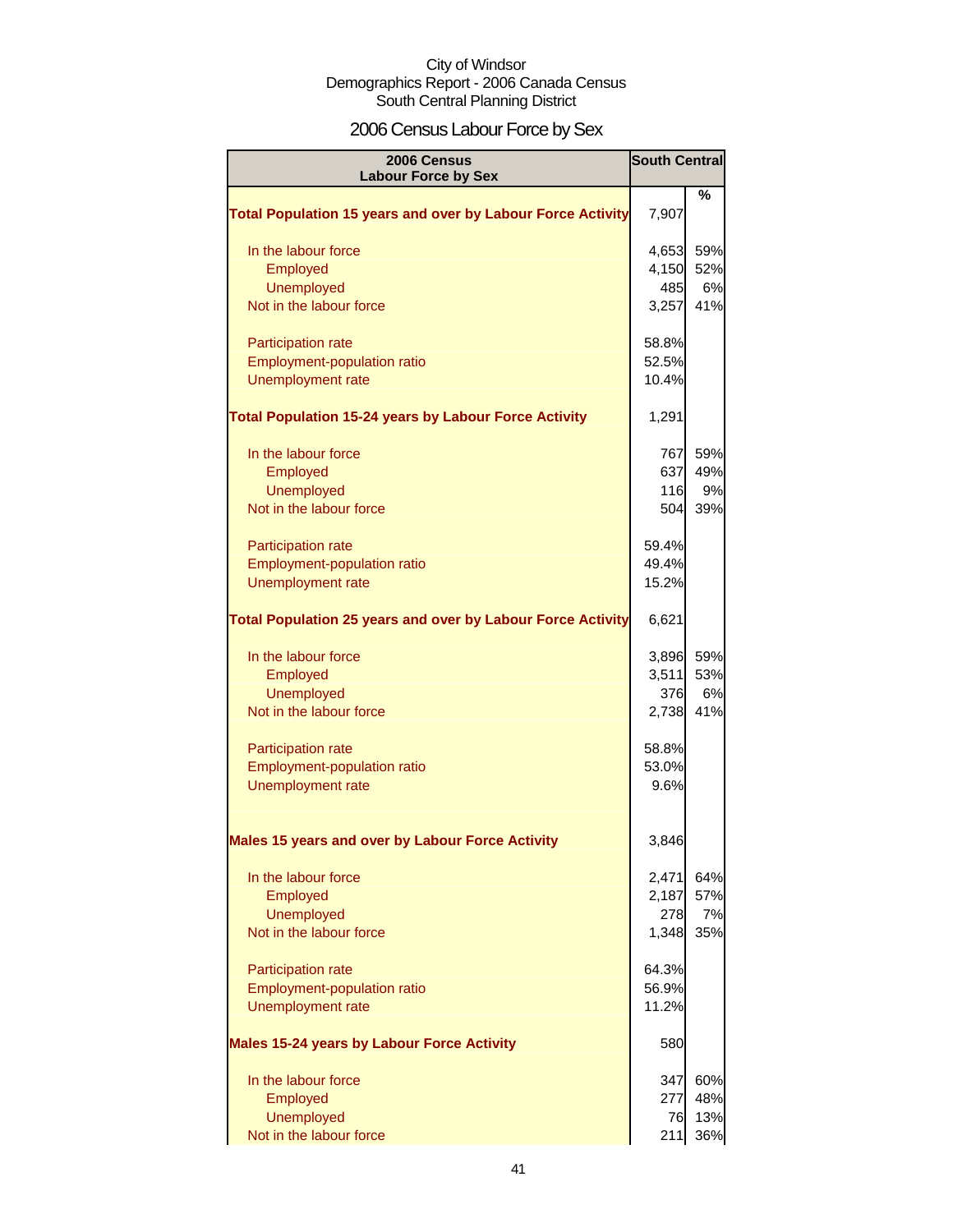City of Windsor
Demographics Report - 2006 Canada Census
South Central Planning District

# 2006 Census Labour Force by Sex

| 2006 Census Labour Force by Sex | South Central | |
|---|---|---|
| | | % |
| **Total Population 15 years and over by Labour Force Activity** | 7,907 | |
| In the labour force | 4,653 | 59% |
| Employed | 4,150 | 52% |
| Unemployed | 485 | 6% |
| Not in the labour force | 3,257 | 41% |
| Participation rate | 58.8% | |
| Employment-population ratio | 52.5% | |
| Unemployment rate | 10.4% | |
| **Total Population 15-24 years by Labour Force Activity** | 1,291 | |
| In the labour force | 767 | 59% |
| Employed | 637 | 49% |
| Unemployed | 116 | 9% |
| Not in the labour force | 504 | 39% |
| Participation rate | 59.4% | |
| Employment-population ratio | 49.4% | |
| Unemployment rate | 15.2% | |
| **Total Population 25 years and over by Labour Force Activity** | 6,621 | |
| In the labour force | 3,896 | 59% |
| Employed | 3,511 | 53% |
| Unemployed | 376 | 6% |
| Not in the labour force | 2,738 | 41% |
| Participation rate | 58.8% | |
| Employment-population ratio | 53.0% | |
| Unemployment rate | 9.6% | |
| **Males 15 years and over by Labour Force Activity** | 3,846 | |
| In the labour force | 2,471 | 64% |
| Employed | 2,187 | 57% |
| Unemployed | 278 | 7% |
| Not in the labour force | 1,348 | 35% |
| Participation rate | 64.3% | |
| Employment-population ratio | 56.9% | |
| Unemployment rate | 11.2% | |
| **Males 15-24 years by Labour Force Activity** | 580 | |
| In the labour force | 347 | 60% |
| Employed | 277 | 48% |
| Unemployed | 76 | 13% |
| Not in the labour force | 211 | 36% |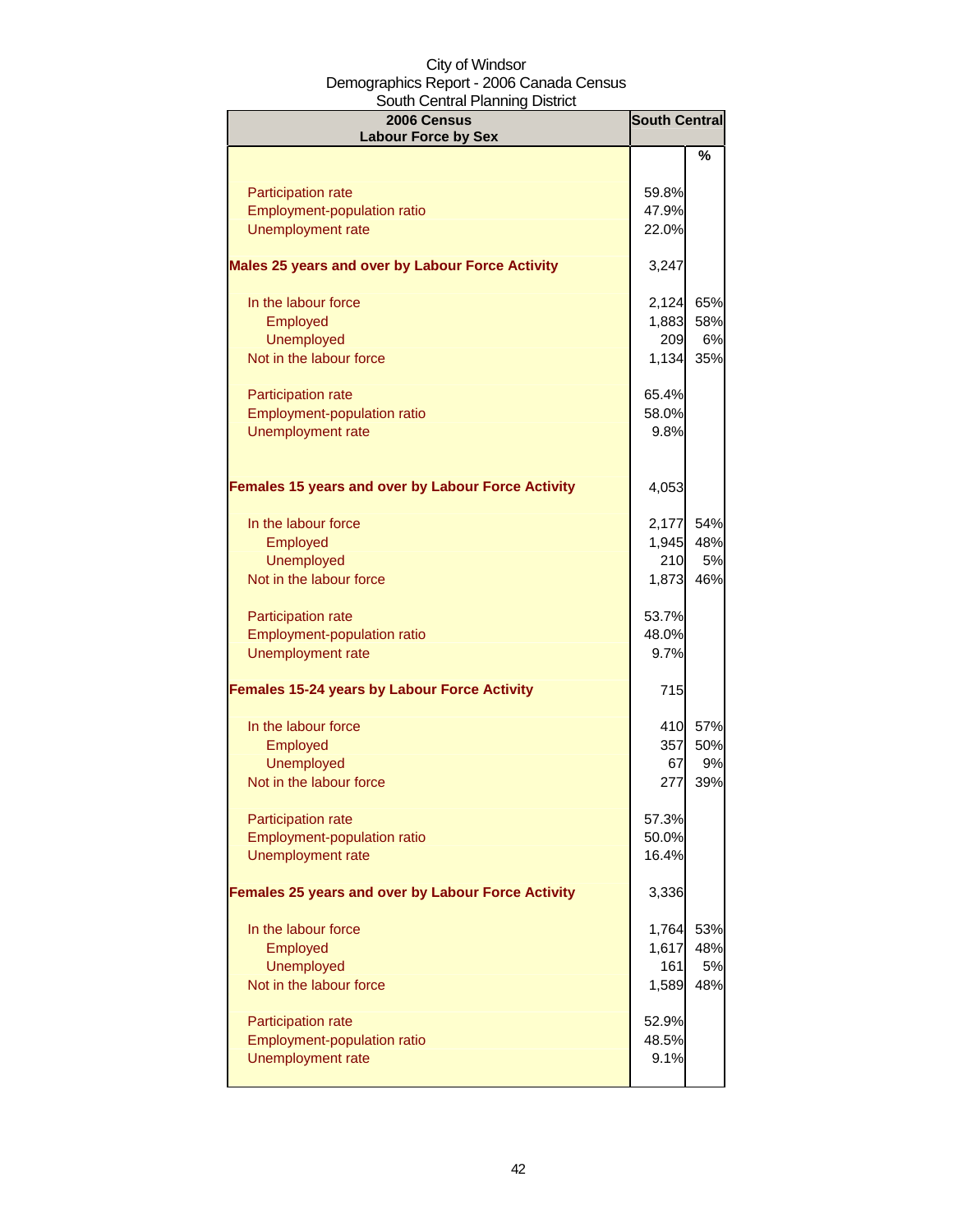City of Windsor
Demographics Report - 2006 Canada Census
South Central Planning District

| 2006 Census Labour Force by Sex | South Central | |
|---|---|---|
| | | % |
| Participation rate | 59.8% | |
| Employment-population ratio | 47.9% | |
| Unemployment rate | 22.0% | |
| **Males 25 years and over by Labour Force Activity** | 3,247 | |
| In the labour force | 2,124 | 65% |
| Employed | 1,883 | 58% |
| Unemployed | 209 | 6% |
| Not in the labour force | 1,134 | 35% |
| Participation rate | 65.4% | |
| Employment-population ratio | 58.0% | |
| Unemployment rate | 9.8% | |
| **Females 15 years and over by Labour Force Activity** | 4,053 | |
| In the labour force | 2,177 | 54% |
| Employed | 1,945 | 48% |
| Unemployed | 210 | 5% |
| Not in the labour force | 1,873 | 46% |
| Participation rate | 53.7% | |
| Employment-population ratio | 48.0% | |
| Unemployment rate | 9.7% | |
| **Females 15-24 years by Labour Force Activity** | 715 | |
| In the labour force | 410 | 57% |
| Employed | 357 | 50% |
| Unemployed | 67 | 9% |
| Not in the labour force | 277 | 39% |
| Participation rate | 57.3% | |
| Employment-population ratio | 50.0% | |
| Unemployment rate | 16.4% | |
| **Females 25 years and over by Labour Force Activity** | 3,336 | |
| In the labour force | 1,764 | 53% |
| Employed | 1,617 | 48% |
| Unemployed | 161 | 5% |
| Not in the labour force | 1,589 | 48% |
| Participation rate | 52.9% | |
| Employment-population ratio | 48.5% | |
| Unemployment rate | 9.1% | |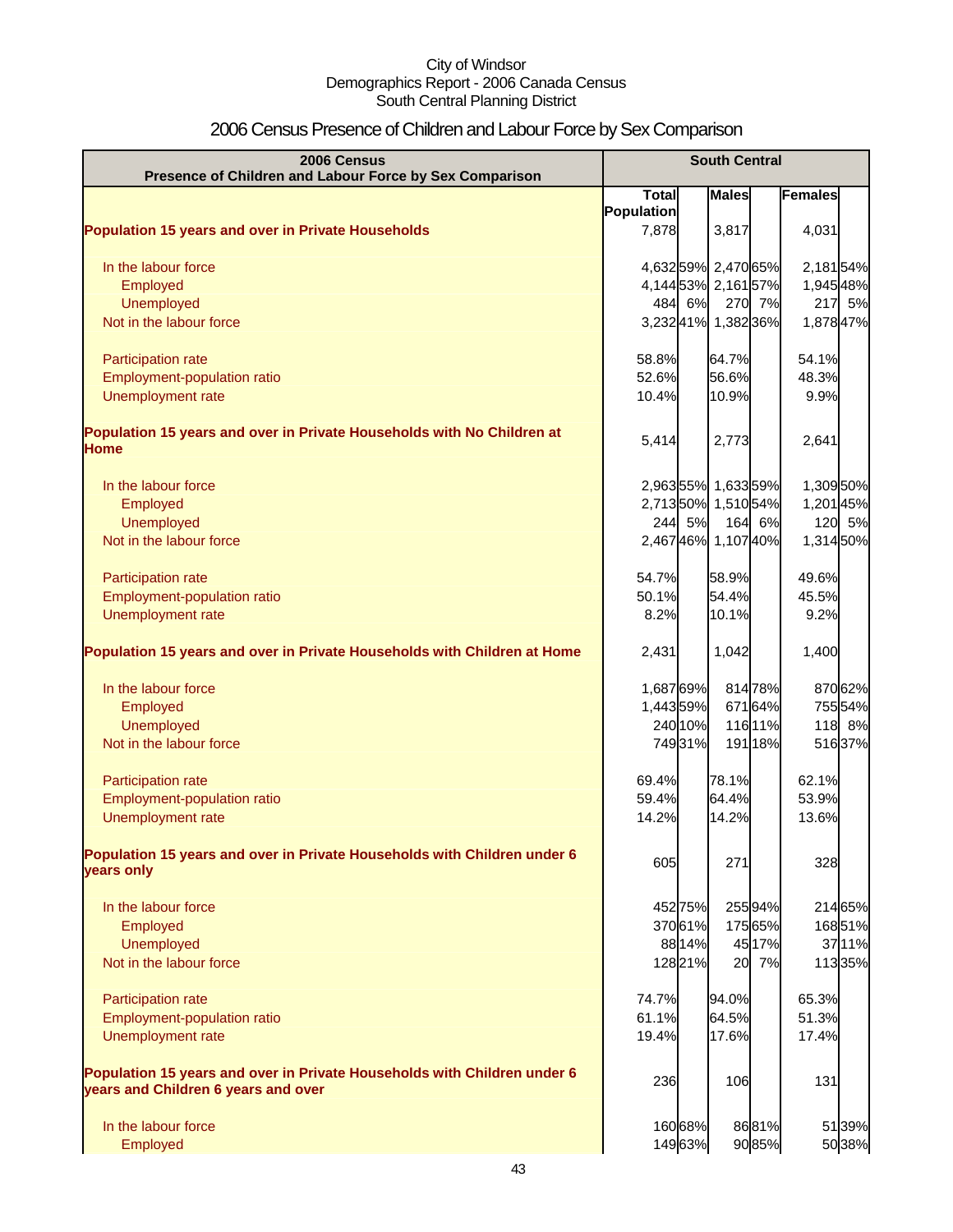City of Windsor
Demographics Report - 2006 Canada Census
South Central Planning District

# 2006 Census Presence of Children and Labour Force by Sex Comparison

| 2006 Census<br>Presence of Children and Labour Force by Sex Comparison | South Central | | | | | |
|---|---|---|---|---|---|---|
| | Total Population | | Males | | Females | |
| **Population 15 years and over in Private Households** | 7,878 | | 3,817 | | 4,031 | |
| In the labour force | 4,632 | 59% | 2,470 | 65% | 2,181 | 54% |
| Employed | 4,144 | 53% | 2,161 | 57% | 1,945 | 48% |
| Unemployed | 484 | 6% | 270 | 7% | 217 | 5% |
| Not in the labour force | 3,232 | 41% | 1,382 | 36% | 1,878 | 47% |
| Participation rate | 58.8% | | 64.7% | | 54.1% | |
| Employment-population ratio | 52.6% | | 56.6% | | 48.3% | |
| Unemployment rate | 10.4% | | 10.9% | | 9.9% | |
| **Population 15 years and over in Private Households with No Children at Home** | 5,414 | | 2,773 | | 2,641 | |
| In the labour force | 2,963 | 55% | 1,633 | 59% | 1,309 | 50% |
| Employed | 2,713 | 50% | 1,510 | 54% | 1,201 | 45% |
| Unemployed | 244 | 5% | 164 | 6% | 120 | 5% |
| Not in the labour force | 2,467 | 46% | 1,107 | 40% | 1,314 | 50% |
| Participation rate | 54.7% | | 58.9% | | 49.6% | |
| Employment-population ratio | 50.1% | | 54.4% | | 45.5% | |
| Unemployment rate | 8.2% | | 10.1% | | 9.2% | |
| **Population 15 years and over in Private Households with Children at Home** | 2,431 | | 1,042 | | 1,400 | |
| In the labour force | 1,687 | 69% | 814 | 78% | 870 | 62% |
| Employed | 1,443 | 59% | 671 | 64% | 755 | 54% |
| Unemployed | 240 | 10% | 116 | 11% | 118 | 8% |
| Not in the labour force | 749 | 31% | 191 | 18% | 516 | 37% |
| Participation rate | 69.4% | | 78.1% | | 62.1% | |
| Employment-population ratio | 59.4% | | 64.4% | | 53.9% | |
| Unemployment rate | 14.2% | | 14.2% | | 13.6% | |
| **Population 15 years and over in Private Households with Children under 6 years only** | 605 | | 271 | | 328 | |
| In the labour force | 452 | 75% | 255 | 94% | 214 | 65% |
| Employed | 370 | 61% | 175 | 65% | 168 | 51% |
| Unemployed | 88 | 14% | 45 | 17% | 37 | 11% |
| Not in the labour force | 128 | 21% | 20 | 7% | 113 | 35% |
| Participation rate | 74.7% | | 94.0% | | 65.3% | |
| Employment-population ratio | 61.1% | | 64.5% | | 51.3% | |
| Unemployment rate | 19.4% | | 17.6% | | 17.4% | |
| **Population 15 years and over in Private Households with Children under 6 years and Children 6 years and over** | 236 | | 106 | | 131 | |
| In the labour force | 160 | 68% | 86 | 81% | 51 | 39% |
| Employed | 149 | 63% | 90 | 85% | 50 | 38% |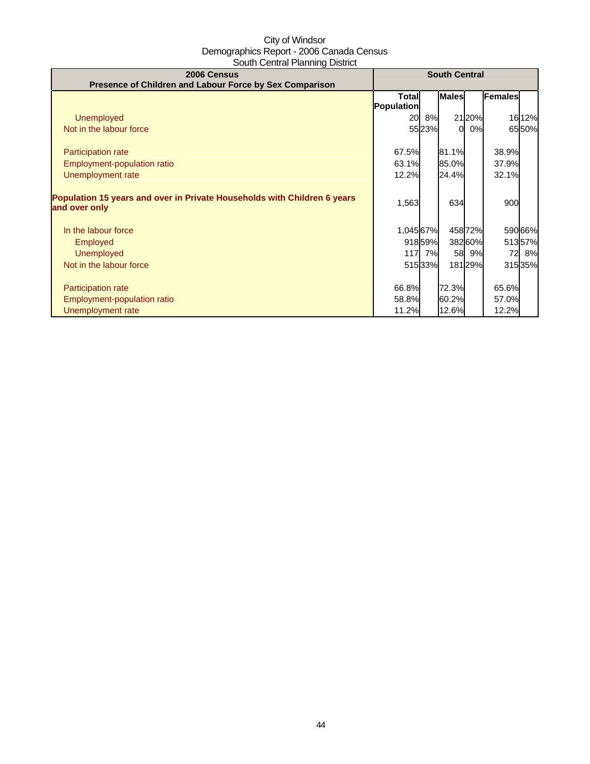City of Windsor
Demographics Report - 2006 Canada Census
South Central Planning District

| 2006 Census<br>Presence of Children and Labour Force by Sex Comparison | South Central | | | | | |
|---|---|---|---|---|---|---|
| | Total Population | | Males | | Females | |
| Unemployed | 20 | 8% | 21 | 20% | 16 | 12% |
| Not in the labour force | 55 | 23% | 0 | 0% | 65 | 50% |
| | | | | | | |
| Participation rate | 67.5% | | 81.1% | | 38.9% | |
| Employment-population ratio | 63.1% | | 85.0% | | 37.9% | |
| Unemployment rate | 12.2% | | 24.4% | | 32.1% | |
| | | | | | | |
| **Population 15 years and over in Private Households with Children 6 years and over only** | 1,563 | | 634 | | 900 | |
| | | | | | | |
| In the labour force | 1,045 | 67% | 458 | 72% | 590 | 66% |
| Employed | 918 | 59% | 382 | 60% | 513 | 57% |
| Unemployed | 117 | 7% | 58 | 9% | 72 | 8% |
| Not in the labour force | 515 | 33% | 181 | 29% | 315 | 35% |
| | | | | | | |
| Participation rate | 66.8% | | 72.3% | | 65.6% | |
| Employment-population ratio | 58.8% | | 60.2% | | 57.0% | |
| Unemployment rate | 11.2% | | 12.6% | | 12.2% | |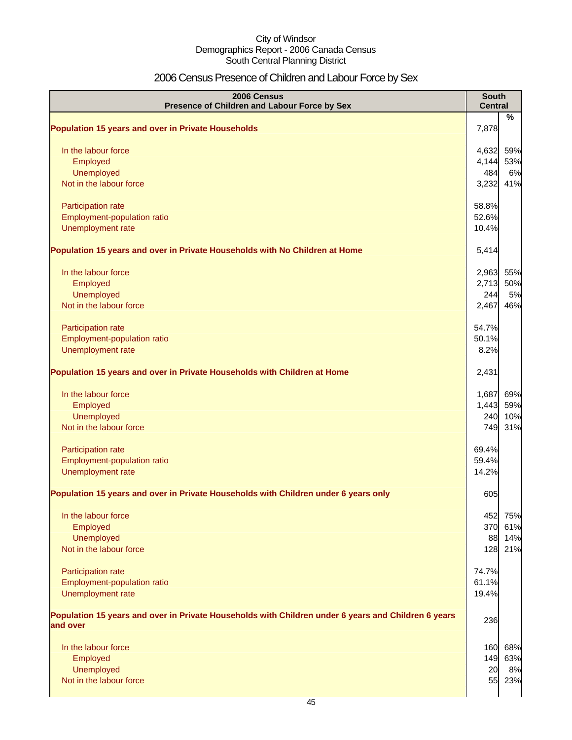City of Windsor
Demographics Report - 2006 Canada Census
South Central Planning District

# 2006 Census Presence of Children and Labour Force by Sex

| 2006 Census<br>Presence of Children and Labour Force by Sex | South Central | |
|---|---|---|
| | | % |
| **Population 15 years and over in Private Households** | 7,878 | |
| In the labour force | 4,632 | 59% |
| Employed | 4,144 | 53% |
| Unemployed | 484 | 6% |
| Not in the labour force | 3,232 | 41% |
| Participation rate | 58.8% | |
| Employment-population ratio | 52.6% | |
| Unemployment rate | 10.4% | |
| **Population 15 years and over in Private Households with No Children at Home** | 5,414 | |
| In the labour force | 2,963 | 55% |
| Employed | 2,713 | 50% |
| Unemployed | 244 | 5% |
| Not in the labour force | 2,467 | 46% |
| Participation rate | 54.7% | |
| Employment-population ratio | 50.1% | |
| Unemployment rate | 8.2% | |
| **Population 15 years and over in Private Households with Children at Home** | 2,431 | |
| In the labour force | 1,687 | 69% |
| Employed | 1,443 | 59% |
| Unemployed | 240 | 10% |
| Not in the labour force | 749 | 31% |
| Participation rate | 69.4% | |
| Employment-population ratio | 59.4% | |
| Unemployment rate | 14.2% | |
| **Population 15 years and over in Private Households with Children under 6 years only** | 605 | |
| In the labour force | 452 | 75% |
| Employed | 370 | 61% |
| Unemployed | 88 | 14% |
| Not in the labour force | 128 | 21% |
| Participation rate | 74.7% | |
| Employment-population ratio | 61.1% | |
| Unemployment rate | 19.4% | |
| **Population 15 years and over in Private Households with Children under 6 years and Children 6 years and over** | 236 | |
| In the labour force | 160 | 68% |
| Employed | 149 | 63% |
| Unemployed | 20 | 8% |
| Not in the labour force | 55 | 23% |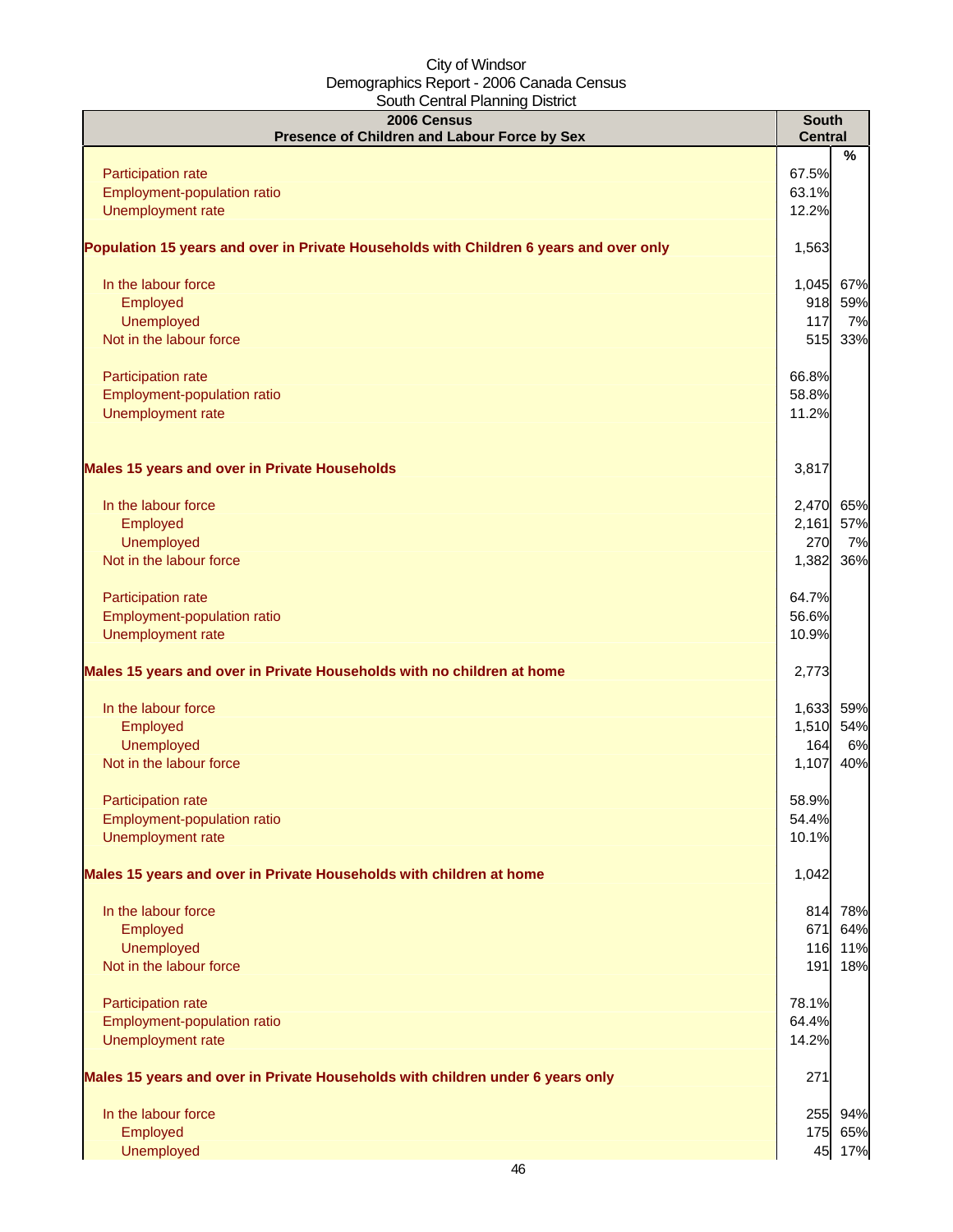City of Windsor
Demographics Report - 2006 Canada Census
South Central Planning District

| 2006 Census<br>Presence of Children and Labour Force by Sex | South Central | % |
|---|---|---|
| Participation rate | 67.5% | |
| Employment-population ratio | 63.1% | |
| Unemployment rate | 12.2% | |
| **Population 15 years and over in Private Households with Children 6 years and over only** | 1,563 | |
| In the labour force | 1,045 | 67% |
| Employed | 918 | 59% |
| Unemployed | 117 | 7% |
| Not in the labour force | 515 | 33% |
| Participation rate | 66.8% | |
| Employment-population ratio | 58.8% | |
| Unemployment rate | 11.2% | |
| **Males 15 years and over in Private Households** | 3,817 | |
| In the labour force | 2,470 | 65% |
| Employed | 2,161 | 57% |
| Unemployed | 270 | 7% |
| Not in the labour force | 1,382 | 36% |
| Participation rate | 64.7% | |
| Employment-population ratio | 56.6% | |
| Unemployment rate | 10.9% | |
| **Males 15 years and over in Private Households with no children at home** | 2,773 | |
| In the labour force | 1,633 | 59% |
| Employed | 1,510 | 54% |
| Unemployed | 164 | 6% |
| Not in the labour force | 1,107 | 40% |
| Participation rate | 58.9% | |
| Employment-population ratio | 54.4% | |
| Unemployment rate | 10.1% | |
| **Males 15 years and over in Private Households with children at home** | 1,042 | |
| In the labour force | 814 | 78% |
| Employed | 671 | 64% |
| Unemployed | 116 | 11% |
| Not in the labour force | 191 | 18% |
| Participation rate | 78.1% | |
| Employment-population ratio | 64.4% | |
| Unemployment rate | 14.2% | |
| **Males 15 years and over in Private Households with children under 6 years only** | 271 | |
| In the labour force | 255 | 94% |
| Employed | 175 | 65% |
| Unemployed | 45 | 17% |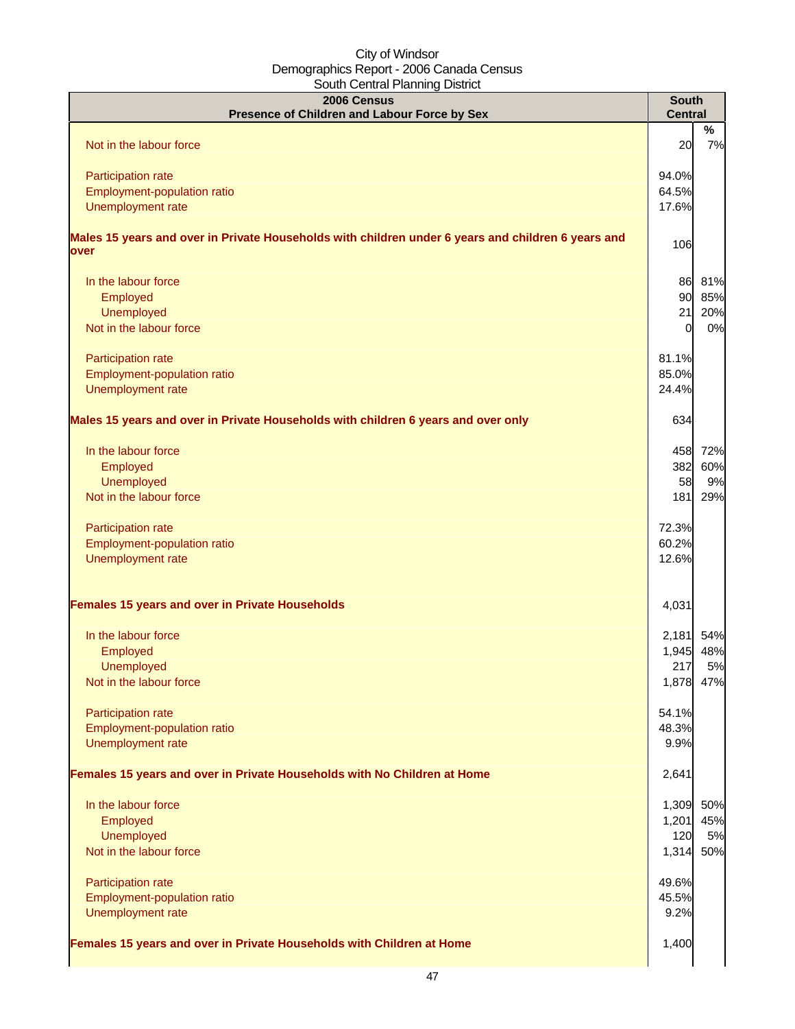City of Windsor
Demographics Report - 2006 Canada Census
South Central Planning District

| 2006 Census<br>Presence of Children and Labour Force by Sex | South Central | |
|---|---|---|
| | | % |
| Not in the labour force | 20 | 7% |
| | | |
| Participation rate | 94.0% | |
| Employment-population ratio | 64.5% | |
| Unemployment rate | 17.6% | |
| | | |
| **Males 15 years and over in Private Households with children under 6 years and children 6 years and over** | 106 | |
| | | |
| In the labour force | 86 | 81% |
| Employed | 90 | 85% |
| Unemployed | 21 | 20% |
| Not in the labour force | 0 | 0% |
| | | |
| Participation rate | 81.1% | |
| Employment-population ratio | 85.0% | |
| Unemployment rate | 24.4% | |
| | | |
| **Males 15 years and over in Private Households with children 6 years and over only** | 634 | |
| | | |
| In the labour force | 458 | 72% |
| Employed | 382 | 60% |
| Unemployed | 58 | 9% |
| Not in the labour force | 181 | 29% |
| | | |
| Participation rate | 72.3% | |
| Employment-population ratio | 60.2% | |
| Unemployment rate | 12.6% | |
| | | |
| **Females 15 years and over in Private Households** | 4,031 | |
| | | |
| In the labour force | 2,181 | 54% |
| Employed | 1,945 | 48% |
| Unemployed | 217 | 5% |
| Not in the labour force | 1,878 | 47% |
| | | |
| Participation rate | 54.1% | |
| Employment-population ratio | 48.3% | |
| Unemployment rate | 9.9% | |
| | | |
| **Females 15 years and over in Private Households with No Children at Home** | 2,641 | |
| | | |
| In the labour force | 1,309 | 50% |
| Employed | 1,201 | 45% |
| Unemployed | 120 | 5% |
| Not in the labour force | 1,314 | 50% |
| | | |
| Participation rate | 49.6% | |
| Employment-population ratio | 45.5% | |
| Unemployment rate | 9.2% | |
| | | |
| **Females 15 years and over in Private Households with Children at Home** | 1,400 | |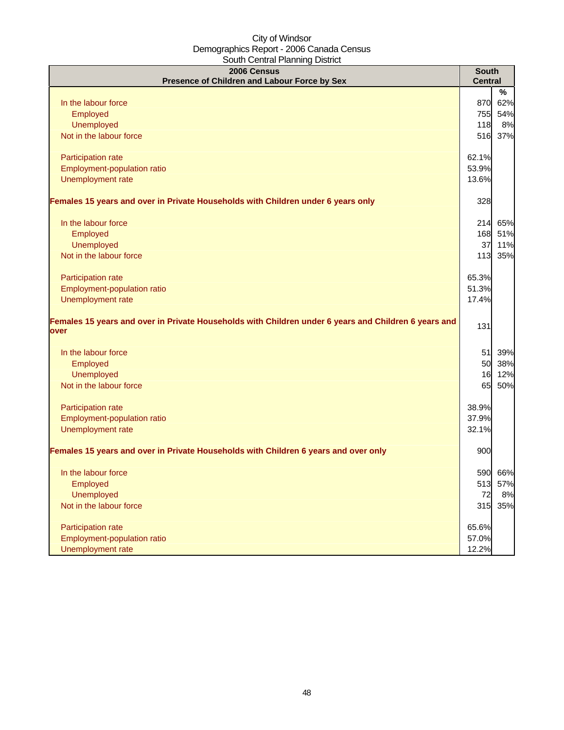City of Windsor
Demographics Report - 2006 Canada Census
South Central Planning District

| 2006 Census<br>Presence of Children and Labour Force by Sex | South Central | % |
|---|---|---|
| In the labour force | 870 | 62% |
| Employed | 755 | 54% |
| Unemployed | 118 | 8% |
| Not in the labour force | 516 | 37% |
| | | |
| Participation rate | 62.1% | |
| Employment-population ratio | 53.9% | |
| Unemployment rate | 13.6% | |
| | | |
| **Females 15 years and over in Private Households with Children under 6 years only** | 328 | |
| | | |
| In the labour force | 214 | 65% |
| Employed | 168 | 51% |
| Unemployed | 37 | 11% |
| Not in the labour force | 113 | 35% |
| | | |
| Participation rate | 65.3% | |
| Employment-population ratio | 51.3% | |
| Unemployment rate | 17.4% | |
| | | |
| **Females 15 years and over in Private Households with Children under 6 years and Children 6 years and over** | 131 | |
| | | |
| In the labour force | 51 | 39% |
| Employed | 50 | 38% |
| Unemployed | 16 | 12% |
| Not in the labour force | 65 | 50% |
| | | |
| Participation rate | 38.9% | |
| Employment-population ratio | 37.9% | |
| Unemployment rate | 32.1% | |
| | | |
| **Females 15 years and over in Private Households with Children 6 years and over only** | 900 | |
| | | |
| In the labour force | 590 | 66% |
| Employed | 513 | 57% |
| Unemployed | 72 | 8% |
| Not in the labour force | 315 | 35% |
| | | |
| Participation rate | 65.6% | |
| Employment-population ratio | 57.0% | |
| Unemployment rate | 12.2% | |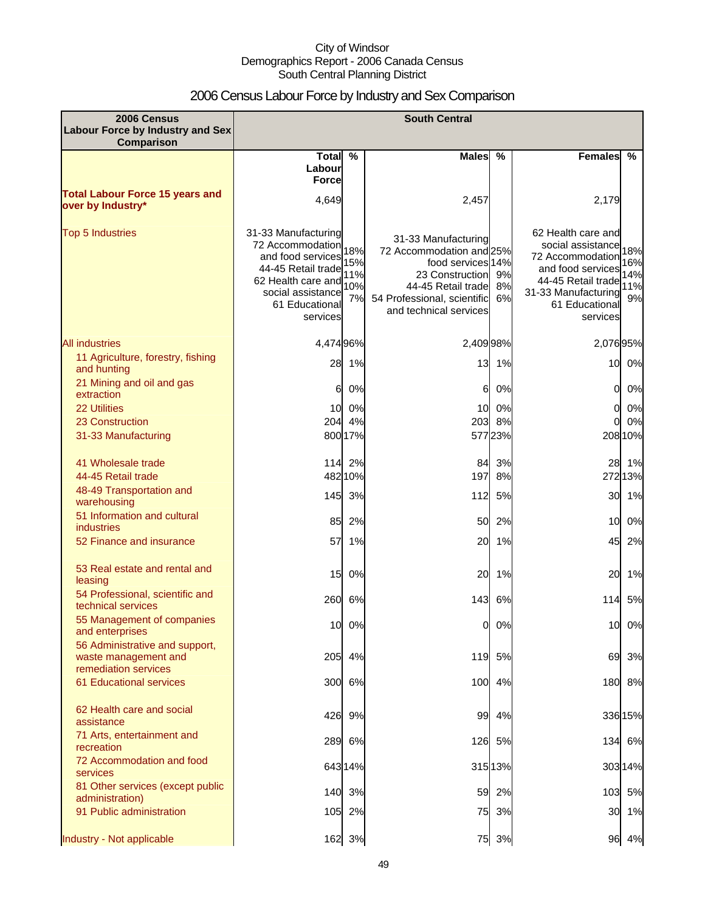City of Windsor
Demographics Report - 2006 Canada Census
South Central Planning District

# 2006 Census Labour Force by Industry and Sex Comparison

| 2006 Census Labour Force by Industry and Sex Comparison | South Central | | | | | |
|---|---|---|---|---|---|---|
| | Total Labour Force | % | Males | % | Females | % |
| **Total Labour Force 15 years and over by Industry*** | 4,649 | | 2,457 | | 2,179 | |
| Top 5 Industries | 31-33 Manufacturing<br>72 Accommodation and food services<br>44-45 Retail trade<br>62 Health care and social assistance<br>61 Educational services | 18%<br>15%<br>11%<br>10%<br>7% | 31-33 Manufacturing<br>72 Accommodation and food services<br>23 Construction<br>44-45 Retail trade<br>54 Professional, scientific and technical services | 25%<br>14%<br>9%<br>8%<br>6% | 62 Health care and social assistance<br>72 Accommodation and food services<br>44-45 Retail trade<br>31-33 Manufacturing<br>61 Educational services | 18%<br>16%<br>14%<br>11%<br>9% |
| All industries | 4,474 | 96% | 2,409 | 98% | 2,076 | 95% |
| 11 Agriculture, forestry, fishing and hunting | 28 | 1% | 13 | 1% | 10 | 0% |
| 21 Mining and oil and gas extraction | 6 | 0% | 6 | 0% | 0 | 0% |
| 22 Utilities | 10 | 0% | 10 | 0% | 0 | 0% |
| 23 Construction | 204 | 4% | 203 | 8% | 0 | 0% |
| 31-33 Manufacturing | 800 | 17% | 577 | 23% | 208 | 10% |
| 41 Wholesale trade | 114 | 2% | 84 | 3% | 28 | 1% |
| 44-45 Retail trade | 482 | 10% | 197 | 8% | 272 | 13% |
| 48-49 Transportation and warehousing | 145 | 3% | 112 | 5% | 30 | 1% |
| 51 Information and cultural industries | 85 | 2% | 50 | 2% | 10 | 0% |
| 52 Finance and insurance | 57 | 1% | 20 | 1% | 45 | 2% |
| 53 Real estate and rental and leasing | 15 | 0% | 20 | 1% | 20 | 1% |
| 54 Professional, scientific and technical services | 260 | 6% | 143 | 6% | 114 | 5% |
| 55 Management of companies and enterprises | 10 | 0% | 0 | 0% | 10 | 0% |
| 56 Administrative and support, waste management and remediation services | 205 | 4% | 119 | 5% | 69 | 3% |
| 61 Educational services | 300 | 6% | 100 | 4% | 180 | 8% |
| 62 Health care and social assistance | 426 | 9% | 99 | 4% | 336 | 15% |
| 71 Arts, entertainment and recreation | 289 | 6% | 126 | 5% | 134 | 6% |
| 72 Accommodation and food services | 643 | 14% | 315 | 13% | 303 | 14% |
| 81 Other services (except public administration) | 140 | 3% | 59 | 2% | 103 | 5% |
| 91 Public administration | 105 | 2% | 75 | 3% | 30 | 1% |
| Industry - Not applicable | 162 | 3% | 75 | 3% | 96 | 4% |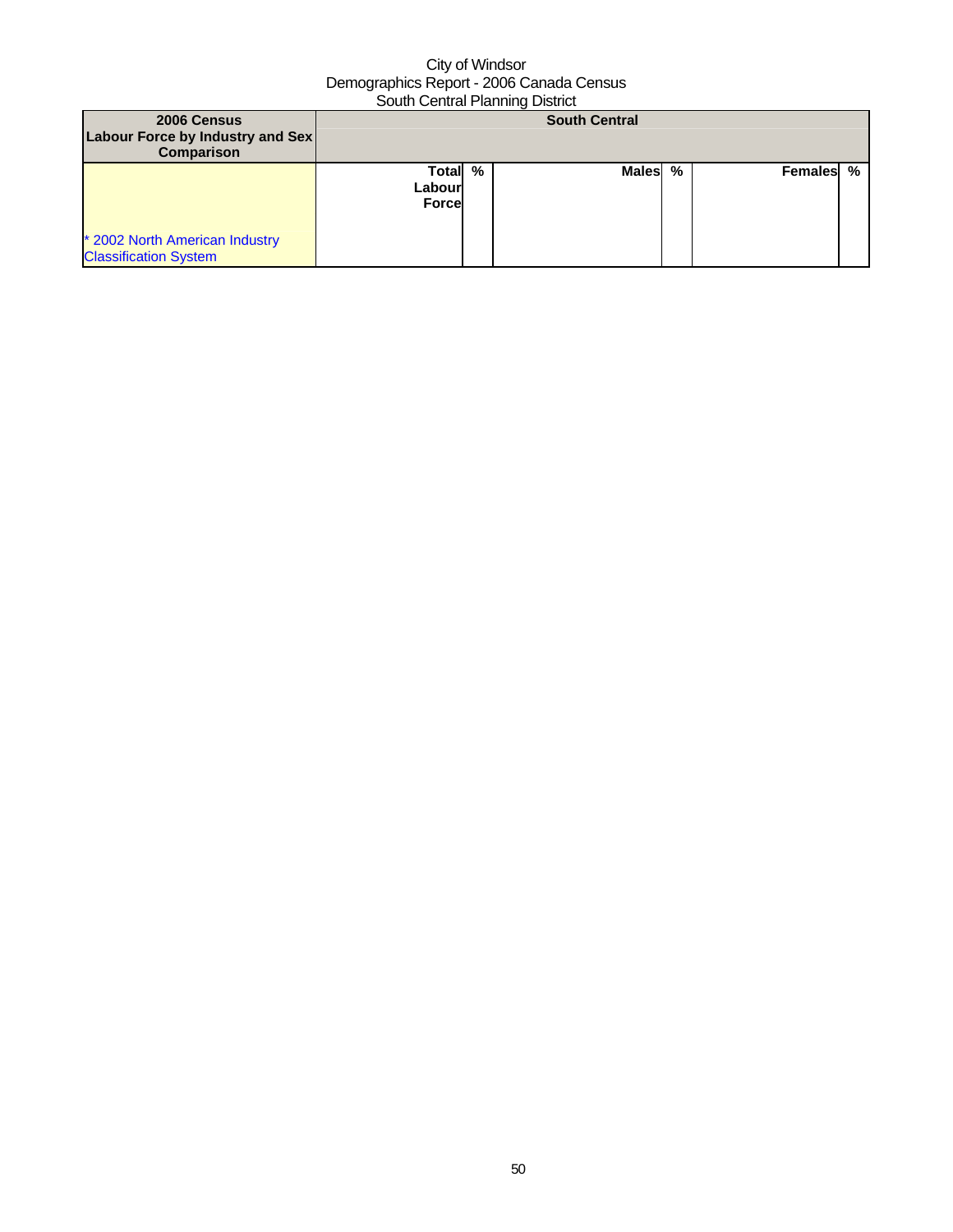City of Windsor
Demographics Report - 2006 Canada Census
South Central Planning District

| 2006 Census Labour Force by Industry and Sex Comparison | South Central | | | | | |
|---|---|---|---|---|---|---|
| * 2002 North American Industry Classification System | Total Labour Force | % | Males | % | Females | % |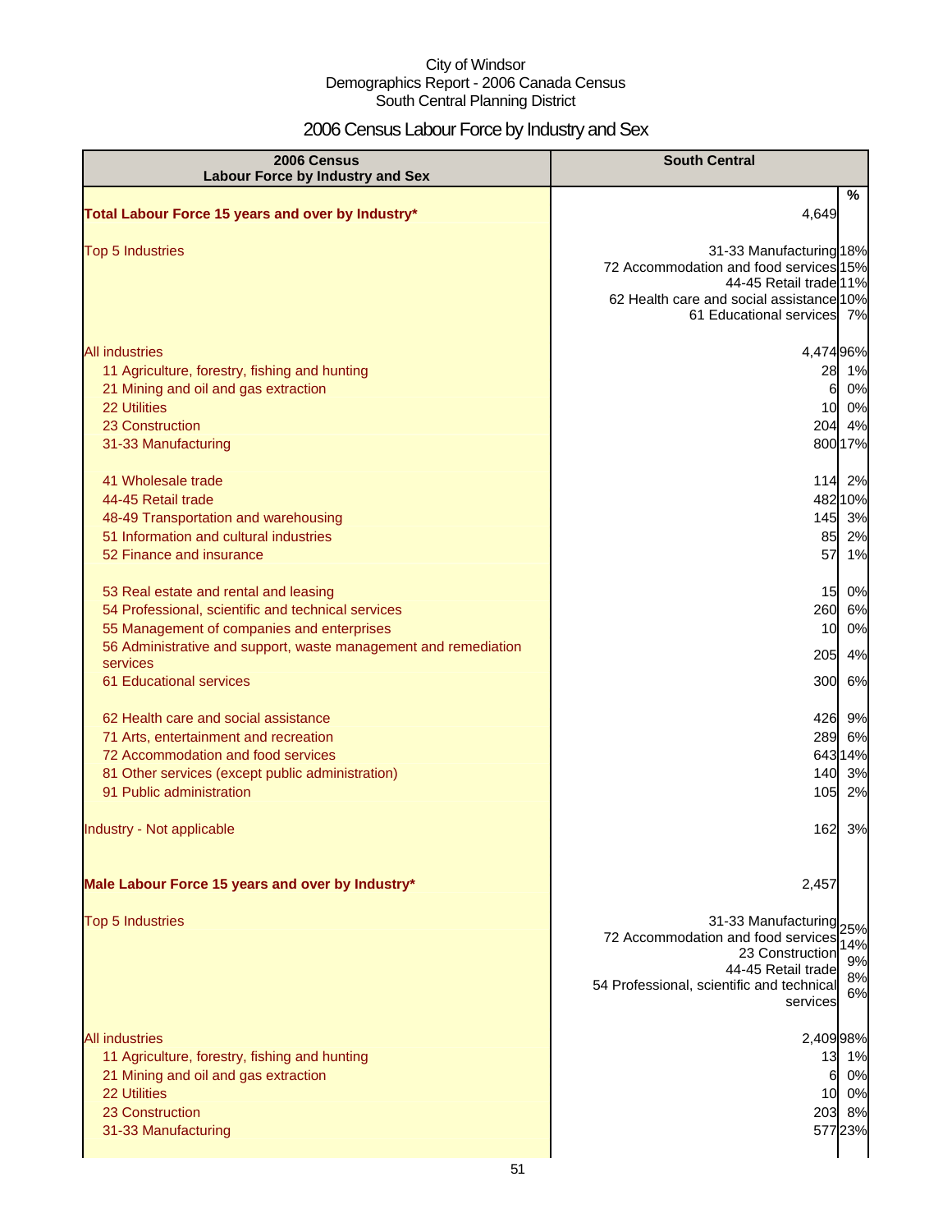City of Windsor
Demographics Report - 2006 Canada Census
South Central Planning District

# 2006 Census Labour Force by Industry and Sex

| 2006 Census Labour Force by Industry and Sex | South Central | % |
|---|---|---|
| **Total Labour Force 15 years and over by Industry*** | 4,649 | |
| Top 5 Industries | 31-33 Manufacturing | 18% |
| | 72 Accommodation and food services | 15% |
| | 44-45 Retail trade | 11% |
| | 62 Health care and social assistance | 10% |
| | 61 Educational services | 7% |
| All industries | 4,474 | 96% |
| 11 Agriculture, forestry, fishing and hunting | 28 | 1% |
| 21 Mining and oil and gas extraction | 6 | 0% |
| 22 Utilities | 10 | 0% |
| 23 Construction | 204 | 4% |
| 31-33 Manufacturing | 800 | 17% |
| 41 Wholesale trade | 114 | 2% |
| 44-45 Retail trade | 482 | 10% |
| 48-49 Transportation and warehousing | 145 | 3% |
| 51 Information and cultural industries | 85 | 2% |
| 52 Finance and insurance | 57 | 1% |
| 53 Real estate and rental and leasing | 15 | 0% |
| 54 Professional, scientific and technical services | 260 | 6% |
| 55 Management of companies and enterprises | 10 | 0% |
| 56 Administrative and support, waste management and remediation services | 205 | 4% |
| 61 Educational services | 300 | 6% |
| 62 Health care and social assistance | 426 | 9% |
| 71 Arts, entertainment and recreation | 289 | 6% |
| 72 Accommodation and food services | 643 | 14% |
| 81 Other services (except public administration) | 140 | 3% |
| 91 Public administration | 105 | 2% |
| Industry - Not applicable | 162 | 3% |
| **Male Labour Force 15 years and over by Industry*** | 2,457 | |
| Top 5 Industries | 31-33 Manufacturing | 25% |
| | 72 Accommodation and food services | 14% |
| | 23 Construction | 9% |
| | 44-45 Retail trade | 8% |
| | 54 Professional, scientific and technical services | 6% |
| All industries | 2,409 | 98% |
| 11 Agriculture, forestry, fishing and hunting | 13 | 1% |
| 21 Mining and oil and gas extraction | 6 | 0% |
| 22 Utilities | 10 | 0% |
| 23 Construction | 203 | 8% |
| 31-33 Manufacturing | 577 | 23% |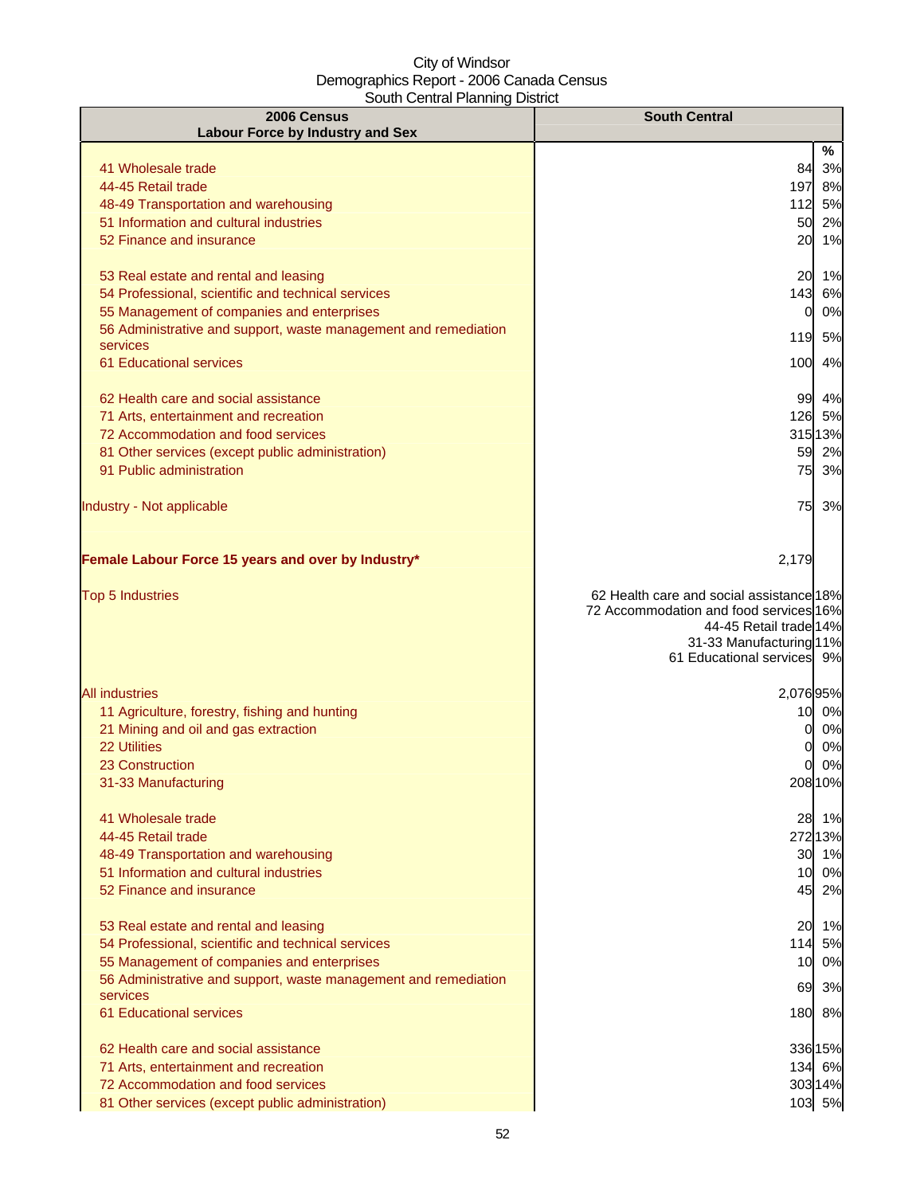City of Windsor
Demographics Report - 2006 Canada Census
South Central Planning District

| 2006 Census<br>Labour Force by Industry and Sex | South Central | |
|---|---|---|
| | | % |
| 41 Wholesale trade | 84 | 3% |
| 44-45 Retail trade | 197 | 8% |
| 48-49 Transportation and warehousing | 112 | 5% |
| 51 Information and cultural industries | 50 | 2% |
| 52 Finance and insurance | 20 | 1% |
| 53 Real estate and rental and leasing | 20 | 1% |
| 54 Professional, scientific and technical services | 143 | 6% |
| 55 Management of companies and enterprises | 0 | 0% |
| 56 Administrative and support, waste management and remediation services | 119 | 5% |
| 61 Educational services | 100 | 4% |
| 62 Health care and social assistance | 99 | 4% |
| 71 Arts, entertainment and recreation | 126 | 5% |
| 72 Accommodation and food services | 315 | 13% |
| 81 Other services (except public administration) | 59 | 2% |
| 91 Public administration | 75 | 3% |
| Industry - Not applicable | 75 | 3% |
| **Female Labour Force 15 years and over by Industry*** | 2,179 | |
| Top 5 Industries | 62 Health care and social assistance | 18% |
| | 72 Accommodation and food services | 16% |
| | 44-45 Retail trade | 14% |
| | 31-33 Manufacturing | 11% |
| | 61 Educational services | 9% |
| All industries | 2,076 | 95% |
| 11 Agriculture, forestry, fishing and hunting | 10 | 0% |
| 21 Mining and oil and gas extraction | 0 | 0% |
| 22 Utilities | 0 | 0% |
| 23 Construction | 0 | 0% |
| 31-33 Manufacturing | 208 | 10% |
| 41 Wholesale trade | 28 | 1% |
| 44-45 Retail trade | 272 | 13% |
| 48-49 Transportation and warehousing | 30 | 1% |
| 51 Information and cultural industries | 10 | 0% |
| 52 Finance and insurance | 45 | 2% |
| 53 Real estate and rental and leasing | 20 | 1% |
| 54 Professional, scientific and technical services | 114 | 5% |
| 55 Management of companies and enterprises | 10 | 0% |
| 56 Administrative and support, waste management and remediation services | 69 | 3% |
| 61 Educational services | 180 | 8% |
| 62 Health care and social assistance | 336 | 15% |
| 71 Arts, entertainment and recreation | 134 | 6% |
| 72 Accommodation and food services | 303 | 14% |
| 81 Other services (except public administration) | 103 | 5% |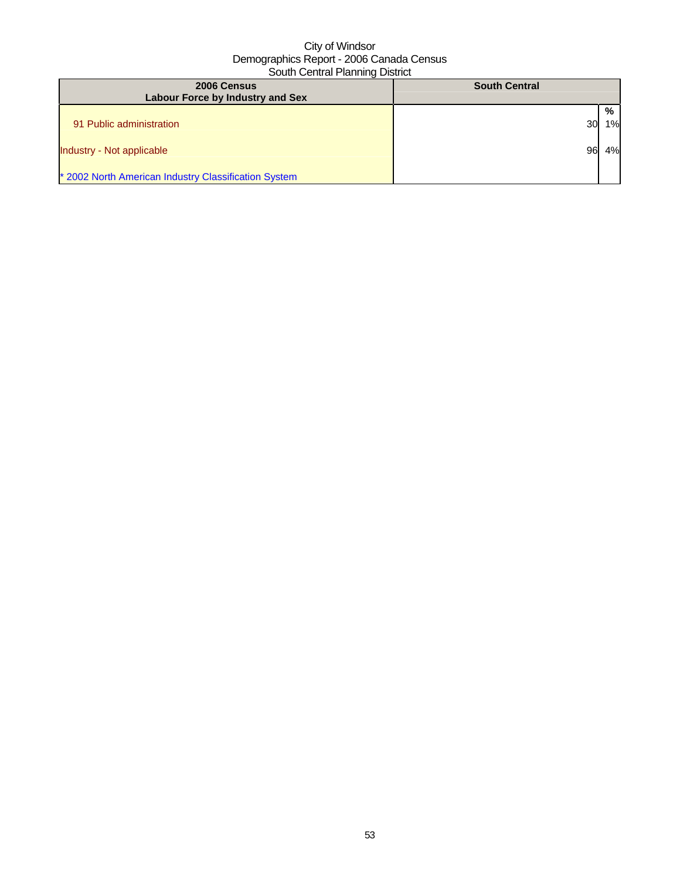City of Windsor
Demographics Report - 2006 Canada Census
South Central Planning District

| 2006 Census<br>Labour Force by Industry and Sex | South Central | |
|---|---|---|
| | | % |
| 91 Public administration | 30 | 1% |
| Industry - Not applicable | 96 | 4% |
| * 2002 North American Industry Classification System | | |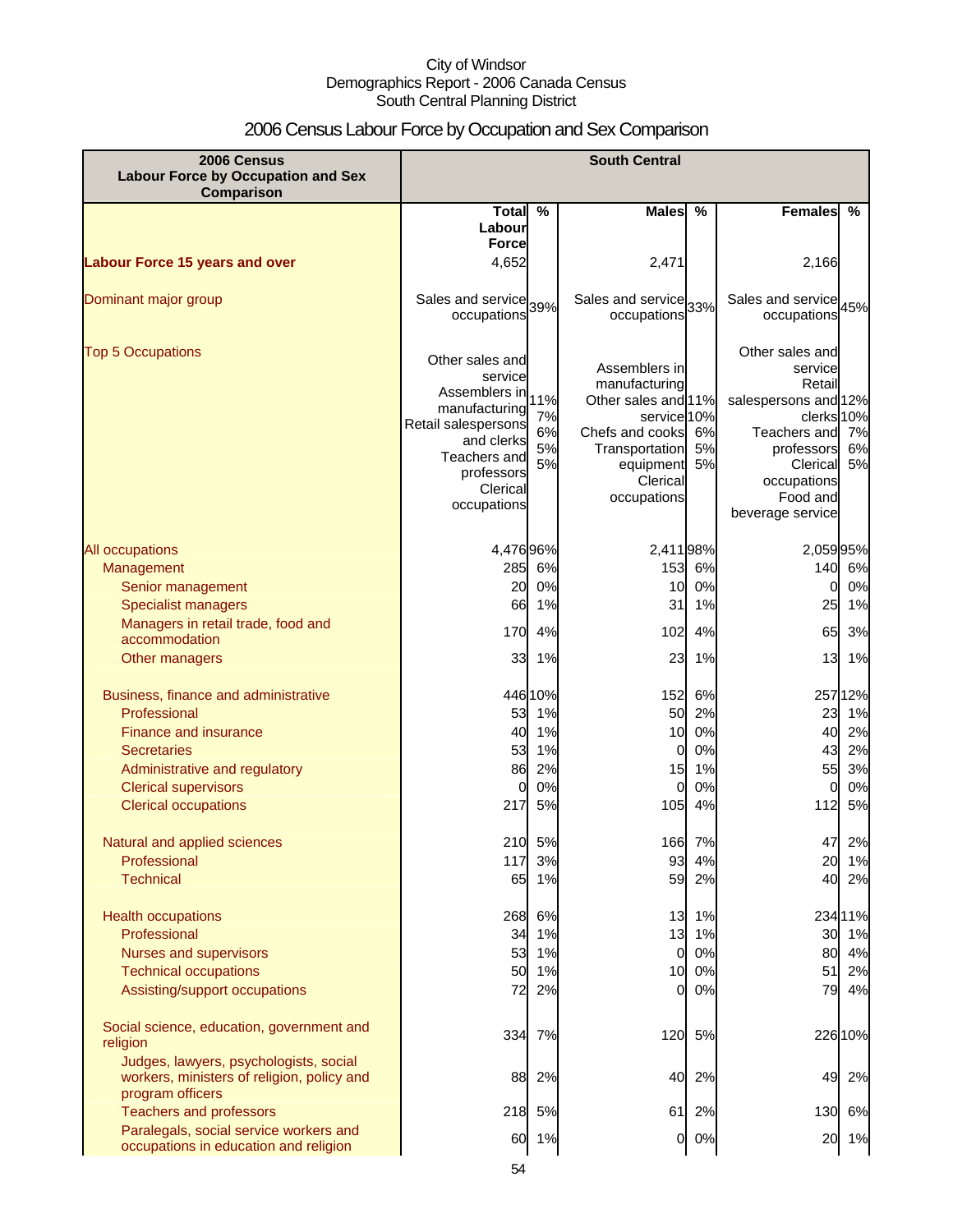City of Windsor
Demographics Report - 2006 Canada Census
South Central Planning District

# 2006 Census Labour Force by Occupation and Sex Comparison

| 2006 Census Labour Force by Occupation and Sex Comparison | South Central | | | | | |
|---|---|---|---|---|---|---|
| | Total Labour Force | % | Males | % | Females | % |
| **Labour Force 15 years and over** | 4,652 | | 2,471 | | 2,166 | |
| Dominant major group | Sales and service occupations | 39% | Sales and service occupations | 33% | Sales and service occupations | 45% |
| Top 5 Occupations | Other sales and service<br>Assemblers in manufacturing<br>Retail salespersons and clerks<br>Teachers and professors<br>Clerical occupations | 11%<br>7%<br>6%<br>5%<br>5% | Assemblers in manufacturing<br>Other sales and service<br>Chefs and cooks<br>Transportation equipment<br>Clerical occupations | 11%<br>10%<br>6%<br>5%<br>5% | Other sales and service<br>Retail salespersons and clerks<br>Teachers and professors<br>Clerical occupations<br>Food and beverage service | 12%<br>10%<br>7%<br>6%<br>5% |
| All occupations | 4,476 | 96% | 2,411 | 98% | 2,059 | 95% |
| Management | 285 | 6% | 153 | 6% | 140 | 6% |
| Senior management | 20 | 0% | 10 | 0% | 0 | 0% |
| Specialist managers | 66 | 1% | 31 | 1% | 25 | 1% |
| Managers in retail trade, food and accommodation | 170 | 4% | 102 | 4% | 65 | 3% |
| Other managers | 33 | 1% | 23 | 1% | 13 | 1% |
| Business, finance and administrative | 446 | 10% | 152 | 6% | 257 | 12% |
| Professional | 53 | 1% | 50 | 2% | 23 | 1% |
| Finance and insurance | 40 | 1% | 10 | 0% | 40 | 2% |
| Secretaries | 53 | 1% | 0 | 0% | 43 | 2% |
| Administrative and regulatory | 86 | 2% | 15 | 1% | 55 | 3% |
| Clerical supervisors | 0 | 0% | 0 | 0% | 0 | 0% |
| Clerical occupations | 217 | 5% | 105 | 4% | 112 | 5% |
| Natural and applied sciences | 210 | 5% | 166 | 7% | 47 | 2% |
| Professional | 117 | 3% | 93 | 4% | 20 | 1% |
| Technical | 65 | 1% | 59 | 2% | 40 | 2% |
| Health occupations | 268 | 6% | 13 | 1% | 234 | 11% |
| Professional | 34 | 1% | 13 | 1% | 30 | 1% |
| Nurses and supervisors | 53 | 1% | 0 | 0% | 80 | 4% |
| Technical occupations | 50 | 1% | 10 | 0% | 51 | 2% |
| Assisting/support occupations | 72 | 2% | 0 | 0% | 79 | 4% |
| Social science, education, government and religion | 334 | 7% | 120 | 5% | 226 | 10% |
| Judges, lawyers, psychologists, social workers, ministers of religion, policy and program officers | 88 | 2% | 40 | 2% | 49 | 2% |
| Teachers and professors | 218 | 5% | 61 | 2% | 130 | 6% |
| Paralegals, social service workers and occupations in education and religion | 60 | 1% | 0 | 0% | 20 | 1% |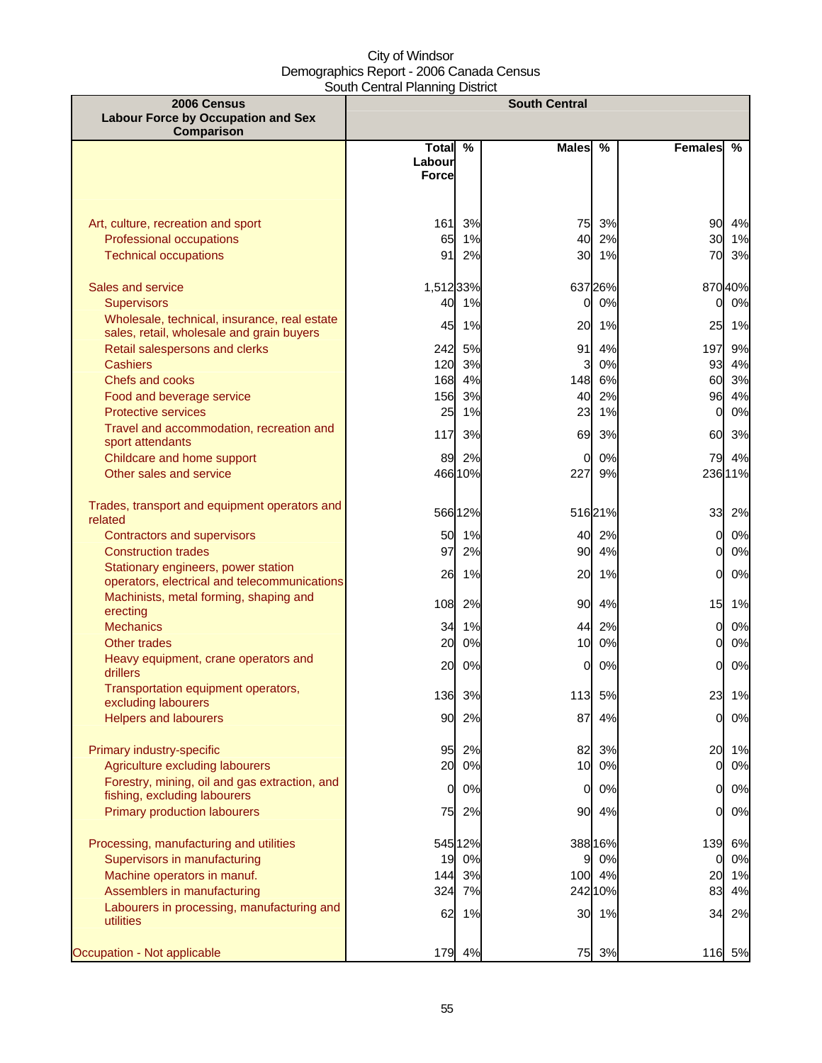City of Windsor
Demographics Report - 2006 Canada Census
South Central Planning District

| 2006 Census<br>Labour Force by Occupation and Sex Comparison | South Central | | | | | |
|---|---|---|---|---|---|---|
| | Total Labour Force | % | Males | % | Females | % |
| Art, culture, recreation and sport | 161 | 3% | 75 | 3% | 90 | 4% |
| Professional occupations | 65 | 1% | 40 | 2% | 30 | 1% |
| Technical occupations | 91 | 2% | 30 | 1% | 70 | 3% |
| Sales and service | 1,512 | 33% | 637 | 26% | 870 | 40% |
| Supervisors | 40 | 1% | 0 | 0% | 0 | 0% |
| Wholesale, technical, insurance, real estate sales, retail, wholesale and grain buyers | 45 | 1% | 20 | 1% | 25 | 1% |
| Retail salespersons and clerks | 242 | 5% | 91 | 4% | 197 | 9% |
| Cashiers | 120 | 3% | 3 | 0% | 93 | 4% |
| Chefs and cooks | 168 | 4% | 148 | 6% | 60 | 3% |
| Food and beverage service | 156 | 3% | 40 | 2% | 96 | 4% |
| Protective services | 25 | 1% | 23 | 1% | 0 | 0% |
| Travel and accommodation, recreation and sport attendants | 117 | 3% | 69 | 3% | 60 | 3% |
| Childcare and home support | 89 | 2% | 0 | 0% | 79 | 4% |
| Other sales and service | 466 | 10% | 227 | 9% | 236 | 11% |
| Trades, transport and equipment operators and related | 566 | 12% | 516 | 21% | 33 | 2% |
| Contractors and supervisors | 50 | 1% | 40 | 2% | 0 | 0% |
| Construction trades | 97 | 2% | 90 | 4% | 0 | 0% |
| Stationary engineers, power station operators, electrical and telecommunications | 26 | 1% | 20 | 1% | 0 | 0% |
| Machinists, metal forming, shaping and erecting | 108 | 2% | 90 | 4% | 15 | 1% |
| Mechanics | 34 | 1% | 44 | 2% | 0 | 0% |
| Other trades | 20 | 0% | 10 | 0% | 0 | 0% |
| Heavy equipment, crane operators and drillers | 20 | 0% | 0 | 0% | 0 | 0% |
| Transportation equipment operators, excluding labourers | 136 | 3% | 113 | 5% | 23 | 1% |
| Helpers and labourers | 90 | 2% | 87 | 4% | 0 | 0% |
| Primary industry-specific | 95 | 2% | 82 | 3% | 20 | 1% |
| Agriculture excluding labourers | 20 | 0% | 10 | 0% | 0 | 0% |
| Forestry, mining, oil and gas extraction, and fishing, excluding labourers | 0 | 0% | 0 | 0% | 0 | 0% |
| Primary production labourers | 75 | 2% | 90 | 4% | 0 | 0% |
| Processing, manufacturing and utilities | 545 | 12% | 388 | 16% | 139 | 6% |
| Supervisors in manufacturing | 19 | 0% | 9 | 0% | 0 | 0% |
| Machine operators in manuf. | 144 | 3% | 100 | 4% | 20 | 1% |
| Assemblers in manufacturing | 324 | 7% | 242 | 10% | 83 | 4% |
| Labourers in processing, manufacturing and utilities | 62 | 1% | 30 | 1% | 34 | 2% |
| Occupation - Not applicable | 179 | 4% | 75 | 3% | 116 | 5% |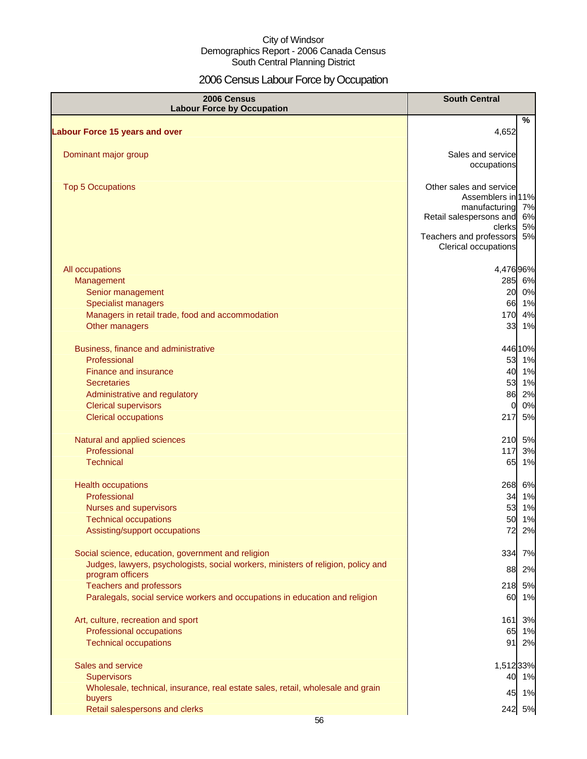City of Windsor
Demographics Report - 2006 Canada Census
South Central Planning District

# 2006 Census Labour Force by Occupation

| 2006 Census Labour Force by Occupation | South Central | |
|---|---|---|
| | | % |
| **Labour Force 15 years and over** | 4,652 | |
| Dominant major group | Sales and service occupations | |
| Top 5 Occupations | Other sales and service | 11% |
| | Assemblers in manufacturing | 7% |
| | Retail salespersons and clerks | 6% |
| | Teachers and professors | 5% |
| | Clerical occupations | 5% |
| All occupations | 4,476 | 96% |
| Management | 285 | 6% |
| Senior management | 20 | 0% |
| Specialist managers | 66 | 1% |
| Managers in retail trade, food and accommodation | 170 | 4% |
| Other managers | 33 | 1% |
| Business, finance and administrative | 446 | 10% |
| Professional | 53 | 1% |
| Finance and insurance | 40 | 1% |
| Secretaries | 53 | 1% |
| Administrative and regulatory | 86 | 2% |
| Clerical supervisors | 0 | 0% |
| Clerical occupations | 217 | 5% |
| Natural and applied sciences | 210 | 5% |
| Professional | 117 | 3% |
| Technical | 65 | 1% |
| Health occupations | 268 | 6% |
| Professional | 34 | 1% |
| Nurses and supervisors | 53 | 1% |
| Technical occupations | 50 | 1% |
| Assisting/support occupations | 72 | 2% |
| Social science, education, government and religion | 334 | 7% |
| Judges, lawyers, psychologists, social workers, ministers of religion, policy and program officers | 88 | 2% |
| Teachers and professors | 218 | 5% |
| Paralegals, social service workers and occupations in education and religion | 60 | 1% |
| Art, culture, recreation and sport | 161 | 3% |
| Professional occupations | 65 | 1% |
| Technical occupations | 91 | 2% |
| Sales and service | 1,512 | 33% |
| Supervisors | 40 | 1% |
| Wholesale, technical, insurance, real estate sales, retail, wholesale and grain buyers | 45 | 1% |
| Retail salespersons and clerks | 242 | 5% |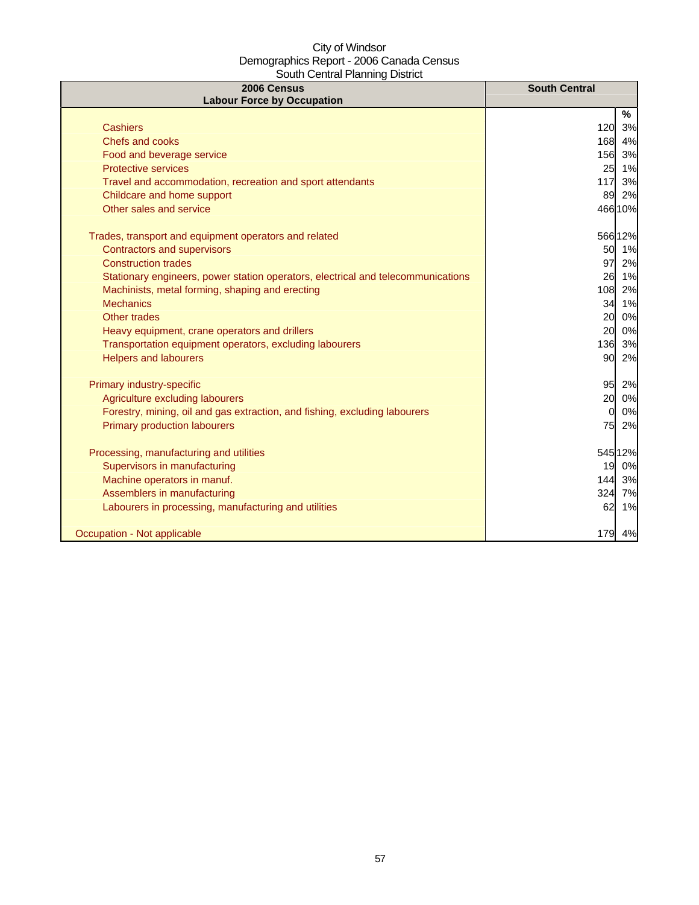City of Windsor
Demographics Report - 2006 Canada Census
South Central Planning District

| 2006 Census<br>Labour Force by Occupation | South Central | |
|---|---|---|
| | | % |
| Cashiers | 120 | 3% |
| Chefs and cooks | 168 | 4% |
| Food and beverage service | 156 | 3% |
| Protective services | 25 | 1% |
| Travel and accommodation, recreation and sport attendants | 117 | 3% |
| Childcare and home support | 89 | 2% |
| Other sales and service | 466 | 10% |
| | | |
| Trades, transport and equipment operators and related | 566 | 12% |
| Contractors and supervisors | 50 | 1% |
| Construction trades | 97 | 2% |
| Stationary engineers, power station operators, electrical and telecommunications | 26 | 1% |
| Machinists, metal forming, shaping and erecting | 108 | 2% |
| Mechanics | 34 | 1% |
| Other trades | 20 | 0% |
| Heavy equipment, crane operators and drillers | 20 | 0% |
| Transportation equipment operators, excluding labourers | 136 | 3% |
| Helpers and labourers | 90 | 2% |
| | | |
| Primary industry-specific | 95 | 2% |
| Agriculture excluding labourers | 20 | 0% |
| Forestry, mining, oil and gas extraction, and fishing, excluding labourers | 0 | 0% |
| Primary production labourers | 75 | 2% |
| | | |
| Processing, manufacturing and utilities | 545 | 12% |
| Supervisors in manufacturing | 19 | 0% |
| Machine operators in manuf. | 144 | 3% |
| Assemblers in manufacturing | 324 | 7% |
| Labourers in processing, manufacturing and utilities | 62 | 1% |
| | | |
| Occupation - Not applicable | 179 | 4% |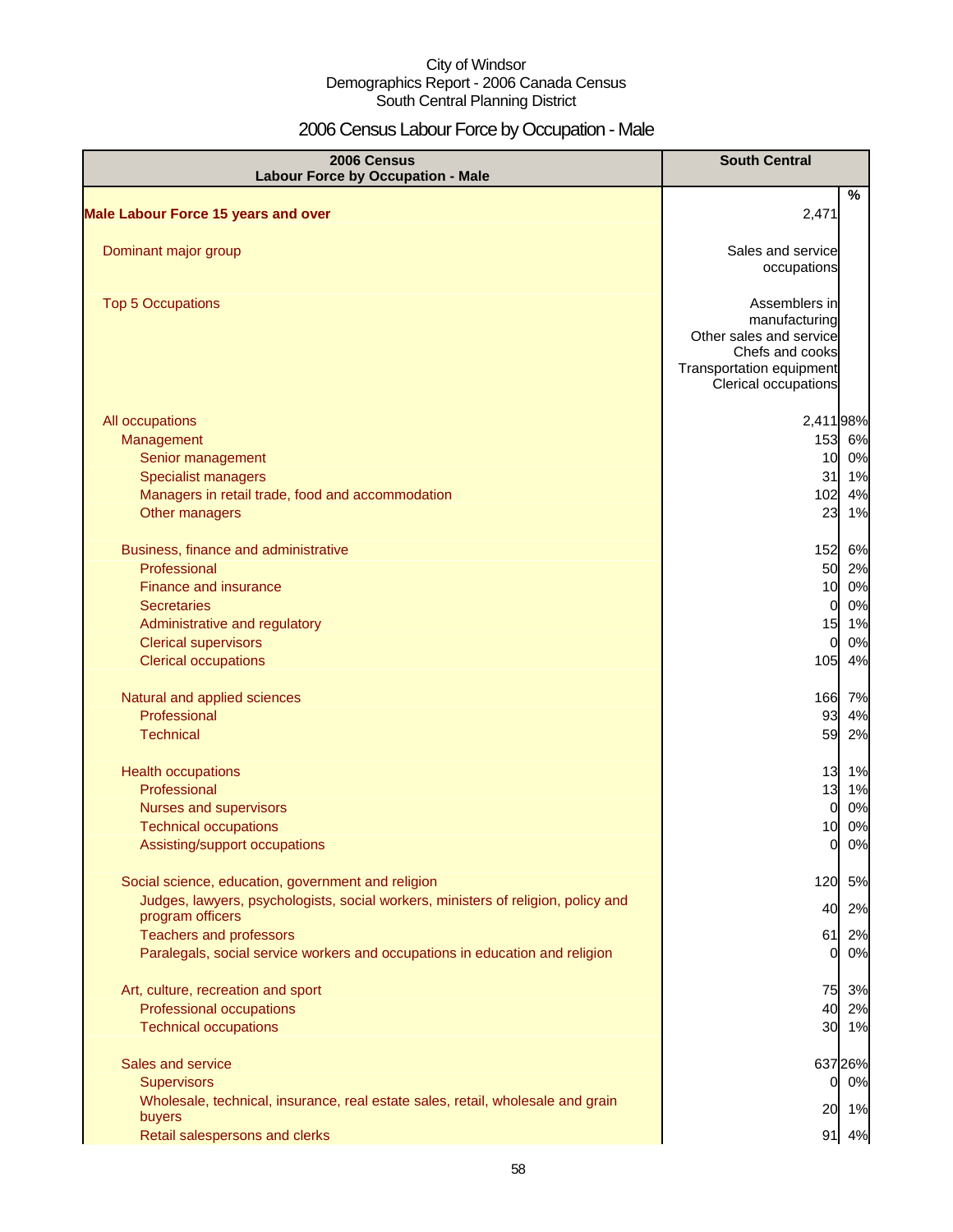City of Windsor
Demographics Report - 2006 Canada Census
South Central Planning District

# 2006 Census Labour Force by Occupation - Male

| 2006 Census Labour Force by Occupation - Male | South Central | |
|---|---|---|
| | | % |
| **Male Labour Force 15 years and over** | 2,471 | |
| Dominant major group | Sales and service occupations | |
| Top 5 Occupations | Assemblers in manufacturing<br>Other sales and service<br>Chefs and cooks<br>Transportation equipment<br>Clerical occupations | |
| All occupations | 2,411 | 98% |
| Management | 153 | 6% |
| Senior management | 10 | 0% |
| Specialist managers | 31 | 1% |
| Managers in retail trade, food and accommodation | 102 | 4% |
| Other managers | 23 | 1% |
| Business, finance and administrative | 152 | 6% |
| Professional | 50 | 2% |
| Finance and insurance | 10 | 0% |
| Secretaries | 0 | 0% |
| Administrative and regulatory | 15 | 1% |
| Clerical supervisors | 0 | 0% |
| Clerical occupations | 105 | 4% |
| Natural and applied sciences | 166 | 7% |
| Professional | 93 | 4% |
| Technical | 59 | 2% |
| Health occupations | 13 | 1% |
| Professional | 13 | 1% |
| Nurses and supervisors | 0 | 0% |
| Technical occupations | 10 | 0% |
| Assisting/support occupations | 0 | 0% |
| Social science, education, government and religion | 120 | 5% |
| Judges, lawyers, psychologists, social workers, ministers of religion, policy and program officers | 40 | 2% |
| Teachers and professors | 61 | 2% |
| Paralegals, social service workers and occupations in education and religion | 0 | 0% |
| Art, culture, recreation and sport | 75 | 3% |
| Professional occupations | 40 | 2% |
| Technical occupations | 30 | 1% |
| Sales and service | 637 | 26% |
| Supervisors | 0 | 0% |
| Wholesale, technical, insurance, real estate sales, retail, wholesale and grain buyers | 20 | 1% |
| Retail salespersons and clerks | 91 | 4% |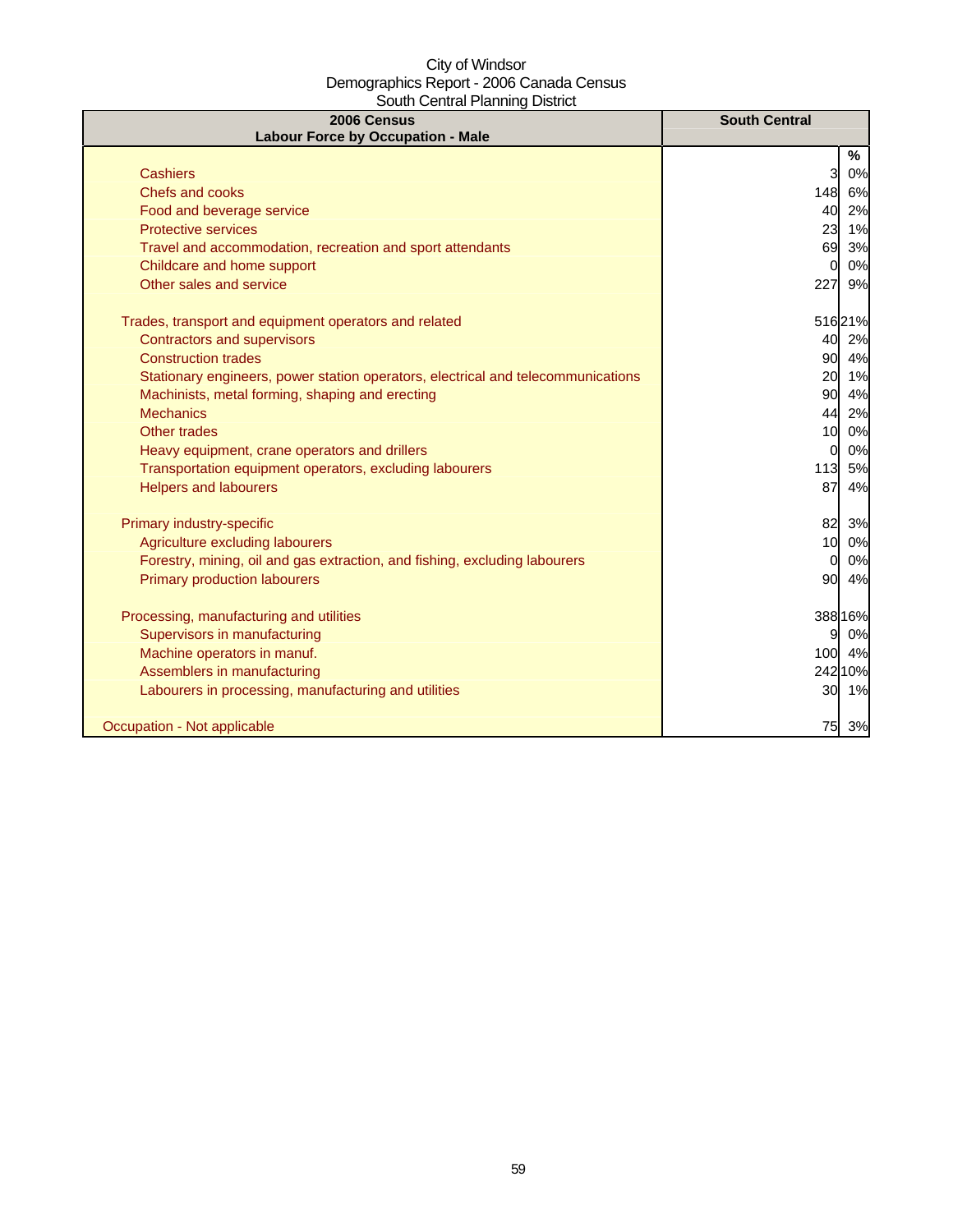City of Windsor
Demographics Report - 2006 Canada Census
South Central Planning District

| 2006 Census<br>Labour Force by Occupation - Male | South Central | |
|---|---|---|
| | | % |
| Cashiers | 3 | 0% |
| Chefs and cooks | 148 | 6% |
| Food and beverage service | 40 | 2% |
| Protective services | 23 | 1% |
| Travel and accommodation, recreation and sport attendants | 69 | 3% |
| Childcare and home support | 0 | 0% |
| Other sales and service | 227 | 9% |
| | | |
| Trades, transport and equipment operators and related | 516 | 21% |
| Contractors and supervisors | 40 | 2% |
| Construction trades | 90 | 4% |
| Stationary engineers, power station operators, electrical and telecommunications | 20 | 1% |
| Machinists, metal forming, shaping and erecting | 90 | 4% |
| Mechanics | 44 | 2% |
| Other trades | 10 | 0% |
| Heavy equipment, crane operators and drillers | 0 | 0% |
| Transportation equipment operators, excluding labourers | 113 | 5% |
| Helpers and labourers | 87 | 4% |
| | | |
| Primary industry-specific | 82 | 3% |
| Agriculture excluding labourers | 10 | 0% |
| Forestry, mining, oil and gas extraction, and fishing, excluding labourers | 0 | 0% |
| Primary production labourers | 90 | 4% |
| | | |
| Processing, manufacturing and utilities | 388 | 16% |
| Supervisors in manufacturing | 9 | 0% |
| Machine operators in manuf. | 100 | 4% |
| Assemblers in manufacturing | 242 | 10% |
| Labourers in processing, manufacturing and utilities | 30 | 1% |
| | | |
| Occupation - Not applicable | 75 | 3% |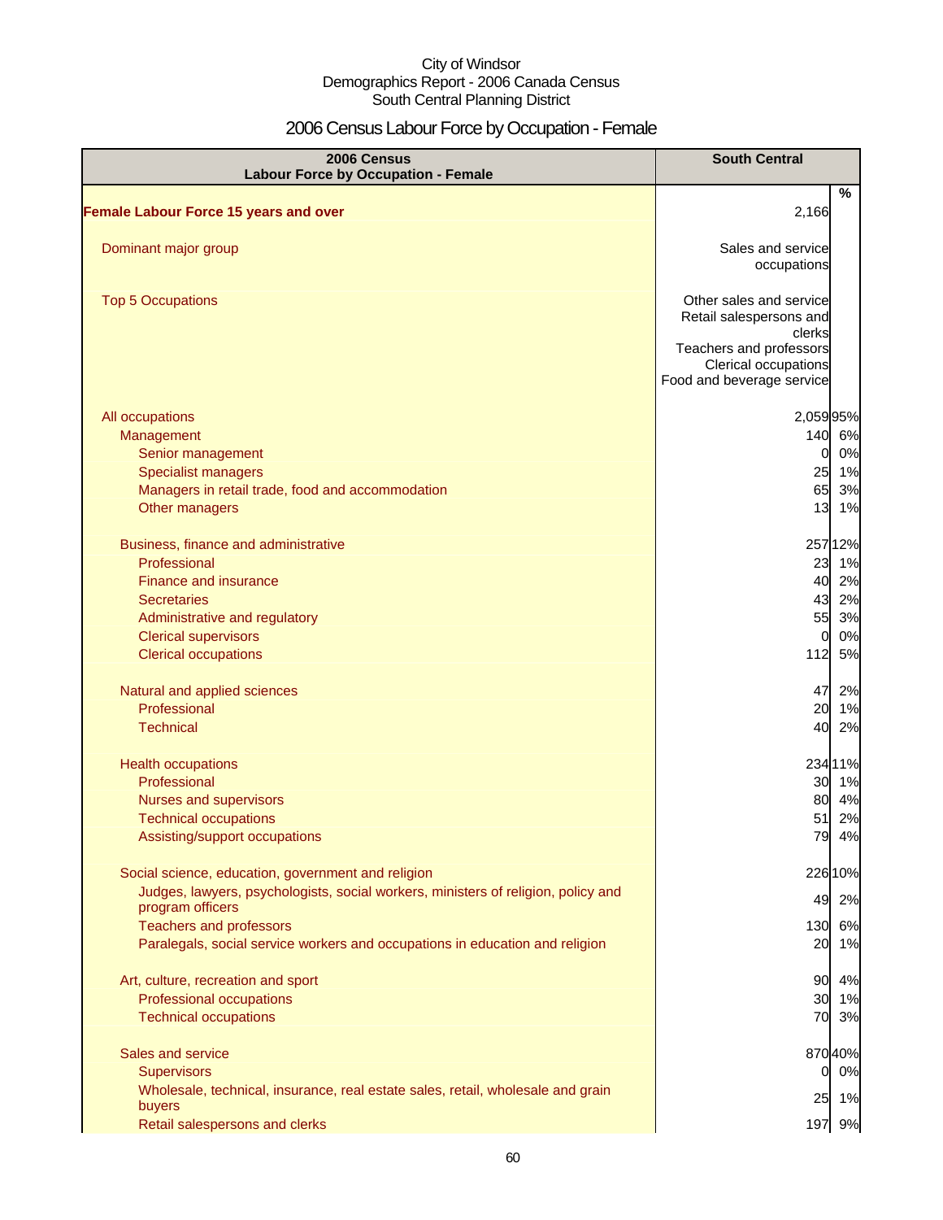City of Windsor
Demographics Report - 2006 Canada Census
South Central Planning District

# 2006 Census Labour Force by Occupation - Female

| 2006 Census<br>Labour Force by Occupation - Female | South Central | |
|---|---|---|
| | | % |
| **Female Labour Force 15 years and over** | 2,166 | |
| Dominant major group | Sales and service occupations | |
| Top 5 Occupations | Other sales and service<br>Retail salespersons and clerks<br>Teachers and professors<br>Clerical occupations<br>Food and beverage service | |
| All occupations | 2,059 | 95% |
| Management | 140 | 6% |
| Senior management | 0 | 0% |
| Specialist managers | 25 | 1% |
| Managers in retail trade, food and accommodation | 65 | 3% |
| Other managers | 13 | 1% |
| Business, finance and administrative | 257 | 12% |
| Professional | 23 | 1% |
| Finance and insurance | 40 | 2% |
| Secretaries | 43 | 2% |
| Administrative and regulatory | 55 | 3% |
| Clerical supervisors | 0 | 0% |
| Clerical occupations | 112 | 5% |
| Natural and applied sciences | 47 | 2% |
| Professional | 20 | 1% |
| Technical | 40 | 2% |
| Health occupations | 234 | 11% |
| Professional | 30 | 1% |
| Nurses and supervisors | 80 | 4% |
| Technical occupations | 51 | 2% |
| Assisting/support occupations | 79 | 4% |
| Social science, education, government and religion | 226 | 10% |
| Judges, lawyers, psychologists, social workers, ministers of religion, policy and program officers | 49 | 2% |
| Teachers and professors | 130 | 6% |
| Paralegals, social service workers and occupations in education and religion | 20 | 1% |
| Art, culture, recreation and sport | 90 | 4% |
| Professional occupations | 30 | 1% |
| Technical occupations | 70 | 3% |
| Sales and service | 870 | 40% |
| Supervisors | 0 | 0% |
| Wholesale, technical, insurance, real estate sales, retail, wholesale and grain buyers | 25 | 1% |
| Retail salespersons and clerks | 197 | 9% |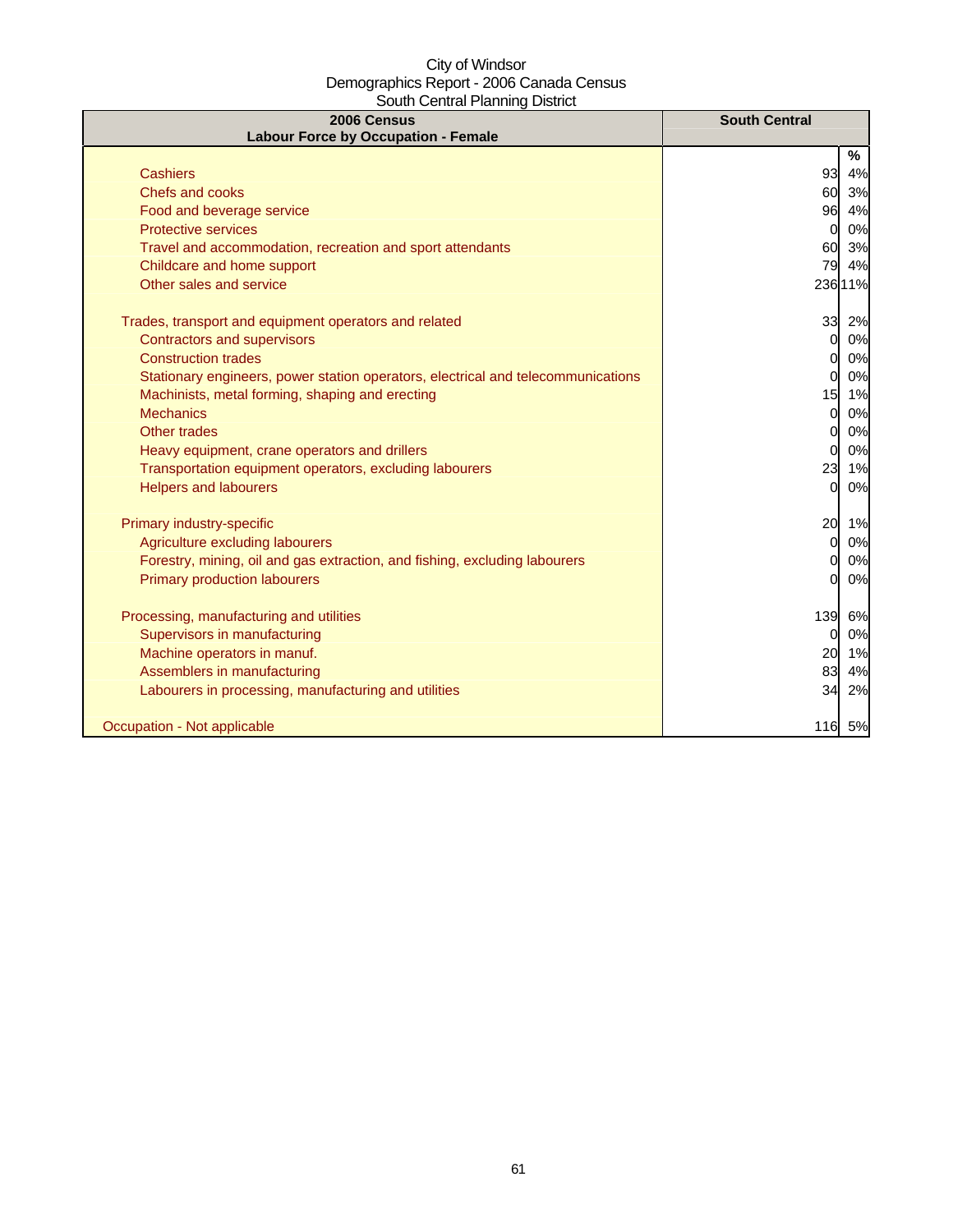City of Windsor
Demographics Report - 2006 Canada Census
South Central Planning District

| 2006 Census<br>Labour Force by Occupation - Female | South Central | |
|---|---|---|
| | | % |
| Cashiers | 93 | 4% |
| Chefs and cooks | 60 | 3% |
| Food and beverage service | 96 | 4% |
| Protective services | 0 | 0% |
| Travel and accommodation, recreation and sport attendants | 60 | 3% |
| Childcare and home support | 79 | 4% |
| Other sales and service | 236 | 11% |
| | | |
| Trades, transport and equipment operators and related | 33 | 2% |
| Contractors and supervisors | 0 | 0% |
| Construction trades | 0 | 0% |
| Stationary engineers, power station operators, electrical and telecommunications | 0 | 0% |
| Machinists, metal forming, shaping and erecting | 15 | 1% |
| Mechanics | 0 | 0% |
| Other trades | 0 | 0% |
| Heavy equipment, crane operators and drillers | 0 | 0% |
| Transportation equipment operators, excluding labourers | 23 | 1% |
| Helpers and labourers | 0 | 0% |
| | | |
| Primary industry-specific | 20 | 1% |
| Agriculture excluding labourers | 0 | 0% |
| Forestry, mining, oil and gas extraction, and fishing, excluding labourers | 0 | 0% |
| Primary production labourers | 0 | 0% |
| | | |
| Processing, manufacturing and utilities | 139 | 6% |
| Supervisors in manufacturing | 0 | 0% |
| Machine operators in manuf. | 20 | 1% |
| Assemblers in manufacturing | 83 | 4% |
| Labourers in processing, manufacturing and utilities | 34 | 2% |
| | | |
| Occupation - Not applicable | 116 | 5% |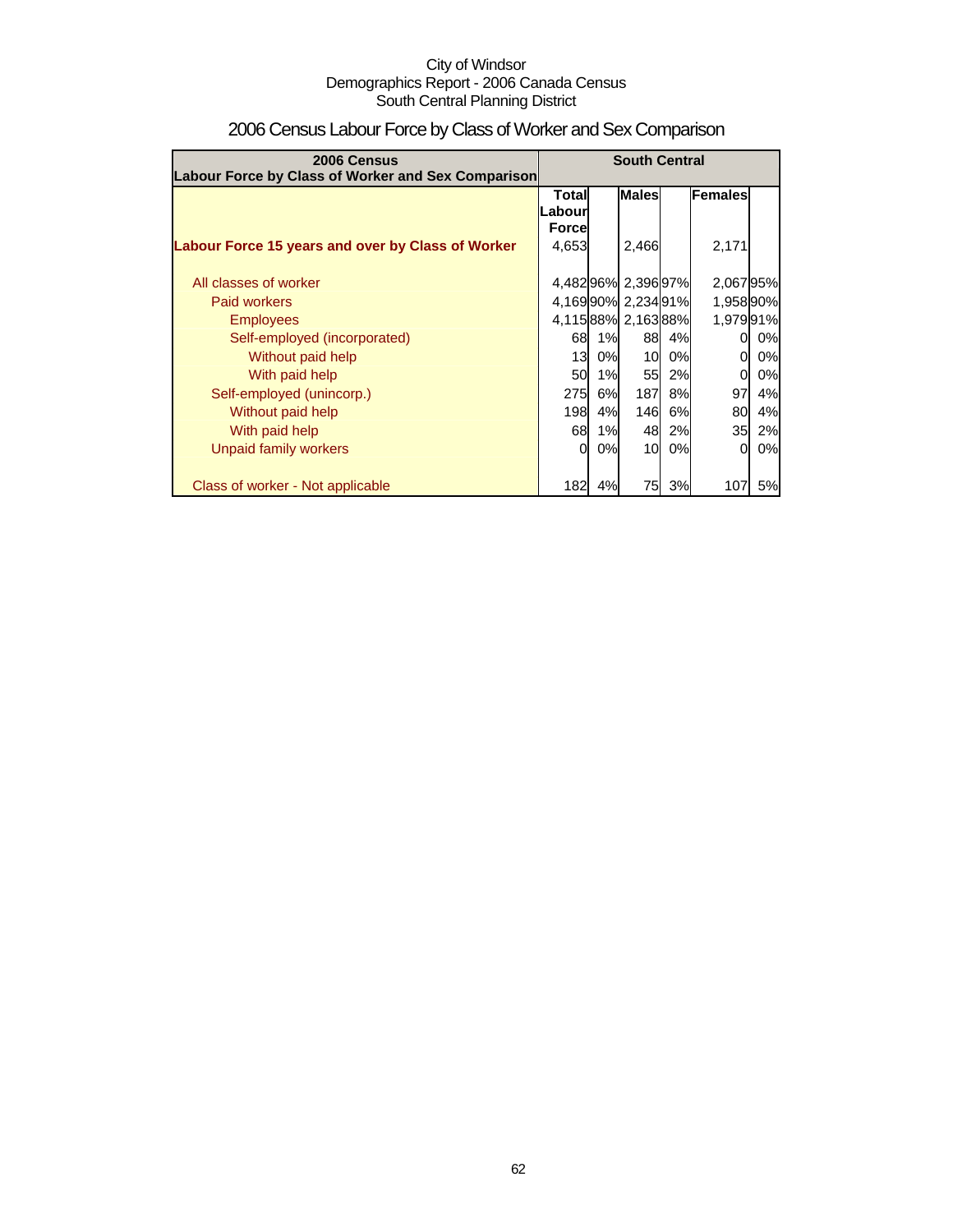City of Windsor
Demographics Report - 2006 Canada Census
South Central Planning District

# 2006 Census Labour Force by Class of Worker and Sex Comparison

| 2006 Census Labour Force by Class of Worker and Sex Comparison | South Central | | | | | |
|---|---|---|---|---|---|---|
| | Total Labour Force | | Males | | Females | |
| Labour Force 15 years and over by Class of Worker | 4,653 | | 2,466 | | 2,171 | |
| All classes of worker | 4,482 | 96% | 2,396 | 97% | 2,067 | 95% |
| Paid workers | 4,169 | 90% | 2,234 | 91% | 1,958 | 90% |
| Employees | 4,115 | 88% | 2,163 | 88% | 1,979 | 91% |
| Self-employed (incorporated) | 68 | 1% | 88 | 4% | 0 | 0% |
| Without paid help | 13 | 0% | 10 | 0% | 0 | 0% |
| With paid help | 50 | 1% | 55 | 2% | 0 | 0% |
| Self-employed (unincorp.) | 275 | 6% | 187 | 8% | 97 | 4% |
| Without paid help | 198 | 4% | 146 | 6% | 80 | 4% |
| With paid help | 68 | 1% | 48 | 2% | 35 | 2% |
| Unpaid family workers | 0 | 0% | 10 | 0% | 0 | 0% |
| Class of worker - Not applicable | 182 | 4% | 75 | 3% | 107 | 5% |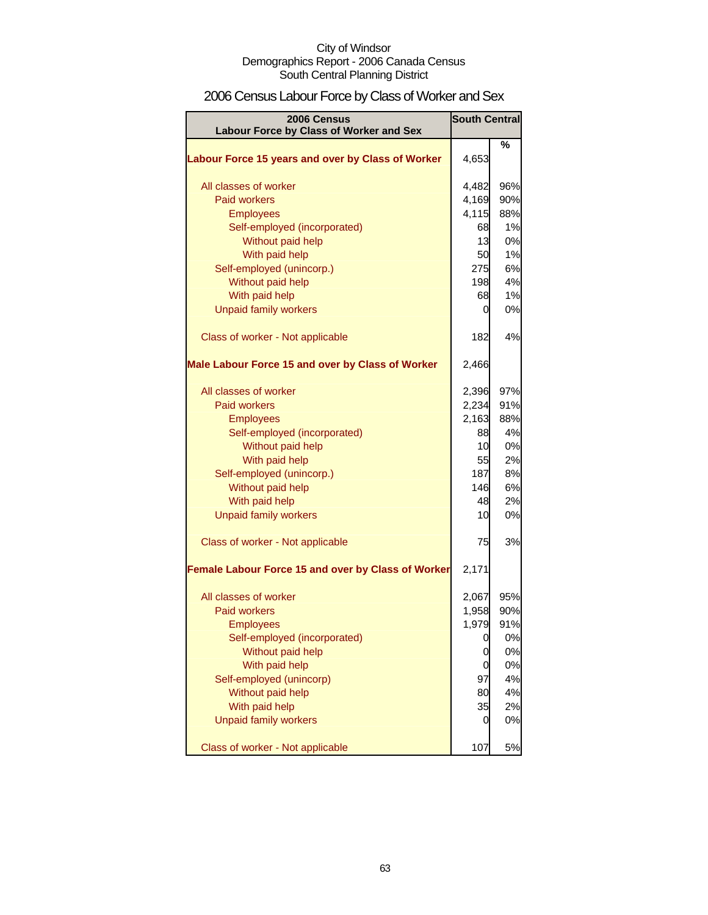City of Windsor
Demographics Report - 2006 Canada Census
South Central Planning District

# 2006 Census Labour Force by Class of Worker and Sex

| 2006 Census Labour Force by Class of Worker and Sex | South Central | |
|---|---|---|
| | | % |
| **Labour Force 15 years and over by Class of Worker** | 4,653 | |
| All classes of worker | 4,482 | 96% |
| Paid workers | 4,169 | 90% |
| Employees | 4,115 | 88% |
| Self-employed (incorporated) | 68 | 1% |
| Without paid help | 13 | 0% |
| With paid help | 50 | 1% |
| Self-employed (unincorp.) | 275 | 6% |
| Without paid help | 198 | 4% |
| With paid help | 68 | 1% |
| Unpaid family workers | 0 | 0% |
| Class of worker - Not applicable | 182 | 4% |
| **Male Labour Force 15 and over by Class of Worker** | 2,466 | |
| All classes of worker | 2,396 | 97% |
| Paid workers | 2,234 | 91% |
| Employees | 2,163 | 88% |
| Self-employed (incorporated) | 88 | 4% |
| Without paid help | 10 | 0% |
| With paid help | 55 | 2% |
| Self-employed (unincorp.) | 187 | 8% |
| Without paid help | 146 | 6% |
| With paid help | 48 | 2% |
| Unpaid family workers | 10 | 0% |
| Class of worker - Not applicable | 75 | 3% |
| **Female Labour Force 15 and over by Class of Worker** | 2,171 | |
| All classes of worker | 2,067 | 95% |
| Paid workers | 1,958 | 90% |
| Employees | 1,979 | 91% |
| Self-employed (incorporated) | 0 | 0% |
| Without paid help | 0 | 0% |
| With paid help | 0 | 0% |
| Self-employed (unincorp) | 97 | 4% |
| Without paid help | 80 | 4% |
| With paid help | 35 | 2% |
| Unpaid family workers | 0 | 0% |
| Class of worker - Not applicable | 107 | 5% |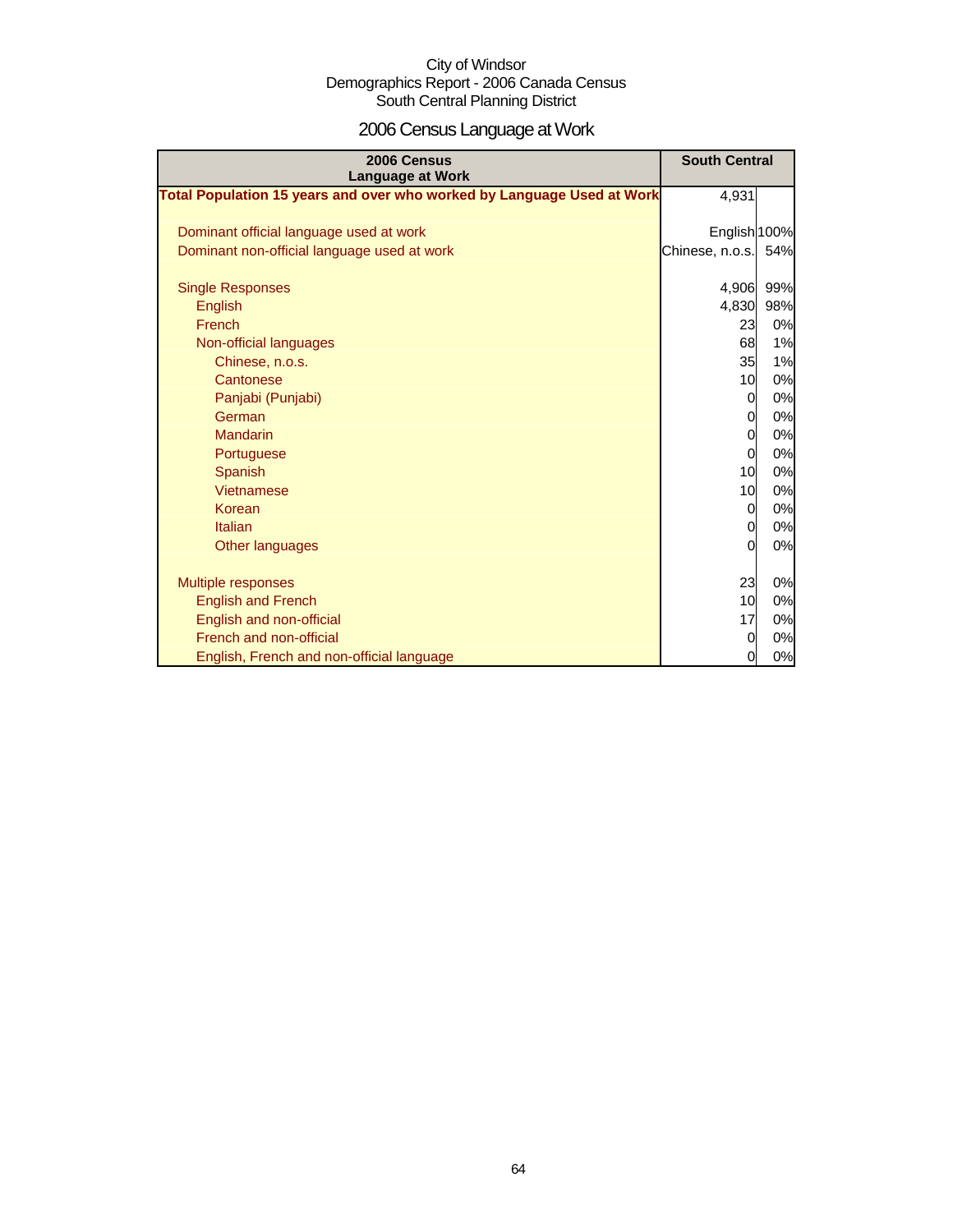City of Windsor
Demographics Report - 2006 Canada Census
South Central Planning District

# 2006 Census Language at Work

| 2006 Census Language at Work | South Central | |
|---|---|---|
| **Total Population 15 years and over who worked by Language Used at Work** | 4,931 | |
| | | |
| Dominant official language used at work | English | 100% |
| Dominant non-official language used at work | Chinese, n.o.s. | 54% |
| | | |
| Single Responses | 4,906 | 99% |
| English | 4,830 | 98% |
| French | 23 | 0% |
| Non-official languages | 68 | 1% |
| Chinese, n.o.s. | 35 | 1% |
| Cantonese | 10 | 0% |
| Panjabi (Punjabi) | 0 | 0% |
| German | 0 | 0% |
| Mandarin | 0 | 0% |
| Portuguese | 0 | 0% |
| Spanish | 10 | 0% |
| Vietnamese | 10 | 0% |
| Korean | 0 | 0% |
| Italian | 0 | 0% |
| Other languages | 0 | 0% |
| | | |
| Multiple responses | 23 | 0% |
| English and French | 10 | 0% |
| English and non-official | 17 | 0% |
| French and non-official | 0 | 0% |
| English, French and non-official language | 0 | 0% |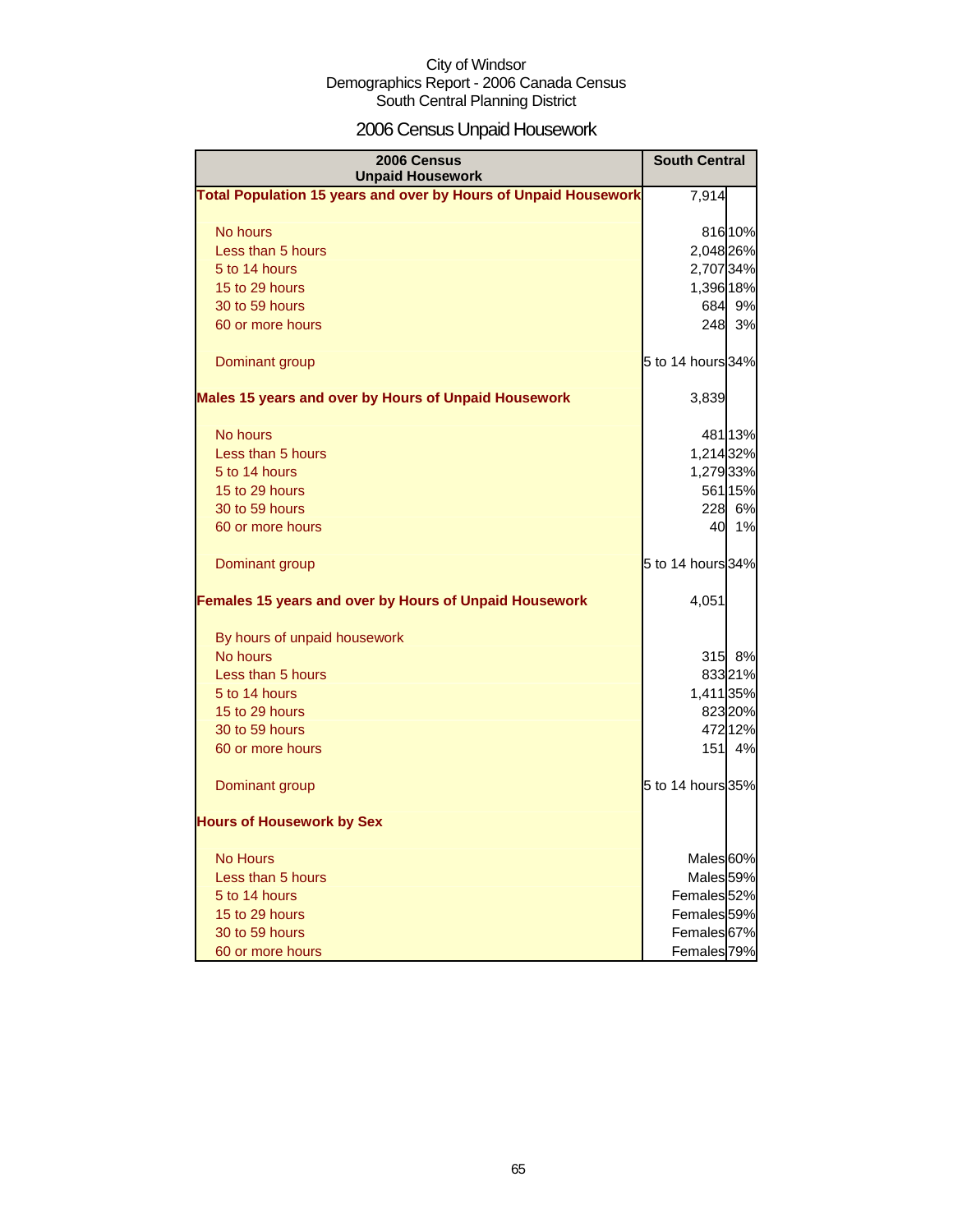City of Windsor
Demographics Report - 2006 Canada Census
South Central Planning District

# 2006 Census Unpaid Housework

| 2006 Census Unpaid Housework | South Central | |
|---|---|---|
| **Total Population 15 years and over by Hours of Unpaid Housework** | 7,914 | |
| No hours | 816 | 10% |
| Less than 5 hours | 2,048 | 26% |
| 5 to 14 hours | 2,707 | 34% |
| 15 to 29 hours | 1,396 | 18% |
| 30 to 59 hours | 684 | 9% |
| 60 or more hours | 248 | 3% |
| Dominant group | 5 to 14 hours | 34% |
| **Males 15 years and over by Hours of Unpaid Housework** | 3,839 | |
| No hours | 481 | 13% |
| Less than 5 hours | 1,214 | 32% |
| 5 to 14 hours | 1,279 | 33% |
| 15 to 29 hours | 561 | 15% |
| 30 to 59 hours | 228 | 6% |
| 60 or more hours | 40 | 1% |
| Dominant group | 5 to 14 hours | 34% |
| **Females 15 years and over by Hours of Unpaid Housework** | 4,051 | |
| By hours of unpaid housework | | |
| No hours | 315 | 8% |
| Less than 5 hours | 833 | 21% |
| 5 to 14 hours | 1,411 | 35% |
| 15 to 29 hours | 823 | 20% |
| 30 to 59 hours | 472 | 12% |
| 60 or more hours | 151 | 4% |
| Dominant group | 5 to 14 hours | 35% |
| **Hours of Housework by Sex** | | |
| No Hours | Males | 60% |
| Less than 5 hours | Males | 59% |
| 5 to 14 hours | Females | 52% |
| 15 to 29 hours | Females | 59% |
| 30 to 59 hours | Females | 67% |
| 60 or more hours | Females | 79% |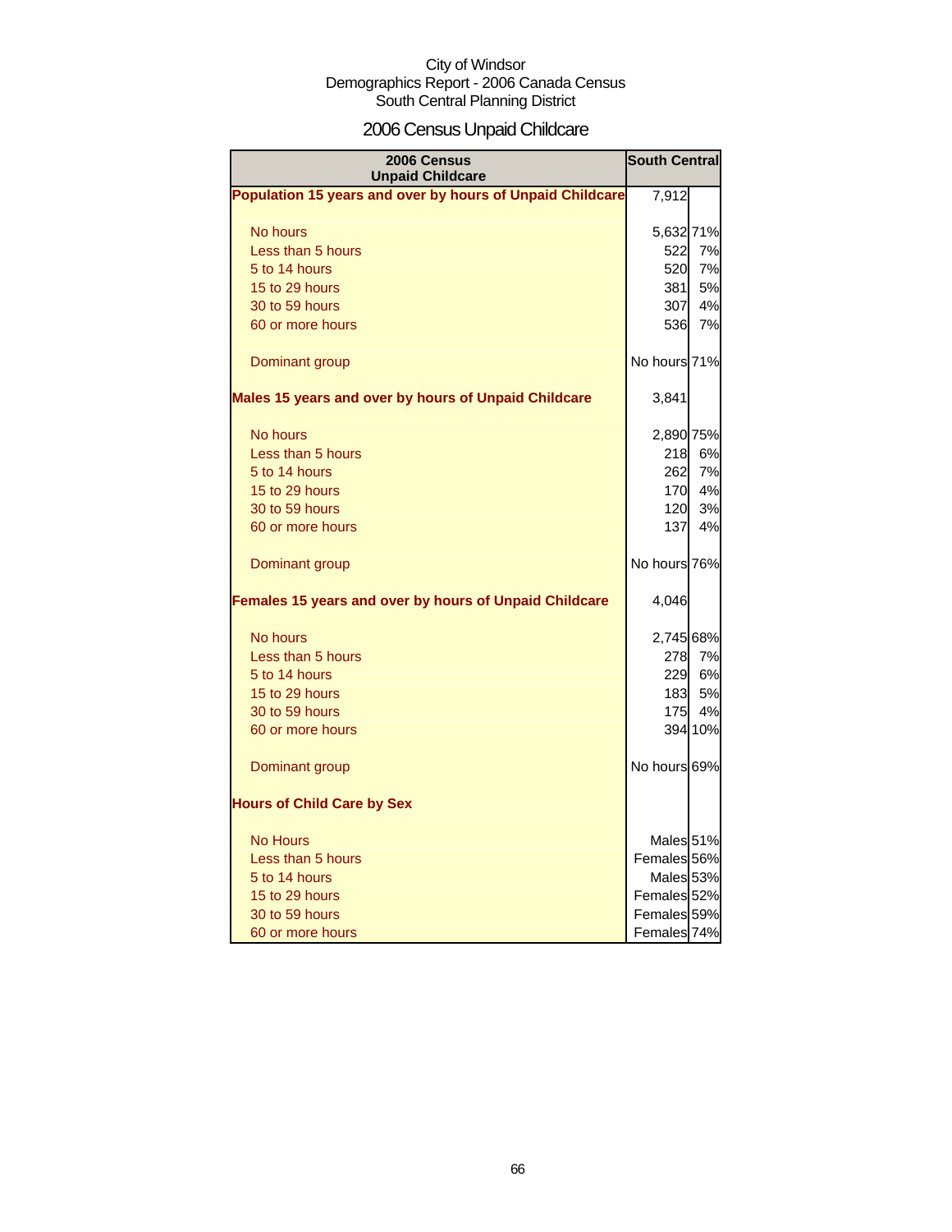City of Windsor
Demographics Report - 2006 Canada Census
South Central Planning District

# 2006 Census Unpaid Childcare

| 2006 Census Unpaid Childcare | South Central | |
|---|---|---|
| **Population 15 years and over by hours of Unpaid Childcare** | 7,912 | |
| No hours | 5,632 | 71% |
| Less than 5 hours | 522 | 7% |
| 5 to 14 hours | 520 | 7% |
| 15 to 29 hours | 381 | 5% |
| 30 to 59 hours | 307 | 4% |
| 60 or more hours | 536 | 7% |
| Dominant group | No hours | 71% |
| **Males 15 years and over by hours of Unpaid Childcare** | 3,841 | |
| No hours | 2,890 | 75% |
| Less than 5 hours | 218 | 6% |
| 5 to 14 hours | 262 | 7% |
| 15 to 29 hours | 170 | 4% |
| 30 to 59 hours | 120 | 3% |
| 60 or more hours | 137 | 4% |
| Dominant group | No hours | 76% |
| **Females 15 years and over by hours of Unpaid Childcare** | 4,046 | |
| No hours | 2,745 | 68% |
| Less than 5 hours | 278 | 7% |
| 5 to 14 hours | 229 | 6% |
| 15 to 29 hours | 183 | 5% |
| 30 to 59 hours | 175 | 4% |
| 60 or more hours | 394 | 10% |
| Dominant group | No hours | 69% |
| **Hours of Child Care by Sex** | | |
| No Hours | Males | 51% |
| Less than 5 hours | Females | 56% |
| 5 to 14 hours | Males | 53% |
| 15 to 29 hours | Females | 52% |
| 30 to 59 hours | Females | 59% |
| 60 or more hours | Females | 74% |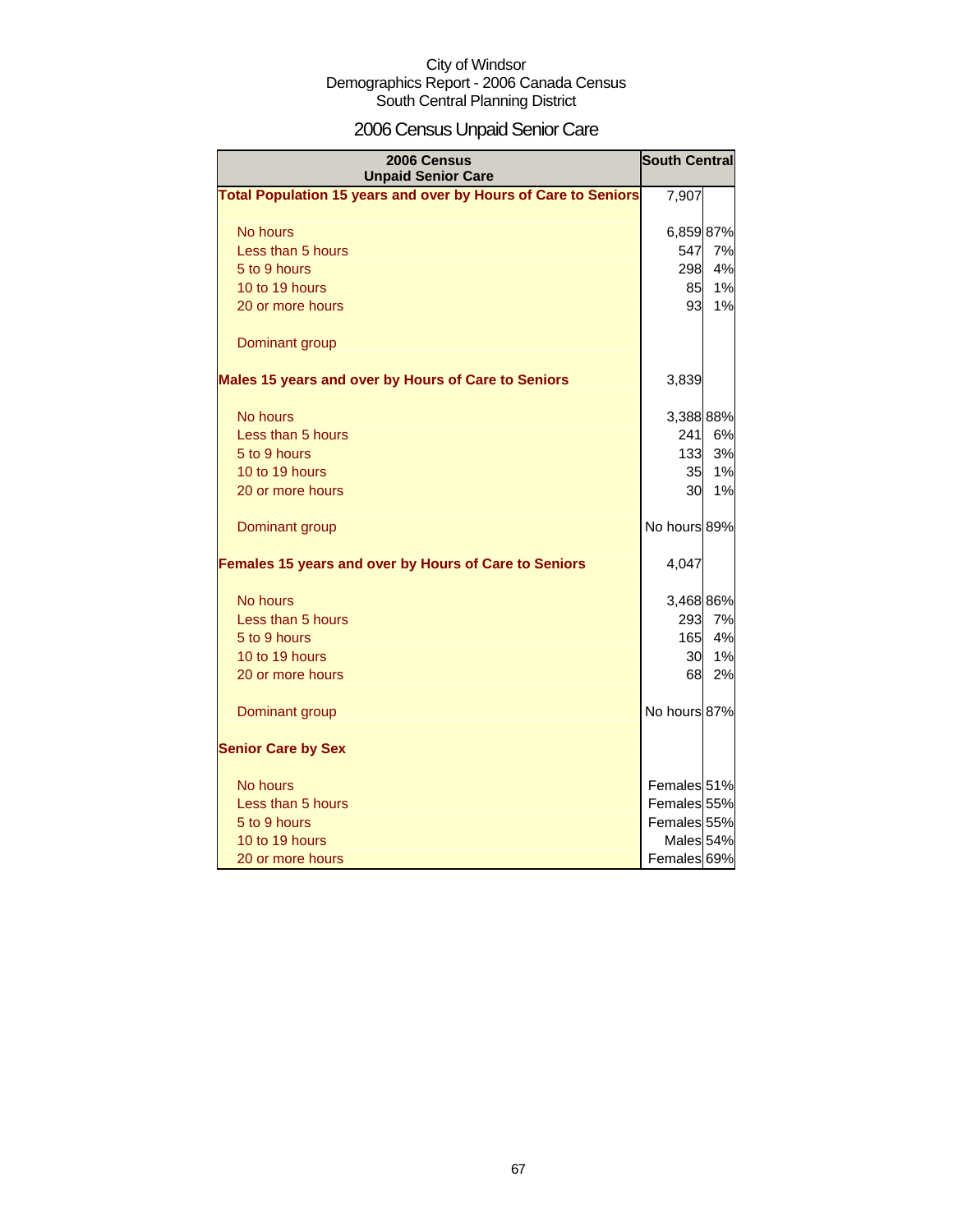City of Windsor
Demographics Report - 2006 Canada Census
South Central Planning District

# 2006 Census Unpaid Senior Care

| 2006 Census Unpaid Senior Care | South Central | |
|---|---|---|
| **Total Population 15 years and over by Hours of Care to Seniors** | 7,907 | |
| No hours | 6,859 | 87% |
| Less than 5 hours | 547 | 7% |
| 5 to 9 hours | 298 | 4% |
| 10 to 19 hours | 85 | 1% |
| 20 or more hours | 93 | 1% |
| Dominant group | | |
| **Males 15 years and over by Hours of Care to Seniors** | 3,839 | |
| No hours | 3,388 | 88% |
| Less than 5 hours | 241 | 6% |
| 5 to 9 hours | 133 | 3% |
| 10 to 19 hours | 35 | 1% |
| 20 or more hours | 30 | 1% |
| Dominant group | No hours | 89% |
| **Females 15 years and over by Hours of Care to Seniors** | 4,047 | |
| No hours | 3,468 | 86% |
| Less than 5 hours | 293 | 7% |
| 5 to 9 hours | 165 | 4% |
| 10 to 19 hours | 30 | 1% |
| 20 or more hours | 68 | 2% |
| Dominant group | No hours | 87% |
| **Senior Care by Sex** | | |
| No hours | Females | 51% |
| Less than 5 hours | Females | 55% |
| 5 to 9 hours | Females | 55% |
| 10 to 19 hours | Males | 54% |
| 20 or more hours | Females | 69% |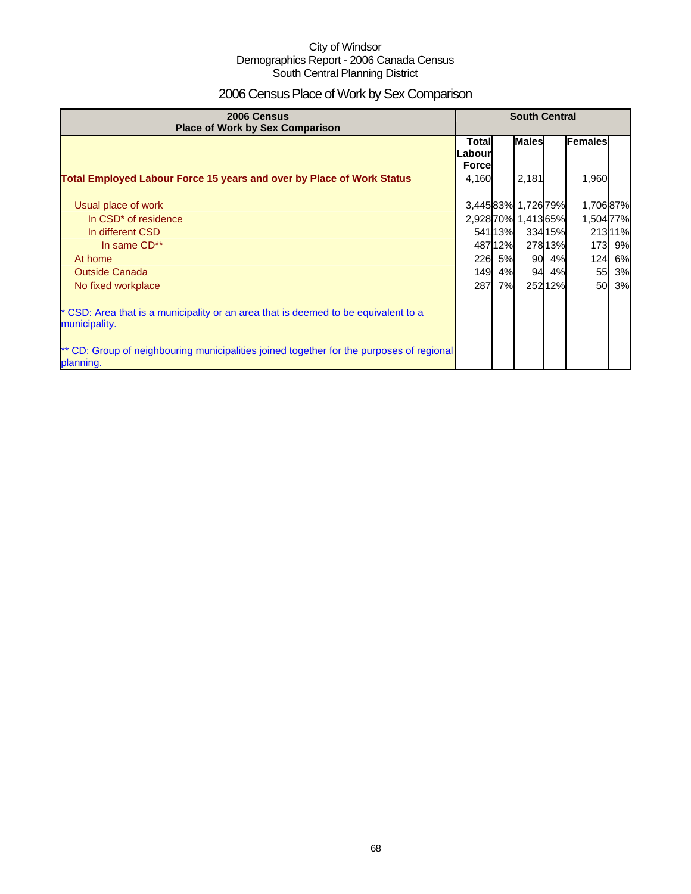City of Windsor
Demographics Report - 2006 Canada Census
South Central Planning District

# 2006 Census Place of Work by Sex Comparison

| 2006 Census Place of Work by Sex Comparison | South Central | | | | | |
|---|---|---|---|---|---|---|
| | Total Labour Force | | Males | | Females | |
| **Total Employed Labour Force 15 years and over by Place of Work Status** | 4,160 | | 2,181 | | 1,960 | |
| Usual place of work | 3,445 | 83% | 1,726 | 79% | 1,706 | 87% |
| In CSD* of residence | 2,928 | 70% | 1,413 | 65% | 1,504 | 77% |
| In different CSD | 541 | 13% | 334 | 15% | 213 | 11% |
| In same CD** | 487 | 12% | 278 | 13% | 173 | 9% |
| At home | 226 | 5% | 90 | 4% | 124 | 6% |
| Outside Canada | 149 | 4% | 94 | 4% | 55 | 3% |
| No fixed workplace | 287 | 7% | 252 | 12% | 50 | 3% |

* CSD: Area that is a municipality or an area that is deemed to be equivalent to a municipality.

** CD: Group of neighbouring municipalities joined together for the purposes of regional planning.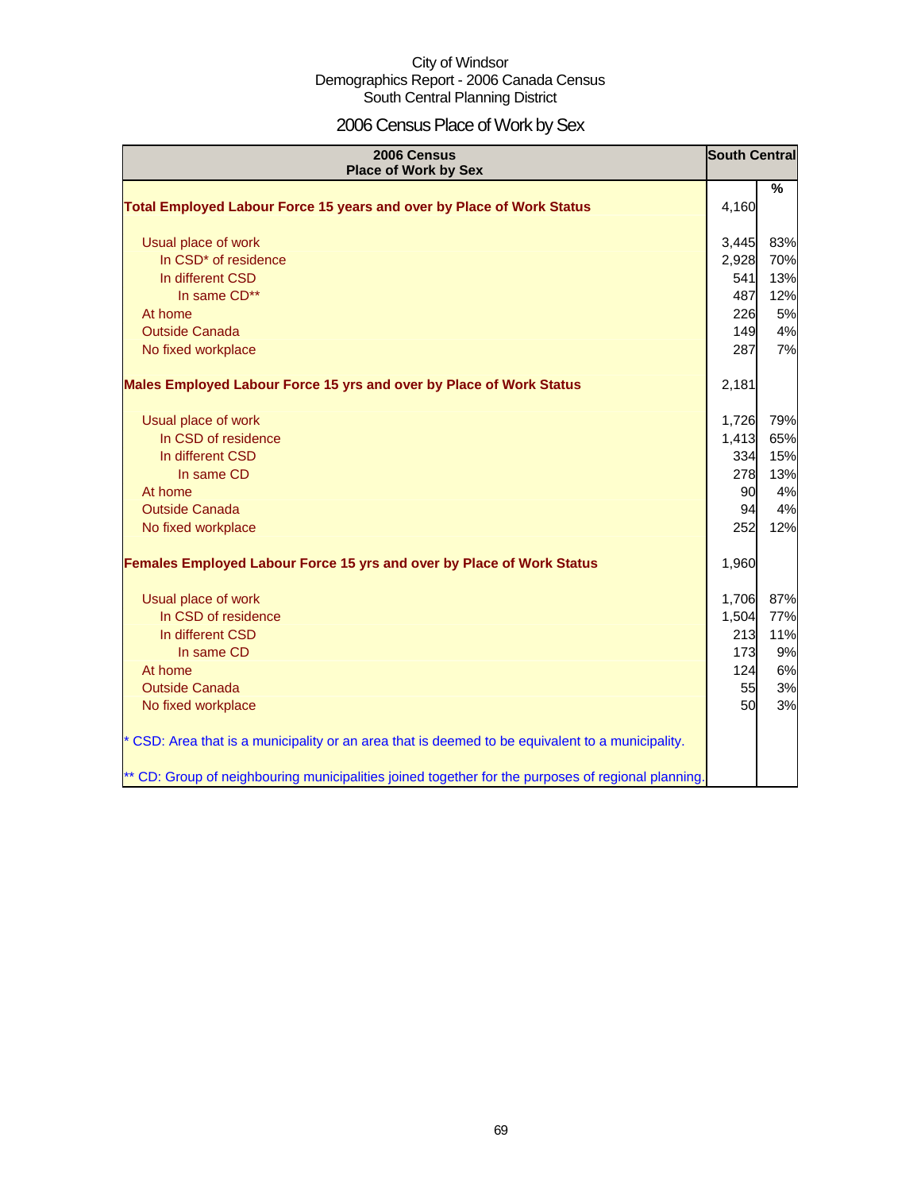City of Windsor
Demographics Report - 2006 Canada Census
South Central Planning District

# 2006 Census Place of Work by Sex

| 2006 Census Place of Work by Sex | South Central | % |
|---|---|---|
| **Total Employed Labour Force 15 years and over by Place of Work Status** | 4,160 | |
| Usual place of work | 3,445 | 83% |
| In CSD* of residence | 2,928 | 70% |
| In different CSD | 541 | 13% |
| In same CD** | 487 | 12% |
| At home | 226 | 5% |
| Outside Canada | 149 | 4% |
| No fixed workplace | 287 | 7% |
| **Males Employed Labour Force 15 yrs and over by Place of Work Status** | 2,181 | |
| Usual place of work | 1,726 | 79% |
| In CSD of residence | 1,413 | 65% |
| In different CSD | 334 | 15% |
| In same CD | 278 | 13% |
| At home | 90 | 4% |
| Outside Canada | 94 | 4% |
| No fixed workplace | 252 | 12% |
| **Females Employed Labour Force 15 yrs and over by Place of Work Status** | 1,960 | |
| Usual place of work | 1,706 | 87% |
| In CSD of residence | 1,504 | 77% |
| In different CSD | 213 | 11% |
| In same CD | 173 | 9% |
| At home | 124 | 6% |
| Outside Canada | 55 | 3% |
| No fixed workplace | 50 | 3% |

* CSD: Area that is a municipality or an area that is deemed to be equivalent to a municipality.

** CD: Group of neighbouring municipalities joined together for the purposes of regional planning.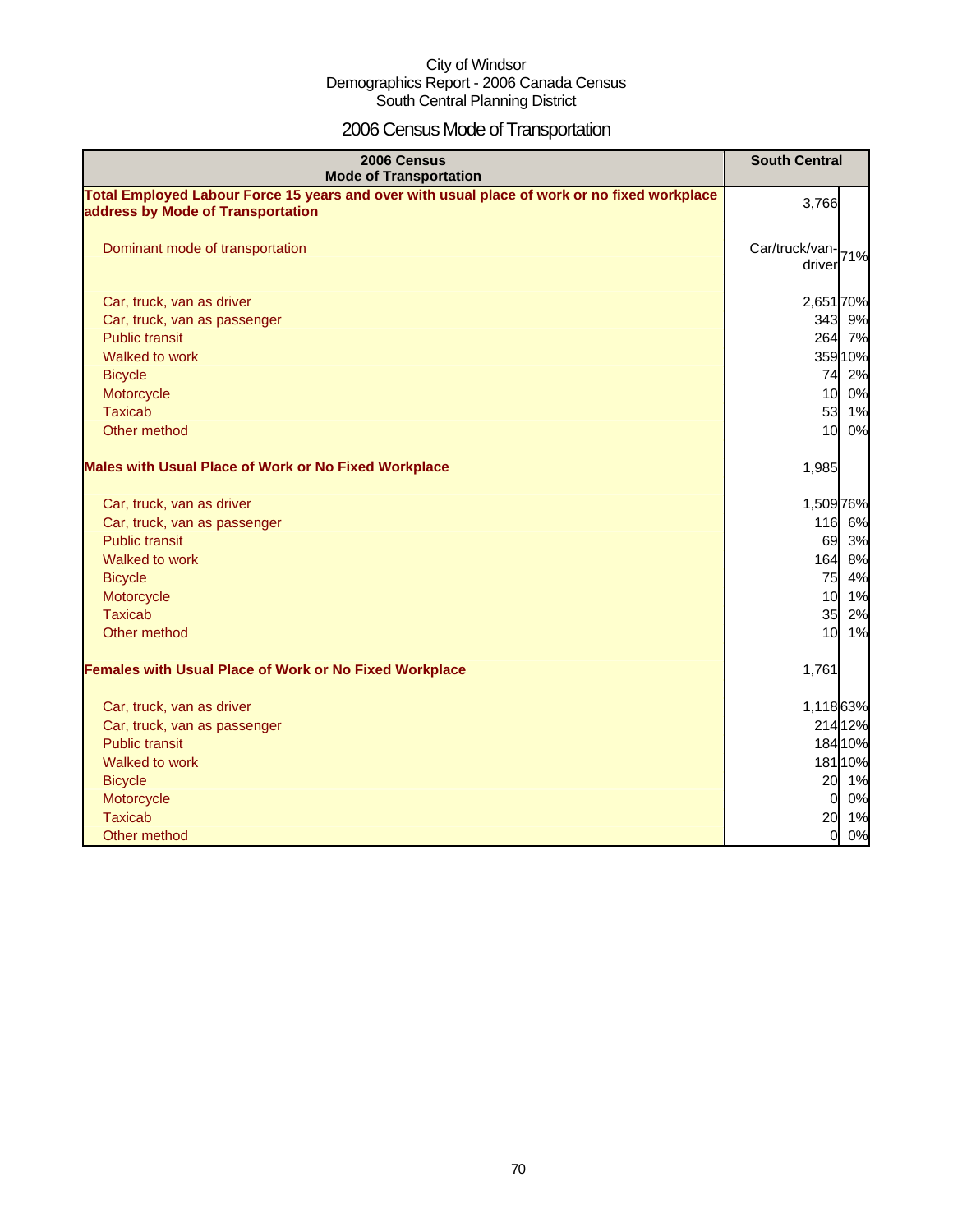City of Windsor
Demographics Report - 2006 Canada Census
South Central Planning District

# 2006 Census Mode of Transportation

| 2006 Census Mode of Transportation | South Central | |
|---|---|---|
| **Total Employed Labour Force 15 years and over with usual place of work or no fixed workplace address by Mode of Transportation** | 3,766 | |
| Dominant mode of transportation | Car/truck/van-driver | 71% |
| Car, truck, van as driver | 2,651 | 70% |
| Car, truck, van as passenger | 343 | 9% |
| Public transit | 264 | 7% |
| Walked to work | 359 | 10% |
| Bicycle | 74 | 2% |
| Motorcycle | 10 | 0% |
| Taxicab | 53 | 1% |
| Other method | 10 | 0% |
| **Males with Usual Place of Work or No Fixed Workplace** | 1,985 | |
| Car, truck, van as driver | 1,509 | 76% |
| Car, truck, van as passenger | 116 | 6% |
| Public transit | 69 | 3% |
| Walked to work | 164 | 8% |
| Bicycle | 75 | 4% |
| Motorcycle | 10 | 1% |
| Taxicab | 35 | 2% |
| Other method | 10 | 1% |
| **Females with Usual Place of Work or No Fixed Workplace** | 1,761 | |
| Car, truck, van as driver | 1,118 | 63% |
| Car, truck, van as passenger | 214 | 12% |
| Public transit | 184 | 10% |
| Walked to work | 181 | 10% |
| Bicycle | 20 | 1% |
| Motorcycle | 0 | 0% |
| Taxicab | 20 | 1% |
| Other method | 0 | 0% |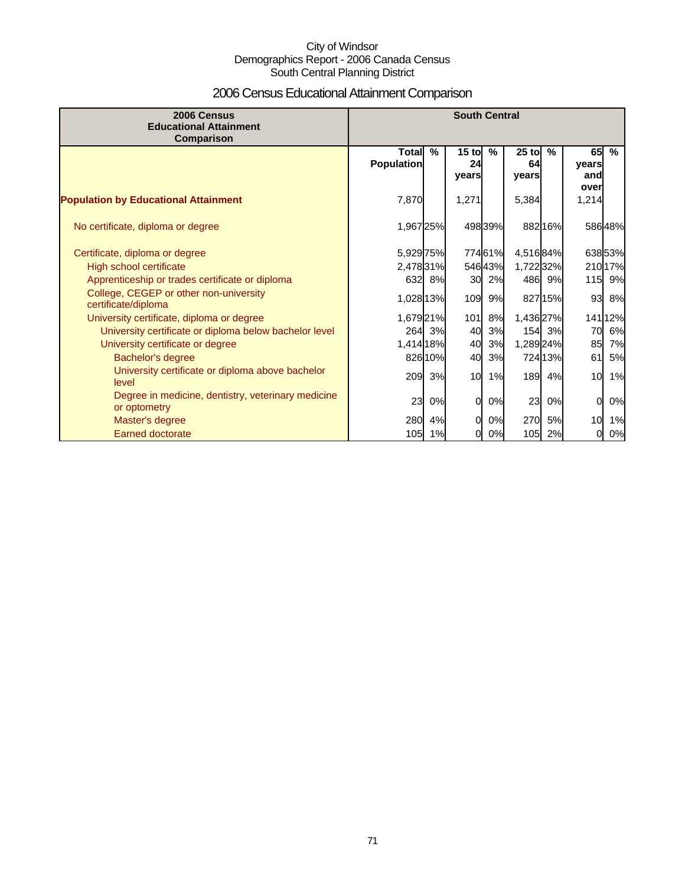City of Windsor
Demographics Report - 2006 Canada Census
South Central Planning District

# 2006 Census Educational Attainment Comparison

| 2006 Census Educational Attainment Comparison | South Central | | | | | | | |
|---|---|---|---|---|---|---|---|---|
| | Total Population | % | 15 to 24 years | % | 25 to 64 years | % | 65 years and over | % |
| **Population by Educational Attainment** | 7,870 | | 1,271 | | 5,384 | | 1,214 | |
| No certificate, diploma or degree | 1,967 | 25% | 498 | 39% | 882 | 16% | 586 | 48% |
| Certificate, diploma or degree | 5,929 | 75% | 774 | 61% | 4,516 | 84% | 638 | 53% |
| High school certificate | 2,478 | 31% | 546 | 43% | 1,722 | 32% | 210 | 17% |
| Apprenticeship or trades certificate or diploma | 632 | 8% | 30 | 2% | 486 | 9% | 115 | 9% |
| College, CEGEP or other non-university certificate/diploma | 1,028 | 13% | 109 | 9% | 827 | 15% | 93 | 8% |
| University certificate, diploma or degree | 1,679 | 21% | 101 | 8% | 1,436 | 27% | 141 | 12% |
| University certificate or diploma below bachelor level | 264 | 3% | 40 | 3% | 154 | 3% | 70 | 6% |
| University certificate or degree | 1,414 | 18% | 40 | 3% | 1,289 | 24% | 85 | 7% |
| Bachelor's degree | 826 | 10% | 40 | 3% | 724 | 13% | 61 | 5% |
| University certificate or diploma above bachelor level | 209 | 3% | 10 | 1% | 189 | 4% | 10 | 1% |
| Degree in medicine, dentistry, veterinary medicine or optometry | 23 | 0% | 0 | 0% | 23 | 0% | 0 | 0% |
| Master's degree | 280 | 4% | 0 | 0% | 270 | 5% | 10 | 1% |
| Earned doctorate | 105 | 1% | 0 | 0% | 105 | 2% | 0 | 0% |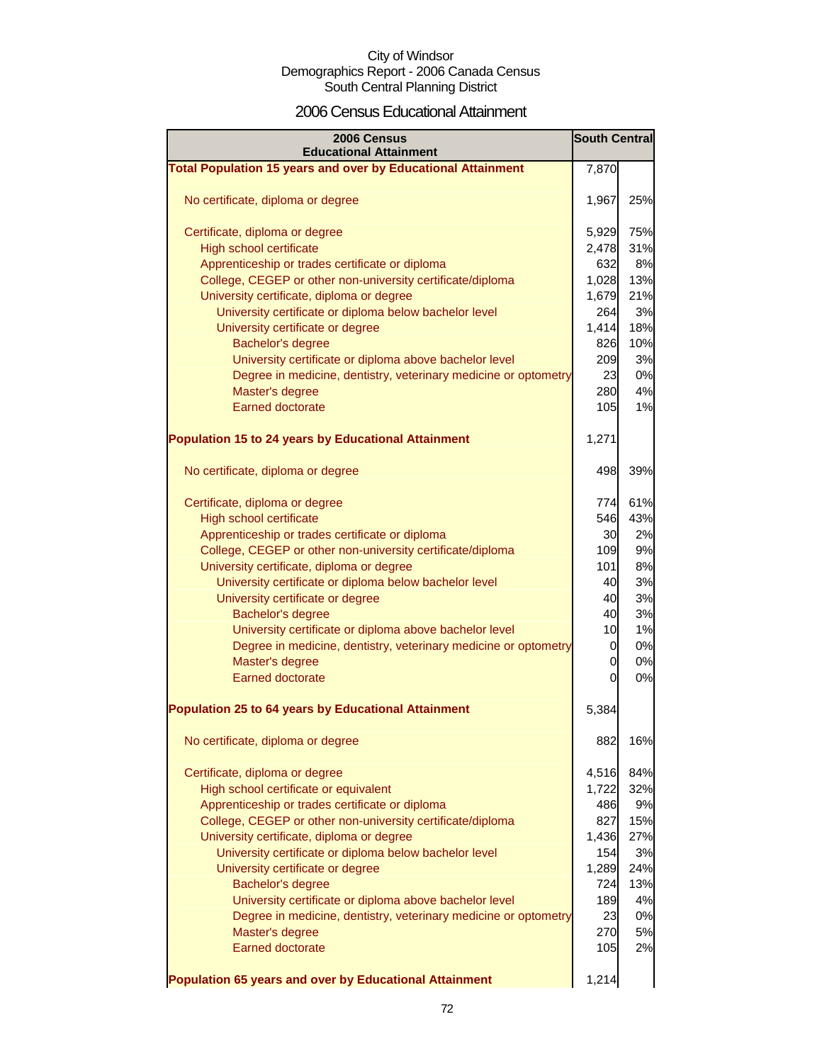City of Windsor
Demographics Report - 2006 Canada Census
South Central Planning District

## 2006 Census Educational Attainment

| 2006 Census Educational Attainment | South Central | |
|---|---|---|
| **Total Population 15 years and over by Educational Attainment** | 7,870 | |
| No certificate, diploma or degree | 1,967 | 25% |
| Certificate, diploma or degree | 5,929 | 75% |
| High school certificate | 2,478 | 31% |
| Apprenticeship or trades certificate or diploma | 632 | 8% |
| College, CEGEP or other non-university certificate/diploma | 1,028 | 13% |
| University certificate, diploma or degree | 1,679 | 21% |
| University certificate or diploma below bachelor level | 264 | 3% |
| University certificate or degree | 1,414 | 18% |
| Bachelor's degree | 826 | 10% |
| University certificate or diploma above bachelor level | 209 | 3% |
| Degree in medicine, dentistry, veterinary medicine or optometry | 23 | 0% |
| Master's degree | 280 | 4% |
| Earned doctorate | 105 | 1% |
| **Population 15 to 24 years by Educational Attainment** | 1,271 | |
| No certificate, diploma or degree | 498 | 39% |
| Certificate, diploma or degree | 774 | 61% |
| High school certificate | 546 | 43% |
| Apprenticeship or trades certificate or diploma | 30 | 2% |
| College, CEGEP or other non-university certificate/diploma | 109 | 9% |
| University certificate, diploma or degree | 101 | 8% |
| University certificate or diploma below bachelor level | 40 | 3% |
| University certificate or degree | 40 | 3% |
| Bachelor's degree | 40 | 3% |
| University certificate or diploma above bachelor level | 10 | 1% |
| Degree in medicine, dentistry, veterinary medicine or optometry | 0 | 0% |
| Master's degree | 0 | 0% |
| Earned doctorate | 0 | 0% |
| **Population 25 to 64 years by Educational Attainment** | 5,384 | |
| No certificate, diploma or degree | 882 | 16% |
| Certificate, diploma or degree | 4,516 | 84% |
| High school certificate or equivalent | 1,722 | 32% |
| Apprenticeship or trades certificate or diploma | 486 | 9% |
| College, CEGEP or other non-university certificate/diploma | 827 | 15% |
| University certificate, diploma or degree | 1,436 | 27% |
| University certificate or diploma below bachelor level | 154 | 3% |
| University certificate or degree | 1,289 | 24% |
| Bachelor's degree | 724 | 13% |
| University certificate or diploma above bachelor level | 189 | 4% |
| Degree in medicine, dentistry, veterinary medicine or optometry | 23 | 0% |
| Master's degree | 270 | 5% |
| Earned doctorate | 105 | 2% |
| **Population 65 years and over by Educational Attainment** | 1,214 | |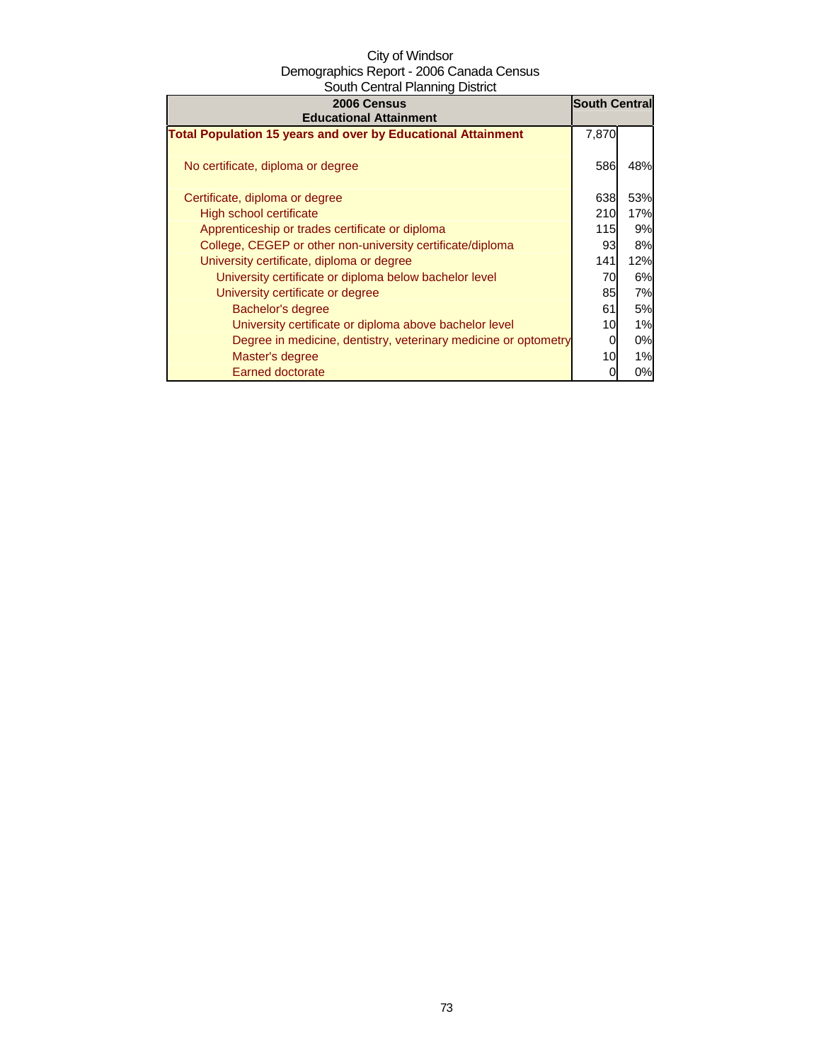City of Windsor
Demographics Report - 2006 Canada Census
South Central Planning District

| 2006 Census Educational Attainment | South Central | |
|---|---|---|
| **Total Population 15 years and over by Educational Attainment** | 7,870 | |
| No certificate, diploma or degree | 586 | 48% |
| Certificate, diploma or degree | 638 | 53% |
| High school certificate | 210 | 17% |
| Apprenticeship or trades certificate or diploma | 115 | 9% |
| College, CEGEP or other non-university certificate/diploma | 93 | 8% |
| University certificate, diploma or degree | 141 | 12% |
| University certificate or diploma below bachelor level | 70 | 6% |
| University certificate or degree | 85 | 7% |
| Bachelor's degree | 61 | 5% |
| University certificate or diploma above bachelor level | 10 | 1% |
| Degree in medicine, dentistry, veterinary medicine or optometry | 0 | 0% |
| Master's degree | 10 | 1% |
| Earned doctorate | 0 | 0% |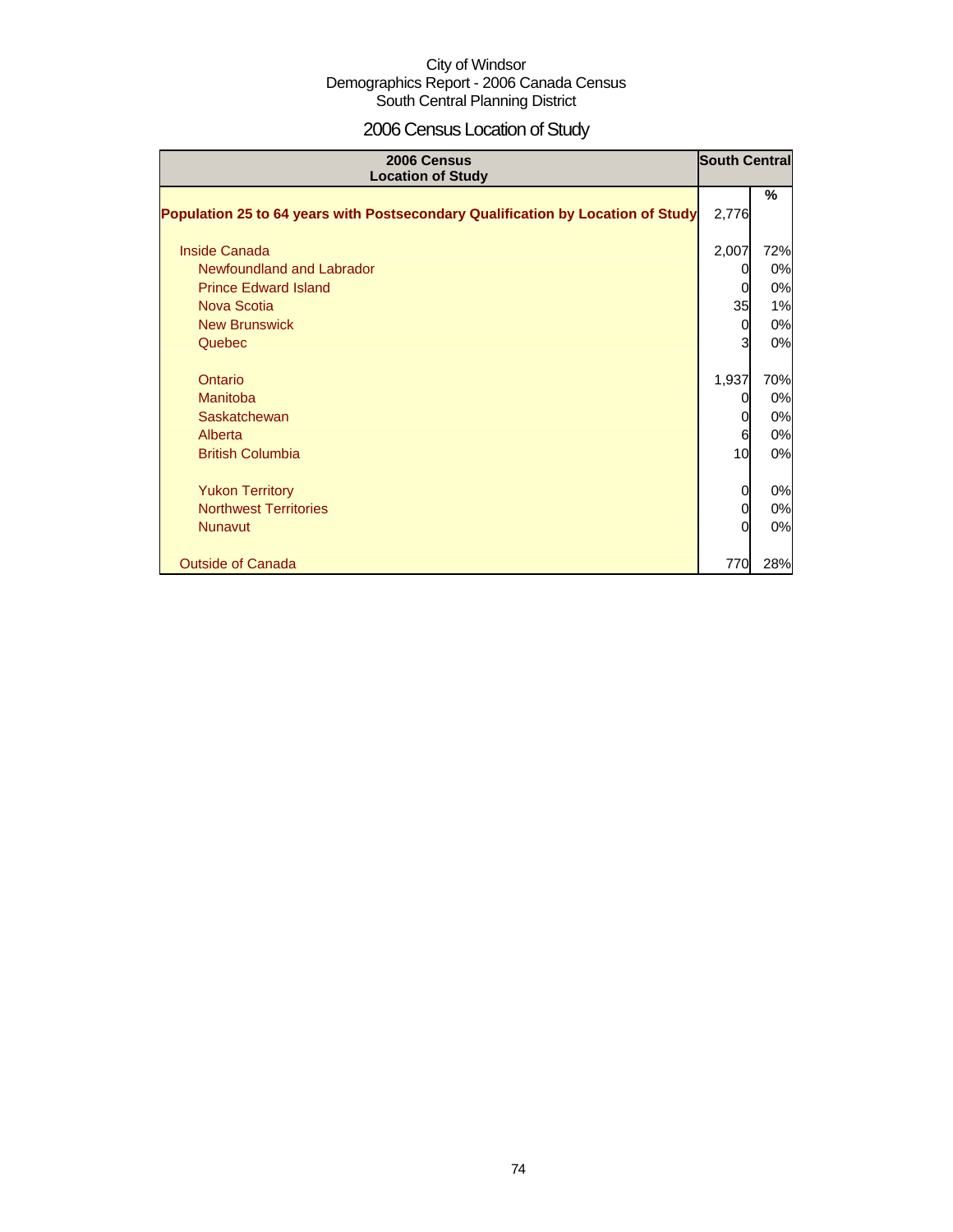City of Windsor
Demographics Report - 2006 Canada Census
South Central Planning District

# 2006 Census Location of Study

| 2006 Census<br>Location of Study | South Central | |
|---|---|---|
| | | % |
| **Population 25 to 64 years with Postsecondary Qualification by Location of Study** | 2,776 | |
| Inside Canada | 2,007 | 72% |
| Newfoundland and Labrador | 0 | 0% |
| Prince Edward Island | 0 | 0% |
| Nova Scotia | 35 | 1% |
| New Brunswick | 0 | 0% |
| Quebec | 3 | 0% |
| Ontario | 1,937 | 70% |
| Manitoba | 0 | 0% |
| Saskatchewan | 0 | 0% |
| Alberta | 6 | 0% |
| British Columbia | 10 | 0% |
| Yukon Territory | 0 | 0% |
| Northwest Territories | 0 | 0% |
| Nunavut | 0 | 0% |
| Outside of Canada | 770 | 28% |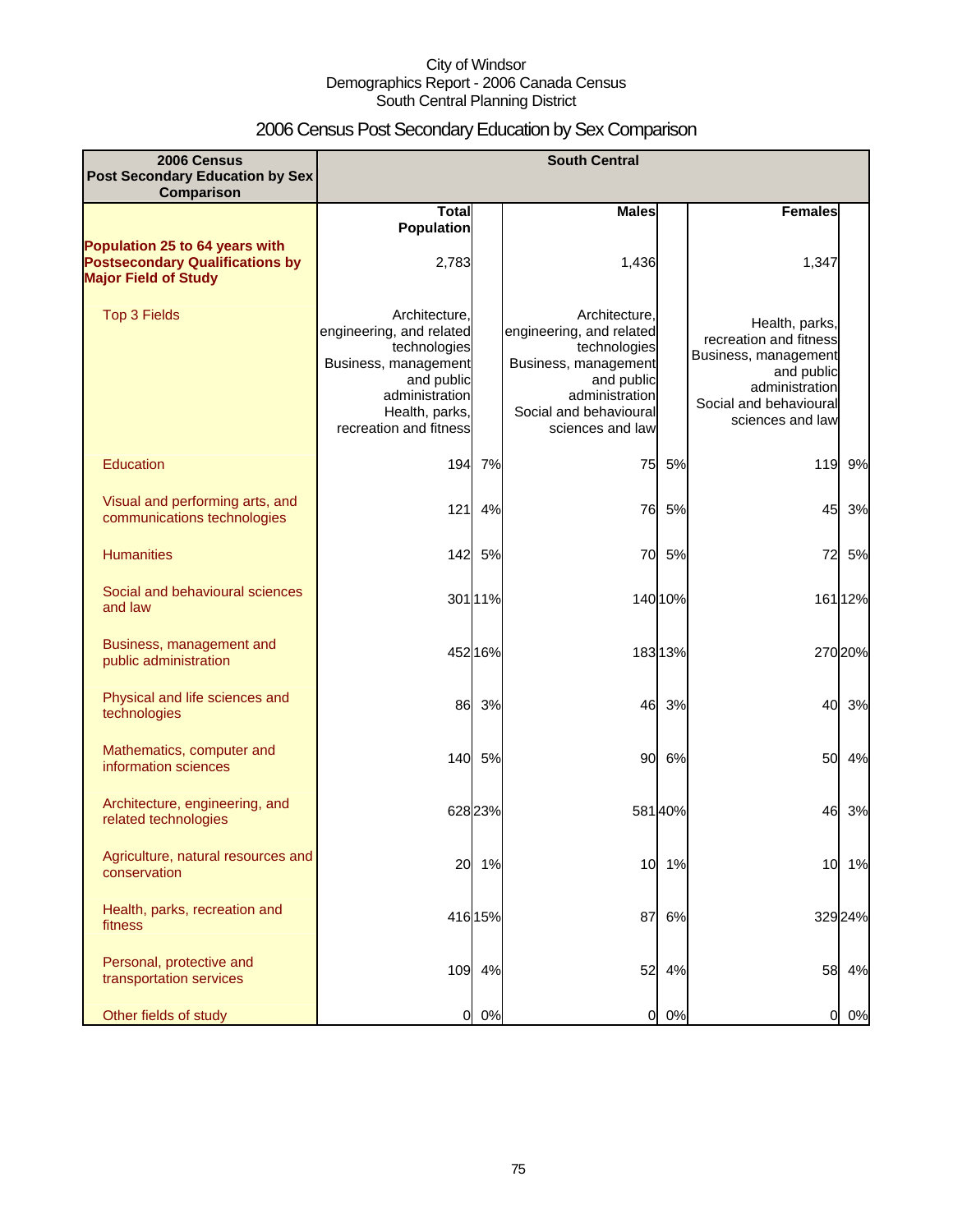City of Windsor
Demographics Report - 2006 Canada Census
South Central Planning District

# 2006 Census Post Secondary Education by Sex Comparison

| 2006 Census Post Secondary Education by Sex Comparison | South Central | | | | | |
|---|---|---|---|---|---|---|
| | Total Population | | Males | | Females | |
| **Population 25 to 64 years with Postsecondary Qualifications by Major Field of Study** | 2,783 | | 1,436 | | 1,347 | |
| Top 3 Fields | Architecture, engineering, and related technologies<br>Business, management and public administration<br>Health, parks, recreation and fitness | | Architecture, engineering, and related technologies<br>Business, management and public administration<br>Social and behavioural sciences and law | | Health, parks, recreation and fitness<br>Business, management and public administration<br>Social and behavioural sciences and law | |
| Education | 194 | 7% | 75 | 5% | 119 | 9% |
| Visual and performing arts, and communications technologies | 121 | 4% | 76 | 5% | 45 | 3% |
| Humanities | 142 | 5% | 70 | 5% | 72 | 5% |
| Social and behavioural sciences and law | 301 | 11% | 140 | 10% | 161 | 12% |
| Business, management and public administration | 452 | 16% | 183 | 13% | 270 | 20% |
| Physical and life sciences and technologies | 86 | 3% | 46 | 3% | 40 | 3% |
| Mathematics, computer and information sciences | 140 | 5% | 90 | 6% | 50 | 4% |
| Architecture, engineering, and related technologies | 628 | 23% | 581 | 40% | 46 | 3% |
| Agriculture, natural resources and conservation | 20 | 1% | 10 | 1% | 10 | 1% |
| Health, parks, recreation and fitness | 416 | 15% | 87 | 6% | 329 | 24% |
| Personal, protective and transportation services | 109 | 4% | 52 | 4% | 58 | 4% |
| Other fields of study | 0 | 0% | 0 | 0% | 0 | 0% |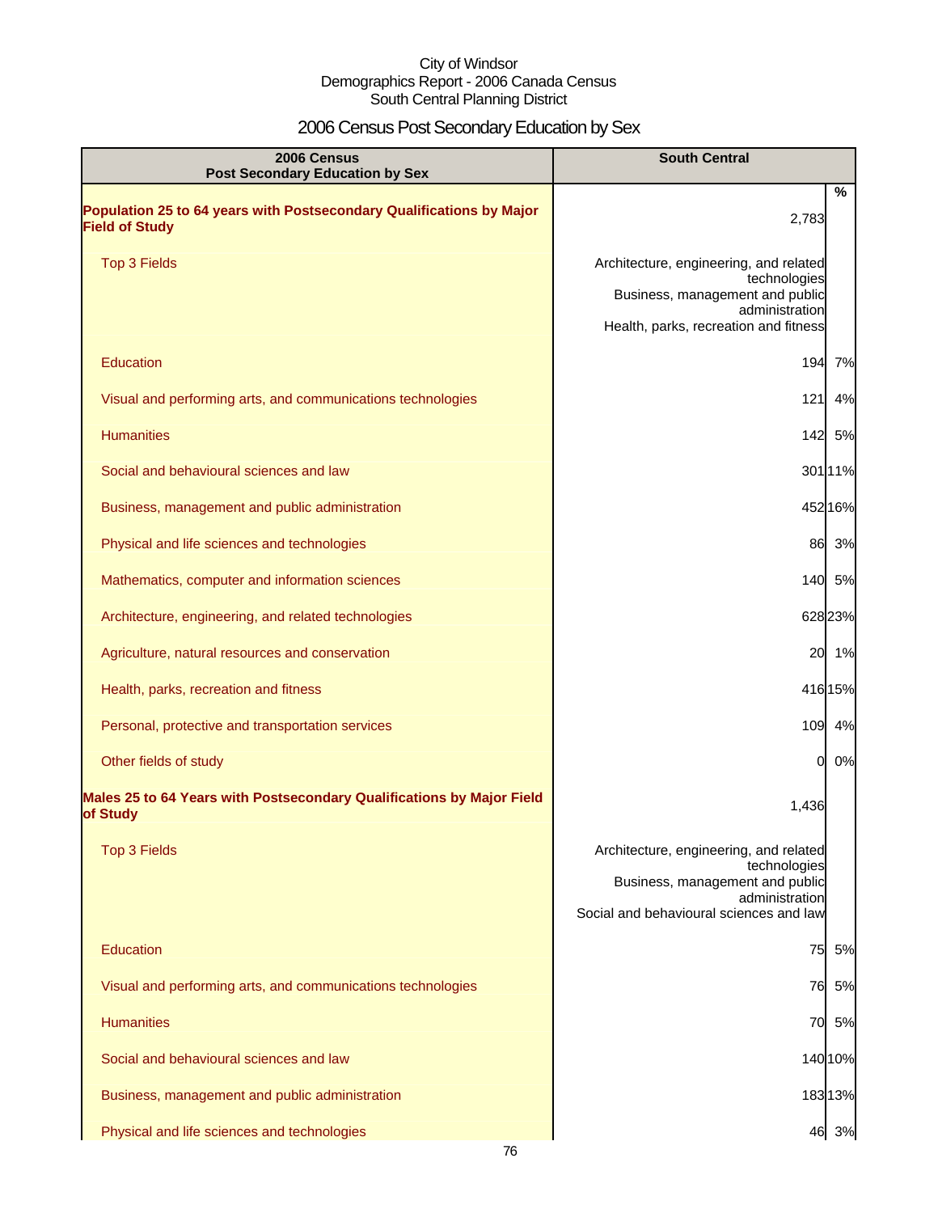City of Windsor
Demographics Report - 2006 Canada Census
South Central Planning District

# 2006 Census Post Secondary Education by Sex

| 2006 Census Post Secondary Education by Sex | South Central | % |
|---|---|---|
| **Population 25 to 64 years with Postsecondary Qualifications by Major Field of Study** | 2,783 | |
| Top 3 Fields | Architecture, engineering, and related technologies<br>Business, management and public administration<br>Health, parks, recreation and fitness | |
| Education | 194 | 7% |
| Visual and performing arts, and communications technologies | 121 | 4% |
| Humanities | 142 | 5% |
| Social and behavioural sciences and law | 301 | 11% |
| Business, management and public administration | 452 | 16% |
| Physical and life sciences and technologies | 86 | 3% |
| Mathematics, computer and information sciences | 140 | 5% |
| Architecture, engineering, and related technologies | 628 | 23% |
| Agriculture, natural resources and conservation | 20 | 1% |
| Health, parks, recreation and fitness | 416 | 15% |
| Personal, protective and transportation services | 109 | 4% |
| Other fields of study | 0 | 0% |
| **Males 25 to 64 Years with Postsecondary Qualifications by Major Field of Study** | 1,436 | |
| Top 3 Fields | Architecture, engineering, and related technologies<br>Business, management and public administration<br>Social and behavioural sciences and law | |
| Education | 75 | 5% |
| Visual and performing arts, and communications technologies | 76 | 5% |
| Humanities | 70 | 5% |
| Social and behavioural sciences and law | 140 | 10% |
| Business, management and public administration | 183 | 13% |
| Physical and life sciences and technologies | 46 | 3% |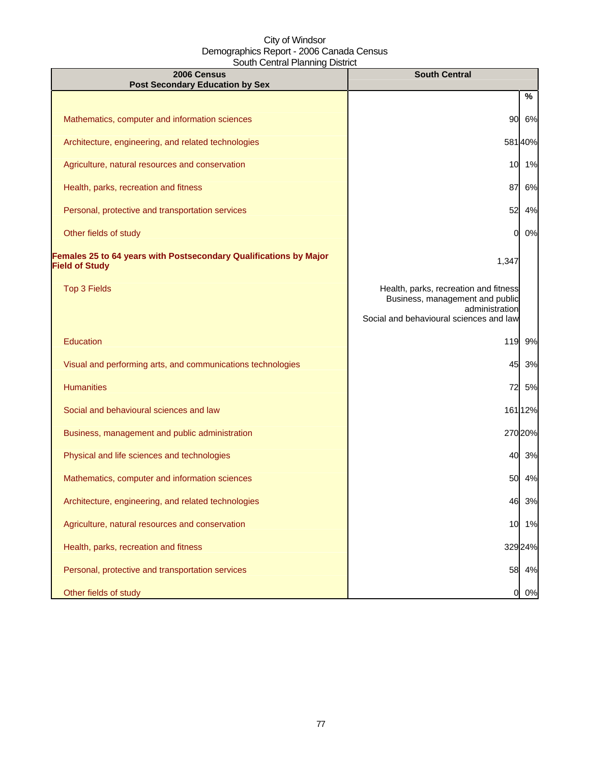City of Windsor
Demographics Report - 2006 Canada Census
South Central Planning District

| 2006 Census<br>Post Secondary Education by Sex | South Central | |
|---|---|---|
| | | % |
| Mathematics, computer and information sciences | 90 | 6% |
| Architecture, engineering, and related technologies | 581 | 40% |
| Agriculture, natural resources and conservation | 10 | 1% |
| Health, parks, recreation and fitness | 87 | 6% |
| Personal, protective and transportation services | 52 | 4% |
| Other fields of study | 0 | 0% |
| **Females 25 to 64 years with Postsecondary Qualifications by Major Field of Study** | 1,347 | |
| Top 3 Fields | Health, parks, recreation and fitness<br>Business, management and public administration<br>Social and behavioural sciences and law | |
| Education | 119 | 9% |
| Visual and performing arts, and communications technologies | 45 | 3% |
| Humanities | 72 | 5% |
| Social and behavioural sciences and law | 161 | 12% |
| Business, management and public administration | 270 | 20% |
| Physical and life sciences and technologies | 40 | 3% |
| Mathematics, computer and information sciences | 50 | 4% |
| Architecture, engineering, and related technologies | 46 | 3% |
| Agriculture, natural resources and conservation | 10 | 1% |
| Health, parks, recreation and fitness | 329 | 24% |
| Personal, protective and transportation services | 58 | 4% |
| Other fields of study | 0 | 0% |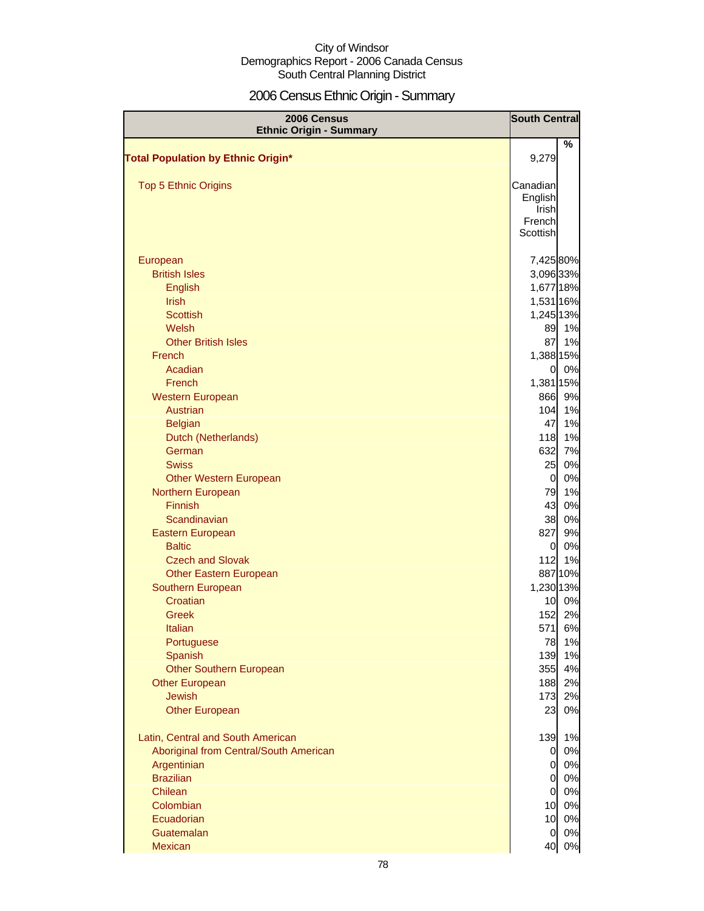City of Windsor
Demographics Report - 2006 Canada Census
South Central Planning District

# 2006 Census Ethnic Origin - Summary

| 2006 Census Ethnic Origin - Summary | South Central | |
|---|---|---|
| | | % |
| **Total Population by Ethnic Origin*** | 9,279 | |
| Top 5 Ethnic Origins | Canadian<br>English<br>Irish<br>French<br>Scottish | |
| European | 7,425 | 80% |
| British Isles | 3,096 | 33% |
| English | 1,677 | 18% |
| Irish | 1,531 | 16% |
| Scottish | 1,245 | 13% |
| Welsh | 89 | 1% |
| Other British Isles | 87 | 1% |
| French | 1,388 | 15% |
| Acadian | 0 | 0% |
| French | 1,381 | 15% |
| Western European | 866 | 9% |
| Austrian | 104 | 1% |
| Belgian | 47 | 1% |
| Dutch (Netherlands) | 118 | 1% |
| German | 632 | 7% |
| Swiss | 25 | 0% |
| Other Western European | 0 | 0% |
| Northern European | 79 | 1% |
| Finnish | 43 | 0% |
| Scandinavian | 38 | 0% |
| Eastern European | 827 | 9% |
| Baltic | 0 | 0% |
| Czech and Slovak | 112 | 1% |
| Other Eastern European | 887 | 10% |
| Southern European | 1,230 | 13% |
| Croatian | 10 | 0% |
| Greek | 152 | 2% |
| Italian | 571 | 6% |
| Portuguese | 78 | 1% |
| Spanish | 139 | 1% |
| Other Southern European | 355 | 4% |
| Other European | 188 | 2% |
| Jewish | 173 | 2% |
| Other European | 23 | 0% |
| Latin, Central and South American | 139 | 1% |
| Aboriginal from Central/South American | 0 | 0% |
| Argentinian | 0 | 0% |
| Brazilian | 0 | 0% |
| Chilean | 0 | 0% |
| Colombian | 10 | 0% |
| Ecuadorian | 10 | 0% |
| Guatemalan | 0 | 0% |
| Mexican | 40 | 0% |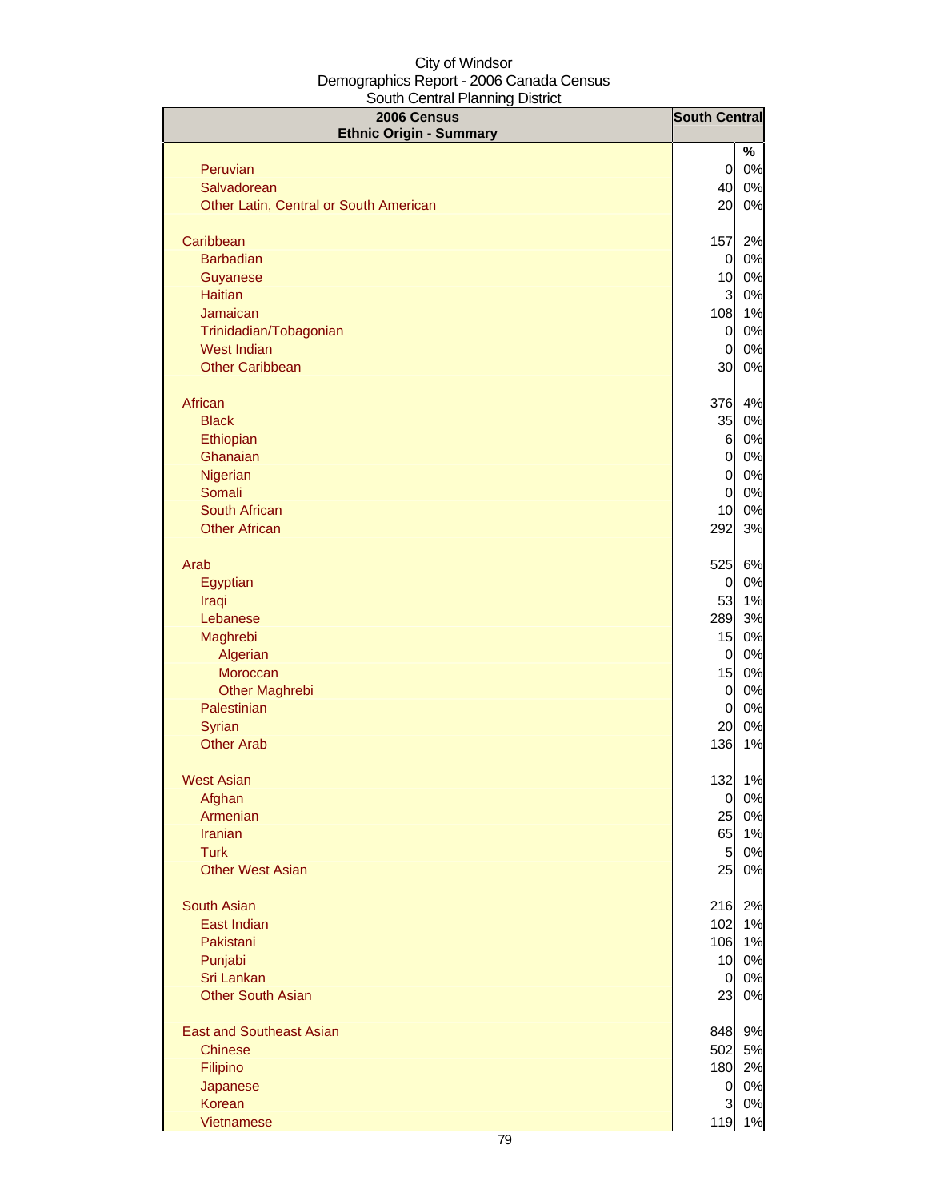City of Windsor
Demographics Report - 2006 Canada Census
South Central Planning District

| 2006 Census<br>Ethnic Origin - Summary | South Central | |
|---|---|---|
| | | % |
| Peruvian | 0 | 0% |
| Salvadorean | 40 | 0% |
| Other Latin, Central or South American | 20 | 0% |
| | | |
| Caribbean | 157 | 2% |
| Barbadian | 0 | 0% |
| Guyanese | 10 | 0% |
| Haitian | 3 | 0% |
| Jamaican | 108 | 1% |
| Trinidadian/Tobagonian | 0 | 0% |
| West Indian | 0 | 0% |
| Other Caribbean | 30 | 0% |
| | | |
| African | 376 | 4% |
| Black | 35 | 0% |
| Ethiopian | 6 | 0% |
| Ghanaian | 0 | 0% |
| Nigerian | 0 | 0% |
| Somali | 0 | 0% |
| South African | 10 | 0% |
| Other African | 292 | 3% |
| | | |
| Arab | 525 | 6% |
| Egyptian | 0 | 0% |
| Iraqi | 53 | 1% |
| Lebanese | 289 | 3% |
| Maghrebi | 15 | 0% |
| Algerian | 0 | 0% |
| Moroccan | 15 | 0% |
| Other Maghrebi | 0 | 0% |
| Palestinian | 0 | 0% |
| Syrian | 20 | 0% |
| Other Arab | 136 | 1% |
| | | |
| West Asian | 132 | 1% |
| Afghan | 0 | 0% |
| Armenian | 25 | 0% |
| Iranian | 65 | 1% |
| Turk | 5 | 0% |
| Other West Asian | 25 | 0% |
| | | |
| South Asian | 216 | 2% |
| East Indian | 102 | 1% |
| Pakistani | 106 | 1% |
| Punjabi | 10 | 0% |
| Sri Lankan | 0 | 0% |
| Other South Asian | 23 | 0% |
| | | |
| East and Southeast Asian | 848 | 9% |
| Chinese | 502 | 5% |
| Filipino | 180 | 2% |
| Japanese | 0 | 0% |
| Korean | 3 | 0% |
| Vietnamese | 119 | 1% |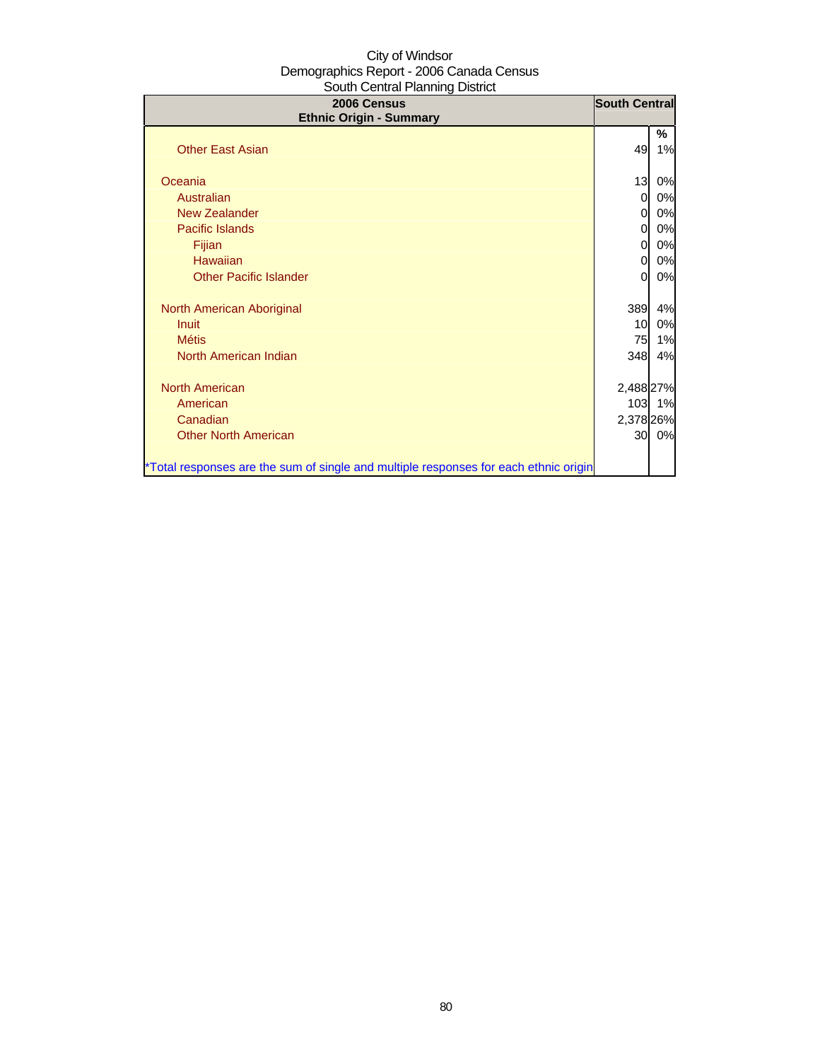City of Windsor
Demographics Report - 2006 Canada Census
South Central Planning District

| 2006 Census<br>Ethnic Origin - Summary | South Central | |
|---|---|---|
| | | % |
| Other East Asian | 49 | 1% |
| | | |
| Oceania | 13 | 0% |
| Australian | 0 | 0% |
| New Zealander | 0 | 0% |
| Pacific Islands | 0 | 0% |
| Fijian | 0 | 0% |
| Hawaiian | 0 | 0% |
| Other Pacific Islander | 0 | 0% |
| | | |
| North American Aboriginal | 389 | 4% |
| Inuit | 10 | 0% |
| Métis | 75 | 1% |
| North American Indian | 348 | 4% |
| | | |
| North American | 2,488 | 27% |
| American | 103 | 1% |
| Canadian | 2,378 | 26% |
| Other North American | 30 | 0% |
| | | |
| *Total responses are the sum of single and multiple responses for each ethnic origin | | |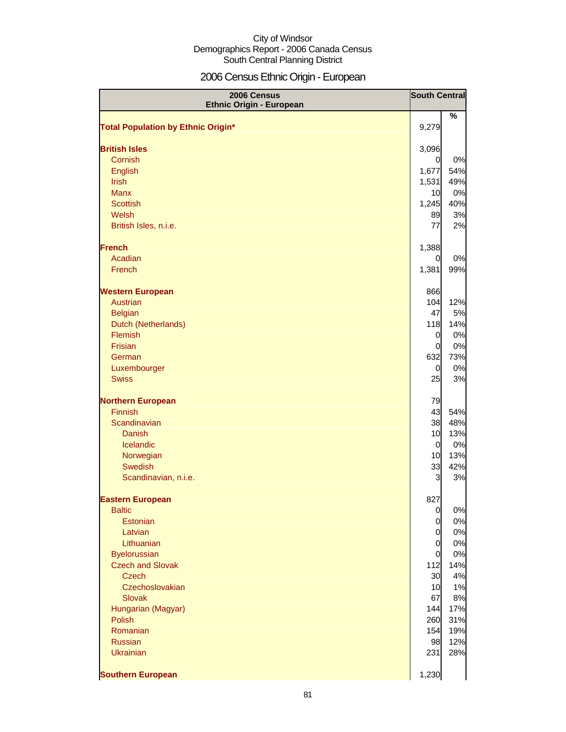City of Windsor
Demographics Report - 2006 Canada Census
South Central Planning District

# 2006 Census Ethnic Origin - European

| 2006 Census Ethnic Origin - European | South Central | |
|---|---|---|
| | | % |
| **Total Population by Ethnic Origin*** | 9,279 | |
| | | |
| **British Isles** | 3,096 | |
| Cornish | 0 | 0% |
| English | 1,677 | 54% |
| Irish | 1,531 | 49% |
| Manx | 10 | 0% |
| Scottish | 1,245 | 40% |
| Welsh | 89 | 3% |
| British Isles, n.i.e. | 77 | 2% |
| | | |
| **French** | 1,388 | |
| Acadian | 0 | 0% |
| French | 1,381 | 99% |
| | | |
| **Western European** | 866 | |
| Austrian | 104 | 12% |
| Belgian | 47 | 5% |
| Dutch (Netherlands) | 118 | 14% |
| Flemish | 0 | 0% |
| Frisian | 0 | 0% |
| German | 632 | 73% |
| Luxembourger | 0 | 0% |
| Swiss | 25 | 3% |
| | | |
| **Northern European** | 79 | |
| Finnish | 43 | 54% |
| Scandinavian | 38 | 48% |
| Danish | 10 | 13% |
| Icelandic | 0 | 0% |
| Norwegian | 10 | 13% |
| Swedish | 33 | 42% |
| Scandinavian, n.i.e. | 3 | 3% |
| | | |
| **Eastern European** | 827 | |
| Baltic | 0 | 0% |
| Estonian | 0 | 0% |
| Latvian | 0 | 0% |
| Lithuanian | 0 | 0% |
| Byelorussian | 0 | 0% |
| Czech and Slovak | 112 | 14% |
| Czech | 30 | 4% |
| Czechoslovakian | 10 | 1% |
| Slovak | 67 | 8% |
| Hungarian (Magyar) | 144 | 17% |
| Polish | 260 | 31% |
| Romanian | 154 | 19% |
| Russian | 98 | 12% |
| Ukrainian | 231 | 28% |
| | | |
| **Southern European** | 1,230 | |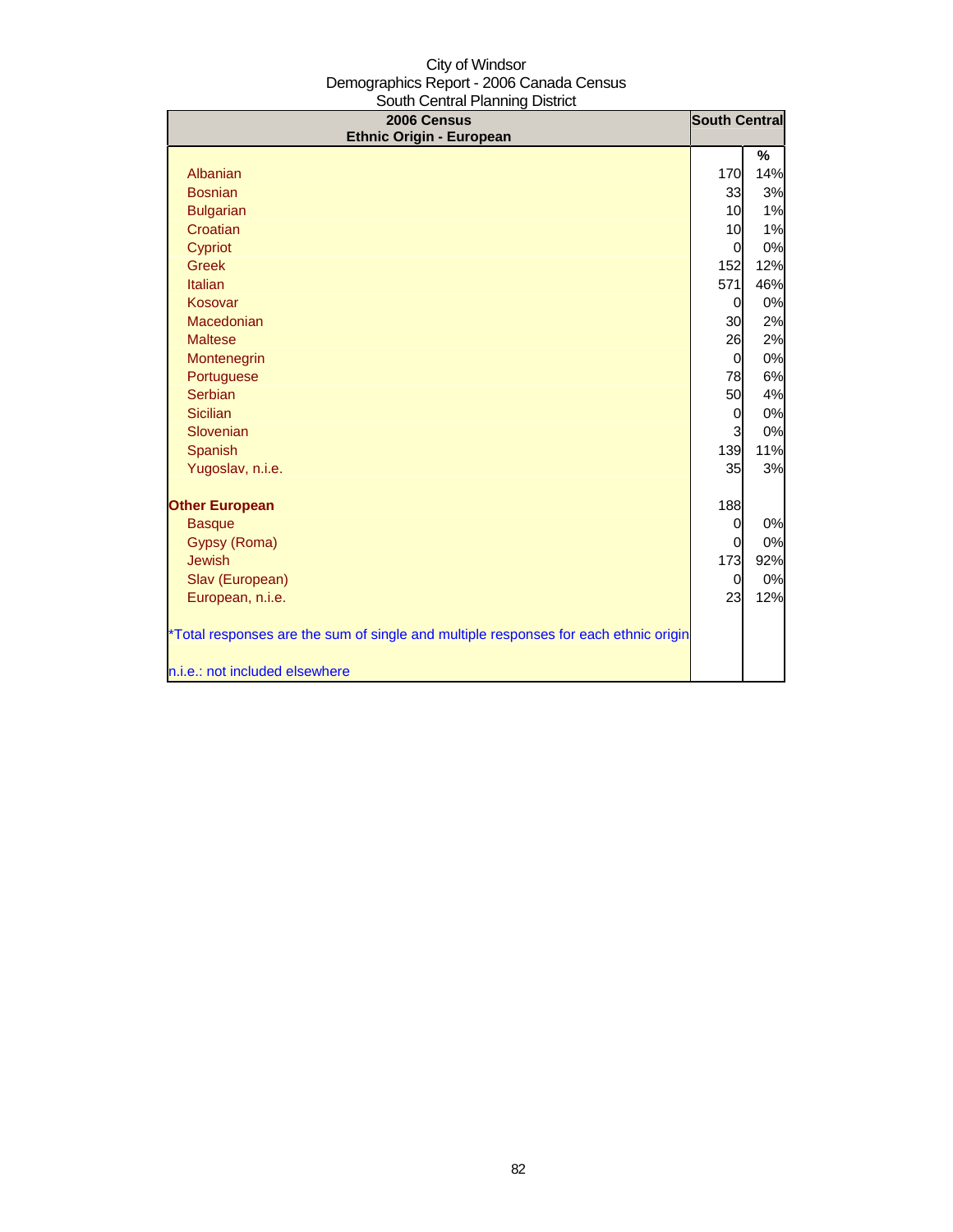City of Windsor
Demographics Report - 2006 Canada Census
South Central Planning District

| 2006 Census<br>Ethnic Origin - European | South Central | |
|---|---|---|
| | | % |
| Albanian | 170 | 14% |
| Bosnian | 33 | 3% |
| Bulgarian | 10 | 1% |
| Croatian | 10 | 1% |
| Cypriot | 0 | 0% |
| Greek | 152 | 12% |
| Italian | 571 | 46% |
| Kosovar | 0 | 0% |
| Macedonian | 30 | 2% |
| Maltese | 26 | 2% |
| Montenegrin | 0 | 0% |
| Portuguese | 78 | 6% |
| Serbian | 50 | 4% |
| Sicilian | 0 | 0% |
| Slovenian | 3 | 0% |
| Spanish | 139 | 11% |
| Yugoslav, n.i.e. | 35 | 3% |
| **Other European** | 188 | |
| Basque | 0 | 0% |
| Gypsy (Roma) | 0 | 0% |
| Jewish | 173 | 92% |
| Slav (European) | 0 | 0% |
| European, n.i.e. | 23 | 12% |

*Total responses are the sum of single and multiple responses for each ethnic origin

n.i.e.: not included elsewhere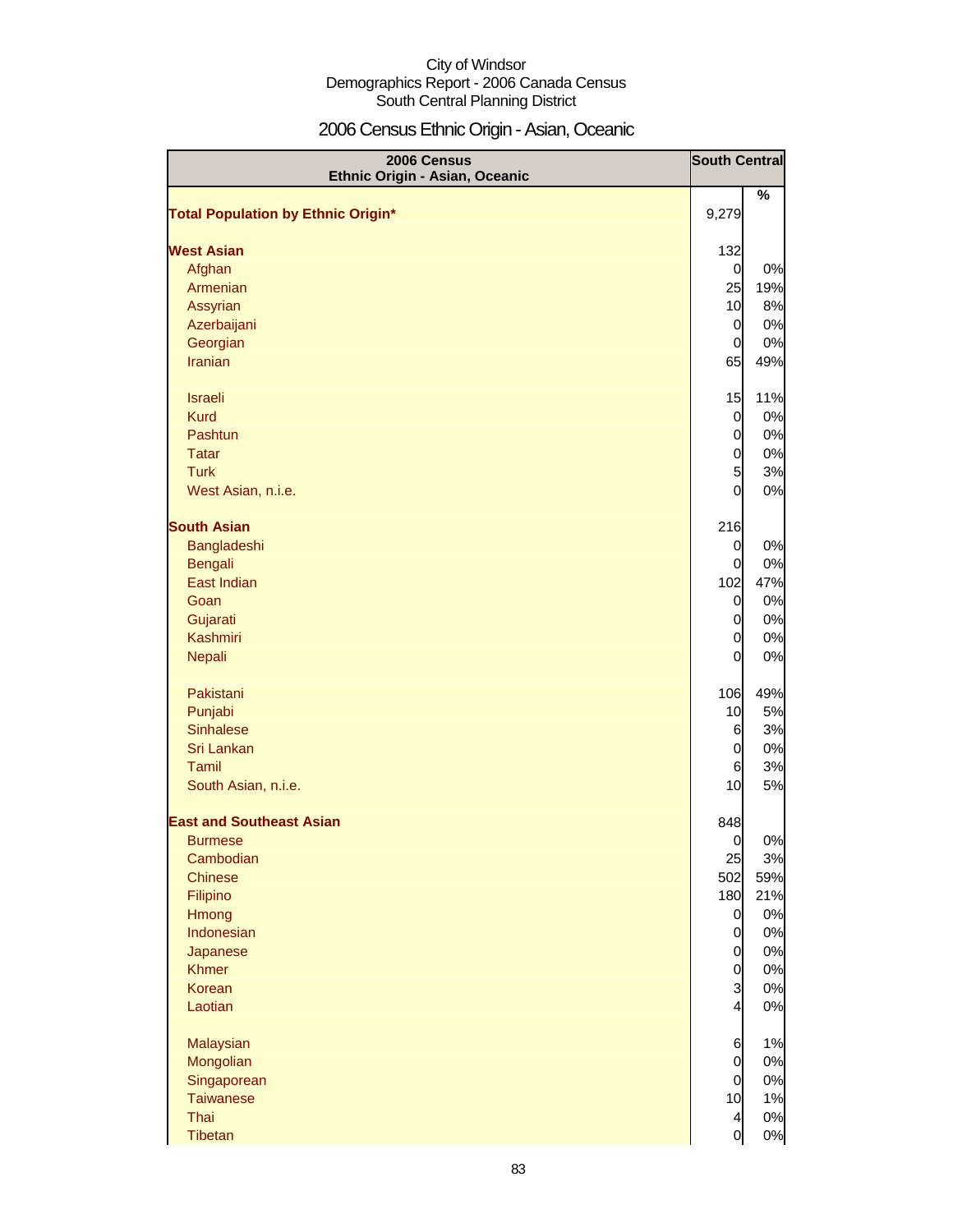City of Windsor
Demographics Report - 2006 Canada Census
South Central Planning District

# 2006 Census Ethnic Origin - Asian, Oceanic

| 2006 Census Ethnic Origin - Asian, Oceanic | South Central | |
|---|---|---|
| | | % |
| **Total Population by Ethnic Origin*** | 9,279 | |
| | | |
| **West Asian** | 132 | |
| Afghan | 0 | 0% |
| Armenian | 25 | 19% |
| Assyrian | 10 | 8% |
| Azerbaijani | 0 | 0% |
| Georgian | 0 | 0% |
| Iranian | 65 | 49% |
| | | |
| Israeli | 15 | 11% |
| Kurd | 0 | 0% |
| Pashtun | 0 | 0% |
| Tatar | 0 | 0% |
| Turk | 5 | 3% |
| West Asian, n.i.e. | 0 | 0% |
| | | |
| **South Asian** | 216 | |
| Bangladeshi | 0 | 0% |
| Bengali | 0 | 0% |
| East Indian | 102 | 47% |
| Goan | 0 | 0% |
| Gujarati | 0 | 0% |
| Kashmiri | 0 | 0% |
| Nepali | 0 | 0% |
| | | |
| Pakistani | 106 | 49% |
| Punjabi | 10 | 5% |
| Sinhalese | 6 | 3% |
| Sri Lankan | 0 | 0% |
| Tamil | 6 | 3% |
| South Asian, n.i.e. | 10 | 5% |
| | | |
| **East and Southeast Asian** | 848 | |
| Burmese | 0 | 0% |
| Cambodian | 25 | 3% |
| Chinese | 502 | 59% |
| Filipino | 180 | 21% |
| Hmong | 0 | 0% |
| Indonesian | 0 | 0% |
| Japanese | 0 | 0% |
| Khmer | 0 | 0% |
| Korean | 3 | 0% |
| Laotian | 4 | 0% |
| | | |
| Malaysian | 6 | 1% |
| Mongolian | 0 | 0% |
| Singaporean | 0 | 0% |
| Taiwanese | 10 | 1% |
| Thai | 4 | 0% |
| Tibetan | 0 | 0% |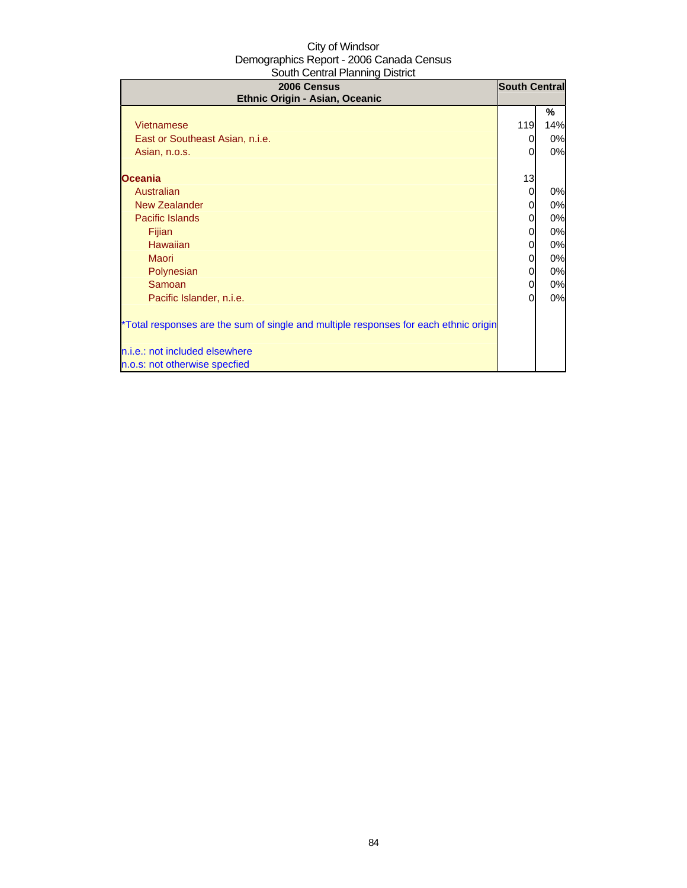City of Windsor
Demographics Report - 2006 Canada Census
South Central Planning District

| 2006 Census<br>Ethnic Origin - Asian, Oceanic | South Central | |
|---|---|---|
| | | % |
| Vietnamese | 119 | 14% |
| East or Southeast Asian, n.i.e. | 0 | 0% |
| Asian, n.o.s. | 0 | 0% |
| | | |
| **Oceania** | 13 | |
| Australian | 0 | 0% |
| New Zealander | 0 | 0% |
| Pacific Islands | 0 | 0% |
| Fijian | 0 | 0% |
| Hawaiian | 0 | 0% |
| Maori | 0 | 0% |
| Polynesian | 0 | 0% |
| Samoan | 0 | 0% |
| Pacific Islander, n.i.e. | 0 | 0% |
| | | |
| *Total responses are the sum of single and multiple responses for each ethnic origin | | |
| | | |
| n.i.e.: not included elsewhere | | |
| n.o.s: not otherwise specfied | | |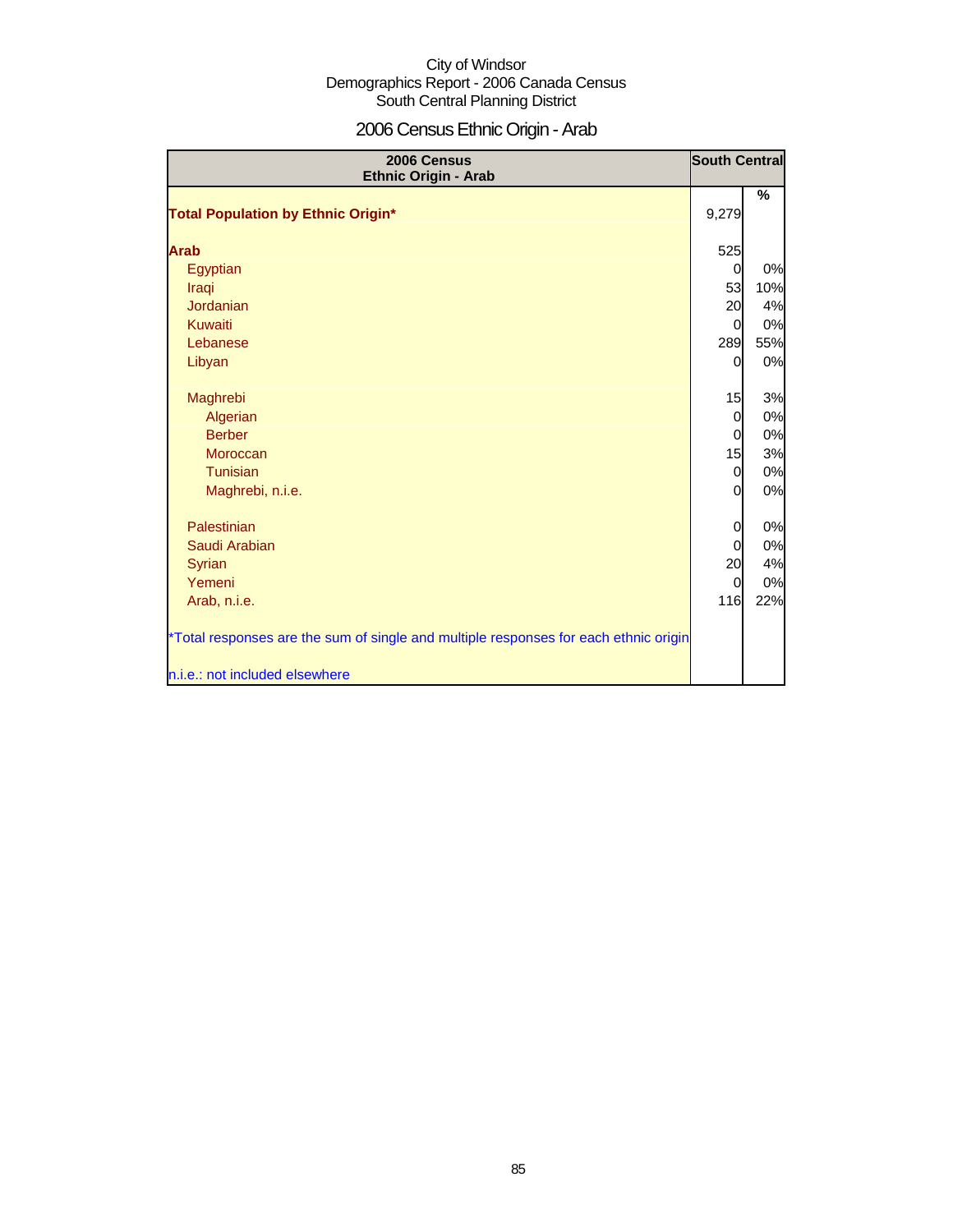City of Windsor
Demographics Report - 2006 Canada Census
South Central Planning District

# 2006 Census Ethnic Origin - Arab

| 2006 Census<br>Ethnic Origin - Arab | South Central | |
|---|---|---|
| | | % |
| **Total Population by Ethnic Origin*** | 9,279 | |
| **Arab** | 525 | |
| Egyptian | 0 | 0% |
| Iraqi | 53 | 10% |
| Jordanian | 20 | 4% |
| Kuwaiti | 0 | 0% |
| Lebanese | 289 | 55% |
| Libyan | 0 | 0% |
| Maghrebi | 15 | 3% |
| Algerian | 0 | 0% |
| Berber | 0 | 0% |
| Moroccan | 15 | 3% |
| Tunisian | 0 | 0% |
| Maghrebi, n.i.e. | 0 | 0% |
| Palestinian | 0 | 0% |
| Saudi Arabian | 0 | 0% |
| Syrian | 20 | 4% |
| Yemeni | 0 | 0% |
| Arab, n.i.e. | 116 | 22% |

*Total responses are the sum of single and multiple responses for each ethnic origin

n.i.e.: not included elsewhere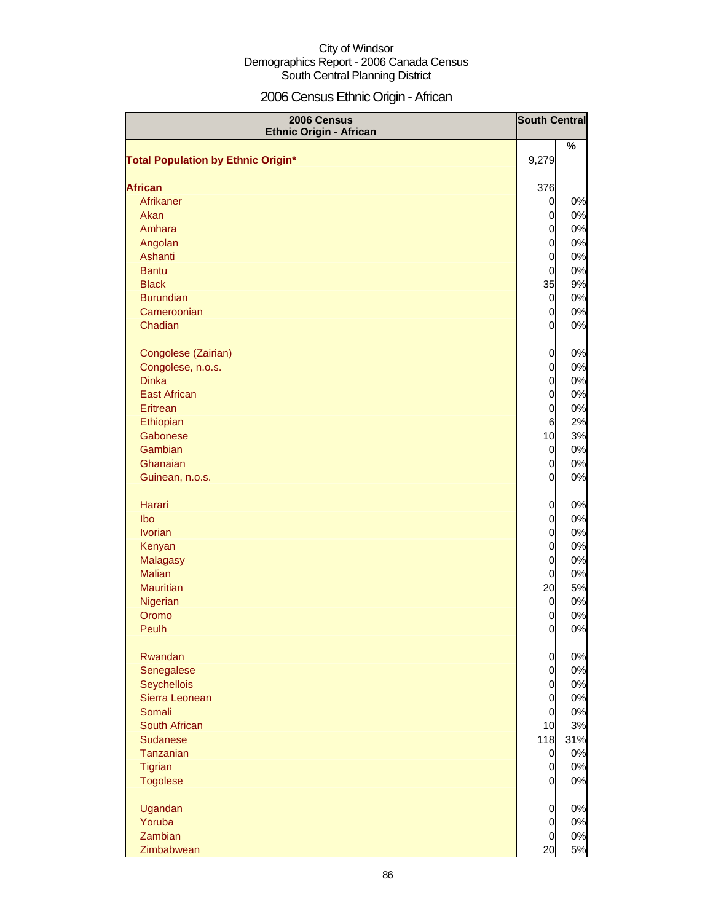City of Windsor
Demographics Report - 2006 Canada Census
South Central Planning District

# 2006 Census Ethnic Origin - African

| 2006 Census Ethnic Origin - African | South Central | |
|---|---|---|
| | | % |
| **Total Population by Ethnic Origin*** | 9,279 | |
| **African** | 376 | |
| Afrikaner | 0 | 0% |
| Akan | 0 | 0% |
| Amhara | 0 | 0% |
| Angolan | 0 | 0% |
| Ashanti | 0 | 0% |
| Bantu | 0 | 0% |
| Black | 35 | 9% |
| Burundian | 0 | 0% |
| Cameroonian | 0 | 0% |
| Chadian | 0 | 0% |
| Congolese (Zairian) | 0 | 0% |
| Congolese, n.o.s. | 0 | 0% |
| Dinka | 0 | 0% |
| East African | 0 | 0% |
| Eritrean | 0 | 0% |
| Ethiopian | 6 | 2% |
| Gabonese | 10 | 3% |
| Gambian | 0 | 0% |
| Ghanaian | 0 | 0% |
| Guinean, n.o.s. | 0 | 0% |
| Harari | 0 | 0% |
| Ibo | 0 | 0% |
| Ivorian | 0 | 0% |
| Kenyan | 0 | 0% |
| Malagasy | 0 | 0% |
| Malian | 0 | 0% |
| Mauritian | 20 | 5% |
| Nigerian | 0 | 0% |
| Oromo | 0 | 0% |
| Peulh | 0 | 0% |
| Rwandan | 0 | 0% |
| Senegalese | 0 | 0% |
| Seychellois | 0 | 0% |
| Sierra Leonean | 0 | 0% |
| Somali | 0 | 0% |
| South African | 10 | 3% |
| Sudanese | 118 | 31% |
| Tanzanian | 0 | 0% |
| Tigrian | 0 | 0% |
| Togolese | 0 | 0% |
| Ugandan | 0 | 0% |
| Yoruba | 0 | 0% |
| Zambian | 0 | 0% |
| Zimbabwean | 20 | 5% |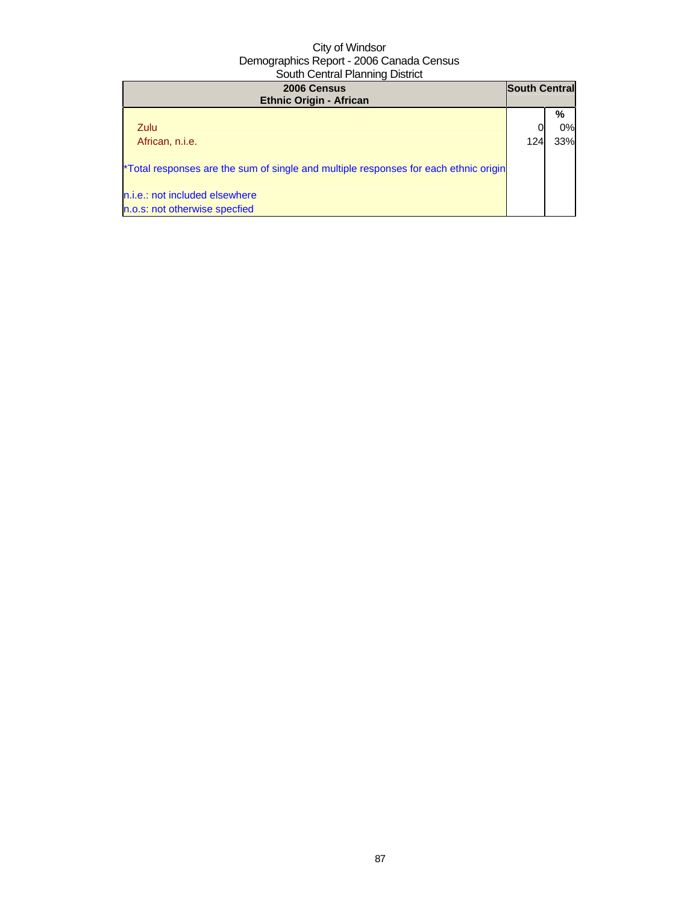| 2006 Census<br>Ethnic Origin - African | South Central | |
|---|---|---|
| | | % |
| Zulu | 0 | 0% |
| African, n.i.e. | 124 | 33% |

*Total responses are the sum of single and multiple responses for each ethnic origin

n.i.e.: not included elsewhere
n.o.s: not otherwise specfied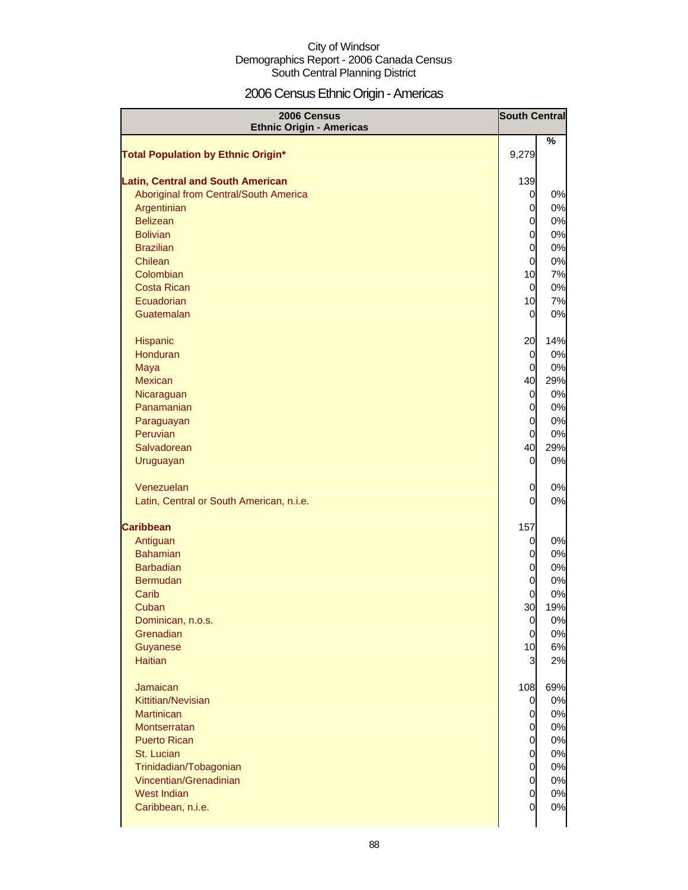City of Windsor
Demographics Report - 2006 Canada Census
South Central Planning District

# 2006 Census Ethnic Origin - Americas

| 2006 Census Ethnic Origin - Americas | South Central | |
|---|---|---|
| | | % |
| **Total Population by Ethnic Origin*** | 9,279 | |
| **Latin, Central and South American** | 139 | |
| Aboriginal from Central/South America | 0 | 0% |
| Argentinian | 0 | 0% |
| Belizean | 0 | 0% |
| Bolivian | 0 | 0% |
| Brazilian | 0 | 0% |
| Chilean | 0 | 0% |
| Colombian | 10 | 7% |
| Costa Rican | 0 | 0% |
| Ecuadorian | 10 | 7% |
| Guatemalan | 0 | 0% |
| Hispanic | 20 | 14% |
| Honduran | 0 | 0% |
| Maya | 0 | 0% |
| Mexican | 40 | 29% |
| Nicaraguan | 0 | 0% |
| Panamanian | 0 | 0% |
| Paraguayan | 0 | 0% |
| Peruvian | 0 | 0% |
| Salvadorean | 40 | 29% |
| Uruguayan | 0 | 0% |
| Venezuelan | 0 | 0% |
| Latin, Central or South American, n.i.e. | 0 | 0% |
| **Caribbean** | 157 | |
| Antiguan | 0 | 0% |
| Bahamian | 0 | 0% |
| Barbadian | 0 | 0% |
| Bermudan | 0 | 0% |
| Carib | 0 | 0% |
| Cuban | 30 | 19% |
| Dominican, n.o.s. | 0 | 0% |
| Grenadian | 0 | 0% |
| Guyanese | 10 | 6% |
| Haitian | 3 | 2% |
| Jamaican | 108 | 69% |
| Kittitian/Nevisian | 0 | 0% |
| Martinican | 0 | 0% |
| Montserratan | 0 | 0% |
| Puerto Rican | 0 | 0% |
| St. Lucian | 0 | 0% |
| Trinidadian/Tobagonian | 0 | 0% |
| Vincentian/Grenadinian | 0 | 0% |
| West Indian | 0 | 0% |
| Caribbean, n.i.e. | 0 | 0% |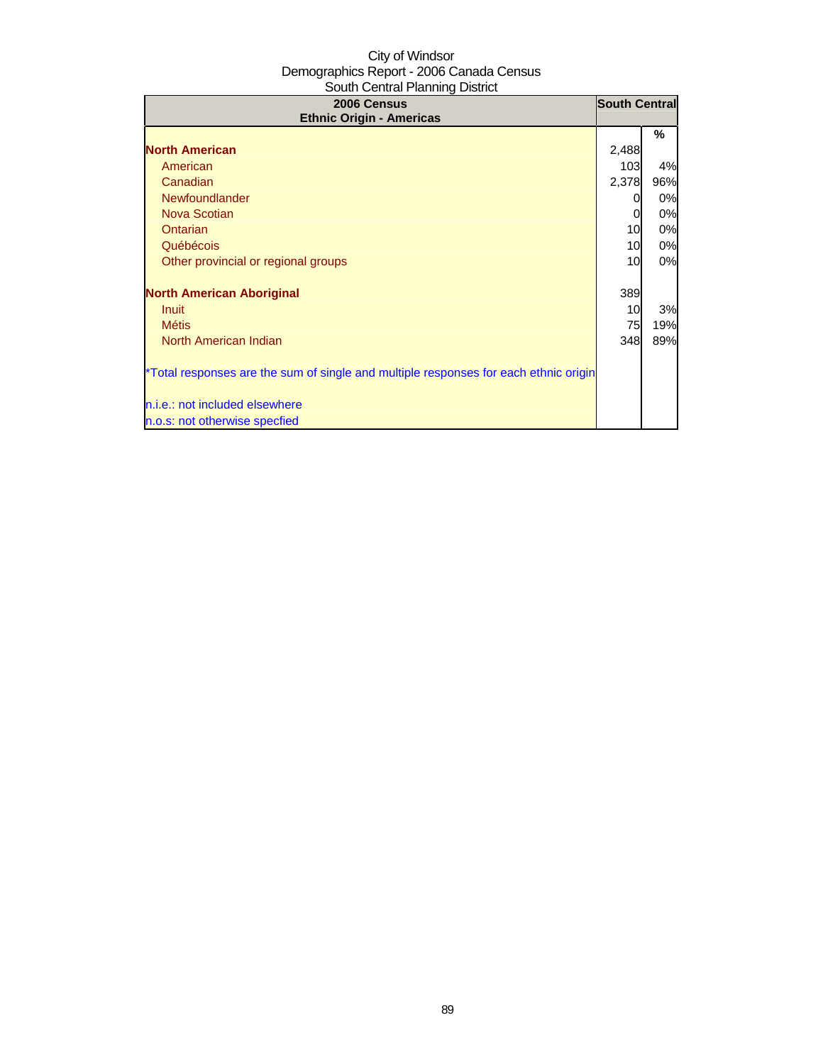City of Windsor
Demographics Report - 2006 Canada Census
South Central Planning District

| 2006 Census<br>Ethnic Origin - Americas | South Central | |
|---|---|---|
| | | % |
| **North American** | 2,488 | |
| American | 103 | 4% |
| Canadian | 2,378 | 96% |
| Newfoundlander | 0 | 0% |
| Nova Scotian | 0 | 0% |
| Ontarian | 10 | 0% |
| Québécois | 10 | 0% |
| Other provincial or regional groups | 10 | 0% |
| | | |
| **North American Aboriginal** | 389 | |
| Inuit | 10 | 3% |
| Métis | 75 | 19% |
| North American Indian | 348 | 89% |
| | | |
| *Total responses are the sum of single and multiple responses for each ethnic origin | | |
| | | |
| n.i.e.: not included elsewhere | | |
| n.o.s: not otherwise specfied | | |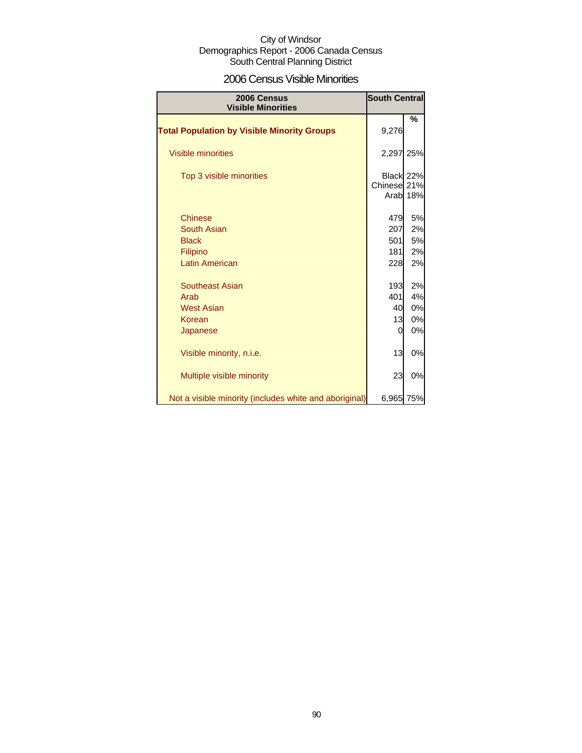City of Windsor
Demographics Report - 2006 Canada Census
South Central Planning District

## 2006 Census Visible Minorities

| 2006 Census Visible Minorities | South Central | |
|---|---|---|
| | | % |
| **Total Population by Visible Minority Groups** | 9,276 | |
| Visible minorities | 2,297 | 25% |
| Top 3 visible minorities | Black | 22% |
| | Chinese | 21% |
| | Arab | 18% |
| Chinese | 479 | 5% |
| South Asian | 207 | 2% |
| Black | 501 | 5% |
| Filipino | 181 | 2% |
| Latin American | 228 | 2% |
| Southeast Asian | 193 | 2% |
| Arab | 401 | 4% |
| West Asian | 40 | 0% |
| Korean | 13 | 0% |
| Japanese | 0 | 0% |
| Visible minority, n.i.e. | 13 | 0% |
| Multiple visible minority | 23 | 0% |
| Not a visible minority (includes white and aboriginal) | 6,965 | 75% |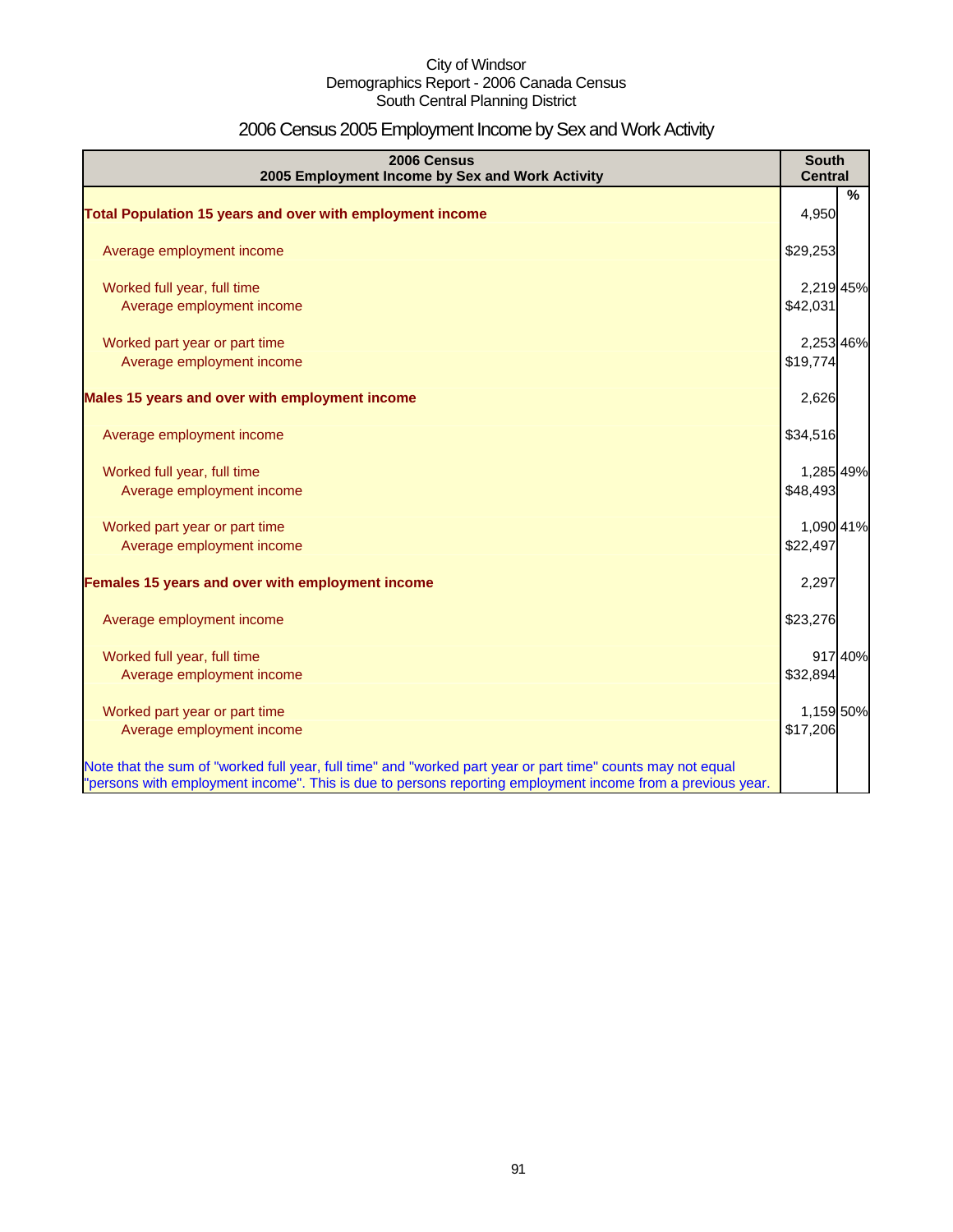City of Windsor
Demographics Report - 2006 Canada Census
South Central Planning District

# 2006 Census 2005 Employment Income by Sex and Work Activity

| 2006 Census<br>2005 Employment Income by Sex and Work Activity | South Central | % |
|---|---|---|
| **Total Population 15 years and over with employment income** | 4,950 | |
| Average employment income | $29,253 | |
| Worked full year, full time | 2,219 | 45% |
| Average employment income | $42,031 | |
| Worked part year or part time | 2,253 | 46% |
| Average employment income | $19,774 | |
| **Males 15 years and over with employment income** | 2,626 | |
| Average employment income | $34,516 | |
| Worked full year, full time | 1,285 | 49% |
| Average employment income | $48,493 | |
| Worked part year or part time | 1,090 | 41% |
| Average employment income | $22,497 | |
| **Females 15 years and over with employment income** | 2,297 | |
| Average employment income | $23,276 | |
| Worked full year, full time | 917 | 40% |
| Average employment income | $32,894 | |
| Worked part year or part time | 1,159 | 50% |
| Average employment income | $17,206 | |

Note that the sum of "worked full year, full time" and "worked part year or part time" counts may not equal "persons with employment income". This is due to persons reporting employment income from a previous year.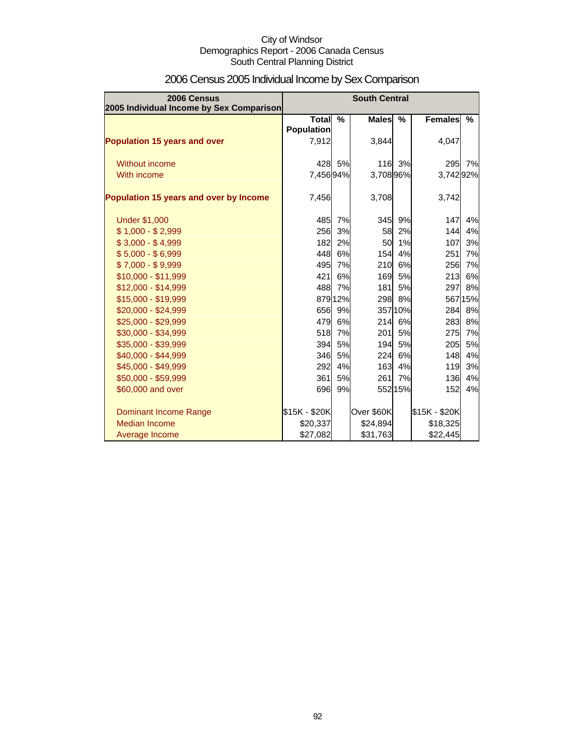City of Windsor
Demographics Report - 2006 Canada Census
South Central Planning District

# 2006 Census 2005 Individual Income by Sex Comparison

| 2006 Census 2005 Individual Income by Sex Comparison | South Central | | | | | |
|---|---|---|---|---|---|---|
| | Total Population | % | Males | % | Females | % |
| **Population 15 years and over** | 7,912 | | 3,844 | | 4,047 | |
| Without income | 428 | 5% | 116 | 3% | 295 | 7% |
| With income | 7,456 | 94% | 3,708 | 96% | 3,742 | 92% |
| **Population 15 years and over by Income** | 7,456 | | 3,708 | | 3,742 | |
| Under $1,000 | 485 | 7% | 345 | 9% | 147 | 4% |
| $ 1,000 - $ 2,999 | 256 | 3% | 58 | 2% | 144 | 4% |
| $ 3,000 - $ 4,999 | 182 | 2% | 50 | 1% | 107 | 3% |
| $ 5,000 - $ 6,999 | 448 | 6% | 154 | 4% | 251 | 7% |
| $ 7,000 - $ 9,999 | 495 | 7% | 210 | 6% | 256 | 7% |
| $10,000 - $11,999 | 421 | 6% | 169 | 5% | 213 | 6% |
| $12,000 - $14,999 | 488 | 7% | 181 | 5% | 297 | 8% |
| $15,000 - $19,999 | 879 | 12% | 298 | 8% | 567 | 15% |
| $20,000 - $24,999 | 656 | 9% | 357 | 10% | 284 | 8% |
| $25,000 - $29,999 | 479 | 6% | 214 | 6% | 283 | 8% |
| $30,000 - $34,999 | 518 | 7% | 201 | 5% | 275 | 7% |
| $35,000 - $39,999 | 394 | 5% | 194 | 5% | 205 | 5% |
| $40,000 - $44,999 | 346 | 5% | 224 | 6% | 148 | 4% |
| $45,000 - $49,999 | 292 | 4% | 163 | 4% | 119 | 3% |
| $50,000 - $59,999 | 361 | 5% | 261 | 7% | 136 | 4% |
| $60,000 and over | 696 | 9% | 552 | 15% | 152 | 4% |
| Dominant Income Range | $15K - $20K | | Over $60K | | $15K - $20K | |
| Median Income | $20,337 | | $24,894 | | $18,325 | |
| Average Income | $27,082 | | $31,763 | | $22,445 | |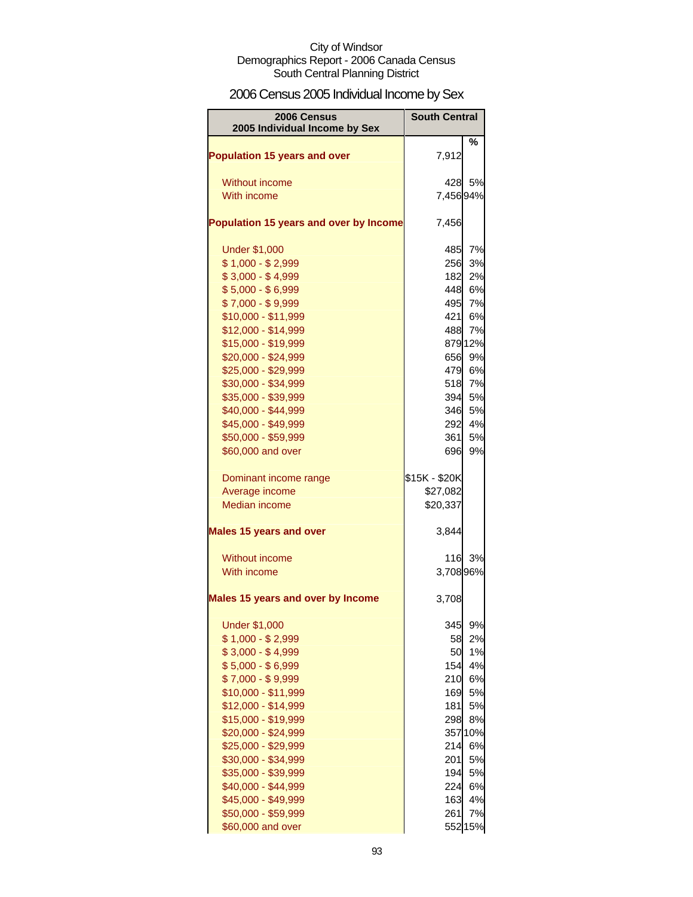City of Windsor
Demographics Report - 2006 Canada Census
South Central Planning District

# 2006 Census 2005 Individual Income by Sex

| 2006 Census 2005 Individual Income by Sex | South Central | |
|---|---|---|
| | | % |
| **Population 15 years and over** | 7,912 | |
| Without income | 428 | 5% |
| With income | 7,456 | 94% |
| **Population 15 years and over by Income** | 7,456 | |
| Under $1,000 | 485 | 7% |
| $ 1,000 - $ 2,999 | 256 | 3% |
| $ 3,000 - $ 4,999 | 182 | 2% |
| $ 5,000 - $ 6,999 | 448 | 6% |
| $ 7,000 - $ 9,999 | 495 | 7% |
| $10,000 - $11,999 | 421 | 6% |
| $12,000 - $14,999 | 488 | 7% |
| $15,000 - $19,999 | 879 | 12% |
| $20,000 - $24,999 | 656 | 9% |
| $25,000 - $29,999 | 479 | 6% |
| $30,000 - $34,999 | 518 | 7% |
| $35,000 - $39,999 | 394 | 5% |
| $40,000 - $44,999 | 346 | 5% |
| $45,000 - $49,999 | 292 | 4% |
| $50,000 - $59,999 | 361 | 5% |
| $60,000 and over | 696 | 9% |
| Dominant income range | $15K - $20K | |
| Average income | $27,082 | |
| Median income | $20,337 | |
| **Males 15 years and over** | 3,844 | |
| Without income | 116 | 3% |
| With income | 3,708 | 96% |
| **Males 15 years and over by Income** | 3,708 | |
| Under $1,000 | 345 | 9% |
| $ 1,000 - $ 2,999 | 58 | 2% |
| $ 3,000 - $ 4,999 | 50 | 1% |
| $ 5,000 - $ 6,999 | 154 | 4% |
| $ 7,000 - $ 9,999 | 210 | 6% |
| $10,000 - $11,999 | 169 | 5% |
| $12,000 - $14,999 | 181 | 5% |
| $15,000 - $19,999 | 298 | 8% |
| $20,000 - $24,999 | 357 | 10% |
| $25,000 - $29,999 | 214 | 6% |
| $30,000 - $34,999 | 201 | 5% |
| $35,000 - $39,999 | 194 | 5% |
| $40,000 - $44,999 | 224 | 6% |
| $45,000 - $49,999 | 163 | 4% |
| $50,000 - $59,999 | 261 | 7% |
| $60,000 and over | 552 | 15% |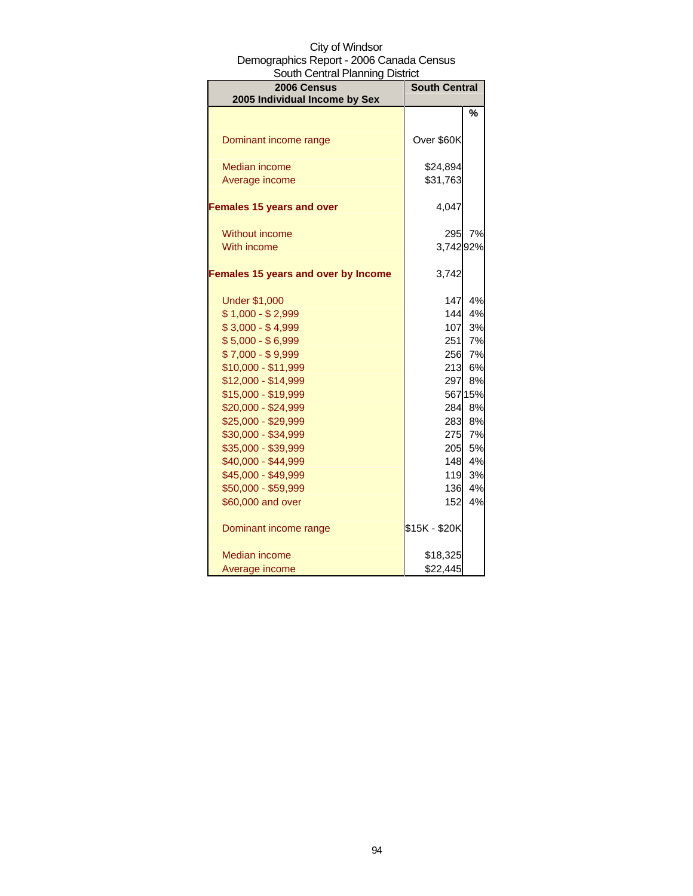City of Windsor
Demographics Report - 2006 Canada Census
South Central Planning District

| 2006 Census<br>2005 Individual Income by Sex | South Central | |
|---|---|---|
| | | % |
| Dominant income range | Over $60K | |
| Median income | $24,894 | |
| Average income | $31,763 | |
| **Females 15 years and over** | 4,047 | |
| Without income | 295 | 7% |
| With income | 3,742 | 92% |
| **Females 15 years and over by Income** | 3,742 | |
| Under $1,000 | 147 | 4% |
| $ 1,000 - $ 2,999 | 144 | 4% |
| $ 3,000 - $ 4,999 | 107 | 3% |
| $ 5,000 - $ 6,999 | 251 | 7% |
| $ 7,000 - $ 9,999 | 256 | 7% |
| $10,000 - $11,999 | 213 | 6% |
| $12,000 - $14,999 | 297 | 8% |
| $15,000 - $19,999 | 567 | 15% |
| $20,000 - $24,999 | 284 | 8% |
| $25,000 - $29,999 | 283 | 8% |
| $30,000 - $34,999 | 275 | 7% |
| $35,000 - $39,999 | 205 | 5% |
| $40,000 - $44,999 | 148 | 4% |
| $45,000 - $49,999 | 119 | 3% |
| $50,000 - $59,999 | 136 | 4% |
| $60,000 and over | 152 | 4% |
| Dominant income range | $15K - $20K | |
| Median income | $18,325 | |
| Average income | $22,445 | |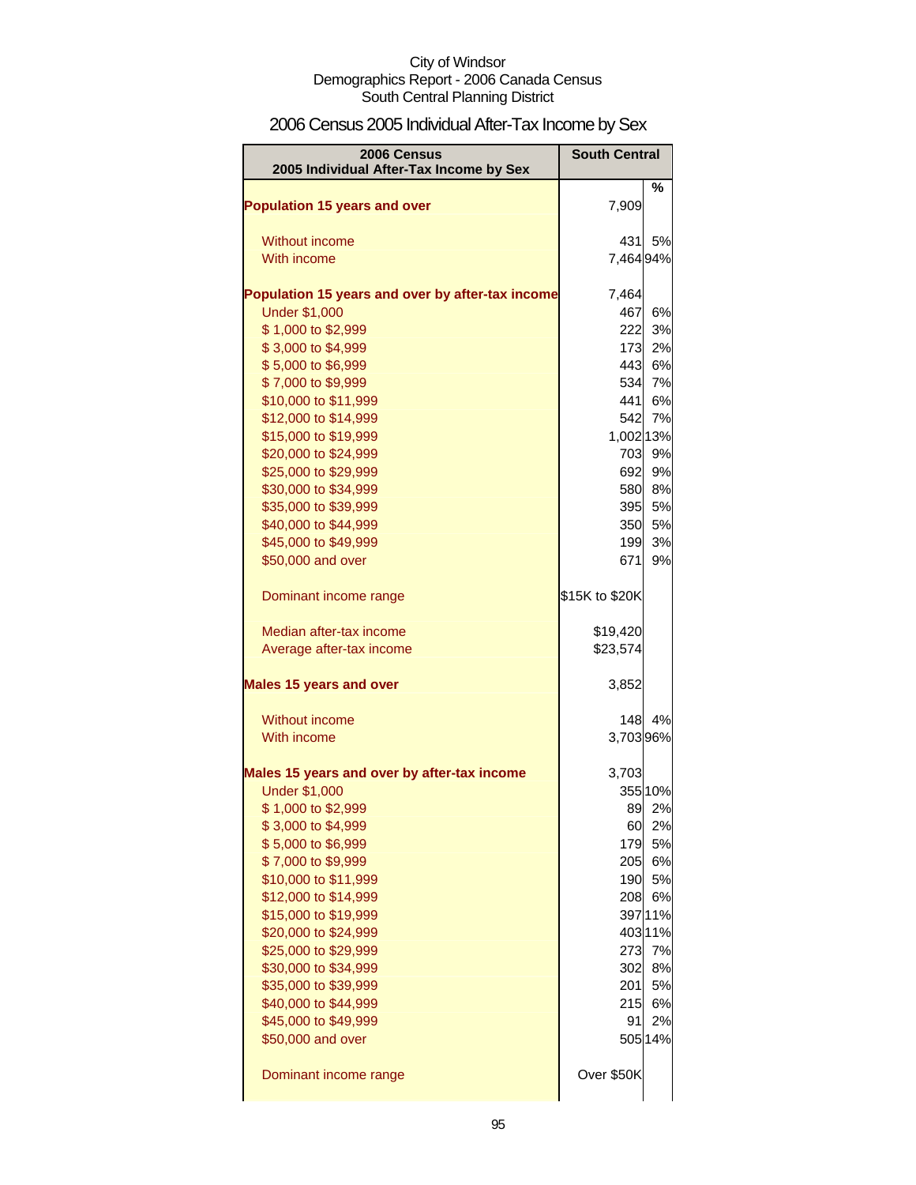City of Windsor
Demographics Report - 2006 Canada Census
South Central Planning District

# 2006 Census 2005 Individual After-Tax Income by Sex

| 2006 Census 2005 Individual After-Tax Income by Sex | South Central | % |
|---|---|---|
| **Population 15 years and over** | 7,909 | |
| Without income | 431 | 5% |
| With income | 7,464 | 94% |
| **Population 15 years and over by after-tax income** | 7,464 | |
| Under $1,000 | 467 | 6% |
| $ 1,000 to $2,999 | 222 | 3% |
| $ 3,000 to $4,999 | 173 | 2% |
| $ 5,000 to $6,999 | 443 | 6% |
| $ 7,000 to $9,999 | 534 | 7% |
| $10,000 to $11,999 | 441 | 6% |
| $12,000 to $14,999 | 542 | 7% |
| $15,000 to $19,999 | 1,002 | 13% |
| $20,000 to $24,999 | 703 | 9% |
| $25,000 to $29,999 | 692 | 9% |
| $30,000 to $34,999 | 580 | 8% |
| $35,000 to $39,999 | 395 | 5% |
| $40,000 to $44,999 | 350 | 5% |
| $45,000 to $49,999 | 199 | 3% |
| $50,000 and over | 671 | 9% |
| Dominant income range | $15K to $20K | |
| Median after-tax income | $19,420 | |
| Average after-tax income | $23,574 | |
| **Males 15 years and over** | 3,852 | |
| Without income | 148 | 4% |
| With income | 3,703 | 96% |
| **Males 15 years and over by after-tax income** | 3,703 | |
| Under $1,000 | 355 | 10% |
| $ 1,000 to $2,999 | 89 | 2% |
| $ 3,000 to $4,999 | 60 | 2% |
| $ 5,000 to $6,999 | 179 | 5% |
| $ 7,000 to $9,999 | 205 | 6% |
| $10,000 to $11,999 | 190 | 5% |
| $12,000 to $14,999 | 208 | 6% |
| $15,000 to $19,999 | 397 | 11% |
| $20,000 to $24,999 | 403 | 11% |
| $25,000 to $29,999 | 273 | 7% |
| $30,000 to $34,999 | 302 | 8% |
| $35,000 to $39,999 | 201 | 5% |
| $40,000 to $44,999 | 215 | 6% |
| $45,000 to $49,999 | 91 | 2% |
| $50,000 and over | 505 | 14% |
| Dominant income range | Over $50K | |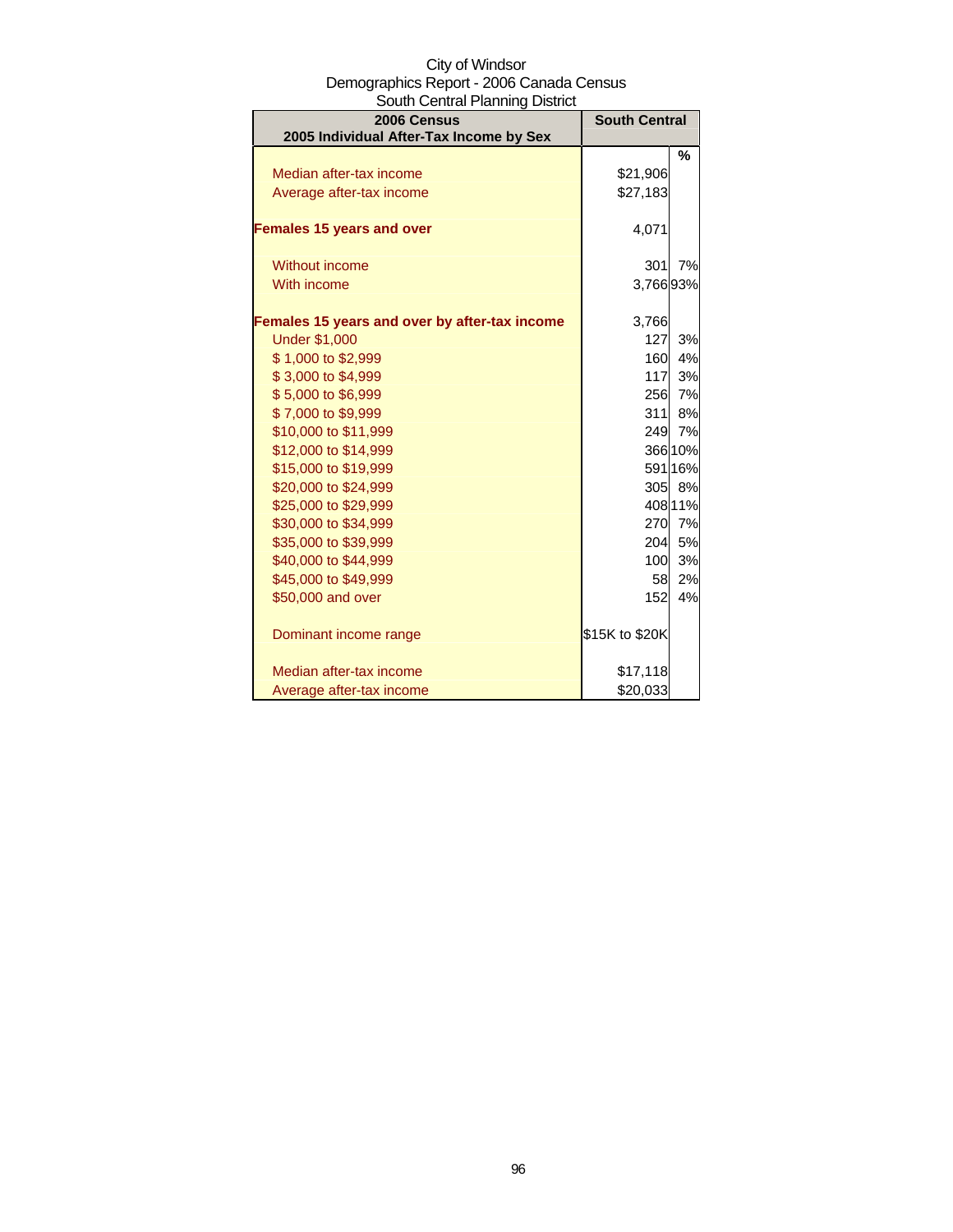City of Windsor
Demographics Report - 2006 Canada Census
South Central Planning District

| 2006 Census<br>2005 Individual After-Tax Income by Sex | South Central | |
|---|---|---|
| | | % |
| Median after-tax income | $21,906 | |
| Average after-tax income | $27,183 | |
| **Females 15 years and over** | 4,071 | |
| Without income | 301 | 7% |
| With income | 3,766 | 93% |
| **Females 15 years and over by after-tax income** | 3,766 | |
| Under $1,000 | 127 | 3% |
| $ 1,000 to $2,999 | 160 | 4% |
| $ 3,000 to $4,999 | 117 | 3% |
| $ 5,000 to $6,999 | 256 | 7% |
| $ 7,000 to $9,999 | 311 | 8% |
| $10,000 to $11,999 | 249 | 7% |
| $12,000 to $14,999 | 366 | 10% |
| $15,000 to $19,999 | 591 | 16% |
| $20,000 to $24,999 | 305 | 8% |
| $25,000 to $29,999 | 408 | 11% |
| $30,000 to $34,999 | 270 | 7% |
| $35,000 to $39,999 | 204 | 5% |
| $40,000 to $44,999 | 100 | 3% |
| $45,000 to $49,999 | 58 | 2% |
| $50,000 and over | 152 | 4% |
| Dominant income range | $15K to $20K | |
| Median after-tax income | $17,118 | |
| Average after-tax income | $20,033 | |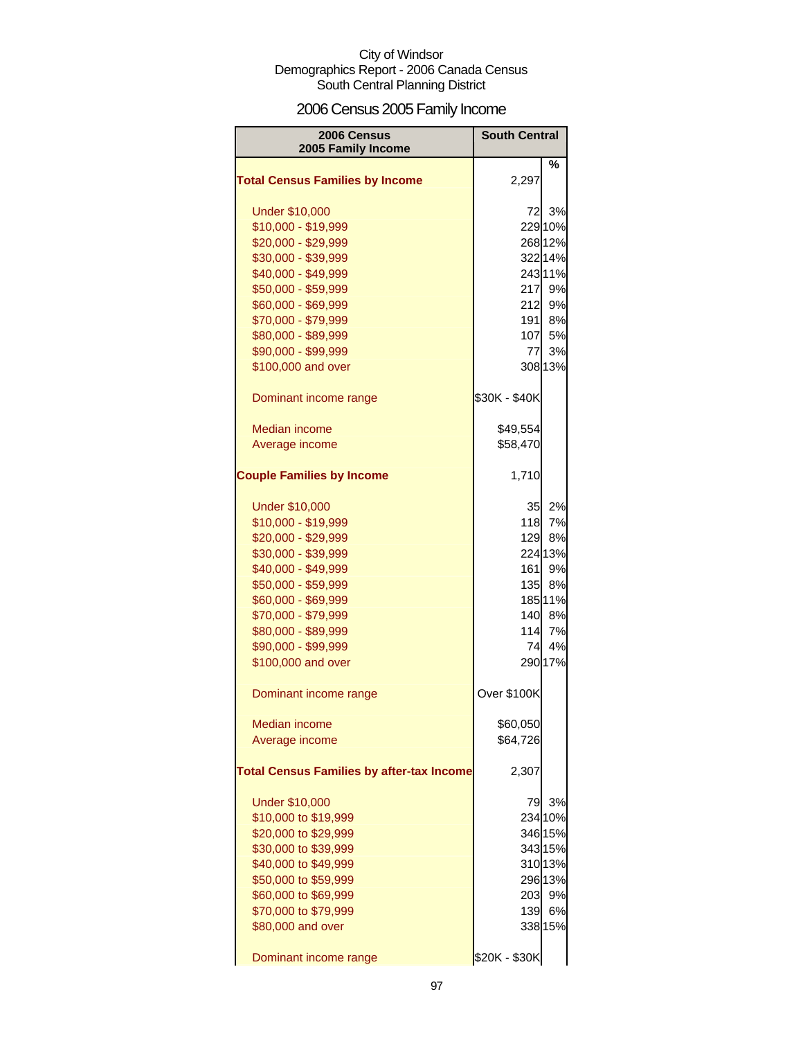City of Windsor
Demographics Report - 2006 Canada Census
South Central Planning District

# 2006 Census 2005 Family Income

| 2006 Census 2005 Family Income | South Central | |
|---|---|---|
| | | % |
| **Total Census Families by Income** | 2,297 | |
| Under $10,000 | 72 | 3% |
| $10,000 - $19,999 | 229 | 10% |
| $20,000 - $29,999 | 268 | 12% |
| $30,000 - $39,999 | 322 | 14% |
| $40,000 - $49,999 | 243 | 11% |
| $50,000 - $59,999 | 217 | 9% |
| $60,000 - $69,999 | 212 | 9% |
| $70,000 - $79,999 | 191 | 8% |
| $80,000 - $89,999 | 107 | 5% |
| $90,000 - $99,999 | 77 | 3% |
| $100,000 and over | 308 | 13% |
| Dominant income range | $30K - $40K | |
| Median income | $49,554 | |
| Average income | $58,470 | |
| **Couple Families by Income** | 1,710 | |
| Under $10,000 | 35 | 2% |
| $10,000 - $19,999 | 118 | 7% |
| $20,000 - $29,999 | 129 | 8% |
| $30,000 - $39,999 | 224 | 13% |
| $40,000 - $49,999 | 161 | 9% |
| $50,000 - $59,999 | 135 | 8% |
| $60,000 - $69,999 | 185 | 11% |
| $70,000 - $79,999 | 140 | 8% |
| $80,000 - $89,999 | 114 | 7% |
| $90,000 - $99,999 | 74 | 4% |
| $100,000 and over | 290 | 17% |
| Dominant income range | Over $100K | |
| Median income | $60,050 | |
| Average income | $64,726 | |
| **Total Census Families by after-tax Income** | 2,307 | |
| Under $10,000 | 79 | 3% |
| $10,000 to $19,999 | 234 | 10% |
| $20,000 to $29,999 | 346 | 15% |
| $30,000 to $39,999 | 343 | 15% |
| $40,000 to $49,999 | 310 | 13% |
| $50,000 to $59,999 | 296 | 13% |
| $60,000 to $69,999 | 203 | 9% |
| $70,000 to $79,999 | 139 | 6% |
| $80,000 and over | 338 | 15% |
| Dominant income range | $20K - $30K | |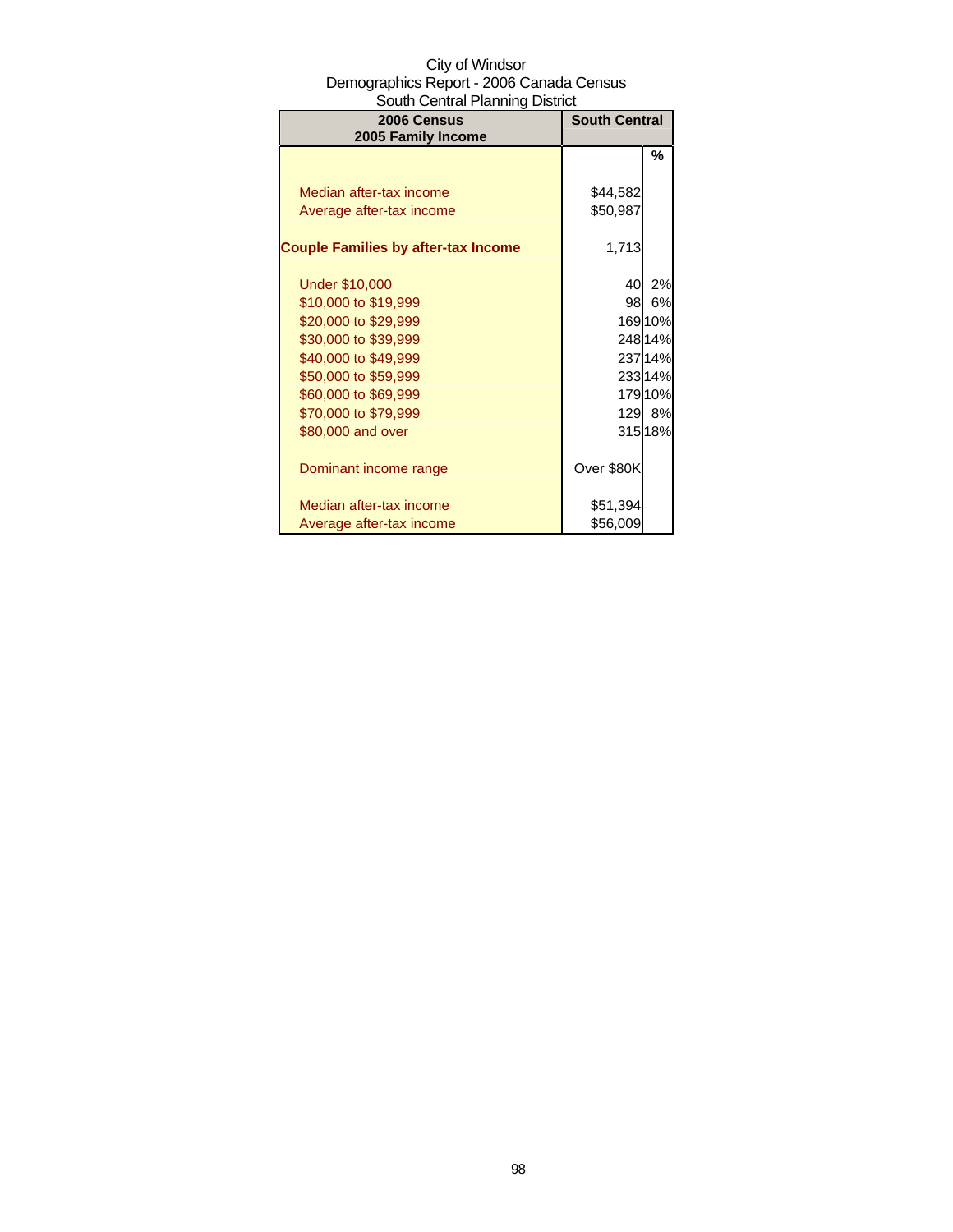City of Windsor
Demographics Report - 2006 Canada Census
South Central Planning District

| 2006 Census 2005 Family Income | South Central | |
|---|---|---|
| | | % |
| Median after-tax income | $44,582 | |
| Average after-tax income | $50,987 | |
| **Couple Families by after-tax Income** | 1,713 | |
| Under $10,000 | 40 | 2% |
| $10,000 to $19,999 | 98 | 6% |
| $20,000 to $29,999 | 169 | 10% |
| $30,000 to $39,999 | 248 | 14% |
| $40,000 to $49,999 | 237 | 14% |
| $50,000 to $59,999 | 233 | 14% |
| $60,000 to $69,999 | 179 | 10% |
| $70,000 to $79,999 | 129 | 8% |
| $80,000 and over | 315 | 18% |
| Dominant income range | Over $80K | |
| Median after-tax income | $51,394 | |
| Average after-tax income | $56,009 | |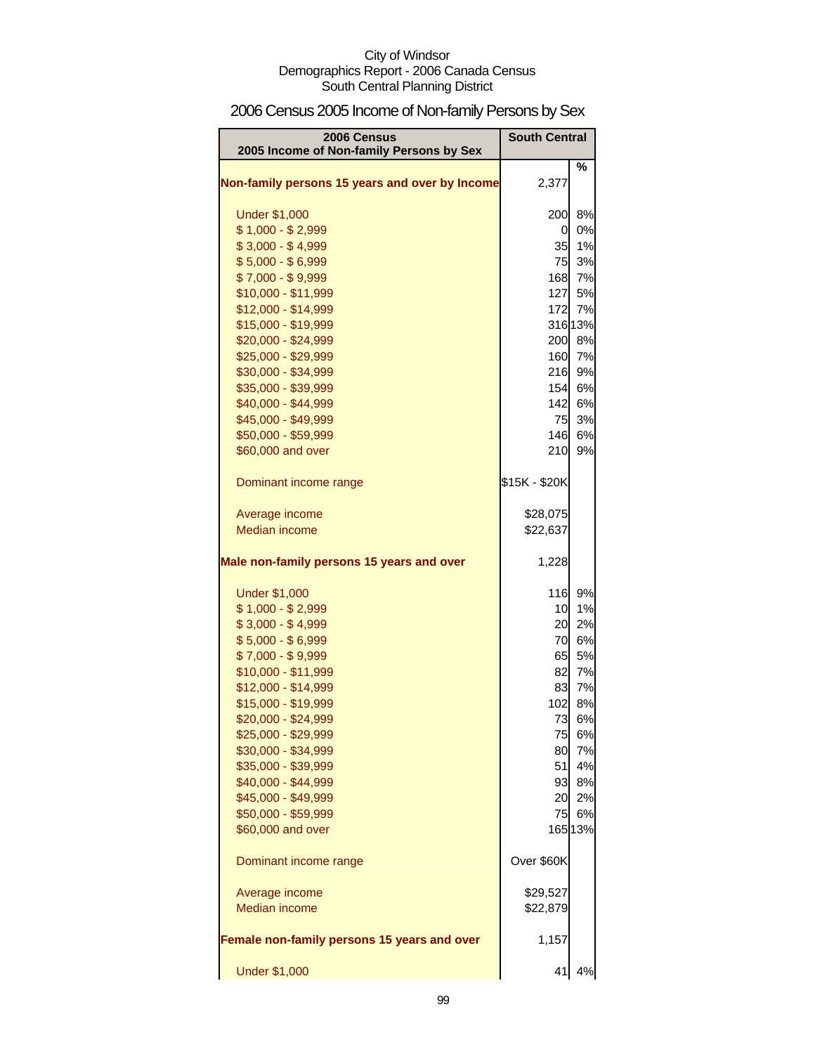City of Windsor
Demographics Report - 2006 Canada Census
South Central Planning District

# 2006 Census 2005 Income of Non-family Persons by Sex

| 2006 Census 2005 Income of Non-family Persons by Sex | South Central | |
|---|---|---|
| | | % |
| **Non-family persons 15 years and over by Income** | 2,377 | |
| Under $1,000 | 200 | 8% |
| $ 1,000 - $ 2,999 | 0 | 0% |
| $ 3,000 - $ 4,999 | 35 | 1% |
| $ 5,000 - $ 6,999 | 75 | 3% |
| $ 7,000 - $ 9,999 | 168 | 7% |
| $10,000 - $11,999 | 127 | 5% |
| $12,000 - $14,999 | 172 | 7% |
| $15,000 - $19,999 | 316 | 13% |
| $20,000 - $24,999 | 200 | 8% |
| $25,000 - $29,999 | 160 | 7% |
| $30,000 - $34,999 | 216 | 9% |
| $35,000 - $39,999 | 154 | 6% |
| $40,000 - $44,999 | 142 | 6% |
| $45,000 - $49,999 | 75 | 3% |
| $50,000 - $59,999 | 146 | 6% |
| $60,000 and over | 210 | 9% |
| Dominant income range | $15K - $20K | |
| Average income | $28,075 | |
| Median income | $22,637 | |
| **Male non-family persons 15 years and over** | 1,228 | |
| Under $1,000 | 116 | 9% |
| $ 1,000 - $ 2,999 | 10 | 1% |
| $ 3,000 - $ 4,999 | 20 | 2% |
| $ 5,000 - $ 6,999 | 70 | 6% |
| $ 7,000 - $ 9,999 | 65 | 5% |
| $10,000 - $11,999 | 82 | 7% |
| $12,000 - $14,999 | 83 | 7% |
| $15,000 - $19,999 | 102 | 8% |
| $20,000 - $24,999 | 73 | 6% |
| $25,000 - $29,999 | 75 | 6% |
| $30,000 - $34,999 | 80 | 7% |
| $35,000 - $39,999 | 51 | 4% |
| $40,000 - $44,999 | 93 | 8% |
| $45,000 - $49,999 | 20 | 2% |
| $50,000 - $59,999 | 75 | 6% |
| $60,000 and over | 165 | 13% |
| Dominant income range | Over $60K | |
| Average income | $29,527 | |
| Median income | $22,879 | |
| **Female non-family persons 15 years and over** | 1,157 | |
| Under $1,000 | 41 | 4% |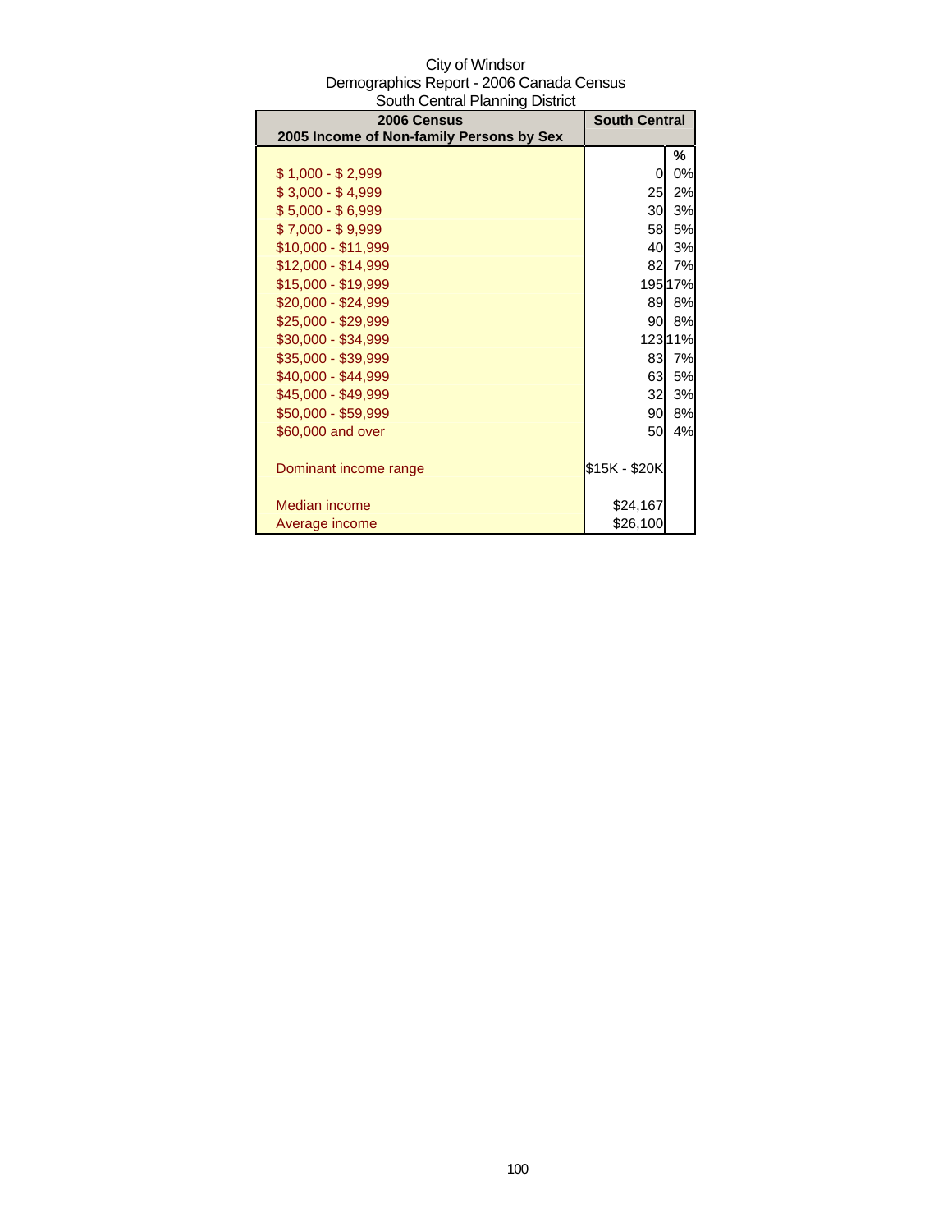City of Windsor
Demographics Report - 2006 Canada Census
South Central Planning District

| 2006 Census<br>2005 Income of Non-family Persons by Sex | South Central | |
|---|---|---|
| | | % |
| $ 1,000 - $ 2,999 | 0 | 0% |
| $ 3,000 - $ 4,999 | 25 | 2% |
| $ 5,000 - $ 6,999 | 30 | 3% |
| $ 7,000 - $ 9,999 | 58 | 5% |
| $10,000 - $11,999 | 40 | 3% |
| $12,000 - $14,999 | 82 | 7% |
| $15,000 - $19,999 | 195 | 17% |
| $20,000 - $24,999 | 89 | 8% |
| $25,000 - $29,999 | 90 | 8% |
| $30,000 - $34,999 | 123 | 11% |
| $35,000 - $39,999 | 83 | 7% |
| $40,000 - $44,999 | 63 | 5% |
| $45,000 - $49,999 | 32 | 3% |
| $50,000 - $59,999 | 90 | 8% |
| $60,000 and over | 50 | 4% |
| | | |
| Dominant income range | $15K - $20K | |
| | | |
| Median income | $24,167 | |
| Average income | $26,100 | |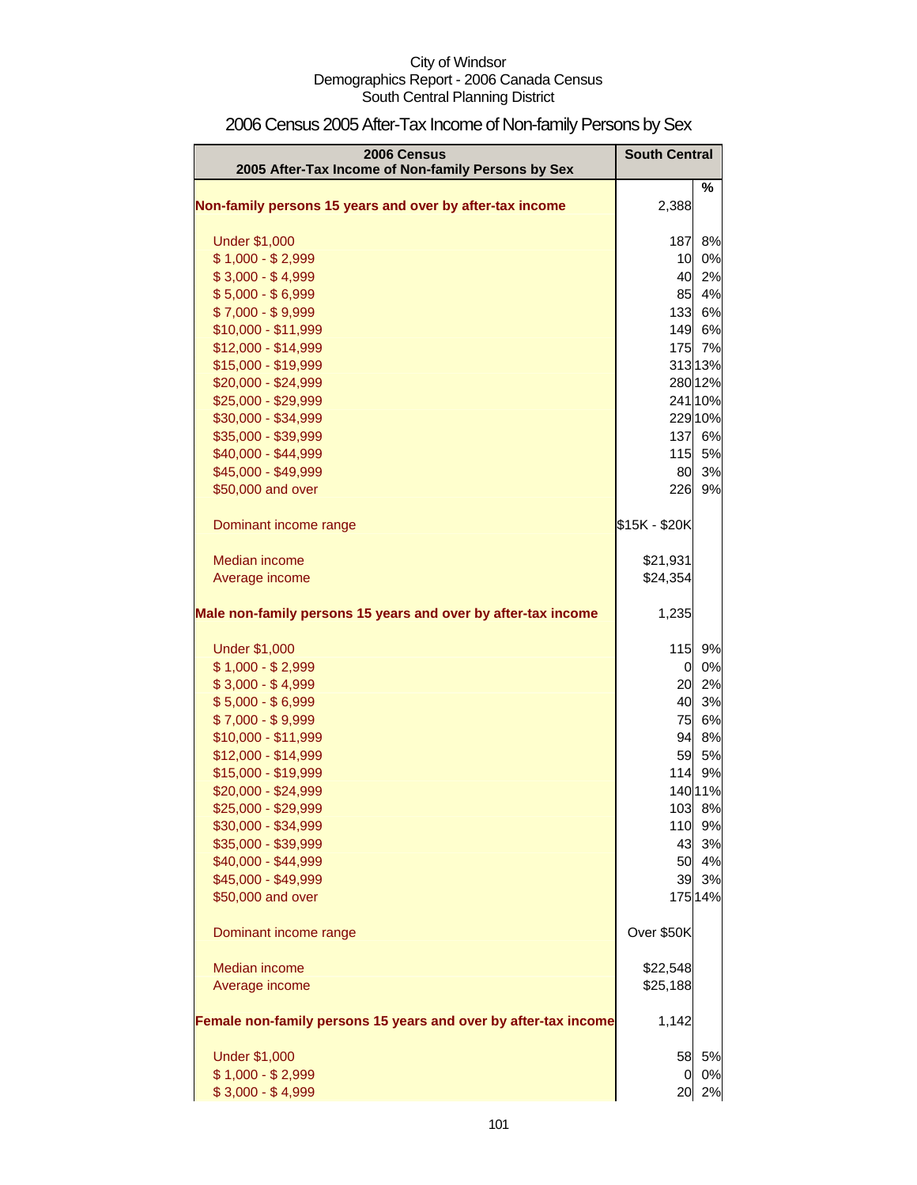City of Windsor
Demographics Report - 2006 Canada Census
South Central Planning District

## 2006 Census 2005 After-Tax Income of Non-family Persons by Sex

| 2006 Census<br>2005 After-Tax Income of Non-family Persons by Sex | South Central | |
|---|---|---|
| | | % |
| **Non-family persons 15 years and over by after-tax income** | 2,388 | |
| Under $1,000 | 187 | 8% |
| $ 1,000 - $ 2,999 | 10 | 0% |
| $ 3,000 - $ 4,999 | 40 | 2% |
| $ 5,000 - $ 6,999 | 85 | 4% |
| $ 7,000 - $ 9,999 | 133 | 6% |
| $10,000 - $11,999 | 149 | 6% |
| $12,000 - $14,999 | 175 | 7% |
| $15,000 - $19,999 | 313 | 13% |
| $20,000 - $24,999 | 280 | 12% |
| $25,000 - $29,999 | 241 | 10% |
| $30,000 - $34,999 | 229 | 10% |
| $35,000 - $39,999 | 137 | 6% |
| $40,000 - $44,999 | 115 | 5% |
| $45,000 - $49,999 | 80 | 3% |
| $50,000 and over | 226 | 9% |
| Dominant income range | $15K - $20K | |
| Median income | $21,931 | |
| Average income | $24,354 | |
| **Male non-family persons 15 years and over by after-tax income** | 1,235 | |
| Under $1,000 | 115 | 9% |
| $ 1,000 - $ 2,999 | 0 | 0% |
| $ 3,000 - $ 4,999 | 20 | 2% |
| $ 5,000 - $ 6,999 | 40 | 3% |
| $ 7,000 - $ 9,999 | 75 | 6% |
| $10,000 - $11,999 | 94 | 8% |
| $12,000 - $14,999 | 59 | 5% |
| $15,000 - $19,999 | 114 | 9% |
| $20,000 - $24,999 | 140 | 11% |
| $25,000 - $29,999 | 103 | 8% |
| $30,000 - $34,999 | 110 | 9% |
| $35,000 - $39,999 | 43 | 3% |
| $40,000 - $44,999 | 50 | 4% |
| $45,000 - $49,999 | 39 | 3% |
| $50,000 and over | 175 | 14% |
| Dominant income range | Over $50K | |
| Median income | $22,548 | |
| Average income | $25,188 | |
| **Female non-family persons 15 years and over by after-tax income** | 1,142 | |
| Under $1,000 | 58 | 5% |
| $ 1,000 - $ 2,999 | 0 | 0% |
| $ 3,000 - $ 4,999 | 20 | 2% |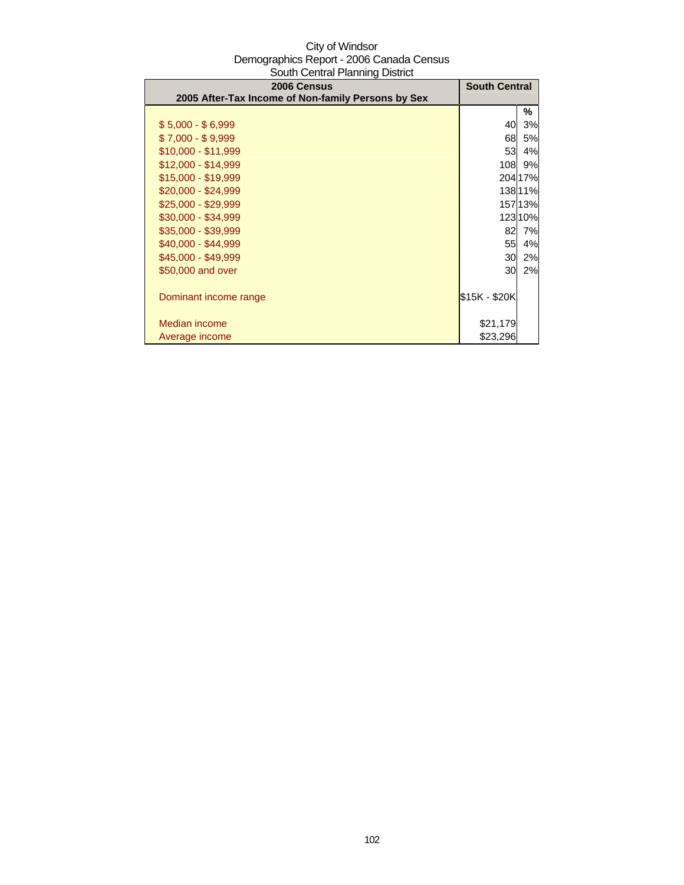City of Windsor
Demographics Report - 2006 Canada Census
South Central Planning District

| 2006 Census<br>2005 After-Tax Income of Non-family Persons by Sex | South Central | |
|---|---|---|
| | | % |
| $ 5,000 - $ 6,999 | 40 | 3% |
| $ 7,000 - $ 9,999 | 68 | 5% |
| $10,000 - $11,999 | 53 | 4% |
| $12,000 - $14,999 | 108 | 9% |
| $15,000 - $19,999 | 204 | 17% |
| $20,000 - $24,999 | 138 | 11% |
| $25,000 - $29,999 | 157 | 13% |
| $30,000 - $34,999 | 123 | 10% |
| $35,000 - $39,999 | 82 | 7% |
| $40,000 - $44,999 | 55 | 4% |
| $45,000 - $49,999 | 30 | 2% |
| $50,000 and over | 30 | 2% |
| | | |
| Dominant income range | $15K - $20K | |
| | | |
| Median income | $21,179 | |
| Average income | $23,296 | |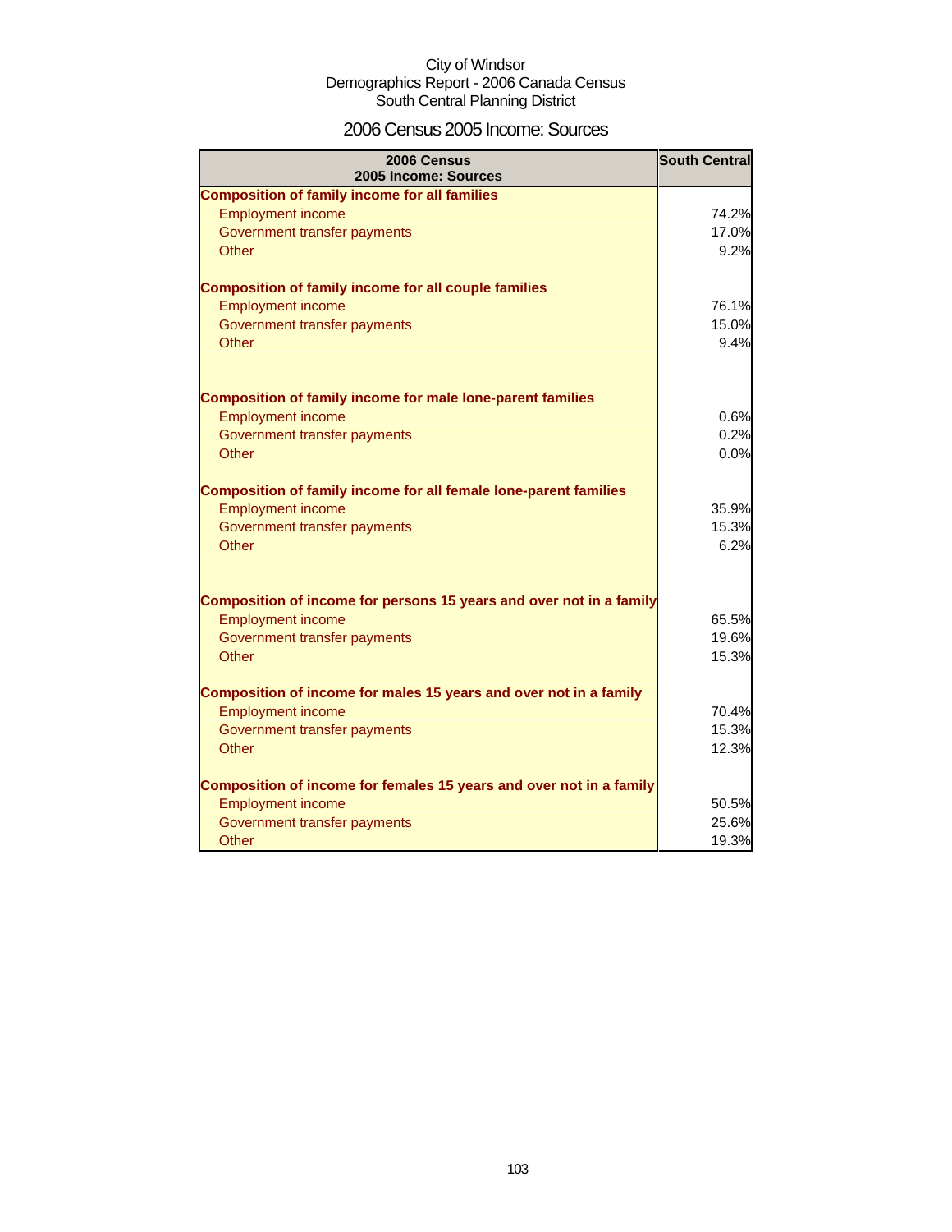City of Windsor
Demographics Report - 2006 Canada Census
South Central Planning District

# 2006 Census 2005 Income: Sources

| 2006 Census 2005 Income: Sources | South Central |
|---|---|
| **Composition of family income for all families** | |
| Employment income | 74.2% |
| Government transfer payments | 17.0% |
| Other | 9.2% |
| **Composition of family income for all couple families** | |
| Employment income | 76.1% |
| Government transfer payments | 15.0% |
| Other | 9.4% |
| **Composition of family income for male lone-parent families** | |
| Employment income | 0.6% |
| Government transfer payments | 0.2% |
| Other | 0.0% |
| **Composition of family income for all female lone-parent families** | |
| Employment income | 35.9% |
| Government transfer payments | 15.3% |
| Other | 6.2% |
| **Composition of income for persons 15 years and over not in a family** | |
| Employment income | 65.5% |
| Government transfer payments | 19.6% |
| Other | 15.3% |
| **Composition of income for males 15 years and over not in a family** | |
| Employment income | 70.4% |
| Government transfer payments | 15.3% |
| Other | 12.3% |
| **Composition of income for females 15 years and over not in a family** | |
| Employment income | 50.5% |
| Government transfer payments | 25.6% |
| Other | 19.3% |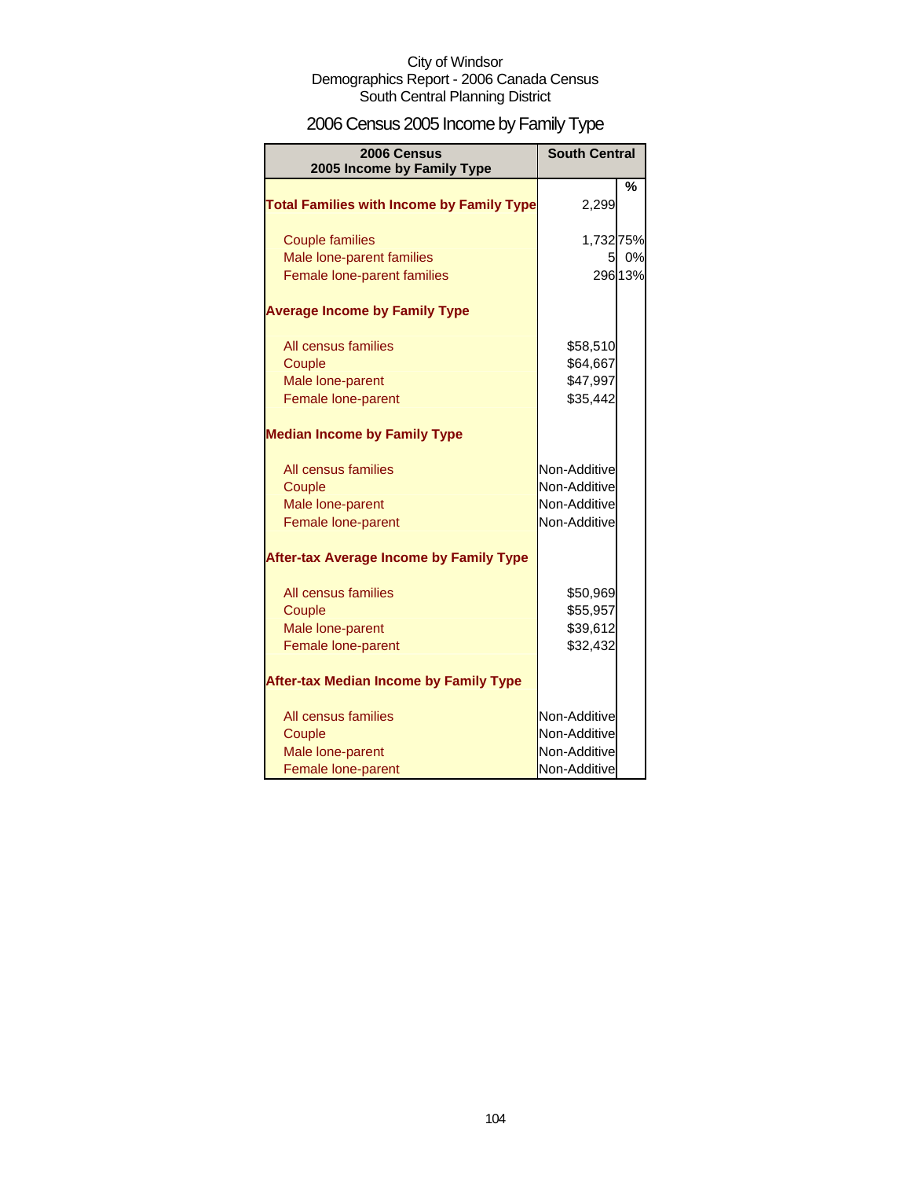City of Windsor
Demographics Report - 2006 Canada Census
South Central Planning District

# 2006 Census 2005 Income by Family Type

| 2006 Census 2005 Income by Family Type | South Central | |
|---|---|---|
| | | % |
| **Total Families with Income by Family Type** | 2,299 | |
| Couple families | 1,732 | 75% |
| Male lone-parent families | 5 | 0% |
| Female lone-parent families | 296 | 13% |
| **Average Income by Family Type** | | |
| All census families | $58,510 | |
| Couple | $64,667 | |
| Male lone-parent | $47,997 | |
| Female lone-parent | $35,442 | |
| **Median Income by Family Type** | | |
| All census families | Non-Additive | |
| Couple | Non-Additive | |
| Male lone-parent | Non-Additive | |
| Female lone-parent | Non-Additive | |
| **After-tax Average Income by Family Type** | | |
| All census families | $50,969 | |
| Couple | $55,957 | |
| Male lone-parent | $39,612 | |
| Female lone-parent | $32,432 | |
| **After-tax Median Income by Family Type** | | |
| All census families | Non-Additive | |
| Couple | Non-Additive | |
| Male lone-parent | Non-Additive | |
| Female lone-parent | Non-Additive | |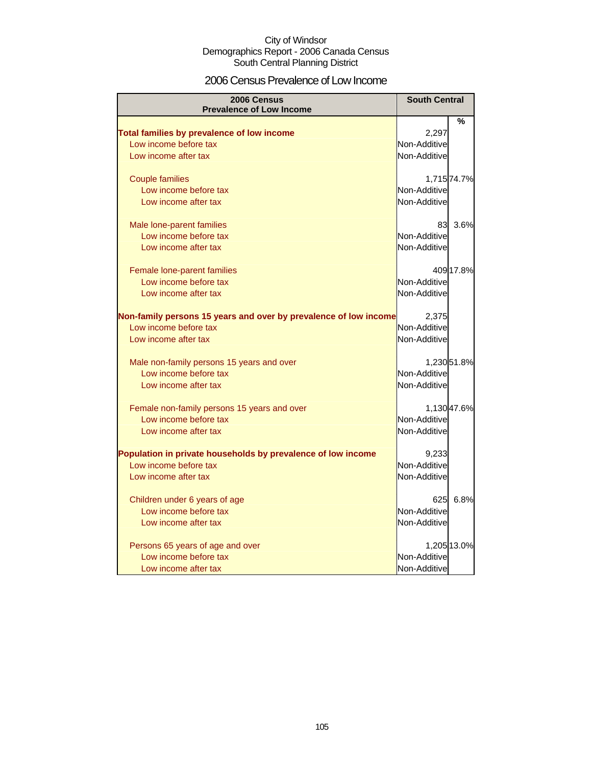City of Windsor
Demographics Report - 2006 Canada Census
South Central Planning District

# 2006 Census Prevalence of Low Income

| 2006 Census<br>Prevalence of Low Income | South Central | |
|---|---|---|
| | | % |
| **Total families by prevalence of low income** | 2,297 | |
| Low income before tax | Non-Additive | |
| Low income after tax | Non-Additive | |
| Couple families | 1,715 | 74.7% |
| Low income before tax | Non-Additive | |
| Low income after tax | Non-Additive | |
| Male lone-parent families | 83 | 3.6% |
| Low income before tax | Non-Additive | |
| Low income after tax | Non-Additive | |
| Female lone-parent families | 409 | 17.8% |
| Low income before tax | Non-Additive | |
| Low income after tax | Non-Additive | |
| **Non-family persons 15 years and over by prevalence of low income** | 2,375 | |
| Low income before tax | Non-Additive | |
| Low income after tax | Non-Additive | |
| Male non-family persons 15 years and over | 1,230 | 51.8% |
| Low income before tax | Non-Additive | |
| Low income after tax | Non-Additive | |
| Female non-family persons 15 years and over | 1,130 | 47.6% |
| Low income before tax | Non-Additive | |
| Low income after tax | Non-Additive | |
| **Population in private households by prevalence of low income** | 9,233 | |
| Low income before tax | Non-Additive | |
| Low income after tax | Non-Additive | |
| Children under 6 years of age | 625 | 6.8% |
| Low income before tax | Non-Additive | |
| Low income after tax | Non-Additive | |
| Persons 65 years of age and over | 1,205 | 13.0% |
| Low income before tax | Non-Additive | |
| Low income after tax | Non-Additive | |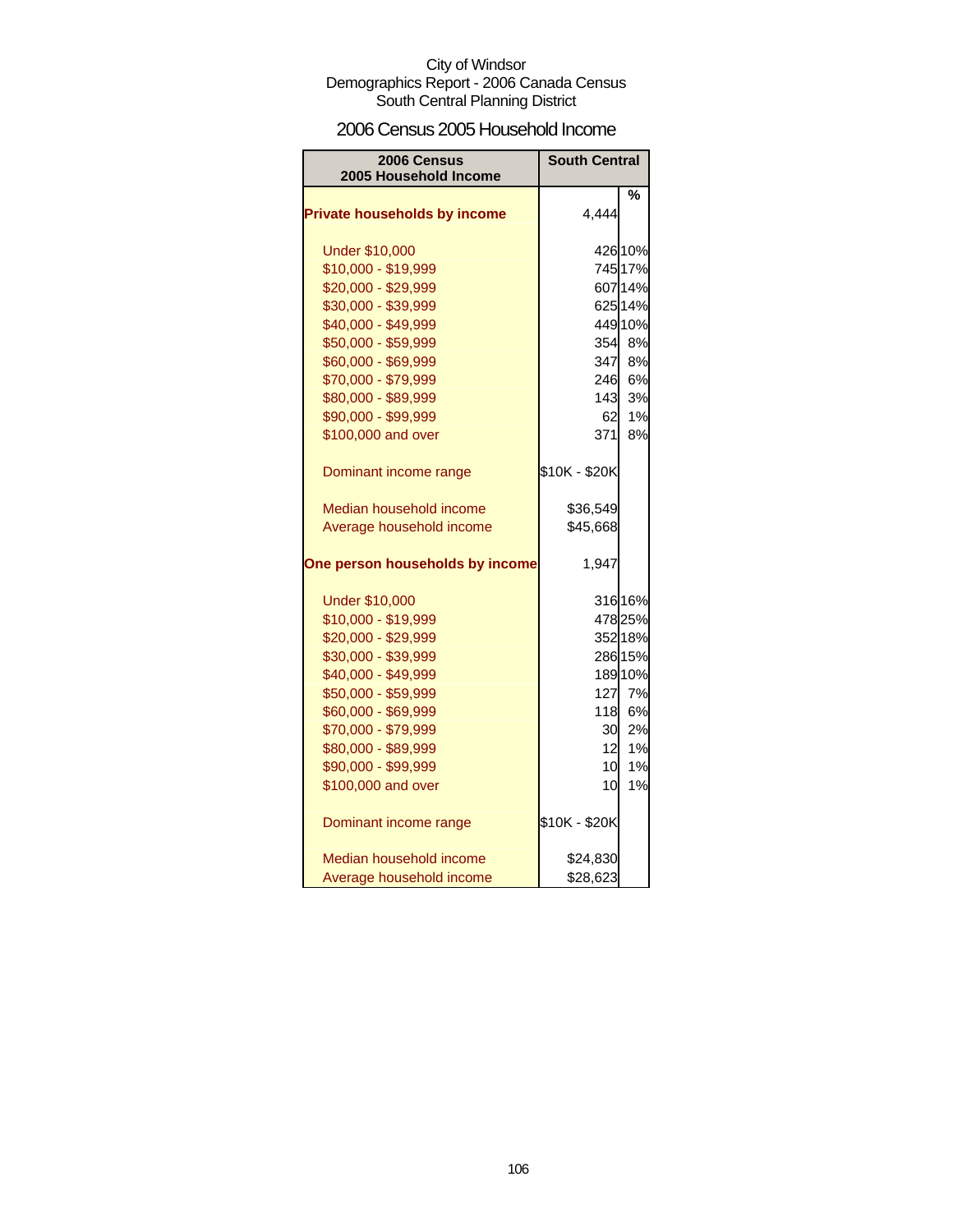City of Windsor
Demographics Report - 2006 Canada Census
South Central Planning District

## 2006 Census 2005 Household Income

| 2006 Census 2005 Household Income | South Central | |
|---|---|---|
| | | % |
| **Private households by income** | 4,444 | |
| Under $10,000 | 426 | 10% |
| $10,000 - $19,999 | 745 | 17% |
| $20,000 - $29,999 | 607 | 14% |
| $30,000 - $39,999 | 625 | 14% |
| $40,000 - $49,999 | 449 | 10% |
| $50,000 - $59,999 | 354 | 8% |
| $60,000 - $69,999 | 347 | 8% |
| $70,000 - $79,999 | 246 | 6% |
| $80,000 - $89,999 | 143 | 3% |
| $90,000 - $99,999 | 62 | 1% |
| $100,000 and over | 371 | 8% |
| Dominant income range | $10K - $20K | |
| Median household income | $36,549 | |
| Average household income | $45,668 | |
| **One person households by income** | 1,947 | |
| Under $10,000 | 316 | 16% |
| $10,000 - $19,999 | 478 | 25% |
| $20,000 - $29,999 | 352 | 18% |
| $30,000 - $39,999 | 286 | 15% |
| $40,000 - $49,999 | 189 | 10% |
| $50,000 - $59,999 | 127 | 7% |
| $60,000 - $69,999 | 118 | 6% |
| $70,000 - $79,999 | 30 | 2% |
| $80,000 - $89,999 | 12 | 1% |
| $90,000 - $99,999 | 10 | 1% |
| $100,000 and over | 10 | 1% |
| Dominant income range | $10K - $20K | |
| Median household income | $24,830 | |
| Average household income | $28,623 | |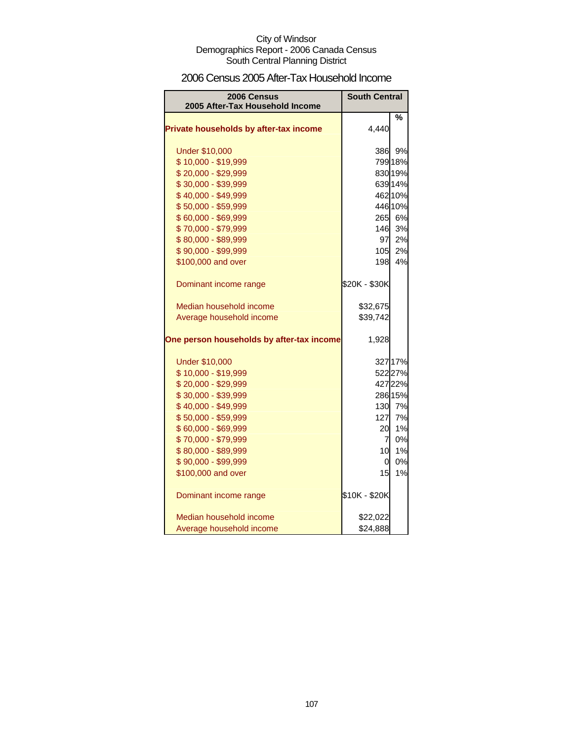City of Windsor
Demographics Report - 2006 Canada Census
South Central Planning District

## 2006 Census 2005 After-Tax Household Income

| 2006 Census 2005 After-Tax Household Income | South Central | |
|---|---|---|
| | | % |
| **Private households by after-tax income** | 4,440 | |
| Under $10,000 | 386 | 9% |
| $ 10,000 - $19,999 | 799 | 18% |
| $ 20,000 - $29,999 | 830 | 19% |
| $ 30,000 - $39,999 | 639 | 14% |
| $ 40,000 - $49,999 | 462 | 10% |
| $ 50,000 - $59,999 | 446 | 10% |
| $ 60,000 - $69,999 | 265 | 6% |
| $ 70,000 - $79,999 | 146 | 3% |
| $ 80,000 - $89,999 | 97 | 2% |
| $ 90,000 - $99,999 | 105 | 2% |
| $100,000 and over | 198 | 4% |
| Dominant income range | $20K - $30K | |
| Median household income | $32,675 | |
| Average household income | $39,742 | |
| **One person households by after-tax income** | 1,928 | |
| Under $10,000 | 327 | 17% |
| $ 10,000 - $19,999 | 522 | 27% |
| $ 20,000 - $29,999 | 427 | 22% |
| $ 30,000 - $39,999 | 286 | 15% |
| $ 40,000 - $49,999 | 130 | 7% |
| $ 50,000 - $59,999 | 127 | 7% |
| $ 60,000 - $69,999 | 20 | 1% |
| $ 70,000 - $79,999 | 7 | 0% |
| $ 80,000 - $89,999 | 10 | 1% |
| $ 90,000 - $99,999 | 0 | 0% |
| $100,000 and over | 15 | 1% |
| Dominant income range | $10K - $20K | |
| Median household income | $22,022 | |
| Average household income | $24,888 | |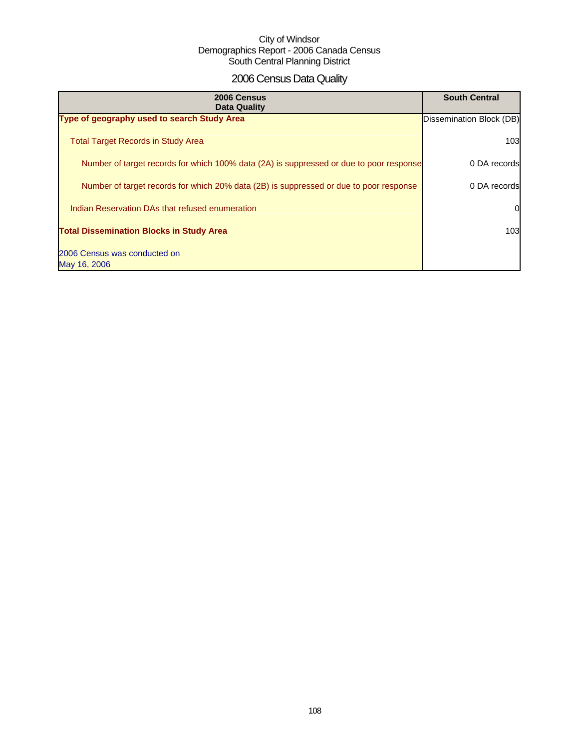City of Windsor
Demographics Report - 2006 Canada Census
South Central Planning District

# 2006 Census Data Quality

| 2006 Census Data Quality | South Central |
| --- | --- |
| **Type of geography used to search Study Area** | Dissemination Block (DB) |
| Total Target Records in Study Area | 103 |
| Number of target records for which 100% data (2A) is suppressed or due to poor response | 0 DA records |
| Number of target records for which 20% data (2B) is suppressed or due to poor response | 0 DA records |
| Indian Reservation DAs that refused enumeration | 0 |
| **Total Dissemination Blocks in Study Area** | 103 |
| 2006 Census was conducted on May 16, 2006 | |